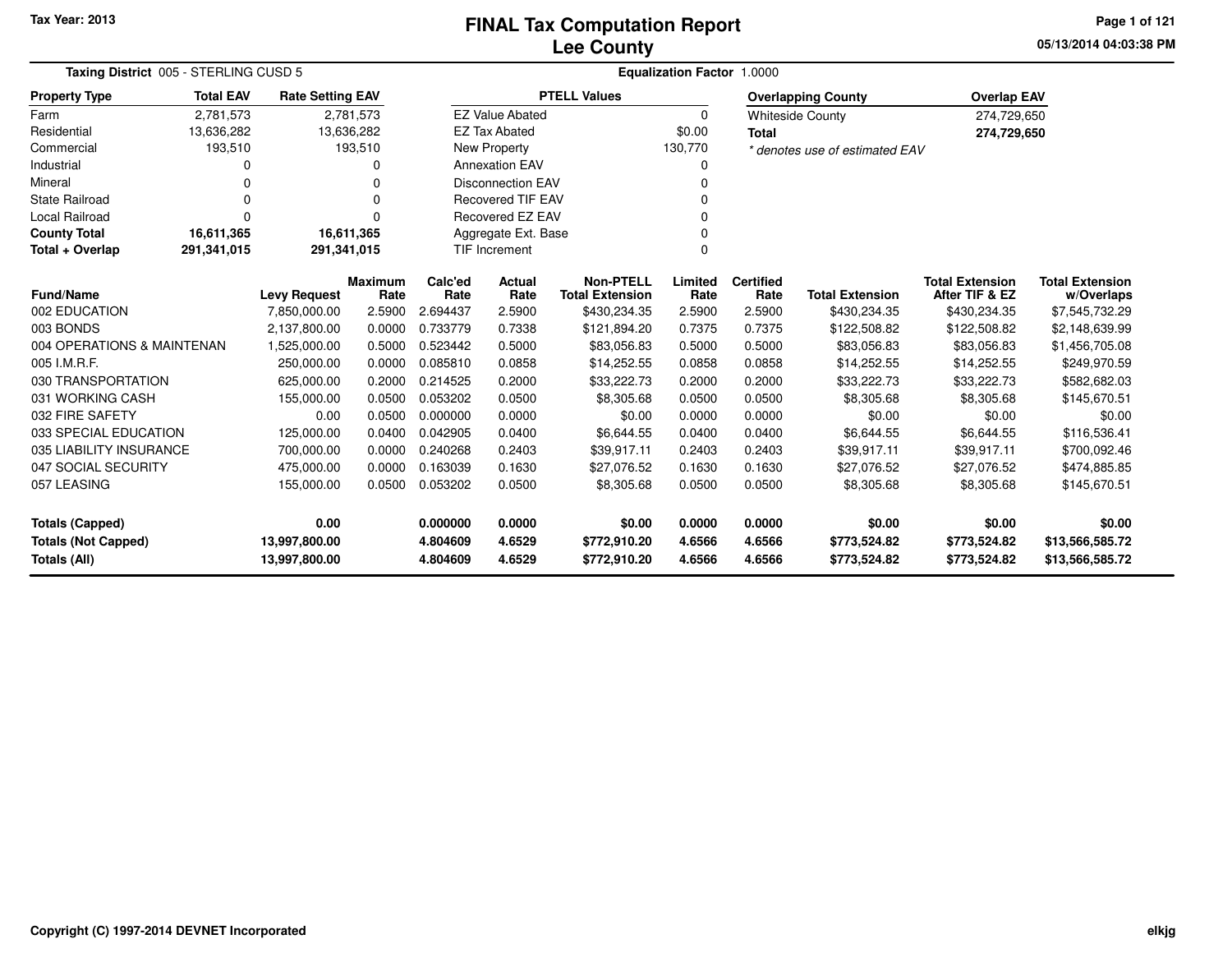Tax Year: 2013

# FINAL Tax Computation Report
## Lee County

05/13/2014 04:03:38 PM

**Taxing District** 005 - STERLING CUSD 5 | **Equalization Factor** 1.0000

| Property Type | Total EAV | Rate Setting EAV |
|---|---|---|
| Farm | 2,781,573 | 2,781,573 |
| Residential | 13,636,282 | 13,636,282 |
| Commercial | 193,510 | 193,510 |
| Industrial | 0 | 0 |
| Mineral | 0 | 0 |
| State Railroad | 0 | 0 |
| Local Railroad | 0 | 0 |
| **County Total** | **16,611,365** | **16,611,365** |
| **Total + Overlap** | **291,341,015** | **291,341,015** |

| PTELL Values | |
|---|---|
| EZ Value Abated | 0 |
| EZ Tax Abated | $0.00 |
| New Property | 130,770 |
| Annexation EAV | 0 |
| Disconnection EAV | 0 |
| Recovered TIF EAV | 0 |
| Recovered EZ EAV | 0 |
| Aggregate Ext. Base | 0 |
| TIF Increment | 0 |

| Overlapping County | Overlap EAV |
|---|---|
| Whiteside County | 274,729,650 |
| **Total** | **274,729,650** |

*\* denotes use of estimated EAV*

| Fund/Name | Levy Request | Maximum Rate | Calc'ed Rate | Actual Rate | Non-PTELL Total Extension | Limited Rate | Certified Rate | Total Extension | Total Extension After TIF & EZ | Total Extension w/Overlaps |
|---|---|---|---|---|---|---|---|---|---|---|
| 002 EDUCATION | 7,850,000.00 | 2.5900 | 2.694437 | 2.5900 | $430,234.35 | 2.5900 | 2.5900 | $430,234.35 | $430,234.35 | $7,545,732.29 |
| 003 BONDS | 2,137,800.00 | 0.0000 | 0.733779 | 0.7338 | $121,894.20 | 0.7375 | 0.7375 | $122,508.82 | $122,508.82 | $2,148,639.99 |
| 004 OPERATIONS & MAINTENAN | 1,525,000.00 | 0.5000 | 0.523442 | 0.5000 | $83,056.83 | 0.5000 | 0.5000 | $83,056.83 | $83,056.83 | $1,456,705.08 |
| 005 I.M.R.F. | 250,000.00 | 0.0000 | 0.085810 | 0.0858 | $14,252.55 | 0.0858 | 0.0858 | $14,252.55 | $14,252.55 | $249,970.59 |
| 030 TRANSPORTATION | 625,000.00 | 0.2000 | 0.214525 | 0.2000 | $33,222.73 | 0.2000 | 0.2000 | $33,222.73 | $33,222.73 | $582,682.03 |
| 031 WORKING CASH | 155,000.00 | 0.0500 | 0.053202 | 0.0500 | $8,305.68 | 0.0500 | 0.0500 | $8,305.68 | $8,305.68 | $145,670.51 |
| 032 FIRE SAFETY | 0.00 | 0.0500 | 0.000000 | 0.0000 | $0.00 | 0.0000 | 0.0000 | $0.00 | $0.00 | $0.00 |
| 033 SPECIAL EDUCATION | 125,000.00 | 0.0400 | 0.042905 | 0.0400 | $6,644.55 | 0.0400 | 0.0400 | $6,644.55 | $6,644.55 | $116,536.41 |
| 035 LIABILITY INSURANCE | 700,000.00 | 0.0000 | 0.240268 | 0.2403 | $39,917.11 | 0.2403 | 0.2403 | $39,917.11 | $39,917.11 | $700,092.46 |
| 047 SOCIAL SECURITY | 475,000.00 | 0.0000 | 0.163039 | 0.1630 | $27,076.52 | 0.1630 | 0.1630 | $27,076.52 | $27,076.52 | $474,885.85 |
| 057 LEASING | 155,000.00 | 0.0500 | 0.053202 | 0.0500 | $8,305.68 | 0.0500 | 0.0500 | $8,305.68 | $8,305.68 | $145,670.51 |
| **Totals (Capped)** | **0.00** | | **0.000000** | **0.0000** | **$0.00** | **0.0000** | **0.0000** | **$0.00** | **$0.00** | **$0.00** |
| **Totals (Not Capped)** | **13,997,800.00** | | **4.804609** | **4.6529** | **$772,910.20** | **4.6566** | **4.6566** | **$773,524.82** | **$773,524.82** | **$13,566,585.72** |
| **Totals (All)** | **13,997,800.00** | | **4.804609** | **4.6529** | **$772,910.20** | **4.6566** | **4.6566** | **$773,524.82** | **$773,524.82** | **$13,566,585.72** |

Copyright (C) 1997-2014 DEVNET Incorporated

elkjg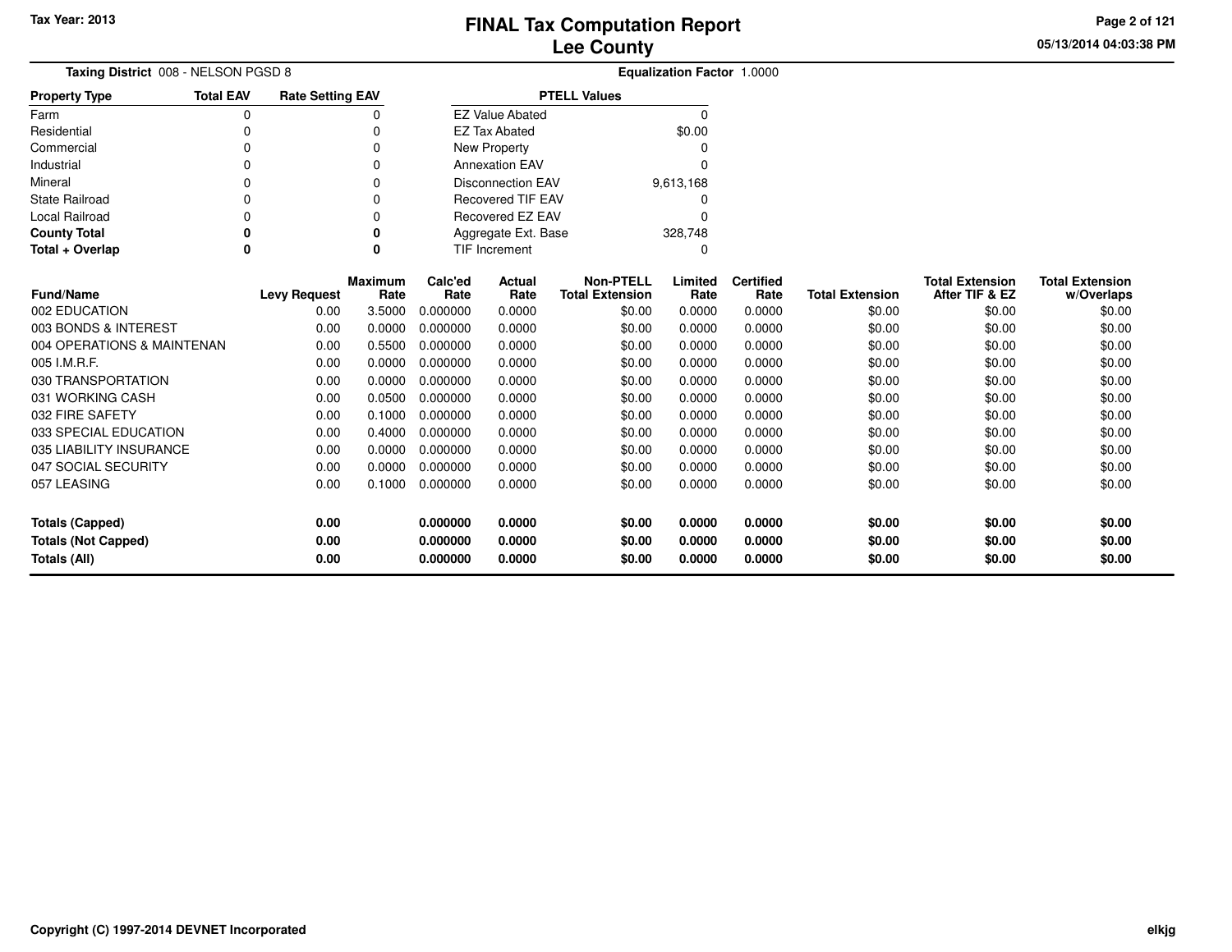# FINAL Tax Computation Report
# Lee County

Tax Year: 2013

05/13/2014 04:03:38 PM

**Taxing District** 008 - NELSON PGSD 8

**Equalization Factor** 1.0000

| Property Type | Total EAV | Rate Setting EAV |
|---|---|---|
| Farm | 0 | 0 |
| Residential | 0 | 0 |
| Commercial | 0 | 0 |
| Industrial | 0 | 0 |
| Mineral | 0 | 0 |
| State Railroad | 0 | 0 |
| Local Railroad | 0 | 0 |
| **County Total** | **0** | **0** |
| **Total + Overlap** | **0** | **0** |

| PTELL Values | |
|---|---|
| EZ Value Abated | 0 |
| EZ Tax Abated | $0.00 |
| New Property | 0 |
| Annexation EAV | 0 |
| Disconnection EAV | 9,613,168 |
| Recovered TIF EAV | 0 |
| Recovered EZ EAV | 0 |
| Aggregate Ext. Base | 328,748 |
| TIF Increment | 0 |

| Fund/Name | Levy Request | Maximum Rate | Calc'ed Rate | Actual Rate | Non-PTELL Total Extension | Limited Rate | Certified Rate | Total Extension | Total Extension After TIF & EZ | Total Extension w/Overlaps |
|---|---|---|---|---|---|---|---|---|---|---|
| 002 EDUCATION | 0.00 | 3.5000 | 0.000000 | 0.0000 | $0.00 | 0.0000 | 0.0000 | $0.00 | $0.00 | $0.00 |
| 003 BONDS & INTEREST | 0.00 | 0.0000 | 0.000000 | 0.0000 | $0.00 | 0.0000 | 0.0000 | $0.00 | $0.00 | $0.00 |
| 004 OPERATIONS & MAINTENAN | 0.00 | 0.5500 | 0.000000 | 0.0000 | $0.00 | 0.0000 | 0.0000 | $0.00 | $0.00 | $0.00 |
| 005 I.M.R.F. | 0.00 | 0.0000 | 0.000000 | 0.0000 | $0.00 | 0.0000 | 0.0000 | $0.00 | $0.00 | $0.00 |
| 030 TRANSPORTATION | 0.00 | 0.0000 | 0.000000 | 0.0000 | $0.00 | 0.0000 | 0.0000 | $0.00 | $0.00 | $0.00 |
| 031 WORKING CASH | 0.00 | 0.0500 | 0.000000 | 0.0000 | $0.00 | 0.0000 | 0.0000 | $0.00 | $0.00 | $0.00 |
| 032 FIRE SAFETY | 0.00 | 0.1000 | 0.000000 | 0.0000 | $0.00 | 0.0000 | 0.0000 | $0.00 | $0.00 | $0.00 |
| 033 SPECIAL EDUCATION | 0.00 | 0.4000 | 0.000000 | 0.0000 | $0.00 | 0.0000 | 0.0000 | $0.00 | $0.00 | $0.00 |
| 035 LIABILITY INSURANCE | 0.00 | 0.0000 | 0.000000 | 0.0000 | $0.00 | 0.0000 | 0.0000 | $0.00 | $0.00 | $0.00 |
| 047 SOCIAL SECURITY | 0.00 | 0.0000 | 0.000000 | 0.0000 | $0.00 | 0.0000 | 0.0000 | $0.00 | $0.00 | $0.00 |
| 057 LEASING | 0.00 | 0.1000 | 0.000000 | 0.0000 | $0.00 | 0.0000 | 0.0000 | $0.00 | $0.00 | $0.00 |
| **Totals (Capped)** | **0.00** | | **0.000000** | **0.0000** | **$0.00** | **0.0000** | **0.0000** | **$0.00** | **$0.00** | **$0.00** |
| **Totals (Not Capped)** | **0.00** | | **0.000000** | **0.0000** | **$0.00** | **0.0000** | **0.0000** | **$0.00** | **$0.00** | **$0.00** |
| **Totals (All)** | **0.00** | | **0.000000** | **0.0000** | **$0.00** | **0.0000** | **0.0000** | **$0.00** | **$0.00** | **$0.00** |

Copyright (C) 1997-2014 DEVNET Incorporated

elkjg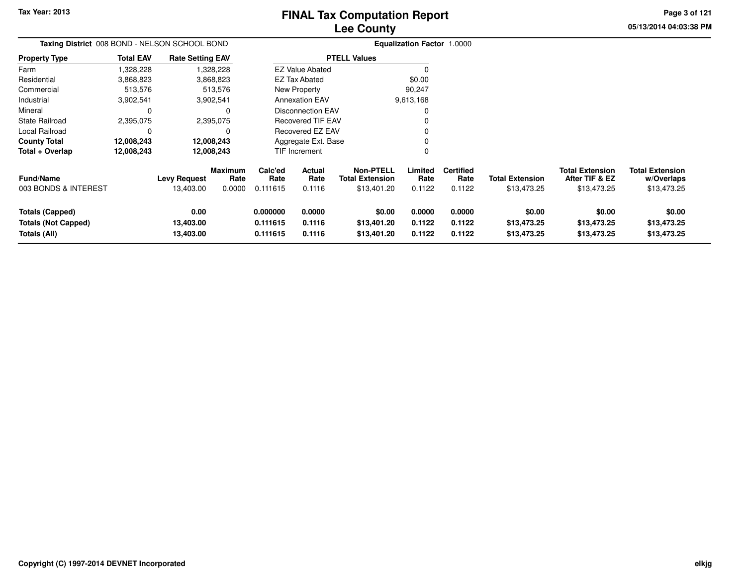# FINAL Tax Computation Report
## Lee County

**Tax Year: 2013**

05/13/2014 04:03:38 PM

**Taxing District** 008 BOND - NELSON SCHOOL BOND

**Equalization Factor** 1.0000

| Property Type | Total EAV | Rate Setting EAV |
|---|---|---|
| Farm | 1,328,228 | 1,328,228 |
| Residential | 3,868,823 | 3,868,823 |
| Commercial | 513,576 | 513,576 |
| Industrial | 3,902,541 | 3,902,541 |
| Mineral | 0 | 0 |
| State Railroad | 2,395,075 | 2,395,075 |
| Local Railroad | 0 | 0 |
| **County Total** | **12,008,243** | **12,008,243** |
| **Total + Overlap** | **12,008,243** | **12,008,243** |

| PTELL Values | |
|---|---|
| EZ Value Abated | 0 |
| EZ Tax Abated | $0.00 |
| New Property | 90,247 |
| Annexation EAV | 9,613,168 |
| Disconnection EAV | 0 |
| Recovered TIF EAV | 0 |
| Recovered EZ EAV | 0 |
| Aggregate Ext. Base | 0 |
| TIF Increment | 0 |

| Fund/Name | Levy Request | Maximum Rate | Calc'ed Rate | Actual Rate | Non-PTELL Total Extension | Limited Rate | Certified Rate | Total Extension | Total Extension After TIF & EZ | Total Extension w/Overlaps |
|---|---|---|---|---|---|---|---|---|---|---|
| 003 BONDS & INTEREST | 13,403.00 | 0.0000 | 0.111615 | 0.1116 | $13,401.20 | 0.1122 | 0.1122 | $13,473.25 | $13,473.25 | $13,473.25 |
| **Totals (Capped)** | **0.00** | | **0.000000** | **0.0000** | **$0.00** | **0.0000** | **0.0000** | **$0.00** | **$0.00** | **$0.00** |
| **Totals (Not Capped)** | **13,403.00** | | **0.111615** | **0.1116** | **$13,401.20** | **0.1122** | **0.1122** | **$13,473.25** | **$13,473.25** | **$13,473.25** |
| **Totals (All)** | **13,403.00** | | **0.111615** | **0.1116** | **$13,401.20** | **0.1122** | **0.1122** | **$13,473.25** | **$13,473.25** | **$13,473.25** |

**Copyright (C) 1997-2014 DEVNET Incorporated**

elkjg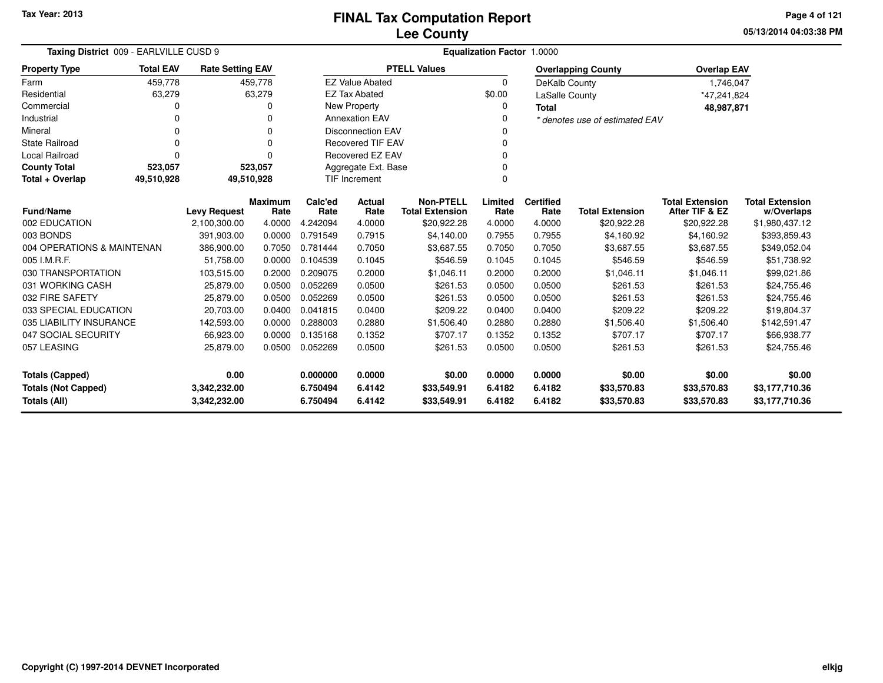# FINAL Tax Computation Report
## Lee County

Tax Year: 2013

05/13/2014 04:03:38 PM

**Taxing District** 009 - EARLVILLE CUSD 9 **Equalization Factor** 1.0000

| Property Type | Total EAV | Rate Setting EAV |
|---|---|---|
| Farm | 459,778 | 459,778 |
| Residential | 63,279 | 63,279 |
| Commercial | 0 | 0 |
| Industrial | 0 | 0 |
| Mineral | 0 | 0 |
| State Railroad | 0 | 0 |
| Local Railroad | 0 | 0 |
| **County Total** | **523,057** | **523,057** |
| **Total + Overlap** | **49,510,928** | **49,510,928** |

| PTELL Values | |
|---|---|
| EZ Value Abated | 0 |
| EZ Tax Abated | $0.00 |
| New Property | 0 |
| Annexation EAV | 0 |
| Disconnection EAV | 0 |
| Recovered TIF EAV | 0 |
| Recovered EZ EAV | 0 |
| Aggregate Ext. Base | 0 |
| TIF Increment | 0 |

| Overlapping County | Overlap EAV |
|---|---|
| DeKalb County | 1,746,047 |
| LaSalle County | *47,241,824 |
| **Total** | **48,987,871** |

*\* denotes use of estimated EAV*

| Fund/Name | Levy Request | Maximum Rate | Calc'ed Rate | Actual Rate | Non-PTELL Total Extension | Limited Rate | Certified Rate | Total Extension | Total Extension After TIF & EZ | Total Extension w/Overlaps |
|---|---|---|---|---|---|---|---|---|---|---|
| 002 EDUCATION | 2,100,300.00 | 4.0000 | 4.242094 | 4.0000 | $20,922.28 | 4.0000 | 4.0000 | $20,922.28 | $20,922.28 | $1,980,437.12 |
| 003 BONDS | 391,903.00 | 0.0000 | 0.791549 | 0.7915 | $4,140.00 | 0.7955 | 0.7955 | $4,160.92 | $4,160.92 | $393,859.43 |
| 004 OPERATIONS & MAINTENAN | 386,900.00 | 0.7050 | 0.781444 | 0.7050 | $3,687.55 | 0.7050 | 0.7050 | $3,687.55 | $3,687.55 | $349,052.04 |
| 005 I.M.R.F. | 51,758.00 | 0.0000 | 0.104539 | 0.1045 | $546.59 | 0.1045 | 0.1045 | $546.59 | $546.59 | $51,738.92 |
| 030 TRANSPORTATION | 103,515.00 | 0.2000 | 0.209075 | 0.2000 | $1,046.11 | 0.2000 | 0.2000 | $1,046.11 | $1,046.11 | $99,021.86 |
| 031 WORKING CASH | 25,879.00 | 0.0500 | 0.052269 | 0.0500 | $261.53 | 0.0500 | 0.0500 | $261.53 | $261.53 | $24,755.46 |
| 032 FIRE SAFETY | 25,879.00 | 0.0500 | 0.052269 | 0.0500 | $261.53 | 0.0500 | 0.0500 | $261.53 | $261.53 | $24,755.46 |
| 033 SPECIAL EDUCATION | 20,703.00 | 0.0400 | 0.041815 | 0.0400 | $209.22 | 0.0400 | 0.0400 | $209.22 | $209.22 | $19,804.37 |
| 035 LIABILITY INSURANCE | 142,593.00 | 0.0000 | 0.288003 | 0.2880 | $1,506.40 | 0.2880 | 0.2880 | $1,506.40 | $1,506.40 | $142,591.47 |
| 047 SOCIAL SECURITY | 66,923.00 | 0.0000 | 0.135168 | 0.1352 | $707.17 | 0.1352 | 0.1352 | $707.17 | $707.17 | $66,938.77 |
| 057 LEASING | 25,879.00 | 0.0500 | 0.052269 | 0.0500 | $261.53 | 0.0500 | 0.0500 | $261.53 | $261.53 | $24,755.46 |
| **Totals (Capped)** | **0.00** | | **0.000000** | **0.0000** | **$0.00** | **0.0000** | **0.0000** | **$0.00** | **$0.00** | **$0.00** |
| **Totals (Not Capped)** | **3,342,232.00** | | **6.750494** | **6.4142** | **$33,549.91** | **6.4182** | **6.4182** | **$33,570.83** | **$33,570.83** | **$3,177,710.36** |
| **Totals (All)** | **3,342,232.00** | | **6.750494** | **6.4142** | **$33,549.91** | **6.4182** | **6.4182** | **$33,570.83** | **$33,570.83** | **$3,177,710.36** |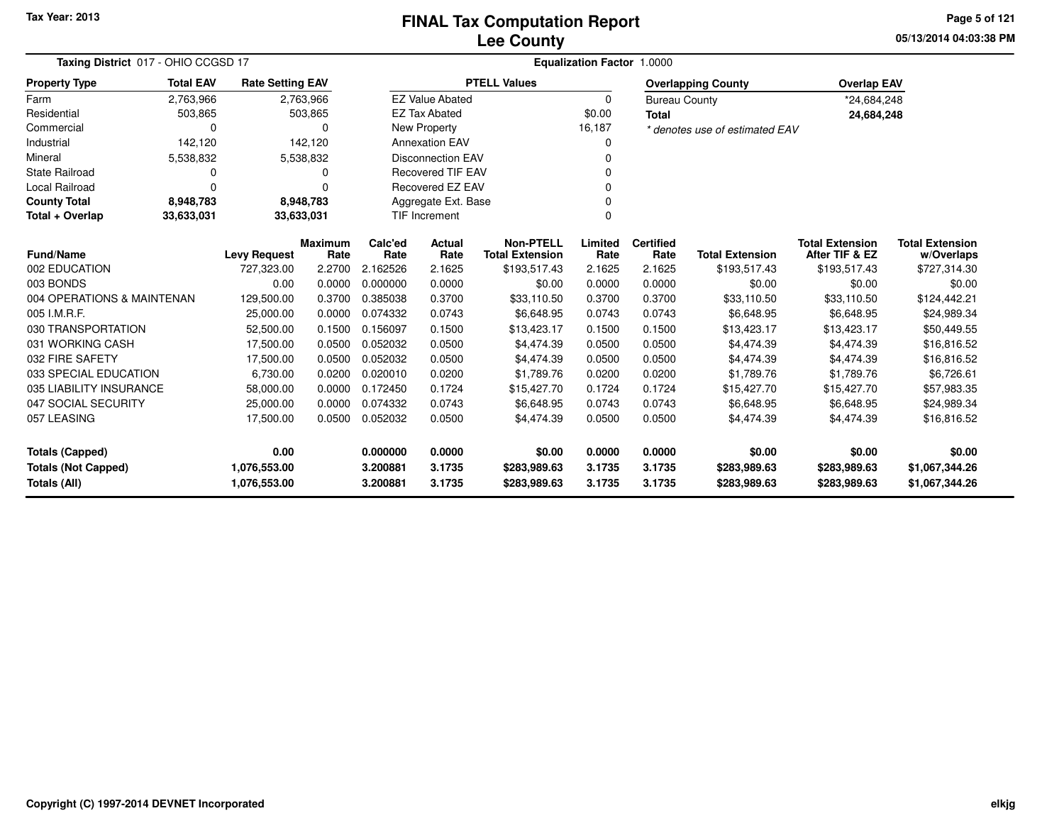# FINAL Tax Computation Report
# Lee County

Tax Year: 2013

05/13/2014 04:03:38 PM

**Taxing District** 017 - OHIO CCGSD 17

**Equalization Factor** 1.0000

| Property Type | Total EAV | Rate Setting EAV |
|---|---|---|
| Farm | 2,763,966 | 2,763,966 |
| Residential | 503,865 | 503,865 |
| Commercial | 0 | 0 |
| Industrial | 142,120 | 142,120 |
| Mineral | 5,538,832 | 5,538,832 |
| State Railroad | 0 | 0 |
| Local Railroad | 0 | 0 |
| **County Total** | **8,948,783** | **8,948,783** |
| **Total + Overlap** | **33,633,031** | **33,633,031** |

| PTELL Values | |
|---|---|
| EZ Value Abated | 0 |
| EZ Tax Abated | $0.00 |
| New Property | 16,187 |
| Annexation EAV | 0 |
| Disconnection EAV | 0 |
| Recovered TIF EAV | 0 |
| Recovered EZ EAV | 0 |
| Aggregate Ext. Base | 0 |
| TIF Increment | 0 |

| Overlapping County | Overlap EAV |
|---|---|
| Bureau County | *24,684,248 |
| **Total** | **24,684,248** |

*\* denotes use of estimated EAV*

| Fund/Name | Levy Request | Maximum Rate | Calc'ed Rate | Actual Rate | Non-PTELL Total Extension | Limited Rate | Certified Rate | Total Extension | Total Extension After TIF & EZ | Total Extension w/Overlaps |
|---|---|---|---|---|---|---|---|---|---|---|
| 002 EDUCATION | 727,323.00 | 2.2700 | 2.162526 | 2.1625 | $193,517.43 | 2.1625 | 2.1625 | $193,517.43 | $193,517.43 | $727,314.30 |
| 003 BONDS | 0.00 | 0.0000 | 0.000000 | 0.0000 | $0.00 | 0.0000 | 0.0000 | $0.00 | $0.00 | $0.00 |
| 004 OPERATIONS & MAINTENAN | 129,500.00 | 0.3700 | 0.385038 | 0.3700 | $33,110.50 | 0.3700 | 0.3700 | $33,110.50 | $33,110.50 | $124,442.21 |
| 005 I.M.R.F. | 25,000.00 | 0.0000 | 0.074332 | 0.0743 | $6,648.95 | 0.0743 | 0.0743 | $6,648.95 | $6,648.95 | $24,989.34 |
| 030 TRANSPORTATION | 52,500.00 | 0.1500 | 0.156097 | 0.1500 | $13,423.17 | 0.1500 | 0.1500 | $13,423.17 | $13,423.17 | $50,449.55 |
| 031 WORKING CASH | 17,500.00 | 0.0500 | 0.052032 | 0.0500 | $4,474.39 | 0.0500 | 0.0500 | $4,474.39 | $4,474.39 | $16,816.52 |
| 032 FIRE SAFETY | 17,500.00 | 0.0500 | 0.052032 | 0.0500 | $4,474.39 | 0.0500 | 0.0500 | $4,474.39 | $4,474.39 | $16,816.52 |
| 033 SPECIAL EDUCATION | 6,730.00 | 0.0200 | 0.020010 | 0.0200 | $1,789.76 | 0.0200 | 0.0200 | $1,789.76 | $1,789.76 | $6,726.61 |
| 035 LIABILITY INSURANCE | 58,000.00 | 0.0000 | 0.172450 | 0.1724 | $15,427.70 | 0.1724 | 0.1724 | $15,427.70 | $15,427.70 | $57,983.35 |
| 047 SOCIAL SECURITY | 25,000.00 | 0.0000 | 0.074332 | 0.0743 | $6,648.95 | 0.0743 | 0.0743 | $6,648.95 | $6,648.95 | $24,989.34 |
| 057 LEASING | 17,500.00 | 0.0500 | 0.052032 | 0.0500 | $4,474.39 | 0.0500 | 0.0500 | $4,474.39 | $4,474.39 | $16,816.52 |
| **Totals (Capped)** | **0.00** | | **0.000000** | **0.0000** | **$0.00** | **0.0000** | **0.0000** | **$0.00** | **$0.00** | **$0.00** |
| **Totals (Not Capped)** | **1,076,553.00** | | **3.200881** | **3.1735** | **$283,989.63** | **3.1735** | **3.1735** | **$283,989.63** | **$283,989.63** | **$1,067,344.26** |
| **Totals (All)** | **1,076,553.00** | | **3.200881** | **3.1735** | **$283,989.63** | **3.1735** | **3.1735** | **$283,989.63** | **$283,989.63** | **$1,067,344.26** |

Copyright (C) 1997-2014 DEVNET Incorporated

elkjg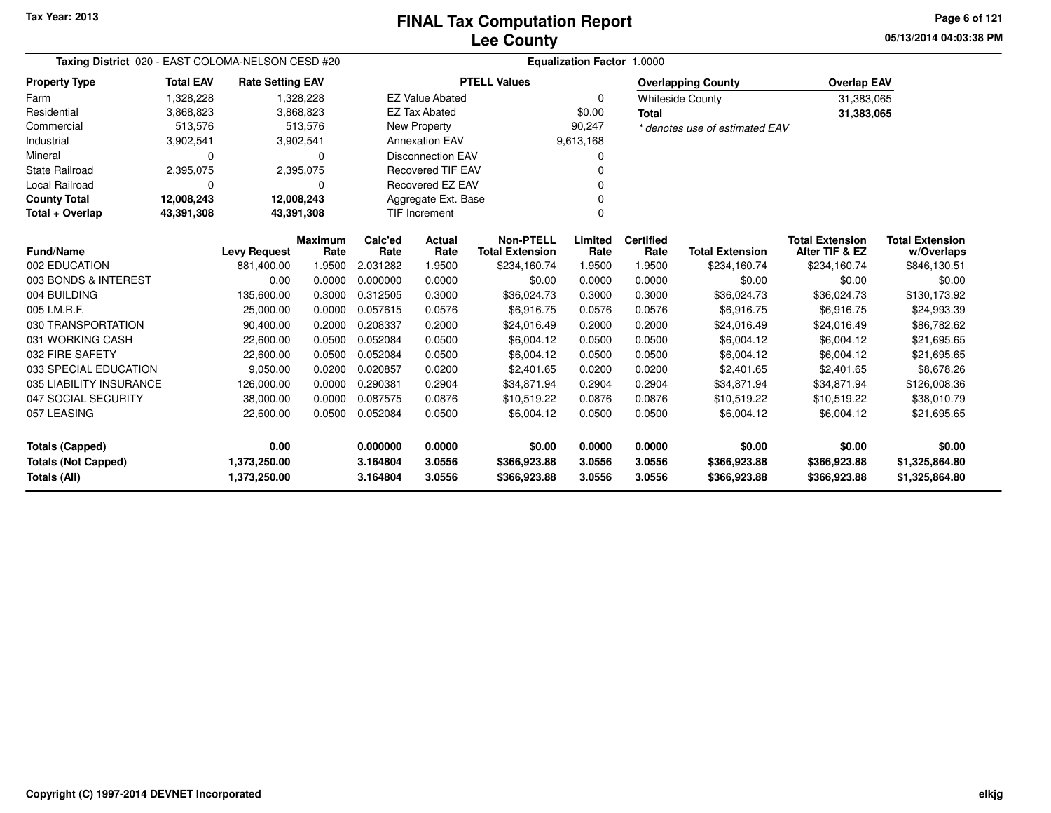Tax Year: 2013

# FINAL Tax Computation Report
## Lee County

05/13/2014 04:03:38 PM

**Taxing District** 020 - EAST COLOMA-NELSON CESD #20 **Equalization Factor** 1.0000

| Property Type | Total EAV | Rate Setting EAV |
|---|---|---|
| Farm | 1,328,228 | 1,328,228 |
| Residential | 3,868,823 | 3,868,823 |
| Commercial | 513,576 | 513,576 |
| Industrial | 3,902,541 | 3,902,541 |
| Mineral | 0 | 0 |
| State Railroad | 2,395,075 | 2,395,075 |
| Local Railroad | 0 | 0 |
| **County Total** | **12,008,243** | **12,008,243** |
| **Total + Overlap** | **43,391,308** | **43,391,308** |

| PTELL Values | |
|---|---|
| EZ Value Abated | 0 |
| EZ Tax Abated | $0.00 |
| New Property | 90,247 |
| Annexation EAV | 9,613,168 |
| Disconnection EAV | 0 |
| Recovered TIF EAV | 0 |
| Recovered EZ EAV | 0 |
| Aggregate Ext. Base | 0 |
| TIF Increment | 0 |

| Overlapping County | Overlap EAV |
|---|---|
| Whiteside County | 31,383,065 |
| **Total** | **31,383,065** |

*\* denotes use of estimated EAV*

| Fund/Name | Levy Request | Maximum Rate | Calc'ed Rate | Actual Rate | Non-PTELL Total Extension | Limited Rate | Certified Rate | Total Extension | Total Extension After TIF & EZ | Total Extension w/Overlaps |
|---|---|---|---|---|---|---|---|---|---|---|
| 002 EDUCATION | 881,400.00 | 1.9500 | 2.031282 | 1.9500 | $234,160.74 | 1.9500 | 1.9500 | $234,160.74 | $234,160.74 | $846,130.51 |
| 003 BONDS & INTEREST | 0.00 | 0.0000 | 0.000000 | 0.0000 | $0.00 | 0.0000 | 0.0000 | $0.00 | $0.00 | $0.00 |
| 004 BUILDING | 135,600.00 | 0.3000 | 0.312505 | 0.3000 | $36,024.73 | 0.3000 | 0.3000 | $36,024.73 | $36,024.73 | $130,173.92 |
| 005 I.M.R.F. | 25,000.00 | 0.0000 | 0.057615 | 0.0576 | $6,916.75 | 0.0576 | 0.0576 | $6,916.75 | $6,916.75 | $24,993.39 |
| 030 TRANSPORTATION | 90,400.00 | 0.2000 | 0.208337 | 0.2000 | $24,016.49 | 0.2000 | 0.2000 | $24,016.49 | $24,016.49 | $86,782.62 |
| 031 WORKING CASH | 22,600.00 | 0.0500 | 0.052084 | 0.0500 | $6,004.12 | 0.0500 | 0.0500 | $6,004.12 | $6,004.12 | $21,695.65 |
| 032 FIRE SAFETY | 22,600.00 | 0.0500 | 0.052084 | 0.0500 | $6,004.12 | 0.0500 | 0.0500 | $6,004.12 | $6,004.12 | $21,695.65 |
| 033 SPECIAL EDUCATION | 9,050.00 | 0.0200 | 0.020857 | 0.0200 | $2,401.65 | 0.0200 | 0.0200 | $2,401.65 | $2,401.65 | $8,678.26 |
| 035 LIABILITY INSURANCE | 126,000.00 | 0.0000 | 0.290381 | 0.2904 | $34,871.94 | 0.2904 | 0.2904 | $34,871.94 | $34,871.94 | $126,008.36 |
| 047 SOCIAL SECURITY | 38,000.00 | 0.0000 | 0.087575 | 0.0876 | $10,519.22 | 0.0876 | 0.0876 | $10,519.22 | $10,519.22 | $38,010.79 |
| 057 LEASING | 22,600.00 | 0.0500 | 0.052084 | 0.0500 | $6,004.12 | 0.0500 | 0.0500 | $6,004.12 | $6,004.12 | $21,695.65 |
| **Totals (Capped)** | **0.00** | | **0.000000** | **0.0000** | **$0.00** | **0.0000** | **0.0000** | **$0.00** | **$0.00** | **$0.00** |
| **Totals (Not Capped)** | **1,373,250.00** | | **3.164804** | **3.0556** | **$366,923.88** | **3.0556** | **3.0556** | **$366,923.88** | **$366,923.88** | **$1,325,864.80** |
| **Totals (All)** | **1,373,250.00** | | **3.164804** | **3.0556** | **$366,923.88** | **3.0556** | **3.0556** | **$366,923.88** | **$366,923.88** | **$1,325,864.80** |

Copyright (C) 1997-2014 DEVNET Incorporated

elkjg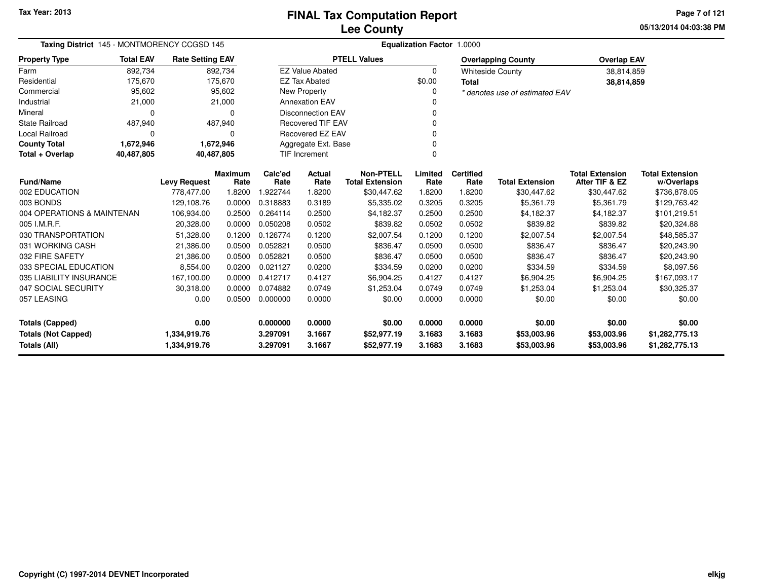# FINAL Tax Computation Report
## Lee County

Tax Year: 2013

05/13/2014 04:03:38 PM

**Taxing District** 145 - MONTMORENCY CCGSD 145

**Equalization Factor** 1.0000

| Property Type | Total EAV | Rate Setting EAV |
|---|---|---|
| Farm | 892,734 | 892,734 |
| Residential | 175,670 | 175,670 |
| Commercial | 95,602 | 95,602 |
| Industrial | 21,000 | 21,000 |
| Mineral | 0 | 0 |
| State Railroad | 487,940 | 487,940 |
| Local Railroad | 0 | 0 |
| **County Total** | **1,672,946** | **1,672,946** |
| **Total + Overlap** | **40,487,805** | **40,487,805** |

| PTELL Values | |
|---|---|
| EZ Value Abated | 0 |
| EZ Tax Abated | $0.00 |
| New Property | 0 |
| Annexation EAV | 0 |
| Disconnection EAV | 0 |
| Recovered TIF EAV | 0 |
| Recovered EZ EAV | 0 |
| Aggregate Ext. Base | 0 |
| TIF Increment | 0 |

| Overlapping County | Overlap EAV |
|---|---|
| Whiteside County | 38,814,859 |
| **Total** | **38,814,859** |

*\* denotes use of estimated EAV*

| Fund/Name | Levy Request | Maximum Rate | Calc'ed Rate | Actual Rate | Non-PTELL Total Extension | Limited Rate | Certified Rate | Total Extension | Total Extension After TIF & EZ | Total Extension w/Overlaps |
|---|---|---|---|---|---|---|---|---|---|---|
| 002 EDUCATION | 778,477.00 | 1.8200 | 1.922744 | 1.8200 | $30,447.62 | 1.8200 | 1.8200 | $30,447.62 | $30,447.62 | $736,878.05 |
| 003 BONDS | 129,108.76 | 0.0000 | 0.318883 | 0.3189 | $5,335.02 | 0.3205 | 0.3205 | $5,361.79 | $5,361.79 | $129,763.42 |
| 004 OPERATIONS & MAINTENAN | 106,934.00 | 0.2500 | 0.264114 | 0.2500 | $4,182.37 | 0.2500 | 0.2500 | $4,182.37 | $4,182.37 | $101,219.51 |
| 005 I.M.R.F. | 20,328.00 | 0.0000 | 0.050208 | 0.0502 | $839.82 | 0.0502 | 0.0502 | $839.82 | $839.82 | $20,324.88 |
| 030 TRANSPORTATION | 51,328.00 | 0.1200 | 0.126774 | 0.1200 | $2,007.54 | 0.1200 | 0.1200 | $2,007.54 | $2,007.54 | $48,585.37 |
| 031 WORKING CASH | 21,386.00 | 0.0500 | 0.052821 | 0.0500 | $836.47 | 0.0500 | 0.0500 | $836.47 | $836.47 | $20,243.90 |
| 032 FIRE SAFETY | 21,386.00 | 0.0500 | 0.052821 | 0.0500 | $836.47 | 0.0500 | 0.0500 | $836.47 | $836.47 | $20,243.90 |
| 033 SPECIAL EDUCATION | 8,554.00 | 0.0200 | 0.021127 | 0.0200 | $334.59 | 0.0200 | 0.0200 | $334.59 | $334.59 | $8,097.56 |
| 035 LIABILITY INSURANCE | 167,100.00 | 0.0000 | 0.412717 | 0.4127 | $6,904.25 | 0.4127 | 0.4127 | $6,904.25 | $6,904.25 | $167,093.17 |
| 047 SOCIAL SECURITY | 30,318.00 | 0.0000 | 0.074882 | 0.0749 | $1,253.04 | 0.0749 | 0.0749 | $1,253.04 | $1,253.04 | $30,325.37 |
| 057 LEASING | 0.00 | 0.0500 | 0.000000 | 0.0000 | $0.00 | 0.0000 | 0.0000 | $0.00 | $0.00 | $0.00 |
| **Totals (Capped)** | **0.00** | | **0.000000** | **0.0000** | **$0.00** | **0.0000** | **0.0000** | **$0.00** | **$0.00** | **$0.00** |
| **Totals (Not Capped)** | **1,334,919.76** | | **3.297091** | **3.1667** | **$52,977.19** | **3.1683** | **3.1683** | **$53,003.96** | **$53,003.96** | **$1,282,775.13** |
| **Totals (All)** | **1,334,919.76** | | **3.297091** | **3.1667** | **$52,977.19** | **3.1683** | **3.1683** | **$53,003.96** | **$53,003.96** | **$1,282,775.13** |

Copyright (C) 1997-2014 DEVNET Incorporated

elkjg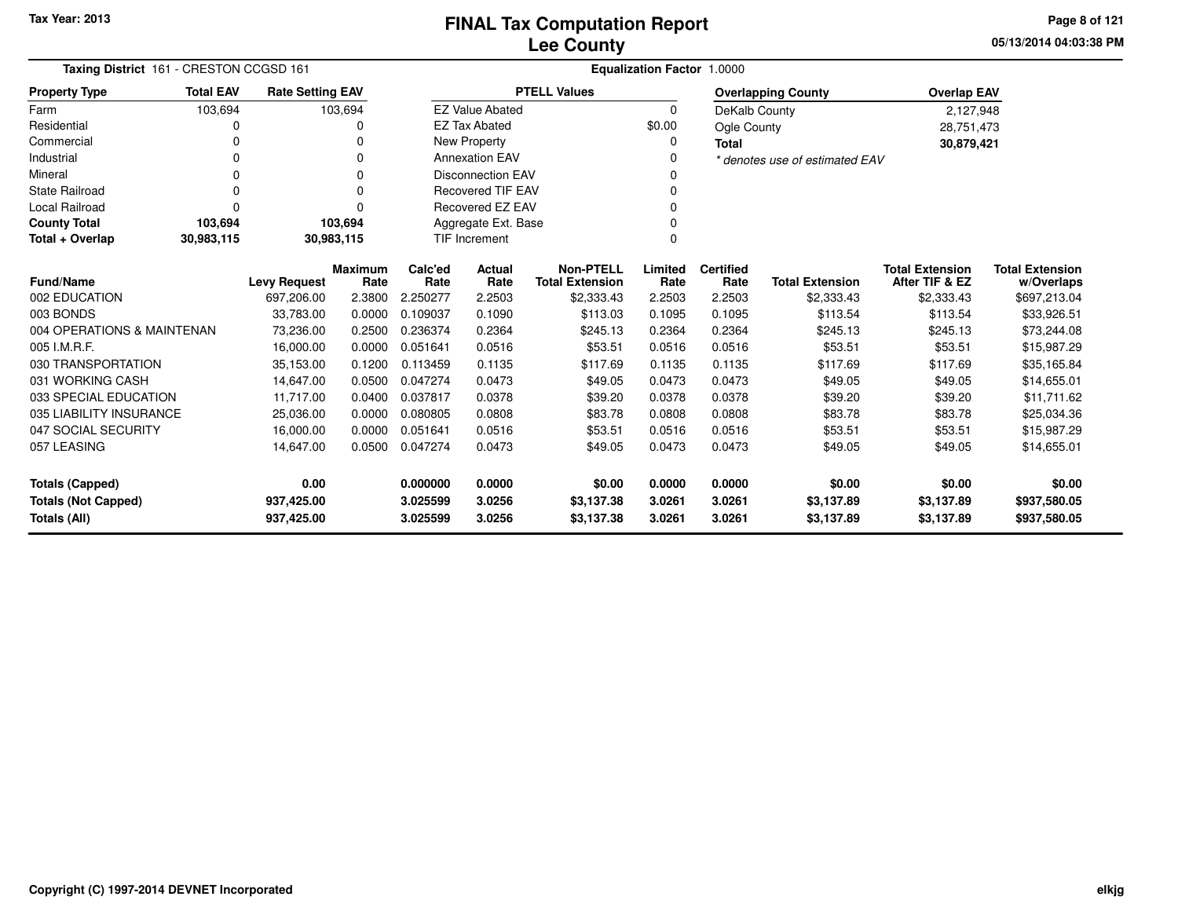**Tax Year: 2013**

# FINAL Tax Computation Report
## Lee County

**Taxing District** 161 - CRESTON CCGSD 161

**Equalization Factor** 1.0000

| Property Type | Total EAV | Rate Setting EAV |
|---|---|---|
| Farm | 103,694 | 103,694 |
| Residential | 0 | 0 |
| Commercial | 0 | 0 |
| Industrial | 0 | 0 |
| Mineral | 0 | 0 |
| State Railroad | 0 | 0 |
| Local Railroad | 0 | 0 |
| **County Total** | **103,694** | **103,694** |
| **Total + Overlap** | **30,983,115** | **30,983,115** |

| PTELL Values | |
|---|---|
| EZ Value Abated | 0 |
| EZ Tax Abated | $0.00 |
| New Property | 0 |
| Annexation EAV | 0 |
| Disconnection EAV | 0 |
| Recovered TIF EAV | 0 |
| Recovered EZ EAV | 0 |
| Aggregate Ext. Base | 0 |
| TIF Increment | 0 |

| Overlapping County | Overlap EAV |
|---|---|
| DeKalb County | 2,127,948 |
| Ogle County | 28,751,473 |
| **Total** | **30,879,421** |

*\* denotes use of estimated EAV*

| Fund/Name | Levy Request | Maximum Rate | Calc'ed Rate | Actual Rate | Non-PTELL Total Extension | Limited Rate | Certified Rate | Total Extension | Total Extension After TIF & EZ | Total Extension w/Overlaps |
|---|---|---|---|---|---|---|---|---|---|---|
| 002 EDUCATION | 697,206.00 | 2.3800 | 2.250277 | 2.2503 | $2,333.43 | 2.2503 | 2.2503 | $2,333.43 | $2,333.43 | $697,213.04 |
| 003 BONDS | 33,783.00 | 0.0000 | 0.109037 | 0.1090 | $113.03 | 0.1095 | 0.1095 | $113.54 | $113.54 | $33,926.51 |
| 004 OPERATIONS & MAINTENAN | 73,236.00 | 0.2500 | 0.236374 | 0.2364 | $245.13 | 0.2364 | 0.2364 | $245.13 | $245.13 | $73,244.08 |
| 005 I.M.R.F. | 16,000.00 | 0.0000 | 0.051641 | 0.0516 | $53.51 | 0.0516 | 0.0516 | $53.51 | $53.51 | $15,987.29 |
| 030 TRANSPORTATION | 35,153.00 | 0.1200 | 0.113459 | 0.1135 | $117.69 | 0.1135 | 0.1135 | $117.69 | $117.69 | $35,165.84 |
| 031 WORKING CASH | 14,647.00 | 0.0500 | 0.047274 | 0.0473 | $49.05 | 0.0473 | 0.0473 | $49.05 | $49.05 | $14,655.01 |
| 033 SPECIAL EDUCATION | 11,717.00 | 0.0400 | 0.037817 | 0.0378 | $39.20 | 0.0378 | 0.0378 | $39.20 | $39.20 | $11,711.62 |
| 035 LIABILITY INSURANCE | 25,036.00 | 0.0000 | 0.080805 | 0.0808 | $83.78 | 0.0808 | 0.0808 | $83.78 | $83.78 | $25,034.36 |
| 047 SOCIAL SECURITY | 16,000.00 | 0.0000 | 0.051641 | 0.0516 | $53.51 | 0.0516 | 0.0516 | $53.51 | $53.51 | $15,987.29 |
| 057 LEASING | 14,647.00 | 0.0500 | 0.047274 | 0.0473 | $49.05 | 0.0473 | 0.0473 | $49.05 | $49.05 | $14,655.01 |
| **Totals (Capped)** | **0.00** | | **0.000000** | **0.0000** | **$0.00** | **0.0000** | **0.0000** | **$0.00** | **$0.00** | **$0.00** |
| **Totals (Not Capped)** | **937,425.00** | | **3.025599** | **3.0256** | **$3,137.38** | **3.0261** | **3.0261** | **$3,137.89** | **$3,137.89** | **$937,580.05** |
| **Totals (All)** | **937,425.00** | | **3.025599** | **3.0256** | **$3,137.38** | **3.0261** | **3.0261** | **$3,137.89** | **$3,137.89** | **$937,580.05** |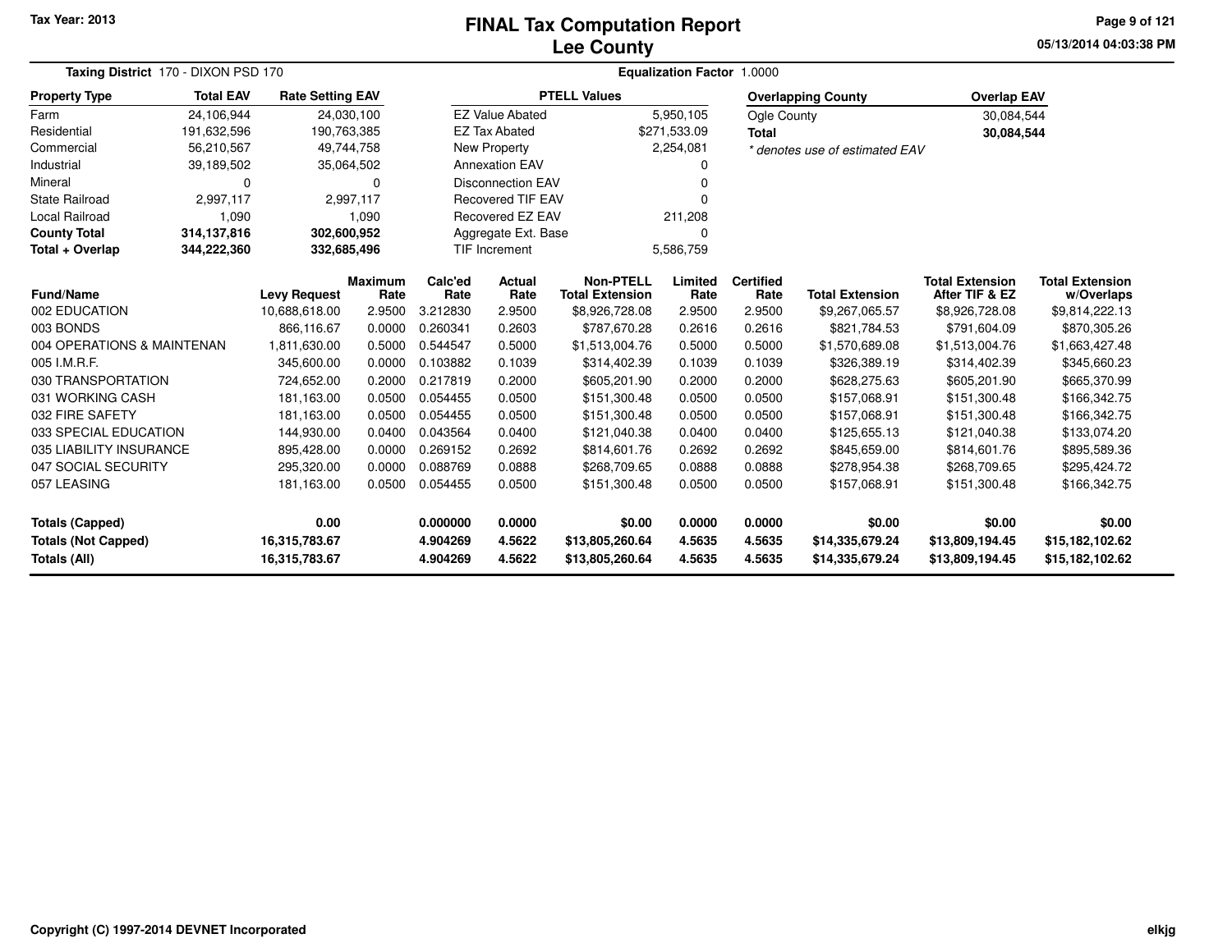# FINAL Tax Computation Report
## Lee County

Tax Year: 2013

05/13/2014 04:03:38 PM

**Taxing District** 170 - DIXON PSD 170

**Equalization Factor** 1.0000

| Property Type | Total EAV | Rate Setting EAV |
|---|---|---|
| Farm | 24,106,944 | 24,030,100 |
| Residential | 191,632,596 | 190,763,385 |
| Commercial | 56,210,567 | 49,744,758 |
| Industrial | 39,189,502 | 35,064,502 |
| Mineral | 0 | 0 |
| State Railroad | 2,997,117 | 2,997,117 |
| Local Railroad | 1,090 | 1,090 |
| **County Total** | **314,137,816** | **302,600,952** |
| **Total + Overlap** | **344,222,360** | **332,685,496** |

| PTELL Values | |
|---|---|
| EZ Value Abated | 5,950,105 |
| EZ Tax Abated | $271,533.09 |
| New Property | 2,254,081 |
| Annexation EAV | 0 |
| Disconnection EAV | 0 |
| Recovered TIF EAV | 0 |
| Recovered EZ EAV | 211,208 |
| Aggregate Ext. Base | 0 |
| TIF Increment | 5,586,759 |

| Overlapping County | Overlap EAV |
|---|---|
| Ogle County | 30,084,544 |
| **Total** | **30,084,544** |

*\* denotes use of estimated EAV*

| Fund/Name | Levy Request | Maximum Rate | Calc'ed Rate | Actual Rate | Non-PTELL Total Extension | Limited Rate | Certified Rate | Total Extension | Total Extension After TIF & EZ | Total Extension w/Overlaps |
|---|---|---|---|---|---|---|---|---|---|---|
| 002 EDUCATION | 10,688,618.00 | 2.9500 | 3.212830 | 2.9500 | $8,926,728.08 | 2.9500 | 2.9500 | $9,267,065.57 | $8,926,728.08 | $9,814,222.13 |
| 003 BONDS | 866,116.67 | 0.0000 | 0.260341 | 0.2603 | $787,670.28 | 0.2616 | 0.2616 | $821,784.53 | $791,604.09 | $870,305.26 |
| 004 OPERATIONS & MAINTENAN | 1,811,630.00 | 0.5000 | 0.544547 | 0.5000 | $1,513,004.76 | 0.5000 | 0.5000 | $1,570,689.08 | $1,513,004.76 | $1,663,427.48 |
| 005 I.M.R.F. | 345,600.00 | 0.0000 | 0.103882 | 0.1039 | $314,402.39 | 0.1039 | 0.1039 | $326,389.19 | $314,402.39 | $345,660.23 |
| 030 TRANSPORTATION | 724,652.00 | 0.2000 | 0.217819 | 0.2000 | $605,201.90 | 0.2000 | 0.2000 | $628,275.63 | $605,201.90 | $665,370.99 |
| 031 WORKING CASH | 181,163.00 | 0.0500 | 0.054455 | 0.0500 | $151,300.48 | 0.0500 | 0.0500 | $157,068.91 | $151,300.48 | $166,342.75 |
| 032 FIRE SAFETY | 181,163.00 | 0.0500 | 0.054455 | 0.0500 | $151,300.48 | 0.0500 | 0.0500 | $157,068.91 | $151,300.48 | $166,342.75 |
| 033 SPECIAL EDUCATION | 144,930.00 | 0.0400 | 0.043564 | 0.0400 | $121,040.38 | 0.0400 | 0.0400 | $125,655.13 | $121,040.38 | $133,074.20 |
| 035 LIABILITY INSURANCE | 895,428.00 | 0.0000 | 0.269152 | 0.2692 | $814,601.76 | 0.2692 | 0.2692 | $845,659.00 | $814,601.76 | $895,589.36 |
| 047 SOCIAL SECURITY | 295,320.00 | 0.0000 | 0.088769 | 0.0888 | $268,709.65 | 0.0888 | 0.0888 | $278,954.38 | $268,709.65 | $295,424.72 |
| 057 LEASING | 181,163.00 | 0.0500 | 0.054455 | 0.0500 | $151,300.48 | 0.0500 | 0.0500 | $157,068.91 | $151,300.48 | $166,342.75 |
| **Totals (Capped)** | **0.00** | | **0.000000** | **0.0000** | **$0.00** | **0.0000** | **0.0000** | **$0.00** | **$0.00** | **$0.00** |
| **Totals (Not Capped)** | **16,315,783.67** | | **4.904269** | **4.5622** | **$13,805,260.64** | **4.5635** | **4.5635** | **$14,335,679.24** | **$13,809,194.45** | **$15,182,102.62** |
| **Totals (All)** | **16,315,783.67** | | **4.904269** | **4.5622** | **$13,805,260.64** | **4.5635** | **4.5635** | **$14,335,679.24** | **$13,809,194.45** | **$15,182,102.62** |

Copyright (C) 1997-2014 DEVNET Incorporated

elkjg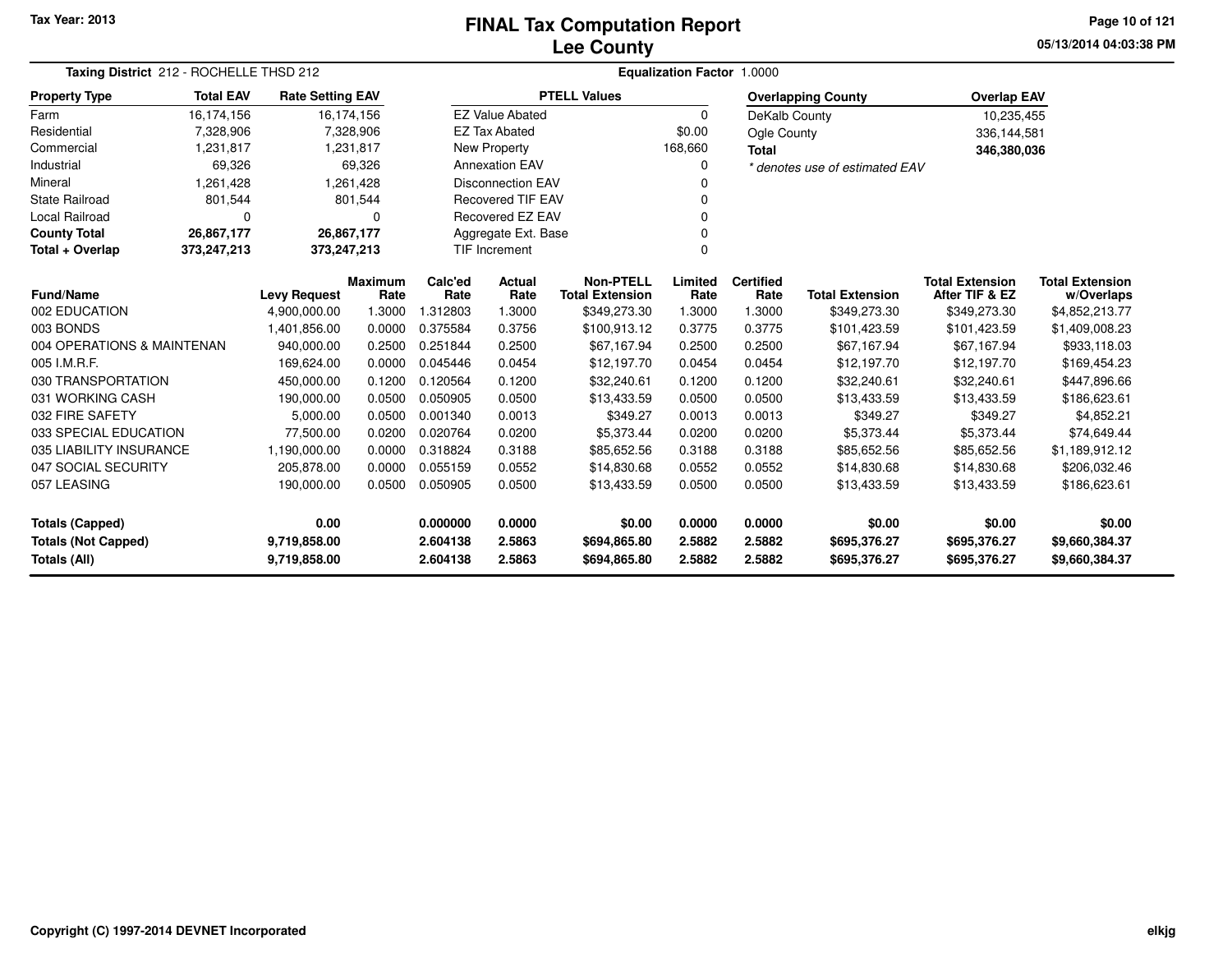Tax Year: 2013

# FINAL Tax Computation Report
## Lee County

05/13/2014 04:03:38 PM

**Taxing District** 212 - ROCHELLE THSD 212 | **Equalization Factor** 1.0000

| Property Type | Total EAV | Rate Setting EAV |
|---|---|---|
| Farm | 16,174,156 | 16,174,156 |
| Residential | 7,328,906 | 7,328,906 |
| Commercial | 1,231,817 | 1,231,817 |
| Industrial | 69,326 | 69,326 |
| Mineral | 1,261,428 | 1,261,428 |
| State Railroad | 801,544 | 801,544 |
| Local Railroad | 0 | 0 |
| **County Total** | **26,867,177** | **26,867,177** |
| **Total + Overlap** | **373,247,213** | **373,247,213** |

| PTELL Values | |
|---|---|
| EZ Value Abated | 0 |
| EZ Tax Abated | $0.00 |
| New Property | 168,660 |
| Annexation EAV | 0 |
| Disconnection EAV | 0 |
| Recovered TIF EAV | 0 |
| Recovered EZ EAV | 0 |
| Aggregate Ext. Base | 0 |
| TIF Increment | 0 |

| Overlapping County | Overlap EAV |
|---|---|
| DeKalb County | 10,235,455 |
| Ogle County | 336,144,581 |
| **Total** | **346,380,036** |

*\* denotes use of estimated EAV*

| Fund/Name | Levy Request | Maximum Rate | Calc'ed Rate | Actual Rate | Non-PTELL Total Extension | Limited Rate | Certified Rate | Total Extension | Total Extension After TIF & EZ | Total Extension w/Overlaps |
|---|---|---|---|---|---|---|---|---|---|---|
| 002 EDUCATION | 4,900,000.00 | 1.3000 | 1.312803 | 1.3000 | $349,273.30 | 1.3000 | 1.3000 | $349,273.30 | $349,273.30 | $4,852,213.77 |
| 003 BONDS | 1,401,856.00 | 0.0000 | 0.375584 | 0.3756 | $100,913.12 | 0.3775 | 0.3775 | $101,423.59 | $101,423.59 | $1,409,008.23 |
| 004 OPERATIONS & MAINTENAN | 940,000.00 | 0.2500 | 0.251844 | 0.2500 | $67,167.94 | 0.2500 | 0.2500 | $67,167.94 | $67,167.94 | $933,118.03 |
| 005 I.M.R.F. | 169,624.00 | 0.0000 | 0.045446 | 0.0454 | $12,197.70 | 0.0454 | 0.0454 | $12,197.70 | $12,197.70 | $169,454.23 |
| 030 TRANSPORTATION | 450,000.00 | 0.1200 | 0.120564 | 0.1200 | $32,240.61 | 0.1200 | 0.1200 | $32,240.61 | $32,240.61 | $447,896.66 |
| 031 WORKING CASH | 190,000.00 | 0.0500 | 0.050905 | 0.0500 | $13,433.59 | 0.0500 | 0.0500 | $13,433.59 | $13,433.59 | $186,623.61 |
| 032 FIRE SAFETY | 5,000.00 | 0.0500 | 0.001340 | 0.0013 | $349.27 | 0.0013 | 0.0013 | $349.27 | $349.27 | $4,852.21 |
| 033 SPECIAL EDUCATION | 77,500.00 | 0.0200 | 0.020764 | 0.0200 | $5,373.44 | 0.0200 | 0.0200 | $5,373.44 | $5,373.44 | $74,649.44 |
| 035 LIABILITY INSURANCE | 1,190,000.00 | 0.0000 | 0.318824 | 0.3188 | $85,652.56 | 0.3188 | 0.3188 | $85,652.56 | $85,652.56 | $1,189,912.12 |
| 047 SOCIAL SECURITY | 205,878.00 | 0.0000 | 0.055159 | 0.0552 | $14,830.68 | 0.0552 | 0.0552 | $14,830.68 | $14,830.68 | $206,032.46 |
| 057 LEASING | 190,000.00 | 0.0500 | 0.050905 | 0.0500 | $13,433.59 | 0.0500 | 0.0500 | $13,433.59 | $13,433.59 | $186,623.61 |
| **Totals (Capped)** | **0.00** | | **0.000000** | **0.0000** | **$0.00** | **0.0000** | **0.0000** | **$0.00** | **$0.00** | **$0.00** |
| **Totals (Not Capped)** | **9,719,858.00** | | **2.604138** | **2.5863** | **$694,865.80** | **2.5882** | **2.5882** | **$695,376.27** | **$695,376.27** | **$9,660,384.37** |
| **Totals (All)** | **9,719,858.00** | | **2.604138** | **2.5863** | **$694,865.80** | **2.5882** | **2.5882** | **$695,376.27** | **$695,376.27** | **$9,660,384.37** |

Copyright (C) 1997-2014 DEVNET Incorporated

elkjg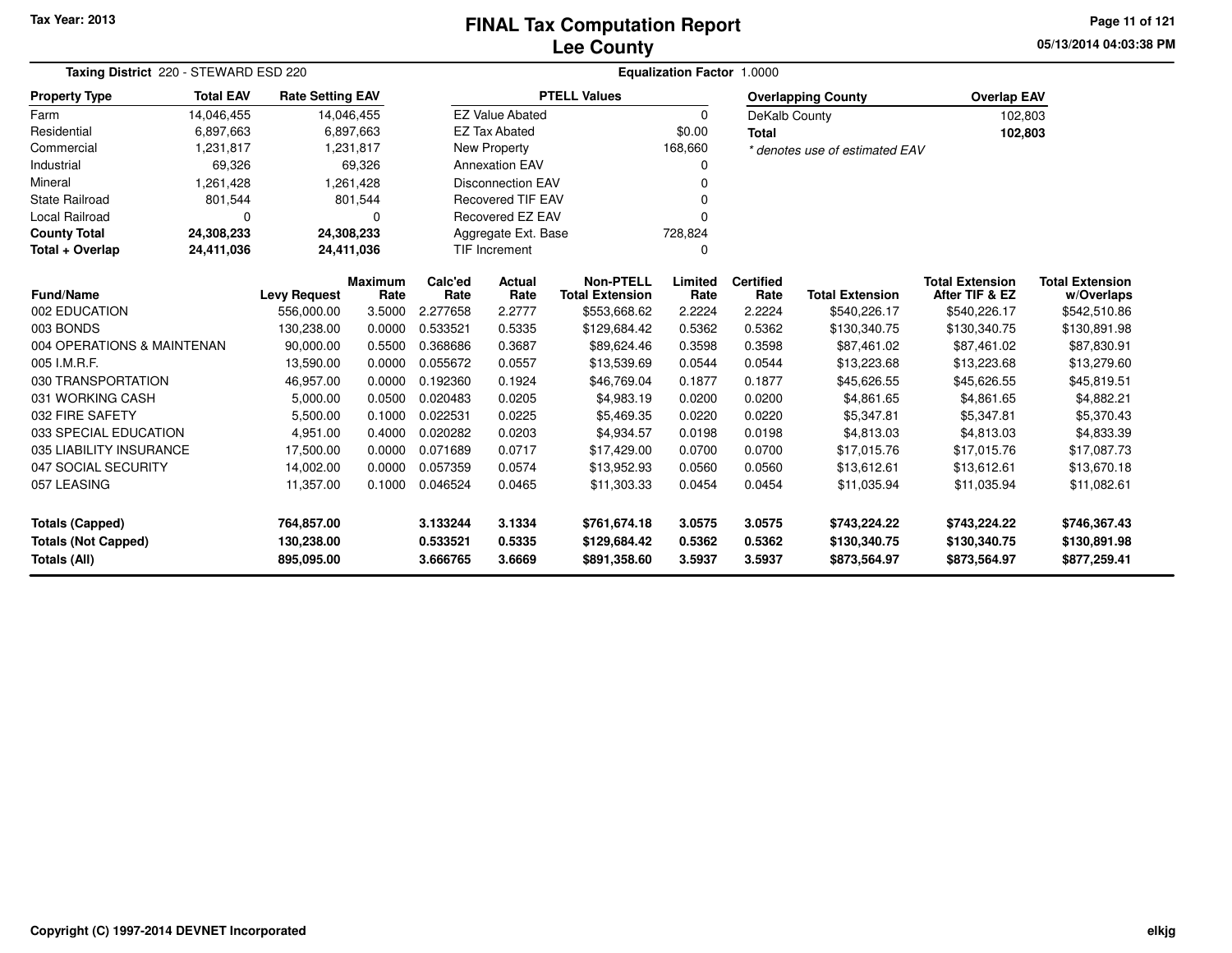# FINAL Tax Computation Report
# Lee County

Tax Year: 2013

05/13/2014 04:03:38 PM

**Taxing District** 220 - STEWARD ESD 220

**Equalization Factor** 1.0000

| Property Type | Total EAV | Rate Setting EAV |
|---|---|---|
| Farm | 14,046,455 | 14,046,455 |
| Residential | 6,897,663 | 6,897,663 |
| Commercial | 1,231,817 | 1,231,817 |
| Industrial | 69,326 | 69,326 |
| Mineral | 1,261,428 | 1,261,428 |
| State Railroad | 801,544 | 801,544 |
| Local Railroad | 0 | 0 |
| **County Total** | **24,308,233** | **24,308,233** |
| **Total + Overlap** | **24,411,036** | **24,411,036** |

| PTELL Values | |
|---|---|
| EZ Value Abated | 0 |
| EZ Tax Abated | $0.00 |
| New Property | 168,660 |
| Annexation EAV | 0 |
| Disconnection EAV | 0 |
| Recovered TIF EAV | 0 |
| Recovered EZ EAV | 0 |
| Aggregate Ext. Base | 728,824 |
| TIF Increment | 0 |

| Overlapping County | Overlap EAV |
|---|---|
| DeKalb County | 102,803 |
| **Total** | **102,803** |

*\* denotes use of estimated EAV*

| Fund/Name | Levy Request | Maximum Rate | Calc'ed Rate | Actual Rate | Non-PTELL Total Extension | Limited Rate | Certified Rate | Total Extension | Total Extension After TIF & EZ | Total Extension w/Overlaps |
|---|---|---|---|---|---|---|---|---|---|---|
| 002 EDUCATION | 556,000.00 | 3.5000 | 2.277658 | 2.2777 | $553,668.62 | 2.2224 | 2.2224 | $540,226.17 | $540,226.17 | $542,510.86 |
| 003 BONDS | 130,238.00 | 0.0000 | 0.533521 | 0.5335 | $129,684.42 | 0.5362 | 0.5362 | $130,340.75 | $130,340.75 | $130,891.98 |
| 004 OPERATIONS & MAINTENAN | 90,000.00 | 0.5500 | 0.368686 | 0.3687 | $89,624.46 | 0.3598 | 0.3598 | $87,461.02 | $87,461.02 | $87,830.91 |
| 005 I.M.R.F. | 13,590.00 | 0.0000 | 0.055672 | 0.0557 | $13,539.69 | 0.0544 | 0.0544 | $13,223.68 | $13,223.68 | $13,279.60 |
| 030 TRANSPORTATION | 46,957.00 | 0.0000 | 0.192360 | 0.1924 | $46,769.04 | 0.1877 | 0.1877 | $45,626.55 | $45,626.55 | $45,819.51 |
| 031 WORKING CASH | 5,000.00 | 0.0500 | 0.020483 | 0.0205 | $4,983.19 | 0.0200 | 0.0200 | $4,861.65 | $4,861.65 | $4,882.21 |
| 032 FIRE SAFETY | 5,500.00 | 0.1000 | 0.022531 | 0.0225 | $5,469.35 | 0.0220 | 0.0220 | $5,347.81 | $5,347.81 | $5,370.43 |
| 033 SPECIAL EDUCATION | 4,951.00 | 0.4000 | 0.020282 | 0.0203 | $4,934.57 | 0.0198 | 0.0198 | $4,813.03 | $4,813.03 | $4,833.39 |
| 035 LIABILITY INSURANCE | 17,500.00 | 0.0000 | 0.071689 | 0.0717 | $17,429.00 | 0.0700 | 0.0700 | $17,015.76 | $17,015.76 | $17,087.73 |
| 047 SOCIAL SECURITY | 14,002.00 | 0.0000 | 0.057359 | 0.0574 | $13,952.93 | 0.0560 | 0.0560 | $13,612.61 | $13,612.61 | $13,670.18 |
| 057 LEASING | 11,357.00 | 0.1000 | 0.046524 | 0.0465 | $11,303.33 | 0.0454 | 0.0454 | $11,035.94 | $11,035.94 | $11,082.61 |
| **Totals (Capped)** | **764,857.00** | | **3.133244** | **3.1334** | **$761,674.18** | **3.0575** | **3.0575** | **$743,224.22** | **$743,224.22** | **$746,367.43** |
| **Totals (Not Capped)** | **130,238.00** | | **0.533521** | **0.5335** | **$129,684.42** | **0.5362** | **0.5362** | **$130,340.75** | **$130,340.75** | **$130,891.98** |
| **Totals (All)** | **895,095.00** | | **3.666765** | **3.6669** | **$891,358.60** | **3.5937** | **3.5937** | **$873,564.97** | **$873,564.97** | **$877,259.41** |

Copyright (C) 1997-2014 DEVNET Incorporated

elkjg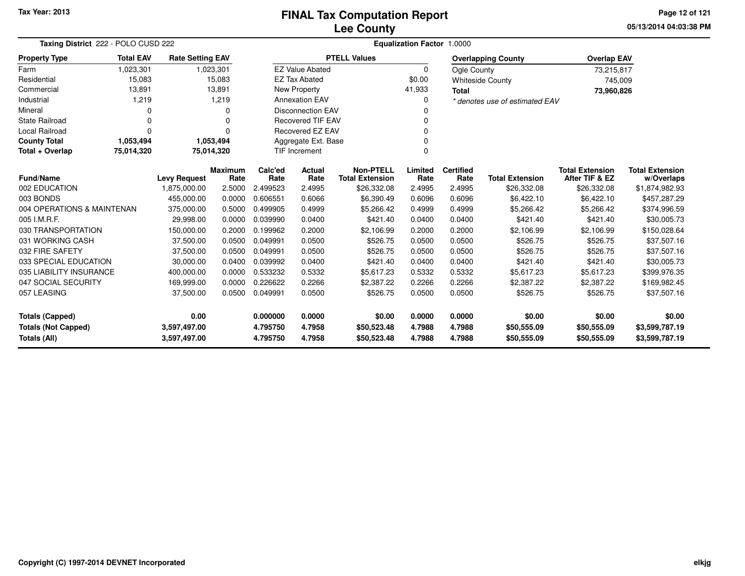# FINAL Tax Computation Report
# Lee County

Tax Year: 2013

05/13/2014 04:03:38 PM

**Taxing District** 222 - POLO CUSD 222

**Equalization Factor** 1.0000

| Property Type | Total EAV | Rate Setting EAV |
|---|---|---|
| Farm | 1,023,301 | 1,023,301 |
| Residential | 15,083 | 15,083 |
| Commercial | 13,891 | 13,891 |
| Industrial | 1,219 | 1,219 |
| Mineral | 0 | 0 |
| State Railroad | 0 | 0 |
| Local Railroad | 0 | 0 |
| **County Total** | **1,053,494** | **1,053,494** |
| **Total + Overlap** | **75,014,320** | **75,014,320** |

| PTELL Values | |
|---|---|
| EZ Value Abated | 0 |
| EZ Tax Abated | $0.00 |
| New Property | 41,933 |
| Annexation EAV | 0 |
| Disconnection EAV | 0 |
| Recovered TIF EAV | 0 |
| Recovered EZ EAV | 0 |
| Aggregate Ext. Base | 0 |
| TIF Increment | 0 |

| Overlapping County | Overlap EAV |
|---|---|
| Ogle County | 73,215,817 |
| Whiteside County | 745,009 |
| **Total** | **73,960,826** |

* denotes use of estimated EAV

| Fund/Name | Levy Request | Maximum Rate | Calc'ed Rate | Actual Rate | Non-PTELL Total Extension | Limited Rate | Certified Rate | Total Extension | Total Extension After TIF & EZ | Total Extension w/Overlaps |
|---|---|---|---|---|---|---|---|---|---|---|
| 002 EDUCATION | 1,875,000.00 | 2.5000 | 2.499523 | 2.4995 | $26,332.08 | 2.4995 | 2.4995 | $26,332.08 | $26,332.08 | $1,874,982.93 |
| 003 BONDS | 455,000.00 | 0.0000 | 0.606551 | 0.6066 | $6,390.49 | 0.6096 | 0.6096 | $6,422.10 | $6,422.10 | $457,287.29 |
| 004 OPERATIONS & MAINTENAN | 375,000.00 | 0.5000 | 0.499905 | 0.4999 | $5,266.42 | 0.4999 | 0.4999 | $5,266.42 | $5,266.42 | $374,996.59 |
| 005 I.M.R.F. | 29,998.00 | 0.0000 | 0.039990 | 0.0400 | $421.40 | 0.0400 | 0.0400 | $421.40 | $421.40 | $30,005.73 |
| 030 TRANSPORTATION | 150,000.00 | 0.2000 | 0.199962 | 0.2000 | $2,106.99 | 0.2000 | 0.2000 | $2,106.99 | $2,106.99 | $150,028.64 |
| 031 WORKING CASH | 37,500.00 | 0.0500 | 0.049991 | 0.0500 | $526.75 | 0.0500 | 0.0500 | $526.75 | $526.75 | $37,507.16 |
| 032 FIRE SAFETY | 37,500.00 | 0.0500 | 0.049991 | 0.0500 | $526.75 | 0.0500 | 0.0500 | $526.75 | $526.75 | $37,507.16 |
| 033 SPECIAL EDUCATION | 30,000.00 | 0.0400 | 0.039992 | 0.0400 | $421.40 | 0.0400 | 0.0400 | $421.40 | $421.40 | $30,005.73 |
| 035 LIABILITY INSURANCE | 400,000.00 | 0.0000 | 0.533232 | 0.5332 | $5,617.23 | 0.5332 | 0.5332 | $5,617.23 | $5,617.23 | $399,976.35 |
| 047 SOCIAL SECURITY | 169,999.00 | 0.0000 | 0.226622 | 0.2266 | $2,387.22 | 0.2266 | 0.2266 | $2,387.22 | $2,387.22 | $169,982.45 |
| 057 LEASING | 37,500.00 | 0.0500 | 0.049991 | 0.0500 | $526.75 | 0.0500 | 0.0500 | $526.75 | $526.75 | $37,507.16 |
| **Totals (Capped)** | **0.00** | | **0.000000** | **0.0000** | **$0.00** | **0.0000** | **0.0000** | **$0.00** | **$0.00** | **$0.00** |
| **Totals (Not Capped)** | **3,597,497.00** | | **4.795750** | **4.7958** | **$50,523.48** | **4.7988** | **4.7988** | **$50,555.09** | **$50,555.09** | **$3,599,787.19** |
| **Totals (All)** | **3,597,497.00** | | **4.795750** | **4.7958** | **$50,523.48** | **4.7988** | **4.7988** | **$50,555.09** | **$50,555.09** | **$3,599,787.19** |

Copyright (C) 1997-2014 DEVNET Incorporated

elkjg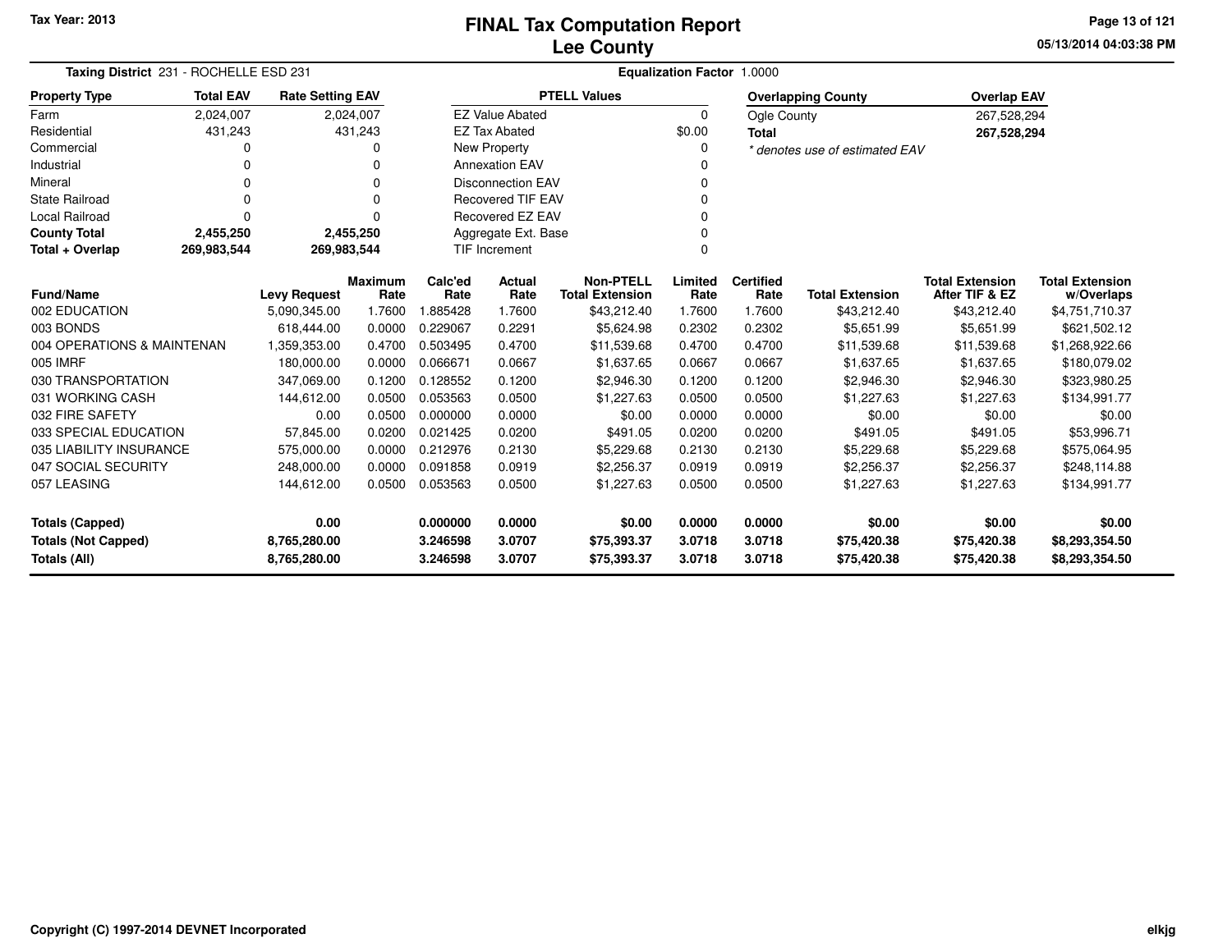Tax Year: 2013

# FINAL Tax Computation Report
## Lee County

05/13/2014 04:03:38 PM

**Taxing District** 231 - ROCHELLE ESD 231

**Equalization Factor** 1.0000

| Property Type | Total EAV | Rate Setting EAV |
|---|---|---|
| Farm | 2,024,007 | 2,024,007 |
| Residential | 431,243 | 431,243 |
| Commercial | 0 | 0 |
| Industrial | 0 | 0 |
| Mineral | 0 | 0 |
| State Railroad | 0 | 0 |
| Local Railroad | 0 | 0 |
| **County Total** | **2,455,250** | **2,455,250** |
| **Total + Overlap** | **269,983,544** | **269,983,544** |

| PTELL Values | |
|---|---|
| EZ Value Abated | 0 |
| EZ Tax Abated | $0.00 |
| New Property | 0 |
| Annexation EAV | 0 |
| Disconnection EAV | 0 |
| Recovered TIF EAV | 0 |
| Recovered EZ EAV | 0 |
| Aggregate Ext. Base | 0 |
| TIF Increment | 0 |

| Overlapping County | Overlap EAV |
|---|---|
| Ogle County | 267,528,294 |
| **Total** | **267,528,294** |

*\* denotes use of estimated EAV*

| Fund/Name | Levy Request | Maximum Rate | Calc'ed Rate | Actual Rate | Non-PTELL Total Extension | Limited Rate | Certified Rate | Total Extension | Total Extension After TIF & EZ | Total Extension w/Overlaps |
|---|---|---|---|---|---|---|---|---|---|---|
| 002 EDUCATION | 5,090,345.00 | 1.7600 | 1.885428 | 1.7600 | $43,212.40 | 1.7600 | 1.7600 | $43,212.40 | $43,212.40 | $4,751,710.37 |
| 003 BONDS | 618,444.00 | 0.0000 | 0.229067 | 0.2291 | $5,624.98 | 0.2302 | 0.2302 | $5,651.99 | $5,651.99 | $621,502.12 |
| 004 OPERATIONS & MAINTENAN | 1,359,353.00 | 0.4700 | 0.503495 | 0.4700 | $11,539.68 | 0.4700 | 0.4700 | $11,539.68 | $11,539.68 | $1,268,922.66 |
| 005 IMRF | 180,000.00 | 0.0000 | 0.066671 | 0.0667 | $1,637.65 | 0.0667 | 0.0667 | $1,637.65 | $1,637.65 | $180,079.02 |
| 030 TRANSPORTATION | 347,069.00 | 0.1200 | 0.128552 | 0.1200 | $2,946.30 | 0.1200 | 0.1200 | $2,946.30 | $2,946.30 | $323,980.25 |
| 031 WORKING CASH | 144,612.00 | 0.0500 | 0.053563 | 0.0500 | $1,227.63 | 0.0500 | 0.0500 | $1,227.63 | $1,227.63 | $134,991.77 |
| 032 FIRE SAFETY | 0.00 | 0.0500 | 0.000000 | 0.0000 | $0.00 | 0.0000 | 0.0000 | $0.00 | $0.00 | $0.00 |
| 033 SPECIAL EDUCATION | 57,845.00 | 0.0200 | 0.021425 | 0.0200 | $491.05 | 0.0200 | 0.0200 | $491.05 | $491.05 | $53,996.71 |
| 035 LIABILITY INSURANCE | 575,000.00 | 0.0000 | 0.212976 | 0.2130 | $5,229.68 | 0.2130 | 0.2130 | $5,229.68 | $5,229.68 | $575,064.95 |
| 047 SOCIAL SECURITY | 248,000.00 | 0.0000 | 0.091858 | 0.0919 | $2,256.37 | 0.0919 | 0.0919 | $2,256.37 | $2,256.37 | $248,114.88 |
| 057 LEASING | 144,612.00 | 0.0500 | 0.053563 | 0.0500 | $1,227.63 | 0.0500 | 0.0500 | $1,227.63 | $1,227.63 | $134,991.77 |
| **Totals (Capped)** | **0.00** | | **0.000000** | **0.0000** | **$0.00** | **0.0000** | **0.0000** | **$0.00** | **$0.00** | **$0.00** |
| **Totals (Not Capped)** | **8,765,280.00** | | **3.246598** | **3.0707** | **$75,393.37** | **3.0718** | **3.0718** | **$75,420.38** | **$75,420.38** | **$8,293,354.50** |
| **Totals (All)** | **8,765,280.00** | | **3.246598** | **3.0707** | **$75,393.37** | **3.0718** | **3.0718** | **$75,420.38** | **$75,420.38** | **$8,293,354.50** |

Copyright (C) 1997-2014 DEVNET Incorporated

elkjg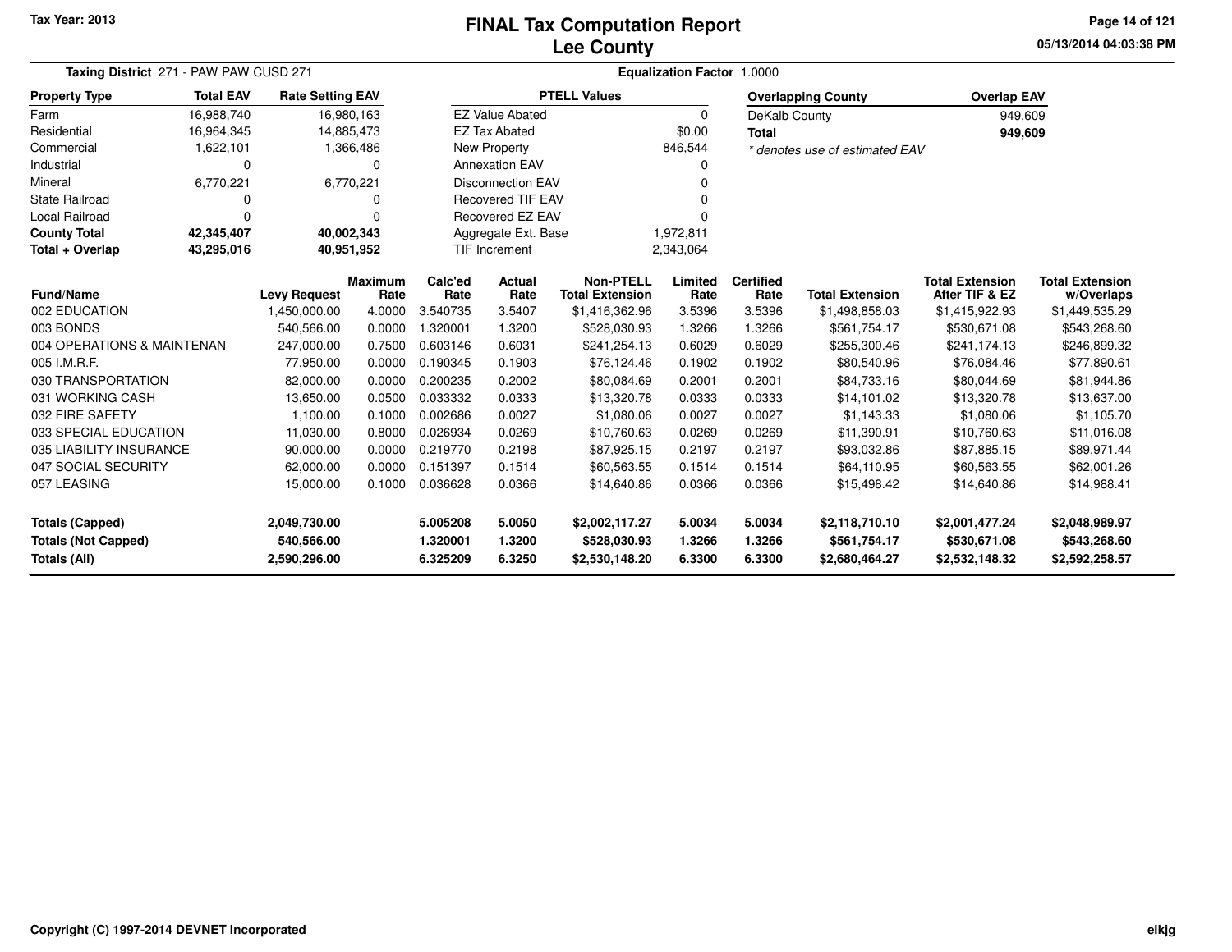# FINAL Tax Computation Report
# Lee County

Tax Year: 2013

05/13/2014 04:03:38 PM

**Taxing District** 271 - PAW PAW CUSD 271

**Equalization Factor** 1.0000

| Property Type | Total EAV | Rate Setting EAV |
|---|---|---|
| Farm | 16,988,740 | 16,980,163 |
| Residential | 16,964,345 | 14,885,473 |
| Commercial | 1,622,101 | 1,366,486 |
| Industrial | 0 | 0 |
| Mineral | 6,770,221 | 6,770,221 |
| State Railroad | 0 | 0 |
| Local Railroad | 0 | 0 |
| **County Total** | **42,345,407** | **40,002,343** |
| **Total + Overlap** | **43,295,016** | **40,951,952** |

| PTELL Values | |
|---|---|
| EZ Value Abated | 0 |
| EZ Tax Abated | $0.00 |
| New Property | 846,544 |
| Annexation EAV | 0 |
| Disconnection EAV | 0 |
| Recovered TIF EAV | 0 |
| Recovered EZ EAV | 0 |
| Aggregate Ext. Base | 1,972,811 |
| TIF Increment | 2,343,064 |

| Overlapping County | Overlap EAV |
|---|---|
| DeKalb County | 949,609 |
| **Total** | **949,609** |

*\* denotes use of estimated EAV*

| Fund/Name | Levy Request | Maximum Rate | Calc'ed Rate | Actual Rate | Non-PTELL Total Extension | Limited Rate | Certified Rate | Total Extension | Total Extension After TIF & EZ | Total Extension w/Overlaps |
|---|---|---|---|---|---|---|---|---|---|---|
| 002 EDUCATION | 1,450,000.00 | 4.0000 | 3.540735 | 3.5407 | $1,416,362.96 | 3.5396 | 3.5396 | $1,498,858.03 | $1,415,922.93 | $1,449,535.29 |
| 003 BONDS | 540,566.00 | 0.0000 | 1.320001 | 1.3200 | $528,030.93 | 1.3266 | 1.3266 | $561,754.17 | $530,671.08 | $543,268.60 |
| 004 OPERATIONS & MAINTENAN | 247,000.00 | 0.7500 | 0.603146 | 0.6031 | $241,254.13 | 0.6029 | 0.6029 | $255,300.46 | $241,174.13 | $246,899.32 |
| 005 I.M.R.F. | 77,950.00 | 0.0000 | 0.190345 | 0.1903 | $76,124.46 | 0.1902 | 0.1902 | $80,540.96 | $76,084.46 | $77,890.61 |
| 030 TRANSPORTATION | 82,000.00 | 0.0000 | 0.200235 | 0.2002 | $80,084.69 | 0.2001 | 0.2001 | $84,733.16 | $80,044.69 | $81,944.86 |
| 031 WORKING CASH | 13,650.00 | 0.0500 | 0.033332 | 0.0333 | $13,320.78 | 0.0333 | 0.0333 | $14,101.02 | $13,320.78 | $13,637.00 |
| 032 FIRE SAFETY | 1,100.00 | 0.1000 | 0.002686 | 0.0027 | $1,080.06 | 0.0027 | 0.0027 | $1,143.33 | $1,080.06 | $1,105.70 |
| 033 SPECIAL EDUCATION | 11,030.00 | 0.8000 | 0.026934 | 0.0269 | $10,760.63 | 0.0269 | 0.0269 | $11,390.91 | $10,760.63 | $11,016.08 |
| 035 LIABILITY INSURANCE | 90,000.00 | 0.0000 | 0.219770 | 0.2198 | $87,925.15 | 0.2197 | 0.2197 | $93,032.86 | $87,885.15 | $89,971.44 |
| 047 SOCIAL SECURITY | 62,000.00 | 0.0000 | 0.151397 | 0.1514 | $60,563.55 | 0.1514 | 0.1514 | $64,110.95 | $60,563.55 | $62,001.26 |
| 057 LEASING | 15,000.00 | 0.1000 | 0.036628 | 0.0366 | $14,640.86 | 0.0366 | 0.0366 | $15,498.42 | $14,640.86 | $14,988.41 |
| **Totals (Capped)** | **2,049,730.00** | | **5.005208** | **5.0050** | **$2,002,117.27** | **5.0034** | **5.0034** | **$2,118,710.10** | **$2,001,477.24** | **$2,048,989.97** |
| **Totals (Not Capped)** | **540,566.00** | | **1.320001** | **1.3200** | **$528,030.93** | **1.3266** | **1.3266** | **$561,754.17** | **$530,671.08** | **$543,268.60** |
| **Totals (All)** | **2,590,296.00** | | **6.325209** | **6.3250** | **$2,530,148.20** | **6.3300** | **6.3300** | **$2,680,464.27** | **$2,532,148.32** | **$2,592,258.57** |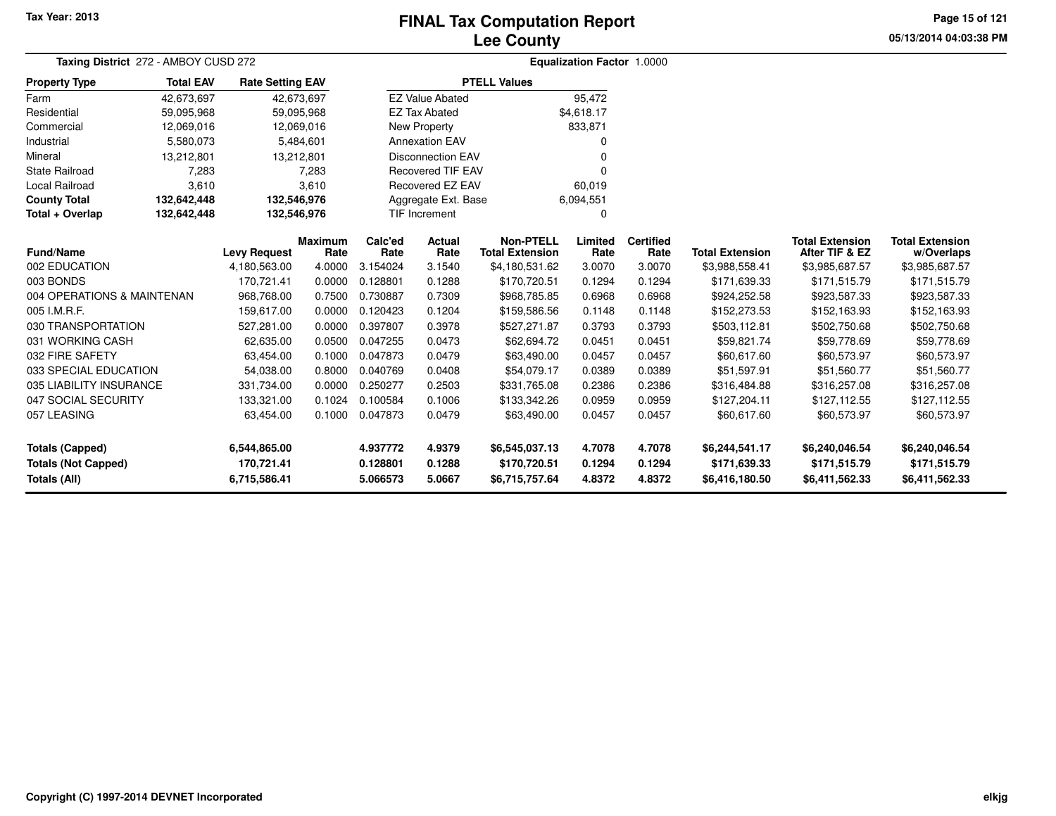Tax Year: 2013

# FINAL Tax Computation Report
## Lee County

05/13/2014 04:03:38 PM

**Taxing District** 272 - AMBOY CUSD 272 **Equalization Factor** 1.0000

| Property Type | Total EAV | Rate Setting EAV |
|---|---|---|
| Farm | 42,673,697 | 42,673,697 |
| Residential | 59,095,968 | 59,095,968 |
| Commercial | 12,069,016 | 12,069,016 |
| Industrial | 5,580,073 | 5,484,601 |
| Mineral | 13,212,801 | 13,212,801 |
| State Railroad | 7,283 | 7,283 |
| Local Railroad | 3,610 | 3,610 |
| **County Total** | **132,642,448** | **132,546,976** |
| **Total + Overlap** | **132,642,448** | **132,546,976** |

| PTELL Values | |
|---|---|
| EZ Value Abated | 95,472 |
| EZ Tax Abated | $4,618.17 |
| New Property | 833,871 |
| Annexation EAV | 0 |
| Disconnection EAV | 0 |
| Recovered TIF EAV | 0 |
| Recovered EZ EAV | 60,019 |
| Aggregate Ext. Base | 6,094,551 |
| TIF Increment | 0 |

| Fund/Name | Levy Request | Maximum Rate | Calc'ed Rate | Actual Rate | Non-PTELL Total Extension | Limited Rate | Certified Rate | Total Extension | Total Extension After TIF & EZ | Total Extension w/Overlaps |
|---|---|---|---|---|---|---|---|---|---|---|
| 002 EDUCATION | 4,180,563.00 | 4.0000 | 3.154024 | 3.1540 | $4,180,531.62 | 3.0070 | 3.0070 | $3,988,558.41 | $3,985,687.57 | $3,985,687.57 |
| 003 BONDS | 170,721.41 | 0.0000 | 0.128801 | 0.1288 | $170,720.51 | 0.1294 | 0.1294 | $171,639.33 | $171,515.79 | $171,515.79 |
| 004 OPERATIONS & MAINTENAN | 968,768.00 | 0.7500 | 0.730887 | 0.7309 | $968,785.85 | 0.6968 | 0.6968 | $924,252.58 | $923,587.33 | $923,587.33 |
| 005 I.M.R.F. | 159,617.00 | 0.0000 | 0.120423 | 0.1204 | $159,586.56 | 0.1148 | 0.1148 | $152,273.53 | $152,163.93 | $152,163.93 |
| 030 TRANSPORTATION | 527,281.00 | 0.0000 | 0.397807 | 0.3978 | $527,271.87 | 0.3793 | 0.3793 | $503,112.81 | $502,750.68 | $502,750.68 |
| 031 WORKING CASH | 62,635.00 | 0.0500 | 0.047255 | 0.0473 | $62,694.72 | 0.0451 | 0.0451 | $59,821.74 | $59,778.69 | $59,778.69 |
| 032 FIRE SAFETY | 63,454.00 | 0.1000 | 0.047873 | 0.0479 | $63,490.00 | 0.0457 | 0.0457 | $60,617.60 | $60,573.97 | $60,573.97 |
| 033 SPECIAL EDUCATION | 54,038.00 | 0.8000 | 0.040769 | 0.0408 | $54,079.17 | 0.0389 | 0.0389 | $51,597.91 | $51,560.77 | $51,560.77 |
| 035 LIABILITY INSURANCE | 331,734.00 | 0.0000 | 0.250277 | 0.2503 | $331,765.08 | 0.2386 | 0.2386 | $316,484.88 | $316,257.08 | $316,257.08 |
| 047 SOCIAL SECURITY | 133,321.00 | 0.1024 | 0.100584 | 0.1006 | $133,342.26 | 0.0959 | 0.0959 | $127,204.11 | $127,112.55 | $127,112.55 |
| 057 LEASING | 63,454.00 | 0.1000 | 0.047873 | 0.0479 | $63,490.00 | 0.0457 | 0.0457 | $60,617.60 | $60,573.97 | $60,573.97 |
| **Totals (Capped)** | **6,544,865.00** | | **4.937772** | **4.9379** | **$6,545,037.13** | **4.7078** | **4.7078** | **$6,244,541.17** | **$6,240,046.54** | **$6,240,046.54** |
| **Totals (Not Capped)** | **170,721.41** | | **0.128801** | **0.1288** | **$170,720.51** | **0.1294** | **0.1294** | **$171,639.33** | **$171,515.79** | **$171,515.79** |
| **Totals (All)** | **6,715,586.41** | | **5.066573** | **5.0667** | **$6,715,757.64** | **4.8372** | **4.8372** | **$6,416,180.50** | **$6,411,562.33** | **$6,411,562.33** |

Copyright (C) 1997-2014 DEVNET Incorporated

elkjg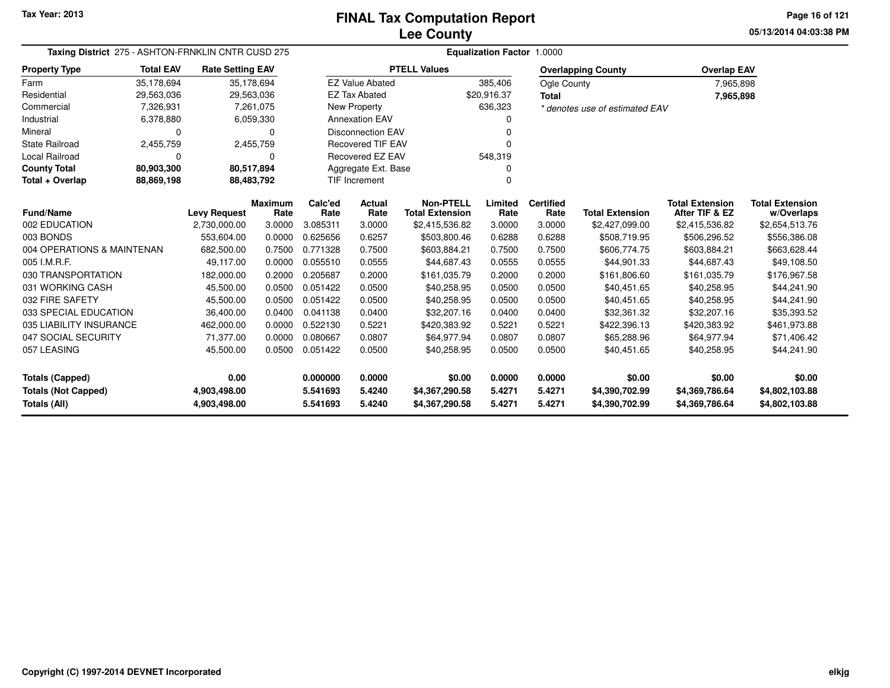# FINAL Tax Computation Report
# Lee County

Tax Year: 2013

05/13/2014 04:03:38 PM

**Taxing District** 275 - ASHTON-FRNKLIN CNTR CUSD 275 **Equalization Factor** 1.0000

| Property Type | Total EAV | Rate Setting EAV |
|---|---|---|
| Farm | 35,178,694 | 35,178,694 |
| Residential | 29,563,036 | 29,563,036 |
| Commercial | 7,326,931 | 7,261,075 |
| Industrial | 6,378,880 | 6,059,330 |
| Mineral | 0 | 0 |
| State Railroad | 2,455,759 | 2,455,759 |
| Local Railroad | 0 | 0 |
| **County Total** | **80,903,300** | **80,517,894** |
| **Total + Overlap** | **88,869,198** | **88,483,792** |

| PTELL Values | |
|---|---|
| EZ Value Abated | 385,406 |
| EZ Tax Abated | $20,916.37 |
| New Property | 636,323 |
| Annexation EAV | 0 |
| Disconnection EAV | 0 |
| Recovered TIF EAV | 0 |
| Recovered EZ EAV | 548,319 |
| Aggregate Ext. Base | 0 |
| TIF Increment | 0 |

| Overlapping County | Overlap EAV |
|---|---|
| Ogle County | 7,965,898 |
| **Total** | **7,965,898** |

*\* denotes use of estimated EAV*

| Fund/Name | Levy Request | Maximum Rate | Calc'ed Rate | Actual Rate | Non-PTELL Total Extension | Limited Rate | Certified Rate | Total Extension | Total Extension After TIF & EZ | Total Extension w/Overlaps |
|---|---|---|---|---|---|---|---|---|---|---|
| 002 EDUCATION | 2,730,000.00 | 3.0000 | 3.085311 | 3.0000 | $2,415,536.82 | 3.0000 | 3.0000 | $2,427,099.00 | $2,415,536.82 | $2,654,513.76 |
| 003 BONDS | 553,604.00 | 0.0000 | 0.625656 | 0.6257 | $503,800.46 | 0.6288 | 0.6288 | $508,719.95 | $506,296.52 | $556,386.08 |
| 004 OPERATIONS & MAINTENAN | 682,500.00 | 0.7500 | 0.771328 | 0.7500 | $603,884.21 | 0.7500 | 0.7500 | $606,774.75 | $603,884.21 | $663,628.44 |
| 005 I.M.R.F. | 49,117.00 | 0.0000 | 0.055510 | 0.0555 | $44,687.43 | 0.0555 | 0.0555 | $44,901.33 | $44,687.43 | $49,108.50 |
| 030 TRANSPORTATION | 182,000.00 | 0.2000 | 0.205687 | 0.2000 | $161,035.79 | 0.2000 | 0.2000 | $161,806.60 | $161,035.79 | $176,967.58 |
| 031 WORKING CASH | 45,500.00 | 0.0500 | 0.051422 | 0.0500 | $40,258.95 | 0.0500 | 0.0500 | $40,451.65 | $40,258.95 | $44,241.90 |
| 032 FIRE SAFETY | 45,500.00 | 0.0500 | 0.051422 | 0.0500 | $40,258.95 | 0.0500 | 0.0500 | $40,451.65 | $40,258.95 | $44,241.90 |
| 033 SPECIAL EDUCATION | 36,400.00 | 0.0400 | 0.041138 | 0.0400 | $32,207.16 | 0.0400 | 0.0400 | $32,361.32 | $32,207.16 | $35,393.52 |
| 035 LIABILITY INSURANCE | 462,000.00 | 0.0000 | 0.522130 | 0.5221 | $420,383.92 | 0.5221 | 0.5221 | $422,396.13 | $420,383.92 | $461,973.88 |
| 047 SOCIAL SECURITY | 71,377.00 | 0.0000 | 0.080667 | 0.0807 | $64,977.94 | 0.0807 | 0.0807 | $65,288.96 | $64,977.94 | $71,406.42 |
| 057 LEASING | 45,500.00 | 0.0500 | 0.051422 | 0.0500 | $40,258.95 | 0.0500 | 0.0500 | $40,451.65 | $40,258.95 | $44,241.90 |
| **Totals (Capped)** | **0.00** | | **0.000000** | **0.0000** | **$0.00** | **0.0000** | **0.0000** | **$0.00** | **$0.00** | **$0.00** |
| **Totals (Not Capped)** | **4,903,498.00** | | **5.541693** | **5.4240** | **$4,367,290.58** | **5.4271** | **5.4271** | **$4,390,702.99** | **$4,369,786.64** | **$4,802,103.88** |
| **Totals (All)** | **4,903,498.00** | | **5.541693** | **5.4240** | **$4,367,290.58** | **5.4271** | **5.4271** | **$4,390,702.99** | **$4,369,786.64** | **$4,802,103.88** |

Copyright (C) 1997-2014 DEVNET Incorporated

elkjg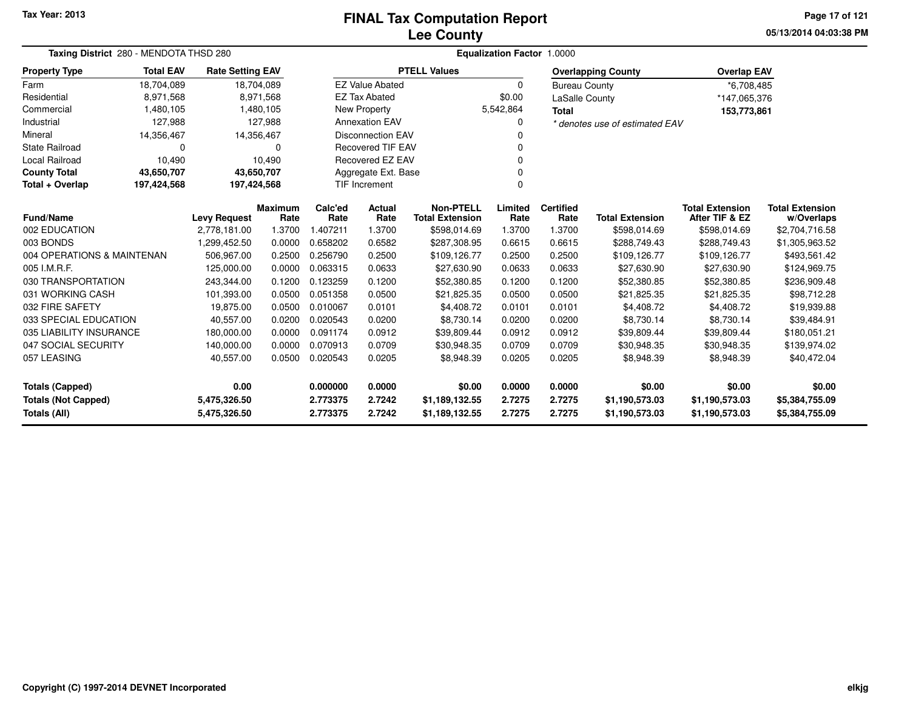Tax Year: 2013

# FINAL Tax Computation Report
## Lee County

05/13/2014 04:03:38 PM

**Taxing District** 280 - MENDOTA THSD 280

**Equalization Factor** 1.0000

| Property Type | Total EAV | Rate Setting EAV |
|---|---|---|
| Farm | 18,704,089 | 18,704,089 |
| Residential | 8,971,568 | 8,971,568 |
| Commercial | 1,480,105 | 1,480,105 |
| Industrial | 127,988 | 127,988 |
| Mineral | 14,356,467 | 14,356,467 |
| State Railroad | 0 | 0 |
| Local Railroad | 10,490 | 10,490 |
| **County Total** | **43,650,707** | **43,650,707** |
| **Total + Overlap** | **197,424,568** | **197,424,568** |

| PTELL Values | |
|---|---|
| EZ Value Abated | 0 |
| EZ Tax Abated | $0.00 |
| New Property | 5,542,864 |
| Annexation EAV | 0 |
| Disconnection EAV | 0 |
| Recovered TIF EAV | 0 |
| Recovered EZ EAV | 0 |
| Aggregate Ext. Base | 0 |
| TIF Increment | 0 |

| Overlapping County | Overlap EAV |
|---|---|
| Bureau County | *6,708,485 |
| LaSalle County | *147,065,376 |
| **Total** | **153,773,861** |

*\* denotes use of estimated EAV*

| Fund/Name | Levy Request | Maximum Rate | Calc'ed Rate | Actual Rate | Non-PTELL Total Extension | Limited Rate | Certified Rate | Total Extension | Total Extension After TIF & EZ | Total Extension w/Overlaps |
|---|---|---|---|---|---|---|---|---|---|---|
| 002 EDUCATION | 2,778,181.00 | 1.3700 | 1.407211 | 1.3700 | $598,014.69 | 1.3700 | 1.3700 | $598,014.69 | $598,014.69 | $2,704,716.58 |
| 003 BONDS | 1,299,452.50 | 0.0000 | 0.658202 | 0.6582 | $287,308.95 | 0.6615 | 0.6615 | $288,749.43 | $288,749.43 | $1,305,963.52 |
| 004 OPERATIONS & MAINTENAN | 506,967.00 | 0.2500 | 0.256790 | 0.2500 | $109,126.77 | 0.2500 | 0.2500 | $109,126.77 | $109,126.77 | $493,561.42 |
| 005 I.M.R.F. | 125,000.00 | 0.0000 | 0.063315 | 0.0633 | $27,630.90 | 0.0633 | 0.0633 | $27,630.90 | $27,630.90 | $124,969.75 |
| 030 TRANSPORTATION | 243,344.00 | 0.1200 | 0.123259 | 0.1200 | $52,380.85 | 0.1200 | 0.1200 | $52,380.85 | $52,380.85 | $236,909.48 |
| 031 WORKING CASH | 101,393.00 | 0.0500 | 0.051358 | 0.0500 | $21,825.35 | 0.0500 | 0.0500 | $21,825.35 | $21,825.35 | $98,712.28 |
| 032 FIRE SAFETY | 19,875.00 | 0.0500 | 0.010067 | 0.0101 | $4,408.72 | 0.0101 | 0.0101 | $4,408.72 | $4,408.72 | $19,939.88 |
| 033 SPECIAL EDUCATION | 40,557.00 | 0.0200 | 0.020543 | 0.0200 | $8,730.14 | 0.0200 | 0.0200 | $8,730.14 | $8,730.14 | $39,484.91 |
| 035 LIABILITY INSURANCE | 180,000.00 | 0.0000 | 0.091174 | 0.0912 | $39,809.44 | 0.0912 | 0.0912 | $39,809.44 | $39,809.44 | $180,051.21 |
| 047 SOCIAL SECURITY | 140,000.00 | 0.0000 | 0.070913 | 0.0709 | $30,948.35 | 0.0709 | 0.0709 | $30,948.35 | $30,948.35 | $139,974.02 |
| 057 LEASING | 40,557.00 | 0.0500 | 0.020543 | 0.0205 | $8,948.39 | 0.0205 | 0.0205 | $8,948.39 | $8,948.39 | $40,472.04 |
| **Totals (Capped)** | **0.00** | | **0.000000** | **0.0000** | **$0.00** | **0.0000** | **0.0000** | **$0.00** | **$0.00** | **$0.00** |
| **Totals (Not Capped)** | **5,475,326.50** | | **2.773375** | **2.7242** | **$1,189,132.55** | **2.7275** | **2.7275** | **$1,190,573.03** | **$1,190,573.03** | **$5,384,755.09** |
| **Totals (All)** | **5,475,326.50** | | **2.773375** | **2.7242** | **$1,189,132.55** | **2.7275** | **2.7275** | **$1,190,573.03** | **$1,190,573.03** | **$5,384,755.09** |

Copyright (C) 1997-2014 DEVNET Incorporated

elkjg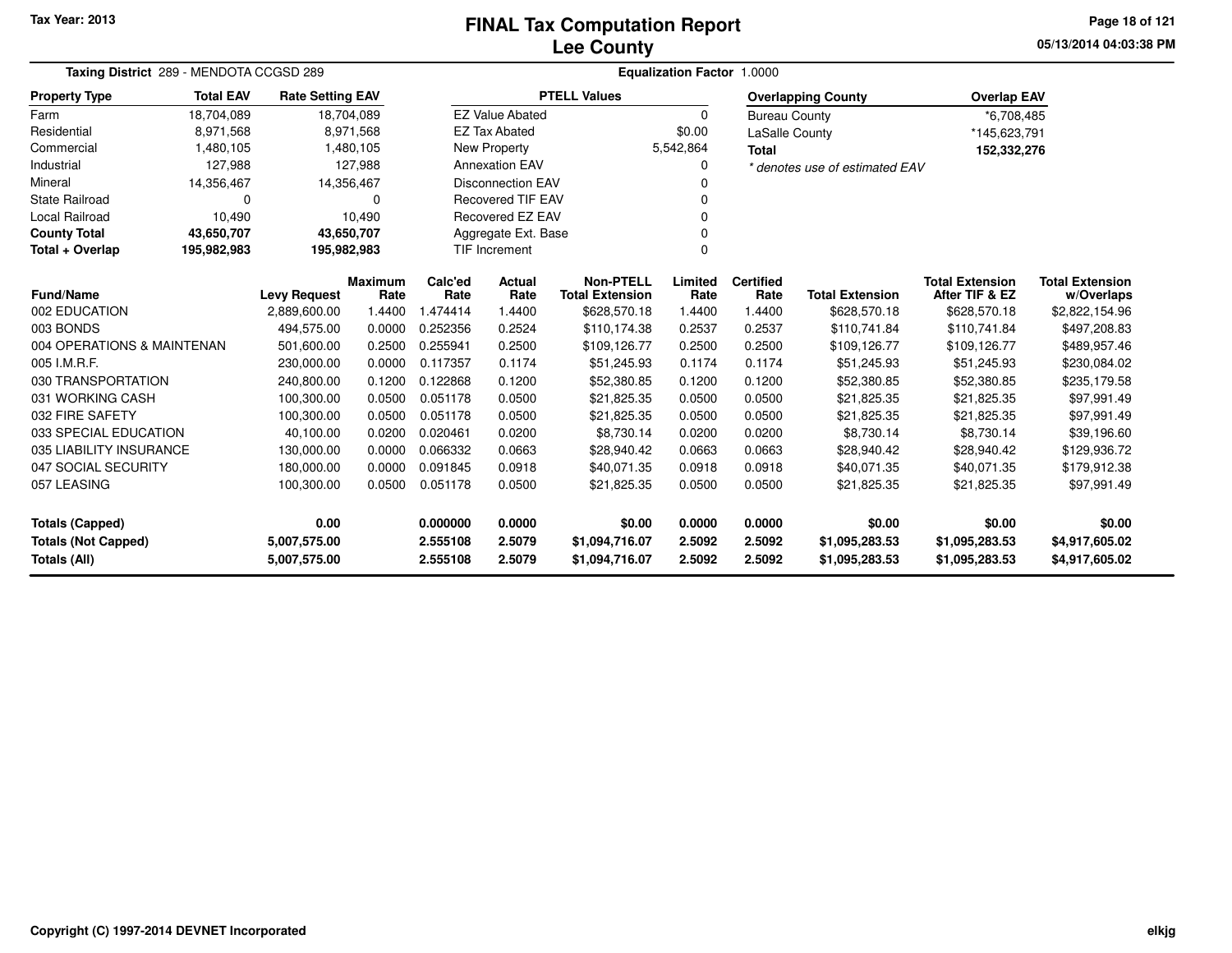Tax Year: 2013

# FINAL Tax Computation Report
## Lee County

05/13/2014 04:03:38 PM

**Taxing District** 289 - MENDOTA CCGSD 289 — **Equalization Factor** 1.0000

| Property Type | Total EAV | Rate Setting EAV |
|---|---|---|
| Farm | 18,704,089 | 18,704,089 |
| Residential | 8,971,568 | 8,971,568 |
| Commercial | 1,480,105 | 1,480,105 |
| Industrial | 127,988 | 127,988 |
| Mineral | 14,356,467 | 14,356,467 |
| State Railroad | 0 | 0 |
| Local Railroad | 10,490 | 10,490 |
| **County Total** | **43,650,707** | **43,650,707** |
| **Total + Overlap** | **195,982,983** | **195,982,983** |

| PTELL Values | |
|---|---|
| EZ Value Abated | 0 |
| EZ Tax Abated | $0.00 |
| New Property | 5,542,864 |
| Annexation EAV | 0 |
| Disconnection EAV | 0 |
| Recovered TIF EAV | 0 |
| Recovered EZ EAV | 0 |
| Aggregate Ext. Base | 0 |
| TIF Increment | 0 |

| Overlapping County | Overlap EAV |
|---|---|
| Bureau County | *6,708,485 |
| LaSalle County | *145,623,791 |
| **Total** | **152,332,276** |

*\* denotes use of estimated EAV*

| Fund/Name | Levy Request | Maximum Rate | Calc'ed Rate | Actual Rate | Non-PTELL Total Extension | Limited Rate | Certified Rate | Total Extension | Total Extension After TIF & EZ | Total Extension w/Overlaps |
|---|---|---|---|---|---|---|---|---|---|---|
| 002 EDUCATION | 2,889,600.00 | 1.4400 | 1.474414 | 1.4400 | $628,570.18 | 1.4400 | 1.4400 | $628,570.18 | $628,570.18 | $2,822,154.96 |
| 003 BONDS | 494,575.00 | 0.0000 | 0.252356 | 0.2524 | $110,174.38 | 0.2537 | 0.2537 | $110,741.84 | $110,741.84 | $497,208.83 |
| 004 OPERATIONS & MAINTENAN | 501,600.00 | 0.2500 | 0.255941 | 0.2500 | $109,126.77 | 0.2500 | 0.2500 | $109,126.77 | $109,126.77 | $489,957.46 |
| 005 I.M.R.F. | 230,000.00 | 0.0000 | 0.117357 | 0.1174 | $51,245.93 | 0.1174 | 0.1174 | $51,245.93 | $51,245.93 | $230,084.02 |
| 030 TRANSPORTATION | 240,800.00 | 0.1200 | 0.122868 | 0.1200 | $52,380.85 | 0.1200 | 0.1200 | $52,380.85 | $52,380.85 | $235,179.58 |
| 031 WORKING CASH | 100,300.00 | 0.0500 | 0.051178 | 0.0500 | $21,825.35 | 0.0500 | 0.0500 | $21,825.35 | $21,825.35 | $97,991.49 |
| 032 FIRE SAFETY | 100,300.00 | 0.0500 | 0.051178 | 0.0500 | $21,825.35 | 0.0500 | 0.0500 | $21,825.35 | $21,825.35 | $97,991.49 |
| 033 SPECIAL EDUCATION | 40,100.00 | 0.0200 | 0.020461 | 0.0200 | $8,730.14 | 0.0200 | 0.0200 | $8,730.14 | $8,730.14 | $39,196.60 |
| 035 LIABILITY INSURANCE | 130,000.00 | 0.0000 | 0.066332 | 0.0663 | $28,940.42 | 0.0663 | 0.0663 | $28,940.42 | $28,940.42 | $129,936.72 |
| 047 SOCIAL SECURITY | 180,000.00 | 0.0000 | 0.091845 | 0.0918 | $40,071.35 | 0.0918 | 0.0918 | $40,071.35 | $40,071.35 | $179,912.38 |
| 057 LEASING | 100,300.00 | 0.0500 | 0.051178 | 0.0500 | $21,825.35 | 0.0500 | 0.0500 | $21,825.35 | $21,825.35 | $97,991.49 |
| **Totals (Capped)** | **0.00** | | **0.000000** | **0.0000** | **$0.00** | **0.0000** | **0.0000** | **$0.00** | **$0.00** | **$0.00** |
| **Totals (Not Capped)** | **5,007,575.00** | | **2.555108** | **2.5079** | **$1,094,716.07** | **2.5092** | **2.5092** | **$1,095,283.53** | **$1,095,283.53** | **$4,917,605.02** |
| **Totals (All)** | **5,007,575.00** | | **2.555108** | **2.5079** | **$1,094,716.07** | **2.5092** | **2.5092** | **$1,095,283.53** | **$1,095,283.53** | **$4,917,605.02** |

Copyright (C) 1997-2014 DEVNET Incorporated — elkjg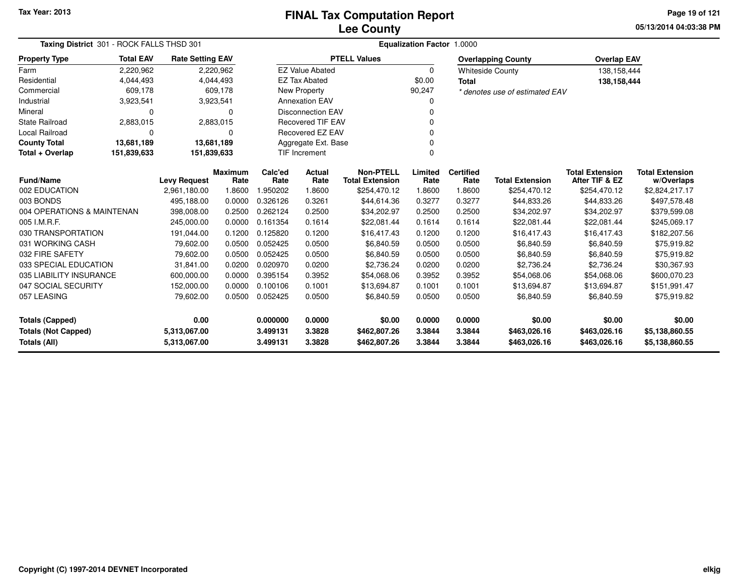Tax Year: 2013

# FINAL Tax Computation Report
## Lee County

05/13/2014 04:03:38 PM

**Taxing District** 301 - ROCK FALLS THSD 301 **Equalization Factor** 1.0000

| Property Type | Total EAV | Rate Setting EAV |
|---|---|---|
| Farm | 2,220,962 | 2,220,962 |
| Residential | 4,044,493 | 4,044,493 |
| Commercial | 609,178 | 609,178 |
| Industrial | 3,923,541 | 3,923,541 |
| Mineral | 0 | 0 |
| State Railroad | 2,883,015 | 2,883,015 |
| Local Railroad | 0 | 0 |
| **County Total** | **13,681,189** | **13,681,189** |
| **Total + Overlap** | **151,839,633** | **151,839,633** |

| PTELL Values | |
|---|---|
| EZ Value Abated | 0 |
| EZ Tax Abated | $0.00 |
| New Property | 90,247 |
| Annexation EAV | 0 |
| Disconnection EAV | 0 |
| Recovered TIF EAV | 0 |
| Recovered EZ EAV | 0 |
| Aggregate Ext. Base | 0 |
| TIF Increment | 0 |

| Overlapping County | Overlap EAV |
|---|---|
| Whiteside County | 138,158,444 |
| **Total** | **138,158,444** |

*\* denotes use of estimated EAV*

| Fund/Name | Levy Request | Maximum Rate | Calc'ed Rate | Actual Rate | Non-PTELL Total Extension | Limited Rate | Certified Rate | Total Extension | Total Extension After TIF & EZ | Total Extension w/Overlaps |
|---|---|---|---|---|---|---|---|---|---|---|
| 002 EDUCATION | 2,961,180.00 | 1.8600 | 1.950202 | 1.8600 | $254,470.12 | 1.8600 | 1.8600 | $254,470.12 | $254,470.12 | $2,824,217.17 |
| 003 BONDS | 495,188.00 | 0.0000 | 0.326126 | 0.3261 | $44,614.36 | 0.3277 | 0.3277 | $44,833.26 | $44,833.26 | $497,578.48 |
| 004 OPERATIONS & MAINTENAN | 398,008.00 | 0.2500 | 0.262124 | 0.2500 | $34,202.97 | 0.2500 | 0.2500 | $34,202.97 | $34,202.97 | $379,599.08 |
| 005 I.M.R.F. | 245,000.00 | 0.0000 | 0.161354 | 0.1614 | $22,081.44 | 0.1614 | 0.1614 | $22,081.44 | $22,081.44 | $245,069.17 |
| 030 TRANSPORTATION | 191,044.00 | 0.1200 | 0.125820 | 0.1200 | $16,417.43 | 0.1200 | 0.1200 | $16,417.43 | $16,417.43 | $182,207.56 |
| 031 WORKING CASH | 79,602.00 | 0.0500 | 0.052425 | 0.0500 | $6,840.59 | 0.0500 | 0.0500 | $6,840.59 | $6,840.59 | $75,919.82 |
| 032 FIRE SAFETY | 79,602.00 | 0.0500 | 0.052425 | 0.0500 | $6,840.59 | 0.0500 | 0.0500 | $6,840.59 | $6,840.59 | $75,919.82 |
| 033 SPECIAL EDUCATION | 31,841.00 | 0.0200 | 0.020970 | 0.0200 | $2,736.24 | 0.0200 | 0.0200 | $2,736.24 | $2,736.24 | $30,367.93 |
| 035 LIABILITY INSURANCE | 600,000.00 | 0.0000 | 0.395154 | 0.3952 | $54,068.06 | 0.3952 | 0.3952 | $54,068.06 | $54,068.06 | $600,070.23 |
| 047 SOCIAL SECURITY | 152,000.00 | 0.0000 | 0.100106 | 0.1001 | $13,694.87 | 0.1001 | 0.1001 | $13,694.87 | $13,694.87 | $151,991.47 |
| 057 LEASING | 79,602.00 | 0.0500 | 0.052425 | 0.0500 | $6,840.59 | 0.0500 | 0.0500 | $6,840.59 | $6,840.59 | $75,919.82 |
| **Totals (Capped)** | **0.00** | | **0.000000** | **0.0000** | **$0.00** | **0.0000** | **0.0000** | **$0.00** | **$0.00** | **$0.00** |
| **Totals (Not Capped)** | **5,313,067.00** | | **3.499131** | **3.3828** | **$462,807.26** | **3.3844** | **3.3844** | **$463,026.16** | **$463,026.16** | **$5,138,860.55** |
| **Totals (All)** | **5,313,067.00** | | **3.499131** | **3.3828** | **$462,807.26** | **3.3844** | **3.3844** | **$463,026.16** | **$463,026.16** | **$5,138,860.55** |

Copyright (C) 1997-2014 DEVNET Incorporated

elkjg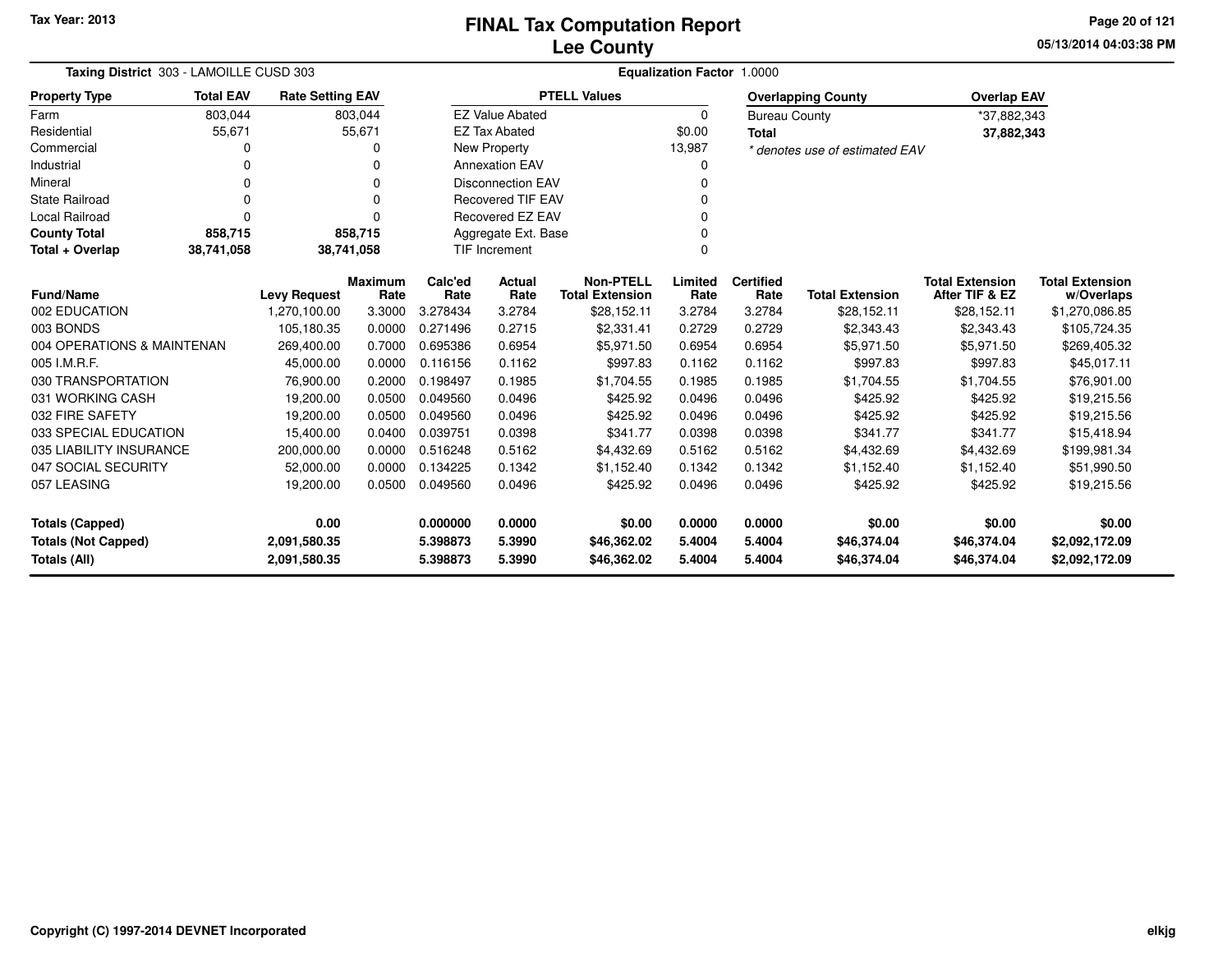# FINAL Tax Computation Report
## Lee County

Tax Year: 2013

05/13/2014 04:03:38 PM

**Taxing District** 303 - LAMOILLE CUSD 303

**Equalization Factor** 1.0000

| Property Type | Total EAV | Rate Setting EAV |
|---|---|---|
| Farm | 803,044 | 803,044 |
| Residential | 55,671 | 55,671 |
| Commercial | 0 | 0 |
| Industrial | 0 | 0 |
| Mineral | 0 | 0 |
| State Railroad | 0 | 0 |
| Local Railroad | 0 | 0 |
| **County Total** | **858,715** | **858,715** |
| **Total + Overlap** | **38,741,058** | **38,741,058** |

| PTELL Values | |
|---|---|
| EZ Value Abated | 0 |
| EZ Tax Abated | $0.00 |
| New Property | 13,987 |
| Annexation EAV | 0 |
| Disconnection EAV | 0 |
| Recovered TIF EAV | 0 |
| Recovered EZ EAV | 0 |
| Aggregate Ext. Base | 0 |
| TIF Increment | 0 |

| Overlapping County | Overlap EAV |
|---|---|
| Bureau County | *37,882,343 |
| **Total** | **37,882,343** |

*\* denotes use of estimated EAV*

| Fund/Name | Levy Request | Maximum Rate | Calc'ed Rate | Actual Rate | Non-PTELL Total Extension | Limited Rate | Certified Rate | Total Extension | Total Extension After TIF & EZ | Total Extension w/Overlaps |
|---|---|---|---|---|---|---|---|---|---|---|
| 002 EDUCATION | 1,270,100.00 | 3.3000 | 3.278434 | 3.2784 | $28,152.11 | 3.2784 | 3.2784 | $28,152.11 | $28,152.11 | $1,270,086.85 |
| 003 BONDS | 105,180.35 | 0.0000 | 0.271496 | 0.2715 | $2,331.41 | 0.2729 | 0.2729 | $2,343.43 | $2,343.43 | $105,724.35 |
| 004 OPERATIONS & MAINTENAN | 269,400.00 | 0.7000 | 0.695386 | 0.6954 | $5,971.50 | 0.6954 | 0.6954 | $5,971.50 | $5,971.50 | $269,405.32 |
| 005 I.M.R.F. | 45,000.00 | 0.0000 | 0.116156 | 0.1162 | $997.83 | 0.1162 | 0.1162 | $997.83 | $997.83 | $45,017.11 |
| 030 TRANSPORTATION | 76,900.00 | 0.2000 | 0.198497 | 0.1985 | $1,704.55 | 0.1985 | 0.1985 | $1,704.55 | $1,704.55 | $76,901.00 |
| 031 WORKING CASH | 19,200.00 | 0.0500 | 0.049560 | 0.0496 | $425.92 | 0.0496 | 0.0496 | $425.92 | $425.92 | $19,215.56 |
| 032 FIRE SAFETY | 19,200.00 | 0.0500 | 0.049560 | 0.0496 | $425.92 | 0.0496 | 0.0496 | $425.92 | $425.92 | $19,215.56 |
| 033 SPECIAL EDUCATION | 15,400.00 | 0.0400 | 0.039751 | 0.0398 | $341.77 | 0.0398 | 0.0398 | $341.77 | $341.77 | $15,418.94 |
| 035 LIABILITY INSURANCE | 200,000.00 | 0.0000 | 0.516248 | 0.5162 | $4,432.69 | 0.5162 | 0.5162 | $4,432.69 | $4,432.69 | $199,981.34 |
| 047 SOCIAL SECURITY | 52,000.00 | 0.0000 | 0.134225 | 0.1342 | $1,152.40 | 0.1342 | 0.1342 | $1,152.40 | $1,152.40 | $51,990.50 |
| 057 LEASING | 19,200.00 | 0.0500 | 0.049560 | 0.0496 | $425.92 | 0.0496 | 0.0496 | $425.92 | $425.92 | $19,215.56 |
| **Totals (Capped)** | **0.00** | | **0.000000** | **0.0000** | **$0.00** | **0.0000** | **0.0000** | **$0.00** | **$0.00** | **$0.00** |
| **Totals (Not Capped)** | **2,091,580.35** | | **5.398873** | **5.3990** | **$46,362.02** | **5.4004** | **5.4004** | **$46,374.04** | **$46,374.04** | **$2,092,172.09** |
| **Totals (All)** | **2,091,580.35** | | **5.398873** | **5.3990** | **$46,362.02** | **5.4004** | **5.4004** | **$46,374.04** | **$46,374.04** | **$2,092,172.09** |

Copyright (C) 1997-2014 DEVNET Incorporated

elkjg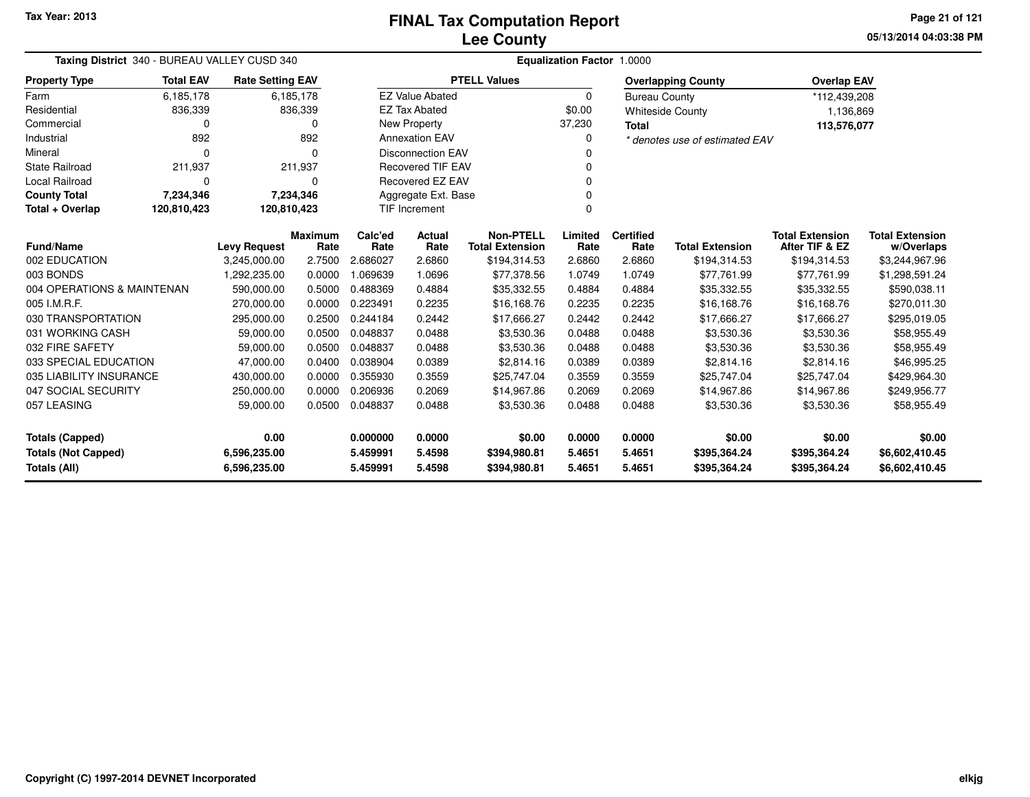Tax Year: 2013

# FINAL Tax Computation Report
## Lee County

05/13/2014 04:03:38 PM

**Taxing District** 340 - BUREAU VALLEY CUSD 340 **Equalization Factor** 1.0000

| Property Type | Total EAV | Rate Setting EAV |
|---|---|---|
| Farm | 6,185,178 | 6,185,178 |
| Residential | 836,339 | 836,339 |
| Commercial | 0 | 0 |
| Industrial | 892 | 892 |
| Mineral | 0 | 0 |
| State Railroad | 211,937 | 211,937 |
| Local Railroad | 0 | 0 |
| **County Total** | **7,234,346** | **7,234,346** |
| **Total + Overlap** | **120,810,423** | **120,810,423** |

| PTELL Values | |
|---|---|
| EZ Value Abated | 0 |
| EZ Tax Abated | $0.00 |
| New Property | 37,230 |
| Annexation EAV | 0 |
| Disconnection EAV | 0 |
| Recovered TIF EAV | 0 |
| Recovered EZ EAV | 0 |
| Aggregate Ext. Base | 0 |
| TIF Increment | 0 |

| Overlapping County | Overlap EAV |
|---|---|
| Bureau County | *112,439,208 |
| Whiteside County | 1,136,869 |
| **Total** | **113,576,077** |

*\* denotes use of estimated EAV*

| Fund/Name | Levy Request | Maximum Rate | Calc'ed Rate | Actual Rate | Non-PTELL Total Extension | Limited Rate | Certified Rate | Total Extension | Total Extension After TIF & EZ | Total Extension w/Overlaps |
|---|---|---|---|---|---|---|---|---|---|---|
| 002 EDUCATION | 3,245,000.00 | 2.7500 | 2.686027 | 2.6860 | $194,314.53 | 2.6860 | 2.6860 | $194,314.53 | $194,314.53 | $3,244,967.96 |
| 003 BONDS | 1,292,235.00 | 0.0000 | 1.069639 | 1.0696 | $77,378.56 | 1.0749 | 1.0749 | $77,761.99 | $77,761.99 | $1,298,591.24 |
| 004 OPERATIONS & MAINTENAN | 590,000.00 | 0.5000 | 0.488369 | 0.4884 | $35,332.55 | 0.4884 | 0.4884 | $35,332.55 | $35,332.55 | $590,038.11 |
| 005 I.M.R.F. | 270,000.00 | 0.0000 | 0.223491 | 0.2235 | $16,168.76 | 0.2235 | 0.2235 | $16,168.76 | $16,168.76 | $270,011.30 |
| 030 TRANSPORTATION | 295,000.00 | 0.2500 | 0.244184 | 0.2442 | $17,666.27 | 0.2442 | 0.2442 | $17,666.27 | $17,666.27 | $295,019.05 |
| 031 WORKING CASH | 59,000.00 | 0.0500 | 0.048837 | 0.0488 | $3,530.36 | 0.0488 | 0.0488 | $3,530.36 | $3,530.36 | $58,955.49 |
| 032 FIRE SAFETY | 59,000.00 | 0.0500 | 0.048837 | 0.0488 | $3,530.36 | 0.0488 | 0.0488 | $3,530.36 | $3,530.36 | $58,955.49 |
| 033 SPECIAL EDUCATION | 47,000.00 | 0.0400 | 0.038904 | 0.0389 | $2,814.16 | 0.0389 | 0.0389 | $2,814.16 | $2,814.16 | $46,995.25 |
| 035 LIABILITY INSURANCE | 430,000.00 | 0.0000 | 0.355930 | 0.3559 | $25,747.04 | 0.3559 | 0.3559 | $25,747.04 | $25,747.04 | $429,964.30 |
| 047 SOCIAL SECURITY | 250,000.00 | 0.0000 | 0.206936 | 0.2069 | $14,967.86 | 0.2069 | 0.2069 | $14,967.86 | $14,967.86 | $249,956.77 |
| 057 LEASING | 59,000.00 | 0.0500 | 0.048837 | 0.0488 | $3,530.36 | 0.0488 | 0.0488 | $3,530.36 | $3,530.36 | $58,955.49 |
| **Totals (Capped)** | **0.00** | | **0.000000** | **0.0000** | **$0.00** | **0.0000** | **0.0000** | **$0.00** | **$0.00** | **$0.00** |
| **Totals (Not Capped)** | **6,596,235.00** | | **5.459991** | **5.4598** | **$394,980.81** | **5.4651** | **5.4651** | **$395,364.24** | **$395,364.24** | **$6,602,410.45** |
| **Totals (All)** | **6,596,235.00** | | **5.459991** | **5.4598** | **$394,980.81** | **5.4651** | **5.4651** | **$395,364.24** | **$395,364.24** | **$6,602,410.45** |

Copyright (C) 1997-2014 DEVNET Incorporated

elkjg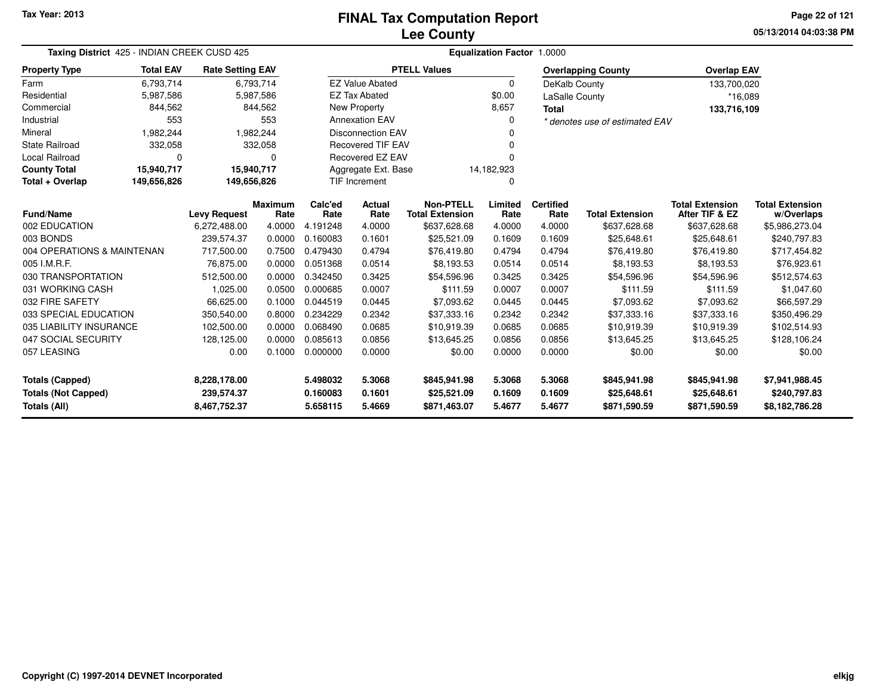Tax Year: 2013

# FINAL Tax Computation Report
## Lee County

05/13/2014 04:03:38 PM

**Taxing District** 425 - INDIAN CREEK CUSD 425

**Equalization Factor** 1.0000

| Property Type | Total EAV | Rate Setting EAV |
|---|---|---|
| Farm | 6,793,714 | 6,793,714 |
| Residential | 5,987,586 | 5,987,586 |
| Commercial | 844,562 | 844,562 |
| Industrial | 553 | 553 |
| Mineral | 1,982,244 | 1,982,244 |
| State Railroad | 332,058 | 332,058 |
| Local Railroad | 0 | 0 |
| **County Total** | **15,940,717** | **15,940,717** |
| **Total + Overlap** | **149,656,826** | **149,656,826** |

| PTELL Values | |
|---|---|
| EZ Value Abated | 0 |
| EZ Tax Abated | $0.00 |
| New Property | 8,657 |
| Annexation EAV | 0 |
| Disconnection EAV | 0 |
| Recovered TIF EAV | 0 |
| Recovered EZ EAV | 0 |
| Aggregate Ext. Base | 14,182,923 |
| TIF Increment | 0 |

| Overlapping County | Overlap EAV |
|---|---|
| DeKalb County | 133,700,020 |
| LaSalle County | *16,089 |
| **Total** | **133,716,109** |

*\* denotes use of estimated EAV*

| Fund/Name | Levy Request | Maximum Rate | Calc'ed Rate | Actual Rate | Non-PTELL Total Extension | Limited Rate | Certified Rate | Total Extension | Total Extension After TIF & EZ | Total Extension w/Overlaps |
|---|---|---|---|---|---|---|---|---|---|---|
| 002 EDUCATION | 6,272,488.00 | 4.0000 | 4.191248 | 4.0000 | $637,628.68 | 4.0000 | 4.0000 | $637,628.68 | $637,628.68 | $5,986,273.04 |
| 003 BONDS | 239,574.37 | 0.0000 | 0.160083 | 0.1601 | $25,521.09 | 0.1609 | 0.1609 | $25,648.61 | $25,648.61 | $240,797.83 |
| 004 OPERATIONS & MAINTENAN | 717,500.00 | 0.7500 | 0.479430 | 0.4794 | $76,419.80 | 0.4794 | 0.4794 | $76,419.80 | $76,419.80 | $717,454.82 |
| 005 I.M.R.F. | 76,875.00 | 0.0000 | 0.051368 | 0.0514 | $8,193.53 | 0.0514 | 0.0514 | $8,193.53 | $8,193.53 | $76,923.61 |
| 030 TRANSPORTATION | 512,500.00 | 0.0000 | 0.342450 | 0.3425 | $54,596.96 | 0.3425 | 0.3425 | $54,596.96 | $54,596.96 | $512,574.63 |
| 031 WORKING CASH | 1,025.00 | 0.0500 | 0.000685 | 0.0007 | $111.59 | 0.0007 | 0.0007 | $111.59 | $111.59 | $1,047.60 |
| 032 FIRE SAFETY | 66,625.00 | 0.1000 | 0.044519 | 0.0445 | $7,093.62 | 0.0445 | 0.0445 | $7,093.62 | $7,093.62 | $66,597.29 |
| 033 SPECIAL EDUCATION | 350,540.00 | 0.8000 | 0.234229 | 0.2342 | $37,333.16 | 0.2342 | 0.2342 | $37,333.16 | $37,333.16 | $350,496.29 |
| 035 LIABILITY INSURANCE | 102,500.00 | 0.0000 | 0.068490 | 0.0685 | $10,919.39 | 0.0685 | 0.0685 | $10,919.39 | $10,919.39 | $102,514.93 |
| 047 SOCIAL SECURITY | 128,125.00 | 0.0000 | 0.085613 | 0.0856 | $13,645.25 | 0.0856 | 0.0856 | $13,645.25 | $13,645.25 | $128,106.24 |
| 057 LEASING | 0.00 | 0.1000 | 0.000000 | 0.0000 | $0.00 | 0.0000 | 0.0000 | $0.00 | $0.00 | $0.00 |
| **Totals (Capped)** | **8,228,178.00** | | **5.498032** | **5.3068** | **$845,941.98** | **5.3068** | **5.3068** | **$845,941.98** | **$845,941.98** | **$7,941,988.45** |
| **Totals (Not Capped)** | **239,574.37** | | **0.160083** | **0.1601** | **$25,521.09** | **0.1609** | **0.1609** | **$25,648.61** | **$25,648.61** | **$240,797.83** |
| **Totals (All)** | **8,467,752.37** | | **5.658115** | **5.4669** | **$871,463.07** | **5.4677** | **5.4677** | **$871,590.59** | **$871,590.59** | **$8,182,786.28** |

Copyright (C) 1997-2014 DEVNET Incorporated

elkjg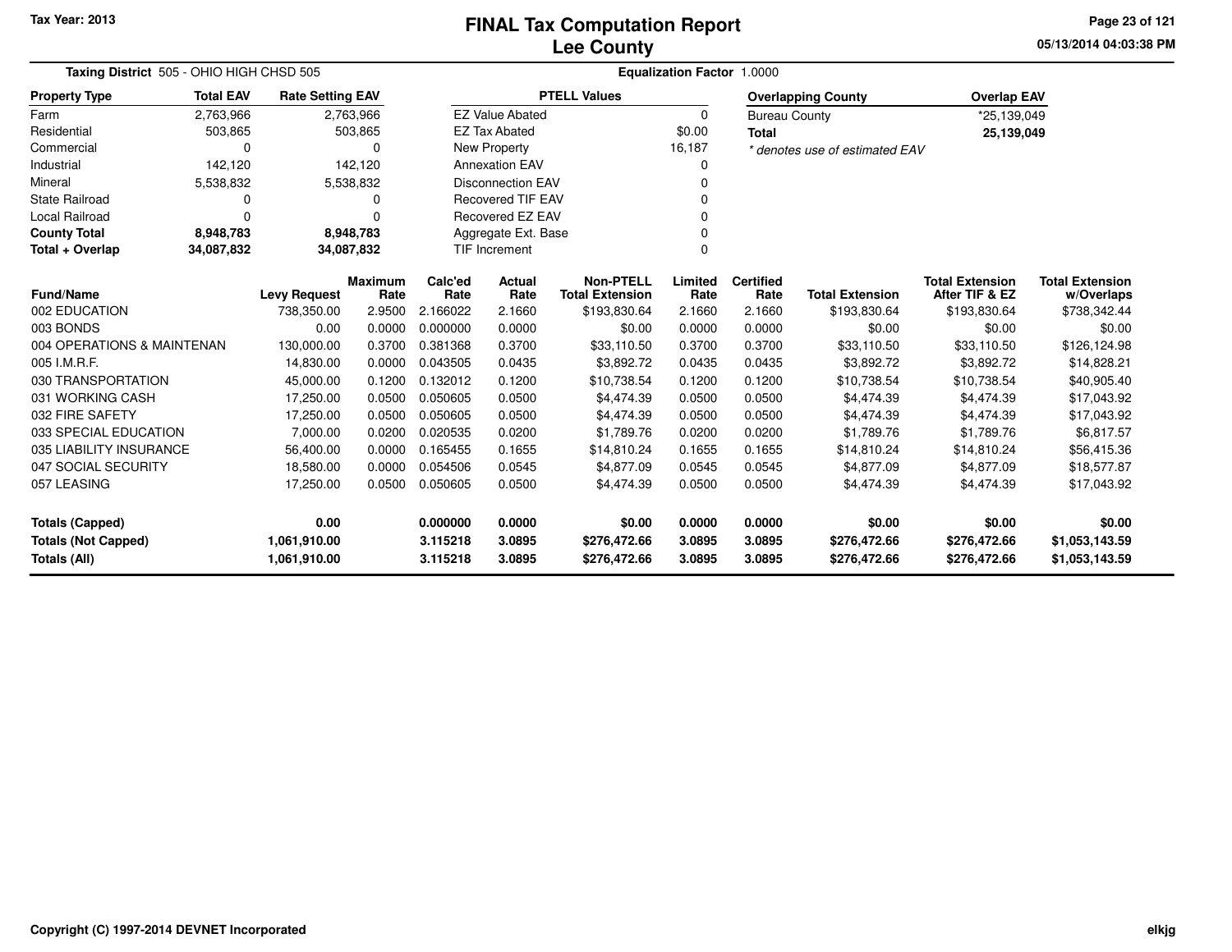**Tax Year: 2013**

# FINAL Tax Computation Report
## Lee County

05/13/2014 04:03:38 PM

**Taxing District** 505 - OHIO HIGH CHSD 505 **Equalization Factor** 1.0000

| Property Type | Total EAV | Rate Setting EAV |
|---|---|---|
| Farm | 2,763,966 | 2,763,966 |
| Residential | 503,865 | 503,865 |
| Commercial | 0 | 0 |
| Industrial | 142,120 | 142,120 |
| Mineral | 5,538,832 | 5,538,832 |
| State Railroad | 0 | 0 |
| Local Railroad | 0 | 0 |
| **County Total** | **8,948,783** | **8,948,783** |
| **Total + Overlap** | **34,087,832** | **34,087,832** |

| PTELL Values | |
|---|---|
| EZ Value Abated | 0 |
| EZ Tax Abated | $0.00 |
| New Property | 16,187 |
| Annexation EAV | 0 |
| Disconnection EAV | 0 |
| Recovered TIF EAV | 0 |
| Recovered EZ EAV | 0 |
| Aggregate Ext. Base | 0 |
| TIF Increment | 0 |

| Overlapping County | Overlap EAV |
|---|---|
| Bureau County | *25,139,049 |
| **Total** | **25,139,049** |

*\* denotes use of estimated EAV*

| Fund/Name | Levy Request | Maximum Rate | Calc'ed Rate | Actual Rate | Non-PTELL Total Extension | Limited Rate | Certified Rate | Total Extension | Total Extension After TIF & EZ | Total Extension w/Overlaps |
|---|---|---|---|---|---|---|---|---|---|---|
| 002 EDUCATION | 738,350.00 | 2.9500 | 2.166022 | 2.1660 | $193,830.64 | 2.1660 | 2.1660 | $193,830.64 | $193,830.64 | $738,342.44 |
| 003 BONDS | 0.00 | 0.0000 | 0.000000 | 0.0000 | $0.00 | 0.0000 | 0.0000 | $0.00 | $0.00 | $0.00 |
| 004 OPERATIONS & MAINTENAN | 130,000.00 | 0.3700 | 0.381368 | 0.3700 | $33,110.50 | 0.3700 | 0.3700 | $33,110.50 | $33,110.50 | $126,124.98 |
| 005 I.M.R.F. | 14,830.00 | 0.0000 | 0.043505 | 0.0435 | $3,892.72 | 0.0435 | 0.0435 | $3,892.72 | $3,892.72 | $14,828.21 |
| 030 TRANSPORTATION | 45,000.00 | 0.1200 | 0.132012 | 0.1200 | $10,738.54 | 0.1200 | 0.1200 | $10,738.54 | $10,738.54 | $40,905.40 |
| 031 WORKING CASH | 17,250.00 | 0.0500 | 0.050605 | 0.0500 | $4,474.39 | 0.0500 | 0.0500 | $4,474.39 | $4,474.39 | $17,043.92 |
| 032 FIRE SAFETY | 17,250.00 | 0.0500 | 0.050605 | 0.0500 | $4,474.39 | 0.0500 | 0.0500 | $4,474.39 | $4,474.39 | $17,043.92 |
| 033 SPECIAL EDUCATION | 7,000.00 | 0.0200 | 0.020535 | 0.0200 | $1,789.76 | 0.0200 | 0.0200 | $1,789.76 | $1,789.76 | $6,817.57 |
| 035 LIABILITY INSURANCE | 56,400.00 | 0.0000 | 0.165455 | 0.1655 | $14,810.24 | 0.1655 | 0.1655 | $14,810.24 | $14,810.24 | $56,415.36 |
| 047 SOCIAL SECURITY | 18,580.00 | 0.0000 | 0.054506 | 0.0545 | $4,877.09 | 0.0545 | 0.0545 | $4,877.09 | $4,877.09 | $18,577.87 |
| 057 LEASING | 17,250.00 | 0.0500 | 0.050605 | 0.0500 | $4,474.39 | 0.0500 | 0.0500 | $4,474.39 | $4,474.39 | $17,043.92 |
| **Totals (Capped)** | **0.00** | | **0.000000** | **0.0000** | **$0.00** | **0.0000** | **0.0000** | **$0.00** | **$0.00** | **$0.00** |
| **Totals (Not Capped)** | **1,061,910.00** | | **3.115218** | **3.0895** | **$276,472.66** | **3.0895** | **3.0895** | **$276,472.66** | **$276,472.66** | **$1,053,143.59** |
| **Totals (All)** | **1,061,910.00** | | **3.115218** | **3.0895** | **$276,472.66** | **3.0895** | **3.0895** | **$276,472.66** | **$276,472.66** | **$1,053,143.59** |

**Copyright (C) 1997-2014 DEVNET Incorporated** elkjg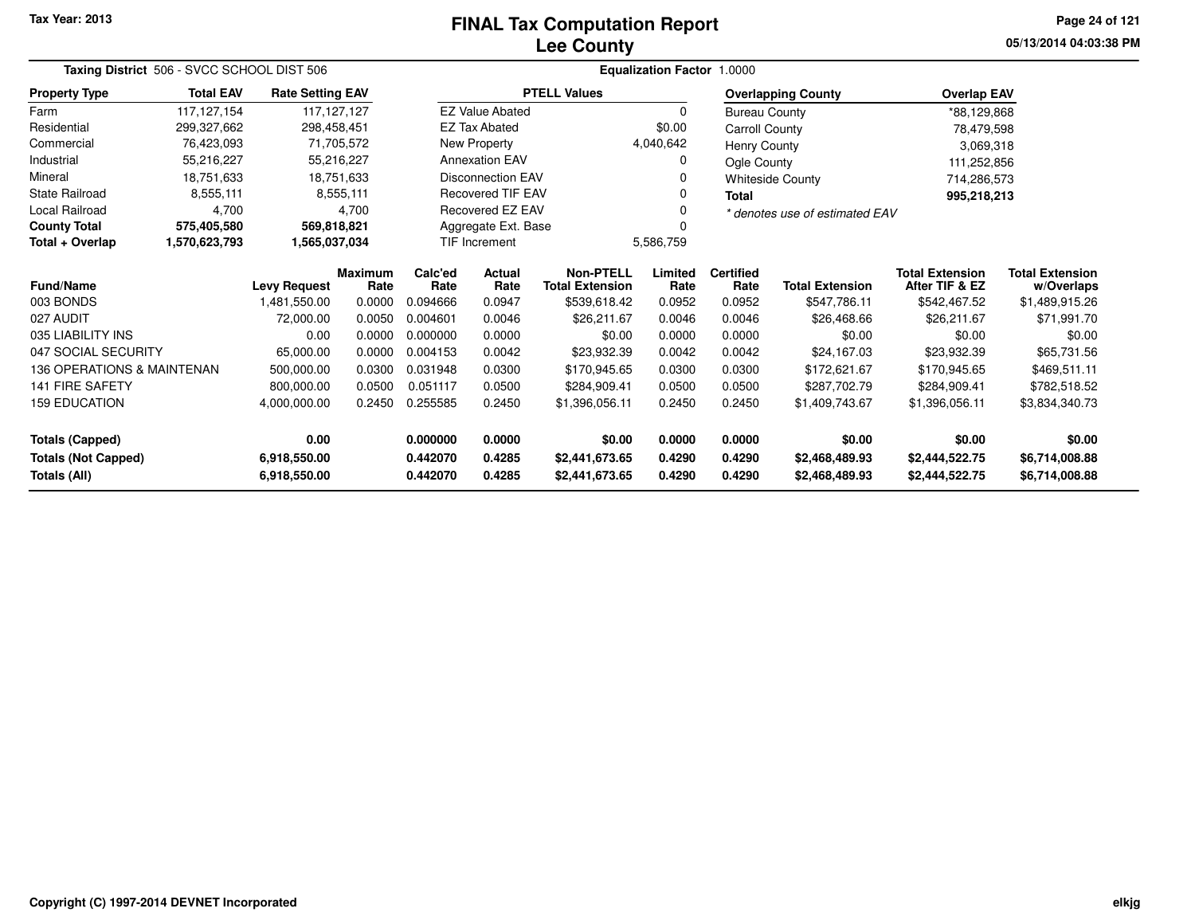Tax Year: 2013

# FINAL Tax Computation Report
## Lee County

05/13/2014 04:03:38 PM

**Taxing District** 506 - SVCC SCHOOL DIST 506 **Equalization Factor** 1.0000

| Property Type | Total EAV | Rate Setting EAV |
|---|---|---|
| Farm | 117,127,154 | 117,127,127 |
| Residential | 299,327,662 | 298,458,451 |
| Commercial | 76,423,093 | 71,705,572 |
| Industrial | 55,216,227 | 55,216,227 |
| Mineral | 18,751,633 | 18,751,633 |
| State Railroad | 8,555,111 | 8,555,111 |
| Local Railroad | 4,700 | 4,700 |
| **County Total** | **575,405,580** | **569,818,821** |
| **Total + Overlap** | **1,570,623,793** | **1,565,037,034** |

| PTELL Values | |
|---|---|
| EZ Value Abated | 0 |
| EZ Tax Abated | $0.00 |
| New Property | 4,040,642 |
| Annexation EAV | 0 |
| Disconnection EAV | 0 |
| Recovered TIF EAV | 0 |
| Recovered EZ EAV | 0 |
| Aggregate Ext. Base | 0 |
| TIF Increment | 5,586,759 |

| Overlapping County | Overlap EAV |
|---|---|
| Bureau County | *88,129,868 |
| Carroll County | 78,479,598 |
| Henry County | 3,069,318 |
| Ogle County | 111,252,856 |
| Whiteside County | 714,286,573 |
| **Total** | **995,218,213** |

*\* denotes use of estimated EAV*

| Fund/Name | Levy Request | Maximum Rate | Calc'ed Rate | Actual Rate | Non-PTELL Total Extension | Limited Rate | Certified Rate | Total Extension | Total Extension After TIF & EZ | Total Extension w/Overlaps |
|---|---|---|---|---|---|---|---|---|---|---|
| 003 BONDS | 1,481,550.00 | 0.0000 | 0.094666 | 0.0947 | $539,618.42 | 0.0952 | 0.0952 | $547,786.11 | $542,467.52 | $1,489,915.26 |
| 027 AUDIT | 72,000.00 | 0.0050 | 0.004601 | 0.0046 | $26,211.67 | 0.0046 | 0.0046 | $26,468.66 | $26,211.67 | $71,991.70 |
| 035 LIABILITY INS | 0.00 | 0.0000 | 0.000000 | 0.0000 | $0.00 | 0.0000 | 0.0000 | $0.00 | $0.00 | $0.00 |
| 047 SOCIAL SECURITY | 65,000.00 | 0.0000 | 0.004153 | 0.0042 | $23,932.39 | 0.0042 | 0.0042 | $24,167.03 | $23,932.39 | $65,731.56 |
| 136 OPERATIONS & MAINTENAN | 500,000.00 | 0.0300 | 0.031948 | 0.0300 | $170,945.65 | 0.0300 | 0.0300 | $172,621.67 | $170,945.65 | $469,511.11 |
| 141 FIRE SAFETY | 800,000.00 | 0.0500 | 0.051117 | 0.0500 | $284,909.41 | 0.0500 | 0.0500 | $287,702.79 | $284,909.41 | $782,518.52 |
| 159 EDUCATION | 4,000,000.00 | 0.2450 | 0.255585 | 0.2450 | $1,396,056.11 | 0.2450 | 0.2450 | $1,409,743.67 | $1,396,056.11 | $3,834,340.73 |
| **Totals (Capped)** | **0.00** | | **0.000000** | **0.0000** | **$0.00** | **0.0000** | **0.0000** | **$0.00** | **$0.00** | **$0.00** |
| **Totals (Not Capped)** | **6,918,550.00** | | **0.442070** | **0.4285** | **$2,441,673.65** | **0.4290** | **0.4290** | **$2,468,489.93** | **$2,444,522.75** | **$6,714,008.88** |
| **Totals (All)** | **6,918,550.00** | | **0.442070** | **0.4285** | **$2,441,673.65** | **0.4290** | **0.4290** | **$2,468,489.93** | **$2,444,522.75** | **$6,714,008.88** |

Copyright (C) 1997-2014 DEVNET Incorporated

elkjg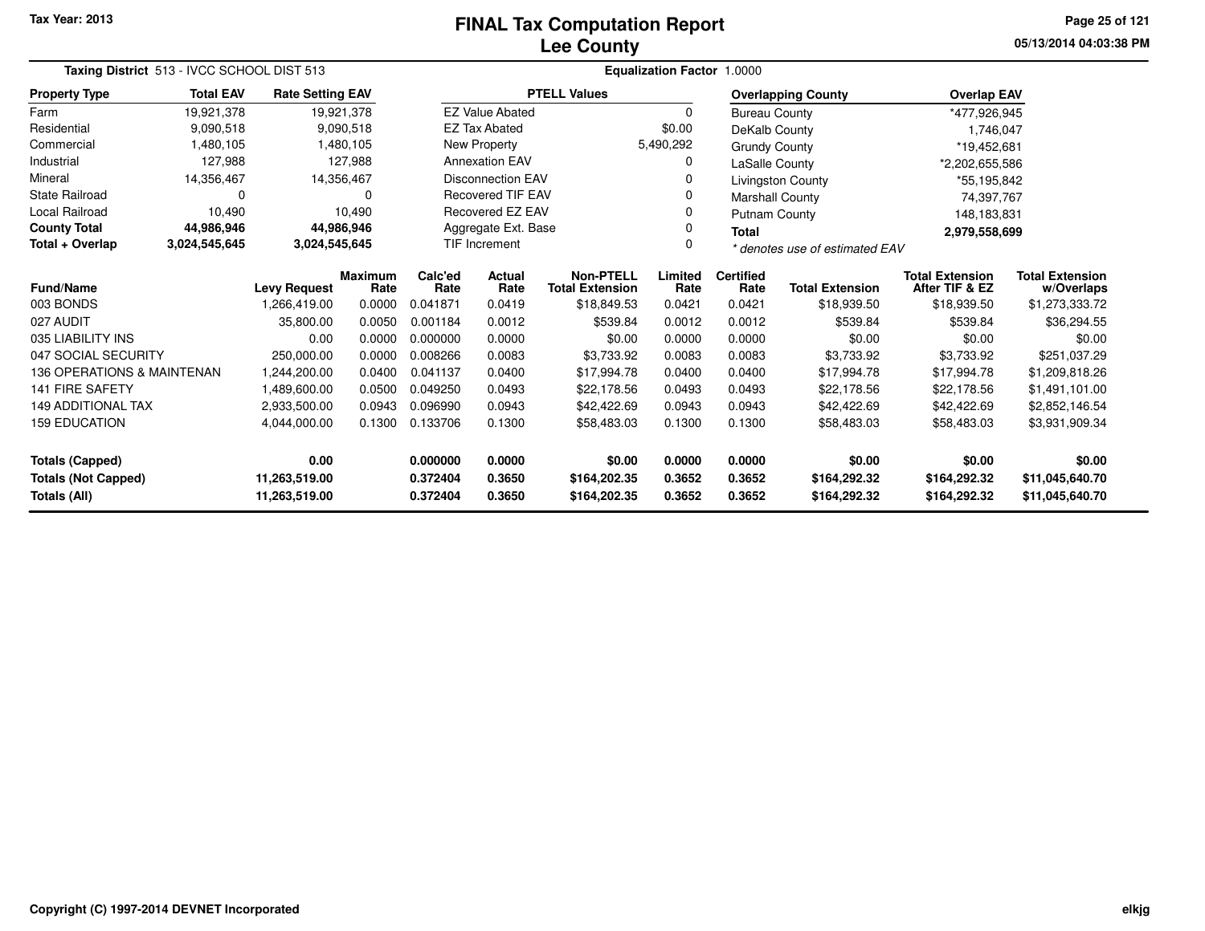Tax Year: 2013

# FINAL Tax Computation Report
## Lee County

05/13/2014 04:03:38 PM

**Taxing District** 513 - IVCC SCHOOL DIST 513 | **Equalization Factor** 1.0000

| Property Type | Total EAV | Rate Setting EAV |
|---|---|---|
| Farm | 19,921,378 | 19,921,378 |
| Residential | 9,090,518 | 9,090,518 |
| Commercial | 1,480,105 | 1,480,105 |
| Industrial | 127,988 | 127,988 |
| Mineral | 14,356,467 | 14,356,467 |
| State Railroad | 0 | 0 |
| Local Railroad | 10,490 | 10,490 |
| **County Total** | **44,986,946** | **44,986,946** |
| **Total + Overlap** | **3,024,545,645** | **3,024,545,645** |

| PTELL Values | |
|---|---|
| EZ Value Abated | 0 |
| EZ Tax Abated | $0.00 |
| New Property | 5,490,292 |
| Annexation EAV | 0 |
| Disconnection EAV | 0 |
| Recovered TIF EAV | 0 |
| Recovered EZ EAV | 0 |
| Aggregate Ext. Base | 0 |
| TIF Increment | 0 |

| Overlapping County | Overlap EAV |
|---|---|
| Bureau County | *477,926,945 |
| DeKalb County | 1,746,047 |
| Grundy County | *19,452,681 |
| LaSalle County | *2,202,655,586 |
| Livingston County | *55,195,842 |
| Marshall County | 74,397,767 |
| Putnam County | 148,183,831 |
| **Total** | **2,979,558,699** |

*\* denotes use of estimated EAV*

| Fund/Name | Levy Request | Maximum Rate | Calc'ed Rate | Actual Rate | Non-PTELL Total Extension | Limited Rate | Certified Rate | Total Extension | Total Extension After TIF & EZ | Total Extension w/Overlaps |
|---|---|---|---|---|---|---|---|---|---|---|
| 003 BONDS | 1,266,419.00 | 0.0000 | 0.041871 | 0.0419 | $18,849.53 | 0.0421 | 0.0421 | $18,939.50 | $18,939.50 | $1,273,333.72 |
| 027 AUDIT | 35,800.00 | 0.0050 | 0.001184 | 0.0012 | $539.84 | 0.0012 | 0.0012 | $539.84 | $539.84 | $36,294.55 |
| 035 LIABILITY INS | 0.00 | 0.0000 | 0.000000 | 0.0000 | $0.00 | 0.0000 | 0.0000 | $0.00 | $0.00 | $0.00 |
| 047 SOCIAL SECURITY | 250,000.00 | 0.0000 | 0.008266 | 0.0083 | $3,733.92 | 0.0083 | 0.0083 | $3,733.92 | $3,733.92 | $251,037.29 |
| 136 OPERATIONS & MAINTENAN | 1,244,200.00 | 0.0400 | 0.041137 | 0.0400 | $17,994.78 | 0.0400 | 0.0400 | $17,994.78 | $17,994.78 | $1,209,818.26 |
| 141 FIRE SAFETY | 1,489,600.00 | 0.0500 | 0.049250 | 0.0493 | $22,178.56 | 0.0493 | 0.0493 | $22,178.56 | $22,178.56 | $1,491,101.00 |
| 149 ADDITIONAL TAX | 2,933,500.00 | 0.0943 | 0.096990 | 0.0943 | $42,422.69 | 0.0943 | 0.0943 | $42,422.69 | $42,422.69 | $2,852,146.54 |
| 159 EDUCATION | 4,044,000.00 | 0.1300 | 0.133706 | 0.1300 | $58,483.03 | 0.1300 | 0.1300 | $58,483.03 | $58,483.03 | $3,931,909.34 |
| **Totals (Capped)** | **0.00** | | **0.000000** | **0.0000** | **$0.00** | **0.0000** | **0.0000** | **$0.00** | **$0.00** | **$0.00** |
| **Totals (Not Capped)** | **11,263,519.00** | | **0.372404** | **0.3650** | **$164,202.35** | **0.3652** | **0.3652** | **$164,292.32** | **$164,292.32** | **$11,045,640.70** |
| **Totals (All)** | **11,263,519.00** | | **0.372404** | **0.3650** | **$164,202.35** | **0.3652** | **0.3652** | **$164,292.32** | **$164,292.32** | **$11,045,640.70** |

Copyright (C) 1997-2014 DEVNET Incorporated

elkjg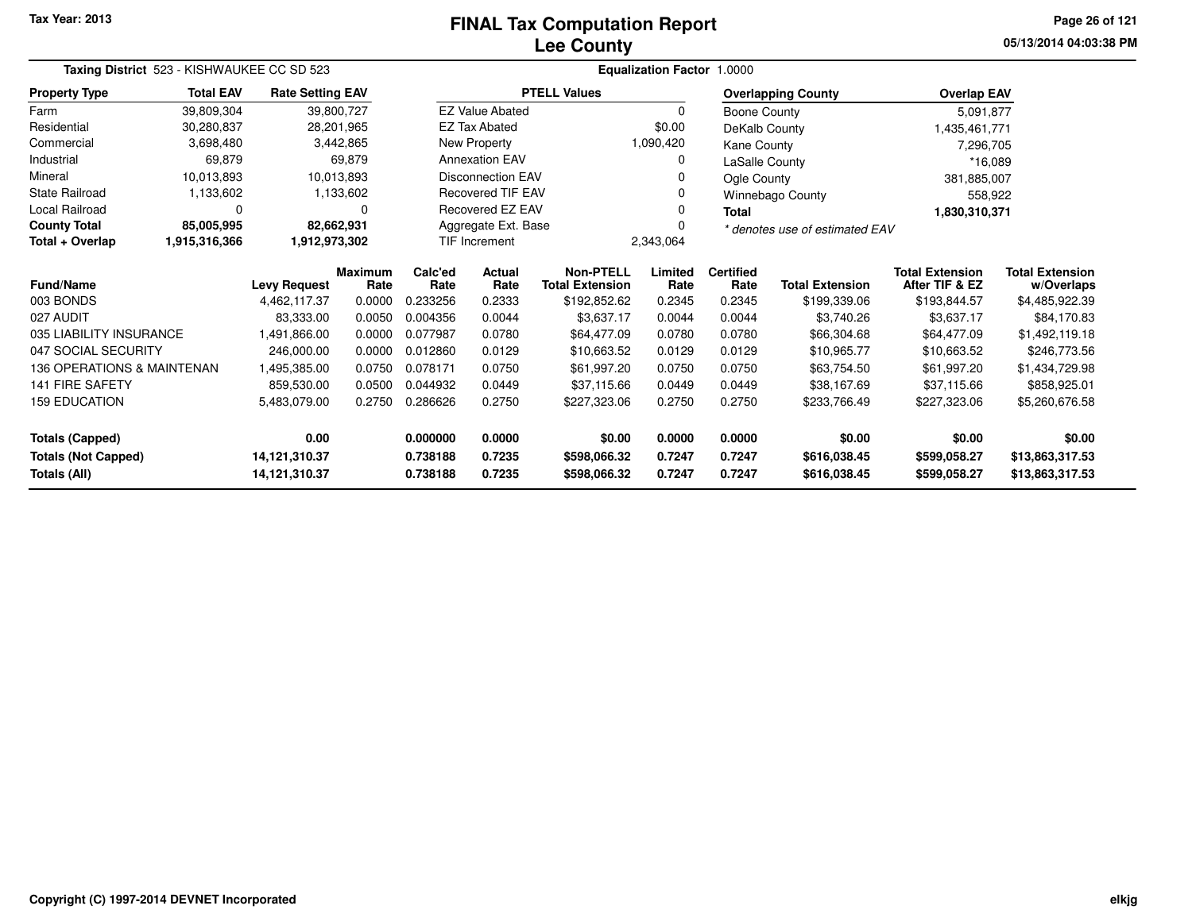# FINAL Tax Computation Report
## Lee County

Tax Year: 2013

05/13/2014 04:03:38 PM

**Taxing District** 523 - KISHWAUKEE CC SD 523 **Equalization Factor** 1.0000

| Property Type | Total EAV | Rate Setting EAV |
|---|---|---|
| Farm | 39,809,304 | 39,800,727 |
| Residential | 30,280,837 | 28,201,965 |
| Commercial | 3,698,480 | 3,442,865 |
| Industrial | 69,879 | 69,879 |
| Mineral | 10,013,893 | 10,013,893 |
| State Railroad | 1,133,602 | 1,133,602 |
| Local Railroad | 0 | 0 |
| **County Total** | **85,005,995** | **82,662,931** |
| **Total + Overlap** | **1,915,316,366** | **1,912,973,302** |

| PTELL Values | |
|---|---|
| EZ Value Abated | 0 |
| EZ Tax Abated | $0.00 |
| New Property | 1,090,420 |
| Annexation EAV | 0 |
| Disconnection EAV | 0 |
| Recovered TIF EAV | 0 |
| Recovered EZ EAV | 0 |
| Aggregate Ext. Base | 0 |
| TIF Increment | 2,343,064 |

| Overlapping County | Overlap EAV |
|---|---|
| Boone County | 5,091,877 |
| DeKalb County | 1,435,461,771 |
| Kane County | 7,296,705 |
| LaSalle County | *16,089 |
| Ogle County | 381,885,007 |
| Winnebago County | 558,922 |
| **Total** | **1,830,310,371** |

*\* denotes use of estimated EAV*

| Fund/Name | Levy Request | Maximum Rate | Calc'ed Rate | Actual Rate | Non-PTELL Total Extension | Limited Rate | Certified Rate | Total Extension | Total Extension After TIF & EZ | Total Extension w/Overlaps |
|---|---|---|---|---|---|---|---|---|---|---|
| 003 BONDS | 4,462,117.37 | 0.0000 | 0.233256 | 0.2333 | $192,852.62 | 0.2345 | 0.2345 | $199,339.06 | $193,844.57 | $4,485,922.39 |
| 027 AUDIT | 83,333.00 | 0.0050 | 0.004356 | 0.0044 | $3,637.17 | 0.0044 | 0.0044 | $3,740.26 | $3,637.17 | $84,170.83 |
| 035 LIABILITY INSURANCE | 1,491,866.00 | 0.0000 | 0.077987 | 0.0780 | $64,477.09 | 0.0780 | 0.0780 | $66,304.68 | $64,477.09 | $1,492,119.18 |
| 047 SOCIAL SECURITY | 246,000.00 | 0.0000 | 0.012860 | 0.0129 | $10,663.52 | 0.0129 | 0.0129 | $10,965.77 | $10,663.52 | $246,773.56 |
| 136 OPERATIONS & MAINTENAN | 1,495,385.00 | 0.0750 | 0.078171 | 0.0750 | $61,997.20 | 0.0750 | 0.0750 | $63,754.50 | $61,997.20 | $1,434,729.98 |
| 141 FIRE SAFETY | 859,530.00 | 0.0500 | 0.044932 | 0.0449 | $37,115.66 | 0.0449 | 0.0449 | $38,167.69 | $37,115.66 | $858,925.01 |
| 159 EDUCATION | 5,483,079.00 | 0.2750 | 0.286626 | 0.2750 | $227,323.06 | 0.2750 | 0.2750 | $233,766.49 | $227,323.06 | $5,260,676.58 |
| **Totals (Capped)** | **0.00** | | **0.000000** | **0.0000** | **$0.00** | **0.0000** | **0.0000** | **$0.00** | **$0.00** | **$0.00** |
| **Totals (Not Capped)** | **14,121,310.37** | | **0.738188** | **0.7235** | **$598,066.32** | **0.7247** | **0.7247** | **$616,038.45** | **$599,058.27** | **$13,863,317.53** |
| **Totals (All)** | **14,121,310.37** | | **0.738188** | **0.7235** | **$598,066.32** | **0.7247** | **0.7247** | **$616,038.45** | **$599,058.27** | **$13,863,317.53** |

Copyright (C) 1997-2014 DEVNET Incorporated

elkjg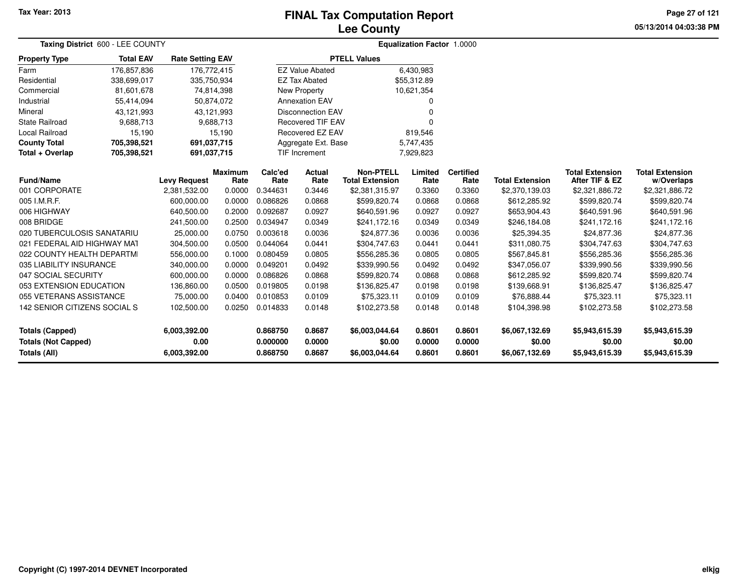# FINAL Tax Computation Report
## Lee County

Tax Year: 2013

**Taxing District** 600 - LEE COUNTY

**Equalization Factor** 1.0000

| Property Type | Total EAV | Rate Setting EAV |
|---|---|---|
| Farm | 176,857,836 | 176,772,415 |
| Residential | 338,699,017 | 335,750,934 |
| Commercial | 81,601,678 | 74,814,398 |
| Industrial | 55,414,094 | 50,874,072 |
| Mineral | 43,121,993 | 43,121,993 |
| State Railroad | 9,688,713 | 9,688,713 |
| Local Railroad | 15,190 | 15,190 |
| **County Total** | **705,398,521** | **691,037,715** |
| **Total + Overlap** | **705,398,521** | **691,037,715** |

| PTELL Values | |
|---|---|
| EZ Value Abated | 6,430,983 |
| EZ Tax Abated | $55,312.89 |
| New Property | 10,621,354 |
| Annexation EAV | 0 |
| Disconnection EAV | 0 |
| Recovered TIF EAV | 0 |
| Recovered EZ EAV | 819,546 |
| Aggregate Ext. Base | 5,747,435 |
| TIF Increment | 7,929,823 |

| Fund/Name | Levy Request | Maximum Rate | Calc'ed Rate | Actual Rate | Non-PTELL Total Extension | Limited Rate | Certified Rate | Total Extension | Total Extension After TIF & EZ | Total Extension w/Overlaps |
|---|---|---|---|---|---|---|---|---|---|---|
| 001 CORPORATE | 2,381,532.00 | 0.0000 | 0.344631 | 0.3446 | $2,381,315.97 | 0.3360 | 0.3360 | $2,370,139.03 | $2,321,886.72 | $2,321,886.72 |
| 005 I.M.R.F. | 600,000.00 | 0.0000 | 0.086826 | 0.0868 | $599,820.74 | 0.0868 | 0.0868 | $612,285.92 | $599,820.74 | $599,820.74 |
| 006 HIGHWAY | 640,500.00 | 0.2000 | 0.092687 | 0.0927 | $640,591.96 | 0.0927 | 0.0927 | $653,904.43 | $640,591.96 | $640,591.96 |
| 008 BRIDGE | 241,500.00 | 0.2500 | 0.034947 | 0.0349 | $241,172.16 | 0.0349 | 0.0349 | $246,184.08 | $241,172.16 | $241,172.16 |
| 020 TUBERCULOSIS SANATARIU | 25,000.00 | 0.0750 | 0.003618 | 0.0036 | $24,877.36 | 0.0036 | 0.0036 | $25,394.35 | $24,877.36 | $24,877.36 |
| 021 FEDERAL AID HIGHWAY MAT | 304,500.00 | 0.0500 | 0.044064 | 0.0441 | $304,747.63 | 0.0441 | 0.0441 | $311,080.75 | $304,747.63 | $304,747.63 |
| 022 COUNTY HEALTH DEPARTMI | 556,000.00 | 0.1000 | 0.080459 | 0.0805 | $556,285.36 | 0.0805 | 0.0805 | $567,845.81 | $556,285.36 | $556,285.36 |
| 035 LIABILITY INSURANCE | 340,000.00 | 0.0000 | 0.049201 | 0.0492 | $339,990.56 | 0.0492 | 0.0492 | $347,056.07 | $339,990.56 | $339,990.56 |
| 047 SOCIAL SECURITY | 600,000.00 | 0.0000 | 0.086826 | 0.0868 | $599,820.74 | 0.0868 | 0.0868 | $612,285.92 | $599,820.74 | $599,820.74 |
| 053 EXTENSION EDUCATION | 136,860.00 | 0.0500 | 0.019805 | 0.0198 | $136,825.47 | 0.0198 | 0.0198 | $139,668.91 | $136,825.47 | $136,825.47 |
| 055 VETERANS ASSISTANCE | 75,000.00 | 0.0400 | 0.010853 | 0.0109 | $75,323.11 | 0.0109 | 0.0109 | $76,888.44 | $75,323.11 | $75,323.11 |
| 142 SENIOR CITIZENS SOCIAL S | 102,500.00 | 0.0250 | 0.014833 | 0.0148 | $102,273.58 | 0.0148 | 0.0148 | $104,398.98 | $102,273.58 | $102,273.58 |
| **Totals (Capped)** | **6,003,392.00** | | **0.868750** | **0.8687** | **$6,003,044.64** | **0.8601** | **0.8601** | **$6,067,132.69** | **$5,943,615.39** | **$5,943,615.39** |
| **Totals (Not Capped)** | **0.00** | | **0.000000** | **0.0000** | **$0.00** | **0.0000** | **0.0000** | **$0.00** | **$0.00** | **$0.00** |
| **Totals (All)** | **6,003,392.00** | | **0.868750** | **0.8687** | **$6,003,044.64** | **0.8601** | **0.8601** | **$6,067,132.69** | **$5,943,615.39** | **$5,943,615.39** |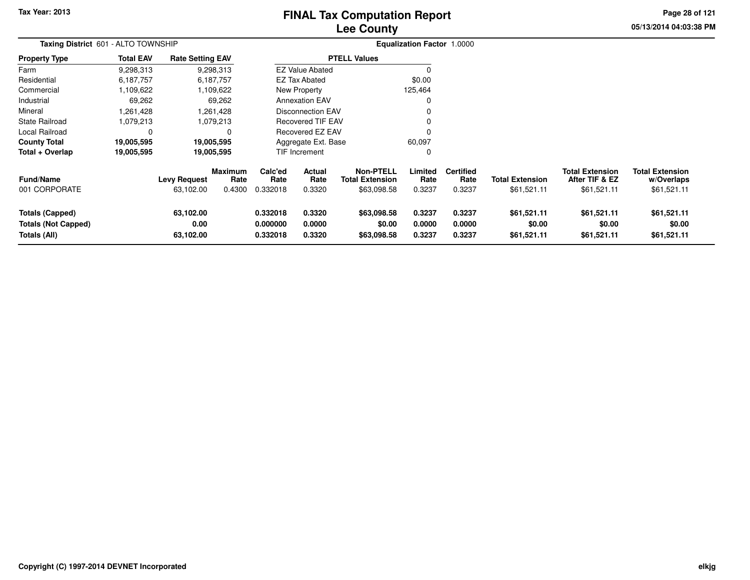Tax Year: 2013

# FINAL Tax Computation Report
## Lee County

05/13/2014 04:03:38 PM

**Taxing District** 601 - ALTO TOWNSHIP

**Equalization Factor** 1.0000

| Property Type | Total EAV | Rate Setting EAV |
|---|---|---|
| Farm | 9,298,313 | 9,298,313 |
| Residential | 6,187,757 | 6,187,757 |
| Commercial | 1,109,622 | 1,109,622 |
| Industrial | 69,262 | 69,262 |
| Mineral | 1,261,428 | 1,261,428 |
| State Railroad | 1,079,213 | 1,079,213 |
| Local Railroad | 0 | 0 |
| **County Total** | **19,005,595** | **19,005,595** |
| **Total + Overlap** | **19,005,595** | **19,005,595** |

| PTELL Values | |
|---|---|
| EZ Value Abated | 0 |
| EZ Tax Abated | $0.00 |
| New Property | 125,464 |
| Annexation EAV | 0 |
| Disconnection EAV | 0 |
| Recovered TIF EAV | 0 |
| Recovered EZ EAV | 0 |
| Aggregate Ext. Base | 60,097 |
| TIF Increment | 0 |

| Fund/Name | Levy Request | Maximum Rate | Calc'ed Rate | Actual Rate | Non-PTELL Total Extension | Limited Rate | Certified Rate | Total Extension | Total Extension After TIF & EZ | Total Extension w/Overlaps |
|---|---|---|---|---|---|---|---|---|---|---|
| 001 CORPORATE | 63,102.00 | 0.4300 | 0.332018 | 0.3320 | $63,098.58 | 0.3237 | 0.3237 | $61,521.11 | $61,521.11 | $61,521.11 |
| **Totals (Capped)** | **63,102.00** | | **0.332018** | **0.3320** | **$63,098.58** | **0.3237** | **0.3237** | **$61,521.11** | **$61,521.11** | **$61,521.11** |
| **Totals (Not Capped)** | **0.00** | | **0.000000** | **0.0000** | **$0.00** | **0.0000** | **0.0000** | **$0.00** | **$0.00** | **$0.00** |
| **Totals (All)** | **63,102.00** | | **0.332018** | **0.3320** | **$63,098.58** | **0.3237** | **0.3237** | **$61,521.11** | **$61,521.11** | **$61,521.11** |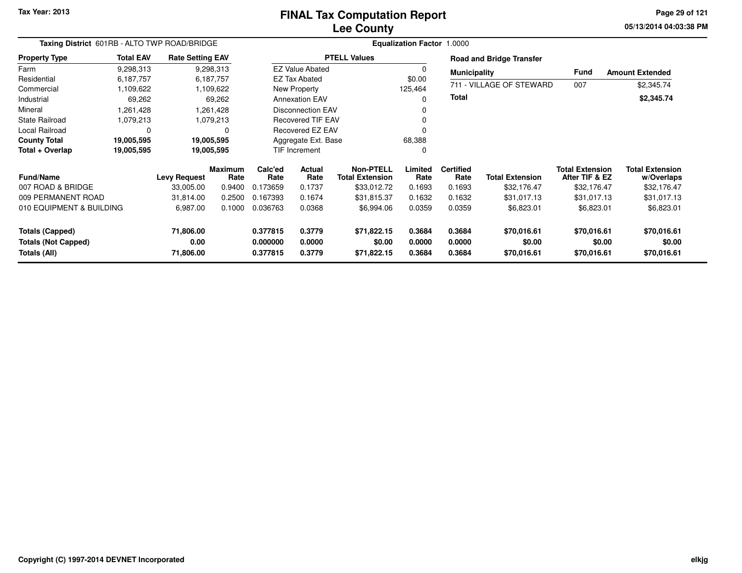# FINAL Tax Computation Report
## Lee County

Tax Year: 2013

05/13/2014 04:03:38 PM

**Taxing District** 601RB - ALTO TWP ROAD/BRIDGE

**Equalization Factor** 1.0000

| Property Type | Total EAV | Rate Setting EAV |
|---|---|---|
| Farm | 9,298,313 | 9,298,313 |
| Residential | 6,187,757 | 6,187,757 |
| Commercial | 1,109,622 | 1,109,622 |
| Industrial | 69,262 | 69,262 |
| Mineral | 1,261,428 | 1,261,428 |
| State Railroad | 1,079,213 | 1,079,213 |
| Local Railroad | 0 | 0 |
| **County Total** | **19,005,595** | **19,005,595** |
| **Total + Overlap** | **19,005,595** | **19,005,595** |

| PTELL Values | |
|---|---|
| EZ Value Abated | 0 |
| EZ Tax Abated | $0.00 |
| New Property | 125,464 |
| Annexation EAV | 0 |
| Disconnection EAV | 0 |
| Recovered TIF EAV | 0 |
| Recovered EZ EAV | 0 |
| Aggregate Ext. Base | 68,388 |
| TIF Increment | 0 |

**Road and Bridge Transfer**

| Municipality | Fund | Amount Extended |
|---|---|---|
| 711 - VILLAGE OF STEWARD | 007 | $2,345.74 |
| **Total** | | **$2,345.74** |

| Fund/Name | Levy Request | Maximum Rate | Calc'ed Rate | Actual Rate | Non-PTELL Total Extension | Limited Rate | Certified Rate | Total Extension | Total Extension After TIF & EZ | Total Extension w/Overlaps |
|---|---|---|---|---|---|---|---|---|---|---|
| 007 ROAD & BRIDGE | 33,005.00 | 0.9400 | 0.173659 | 0.1737 | $33,012.72 | 0.1693 | 0.1693 | $32,176.47 | $32,176.47 | $32,176.47 |
| 009 PERMANENT ROAD | 31,814.00 | 0.2500 | 0.167393 | 0.1674 | $31,815.37 | 0.1632 | 0.1632 | $31,017.13 | $31,017.13 | $31,017.13 |
| 010 EQUIPMENT & BUILDING | 6,987.00 | 0.1000 | 0.036763 | 0.0368 | $6,994.06 | 0.0359 | 0.0359 | $6,823.01 | $6,823.01 | $6,823.01 |
| **Totals (Capped)** | **71,806.00** | | **0.377815** | **0.3779** | **$71,822.15** | **0.3684** | **0.3684** | **$70,016.61** | **$70,016.61** | **$70,016.61** |
| **Totals (Not Capped)** | **0.00** | | **0.000000** | **0.0000** | **$0.00** | **0.0000** | **0.0000** | **$0.00** | **$0.00** | **$0.00** |
| **Totals (All)** | **71,806.00** | | **0.377815** | **0.3779** | **$71,822.15** | **0.3684** | **0.3684** | **$70,016.61** | **$70,016.61** | **$70,016.61** |

Copyright (C) 1997-2014 DEVNET Incorporated

elkjg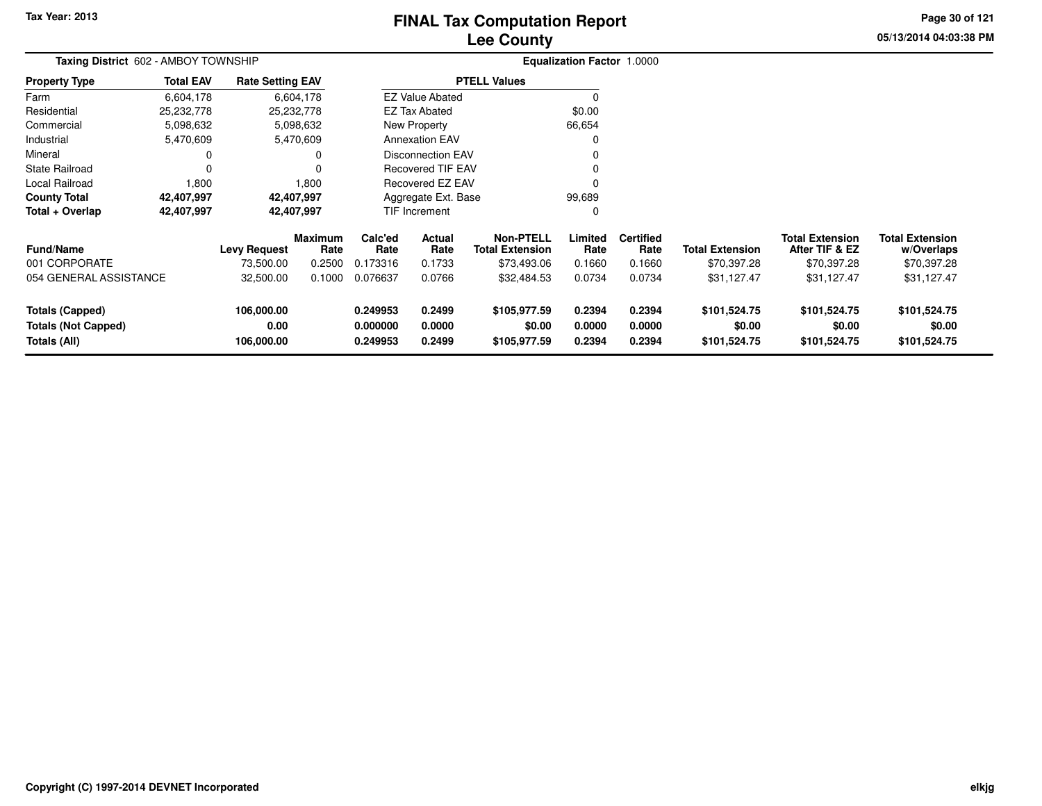# FINAL Tax Computation Report
## Lee County

**Tax Year: 2013**

05/13/2014 04:03:38 PM

**Taxing District** 602 - AMBOY TOWNSHIP

**Equalization Factor** 1.0000

| Property Type | Total EAV | Rate Setting EAV |
|---|---|---|
| Farm | 6,604,178 | 6,604,178 |
| Residential | 25,232,778 | 25,232,778 |
| Commercial | 5,098,632 | 5,098,632 |
| Industrial | 5,470,609 | 5,470,609 |
| Mineral | 0 | 0 |
| State Railroad | 0 | 0 |
| Local Railroad | 1,800 | 1,800 |
| **County Total** | **42,407,997** | **42,407,997** |
| **Total + Overlap** | **42,407,997** | **42,407,997** |

| PTELL Values | |
|---|---|
| EZ Value Abated | 0 |
| EZ Tax Abated | $0.00 |
| New Property | 66,654 |
| Annexation EAV | 0 |
| Disconnection EAV | 0 |
| Recovered TIF EAV | 0 |
| Recovered EZ EAV | 0 |
| Aggregate Ext. Base | 99,689 |
| TIF Increment | 0 |

| Fund/Name | Levy Request | Maximum Rate | Calc'ed Rate | Actual Rate | Non-PTELL Total Extension | Limited Rate | Certified Rate | Total Extension | Total Extension After TIF & EZ | Total Extension w/Overlaps |
|---|---|---|---|---|---|---|---|---|---|---|
| 001 CORPORATE | 73,500.00 | 0.2500 | 0.173316 | 0.1733 | $73,493.06 | 0.1660 | 0.1660 | $70,397.28 | $70,397.28 | $70,397.28 |
| 054 GENERAL ASSISTANCE | 32,500.00 | 0.1000 | 0.076637 | 0.0766 | $32,484.53 | 0.0734 | 0.0734 | $31,127.47 | $31,127.47 | $31,127.47 |
| **Totals (Capped)** | **106,000.00** | | **0.249953** | **0.2499** | **$105,977.59** | **0.2394** | **0.2394** | **$101,524.75** | **$101,524.75** | **$101,524.75** |
| **Totals (Not Capped)** | **0.00** | | **0.000000** | **0.0000** | **$0.00** | **0.0000** | **0.0000** | **$0.00** | **$0.00** | **$0.00** |
| **Totals (All)** | **106,000.00** | | **0.249953** | **0.2499** | **$105,977.59** | **0.2394** | **0.2394** | **$101,524.75** | **$101,524.75** | **$101,524.75** |

**Copyright (C) 1997-2014 DEVNET Incorporated**

elkjg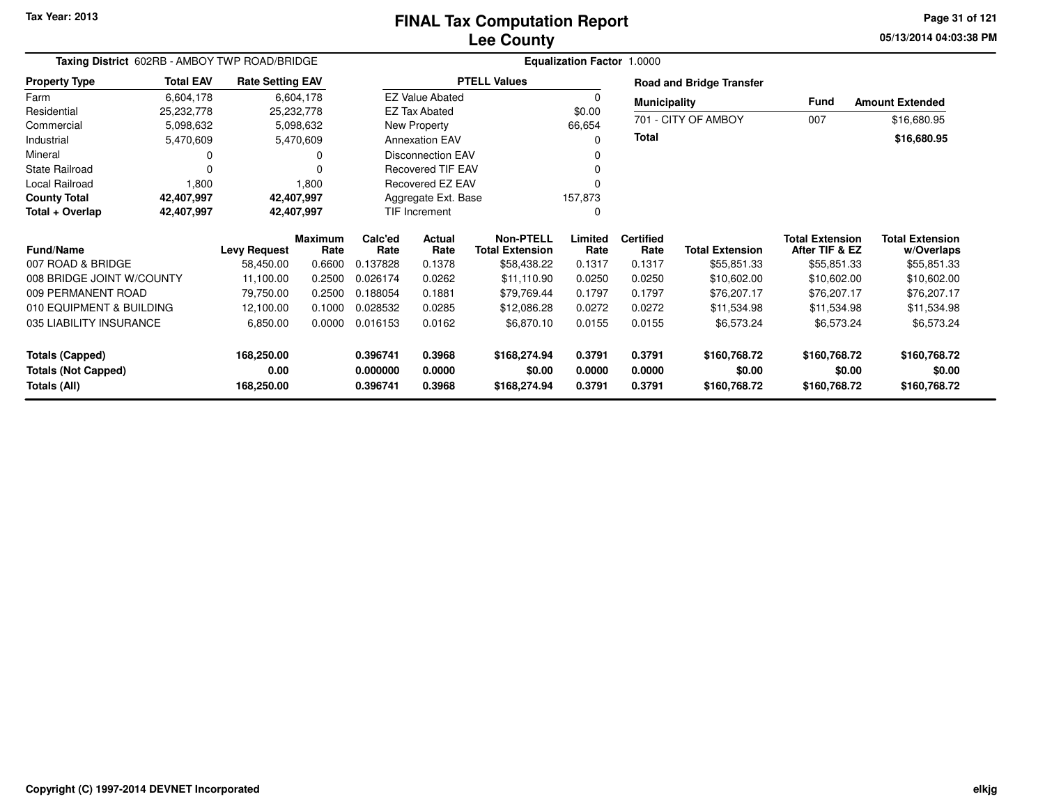# FINAL Tax Computation Report
## Lee County

Tax Year: 2013

05/13/2014 04:03:38 PM

**Taxing District** 602RB - AMBOY TWP ROAD/BRIDGE

**Equalization Factor** 1.0000

| Property Type | Total EAV | Rate Setting EAV |
|---|---|---|
| Farm | 6,604,178 | 6,604,178 |
| Residential | 25,232,778 | 25,232,778 |
| Commercial | 5,098,632 | 5,098,632 |
| Industrial | 5,470,609 | 5,470,609 |
| Mineral | 0 | 0 |
| State Railroad | 0 | 0 |
| Local Railroad | 1,800 | 1,800 |
| **County Total** | **42,407,997** | **42,407,997** |
| **Total + Overlap** | **42,407,997** | **42,407,997** |

| PTELL Values | |
|---|---|
| EZ Value Abated | 0 |
| EZ Tax Abated | $0.00 |
| New Property | 66,654 |
| Annexation EAV | 0 |
| Disconnection EAV | 0 |
| Recovered TIF EAV | 0 |
| Recovered EZ EAV | 0 |
| Aggregate Ext. Base | 157,873 |
| TIF Increment | 0 |

**Road and Bridge Transfer**

| Municipality | Fund | Amount Extended |
|---|---|---|
| 701 - CITY OF AMBOY | 007 | $16,680.95 |
| **Total** | | **$16,680.95** |

| Fund/Name | Levy Request | Maximum Rate | Calc'ed Rate | Actual Rate | Non-PTELL Total Extension | Limited Rate | Certified Rate | Total Extension | Total Extension After TIF & EZ | Total Extension w/Overlaps |
|---|---|---|---|---|---|---|---|---|---|---|
| 007 ROAD & BRIDGE | 58,450.00 | 0.6600 | 0.137828 | 0.1378 | $58,438.22 | 0.1317 | 0.1317 | $55,851.33 | $55,851.33 | $55,851.33 |
| 008 BRIDGE JOINT W/COUNTY | 11,100.00 | 0.2500 | 0.026174 | 0.0262 | $11,110.90 | 0.0250 | 0.0250 | $10,602.00 | $10,602.00 | $10,602.00 |
| 009 PERMANENT ROAD | 79,750.00 | 0.2500 | 0.188054 | 0.1881 | $79,769.44 | 0.1797 | 0.1797 | $76,207.17 | $76,207.17 | $76,207.17 |
| 010 EQUIPMENT & BUILDING | 12,100.00 | 0.1000 | 0.028532 | 0.0285 | $12,086.28 | 0.0272 | 0.0272 | $11,534.98 | $11,534.98 | $11,534.98 |
| 035 LIABILITY INSURANCE | 6,850.00 | 0.0000 | 0.016153 | 0.0162 | $6,870.10 | 0.0155 | 0.0155 | $6,573.24 | $6,573.24 | $6,573.24 |
| **Totals (Capped)** | **168,250.00** | | **0.396741** | **0.3968** | **$168,274.94** | **0.3791** | **0.3791** | **$160,768.72** | **$160,768.72** | **$160,768.72** |
| **Totals (Not Capped)** | **0.00** | | **0.000000** | **0.0000** | **$0.00** | **0.0000** | **0.0000** | **$0.00** | **$0.00** | **$0.00** |
| **Totals (All)** | **168,250.00** | | **0.396741** | **0.3968** | **$168,274.94** | **0.3791** | **0.3791** | **$160,768.72** | **$160,768.72** | **$160,768.72** |

Copyright (C) 1997-2014 DEVNET Incorporated

elkjg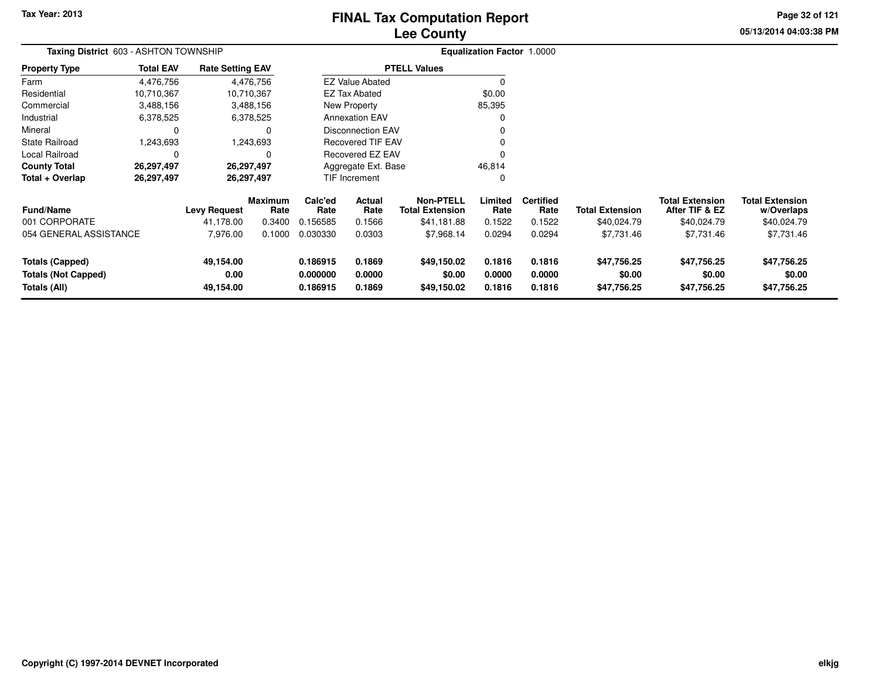Tax Year: 2013

# FINAL Tax Computation Report
## Lee County

05/13/2014 04:03:38 PM

**Taxing District** 603 - ASHTON TOWNSHIP

**Equalization Factor** 1.0000

| Property Type | Total EAV | Rate Setting EAV |
|---|---|---|
| Farm | 4,476,756 | 4,476,756 |
| Residential | 10,710,367 | 10,710,367 |
| Commercial | 3,488,156 | 3,488,156 |
| Industrial | 6,378,525 | 6,378,525 |
| Mineral | 0 | 0 |
| State Railroad | 1,243,693 | 1,243,693 |
| Local Railroad | 0 | 0 |
| **County Total** | **26,297,497** | **26,297,497** |
| **Total + Overlap** | **26,297,497** | **26,297,497** |

| PTELL Values | |
|---|---|
| EZ Value Abated | 0 |
| EZ Tax Abated | $0.00 |
| New Property | 85,395 |
| Annexation EAV | 0 |
| Disconnection EAV | 0 |
| Recovered TIF EAV | 0 |
| Recovered EZ EAV | 0 |
| Aggregate Ext. Base | 46,814 |
| TIF Increment | 0 |

| Fund/Name | Levy Request | Maximum Rate | Calc'ed Rate | Actual Rate | Non-PTELL Total Extension | Limited Rate | Certified Rate | Total Extension | Total Extension After TIF & EZ | Total Extension w/Overlaps |
|---|---|---|---|---|---|---|---|---|---|---|
| 001 CORPORATE | 41,178.00 | 0.3400 | 0.156585 | 0.1566 | $41,181.88 | 0.1522 | 0.1522 | $40,024.79 | $40,024.79 | $40,024.79 |
| 054 GENERAL ASSISTANCE | 7,976.00 | 0.1000 | 0.030330 | 0.0303 | $7,968.14 | 0.0294 | 0.0294 | $7,731.46 | $7,731.46 | $7,731.46 |
| **Totals (Capped)** | **49,154.00** | | **0.186915** | **0.1869** | **$49,150.02** | **0.1816** | **0.1816** | **$47,756.25** | **$47,756.25** | **$47,756.25** |
| **Totals (Not Capped)** | **0.00** | | **0.000000** | **0.0000** | **$0.00** | **0.0000** | **0.0000** | **$0.00** | **$0.00** | **$0.00** |
| **Totals (All)** | **49,154.00** | | **0.186915** | **0.1869** | **$49,150.02** | **0.1816** | **0.1816** | **$47,756.25** | **$47,756.25** | **$47,756.25** |

Copyright (C) 1997-2014 DEVNET Incorporated

elkjg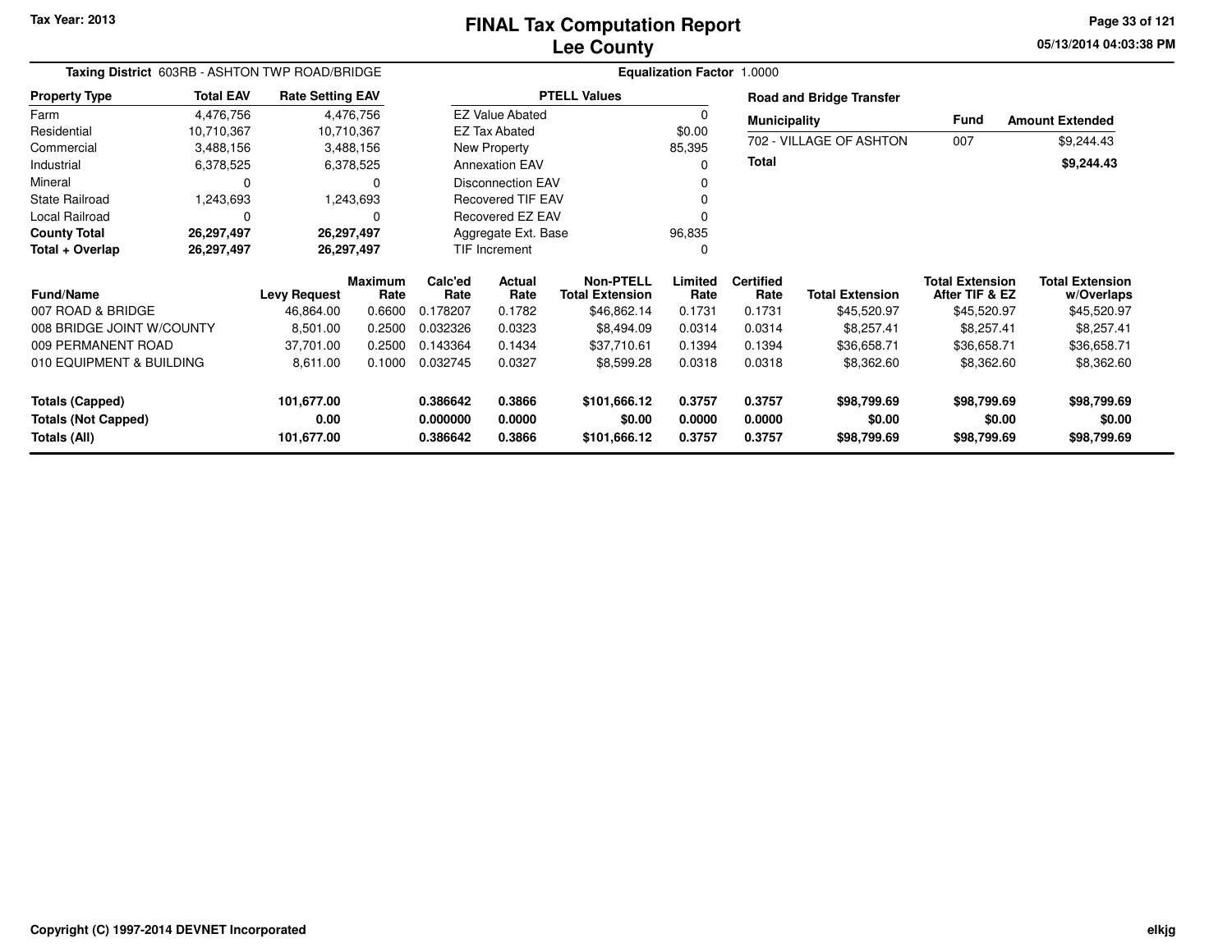# FINAL Tax Computation Report
## Lee County

Tax Year: 2013

**Taxing District** 603RB - ASHTON TWP ROAD/BRIDGE

**Equalization Factor** 1.0000

| Property Type | Total EAV | Rate Setting EAV |
|---|---|---|
| Farm | 4,476,756 | 4,476,756 |
| Residential | 10,710,367 | 10,710,367 |
| Commercial | 3,488,156 | 3,488,156 |
| Industrial | 6,378,525 | 6,378,525 |
| Mineral | 0 | 0 |
| State Railroad | 1,243,693 | 1,243,693 |
| Local Railroad | 0 | 0 |
| **County Total** | **26,297,497** | **26,297,497** |
| **Total + Overlap** | **26,297,497** | **26,297,497** |

| PTELL Values | |
|---|---|
| EZ Value Abated | 0 |
| EZ Tax Abated | $0.00 |
| New Property | 85,395 |
| Annexation EAV | 0 |
| Disconnection EAV | 0 |
| Recovered TIF EAV | 0 |
| Recovered EZ EAV | 0 |
| Aggregate Ext. Base | 96,835 |
| TIF Increment | 0 |

**Road and Bridge Transfer**

| Municipality | Fund | Amount Extended |
|---|---|---|
| 702 - VILLAGE OF ASHTON | 007 | $9,244.43 |
| **Total** | | **$9,244.43** |

| Fund/Name | Levy Request | Maximum Rate | Calc'ed Rate | Actual Rate | Non-PTELL Total Extension | Limited Rate | Certified Rate | Total Extension | Total Extension After TIF & EZ | Total Extension w/Overlaps |
|---|---|---|---|---|---|---|---|---|---|---|
| 007 ROAD & BRIDGE | 46,864.00 | 0.6600 | 0.178207 | 0.1782 | $46,862.14 | 0.1731 | 0.1731 | $45,520.97 | $45,520.97 | $45,520.97 |
| 008 BRIDGE JOINT W/COUNTY | 8,501.00 | 0.2500 | 0.032326 | 0.0323 | $8,494.09 | 0.0314 | 0.0314 | $8,257.41 | $8,257.41 | $8,257.41 |
| 009 PERMANENT ROAD | 37,701.00 | 0.2500 | 0.143364 | 0.1434 | $37,710.61 | 0.1394 | 0.1394 | $36,658.71 | $36,658.71 | $36,658.71 |
| 010 EQUIPMENT & BUILDING | 8,611.00 | 0.1000 | 0.032745 | 0.0327 | $8,599.28 | 0.0318 | 0.0318 | $8,362.60 | $8,362.60 | $8,362.60 |
| **Totals (Capped)** | **101,677.00** | | **0.386642** | **0.3866** | **$101,666.12** | **0.3757** | **0.3757** | **$98,799.69** | **$98,799.69** | **$98,799.69** |
| **Totals (Not Capped)** | **0.00** | | **0.000000** | **0.0000** | **$0.00** | **0.0000** | **0.0000** | **$0.00** | **$0.00** | **$0.00** |
| **Totals (All)** | **101,677.00** | | **0.386642** | **0.3866** | **$101,666.12** | **0.3757** | **0.3757** | **$98,799.69** | **$98,799.69** | **$98,799.69** |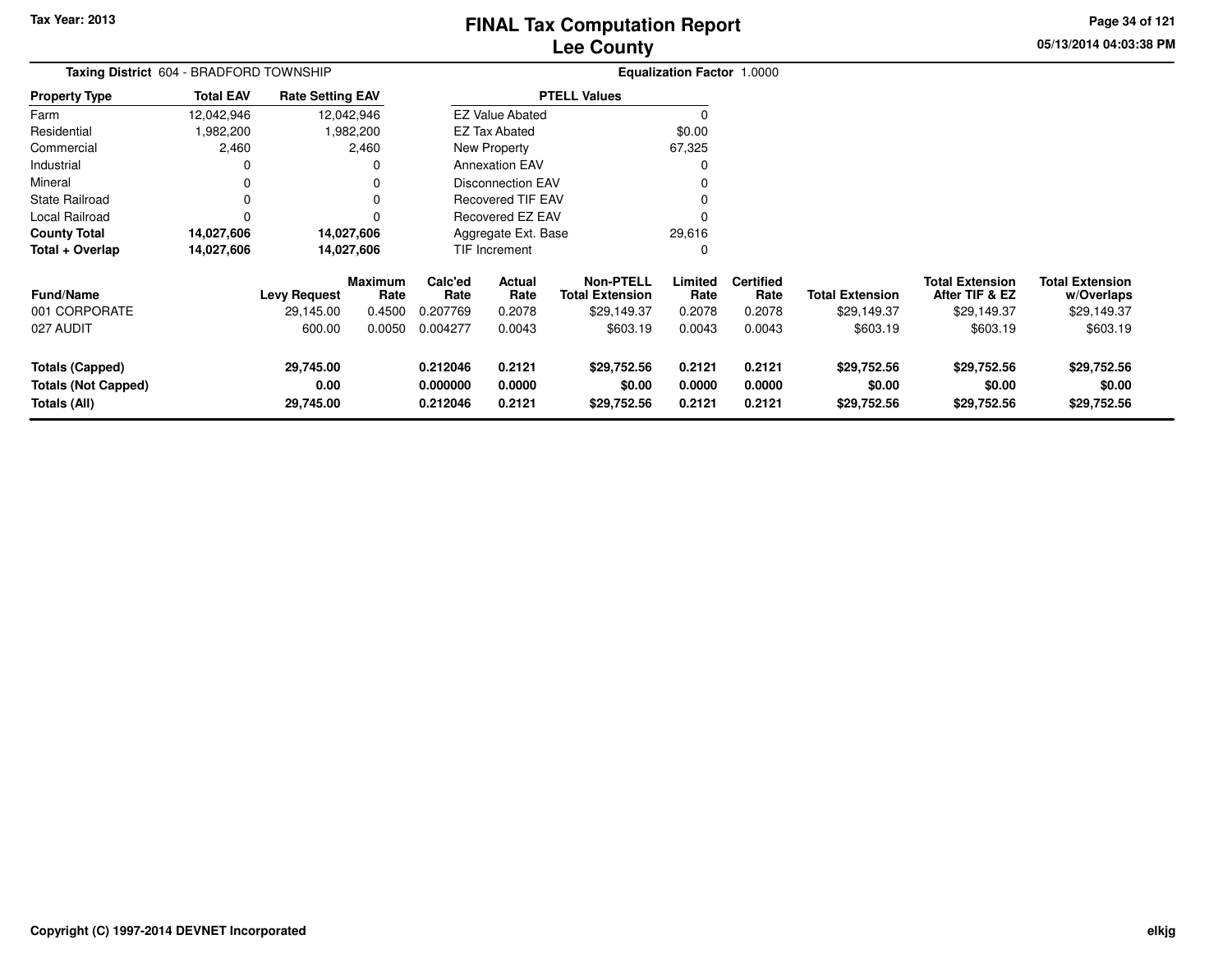Tax Year: 2013

# FINAL Tax Computation Report
## Lee County

05/13/2014 04:03:38 PM

**Taxing District** 604 - BRADFORD TOWNSHIP

**Equalization Factor** 1.0000

| Property Type | Total EAV | Rate Setting EAV |
|---|---|---|
| Farm | 12,042,946 | 12,042,946 |
| Residential | 1,982,200 | 1,982,200 |
| Commercial | 2,460 | 2,460 |
| Industrial | 0 | 0 |
| Mineral | 0 | 0 |
| State Railroad | 0 | 0 |
| Local Railroad | 0 | 0 |
| **County Total** | **14,027,606** | **14,027,606** |
| **Total + Overlap** | **14,027,606** | **14,027,606** |

| PTELL Values | |
|---|---|
| EZ Value Abated | 0 |
| EZ Tax Abated | $0.00 |
| New Property | 67,325 |
| Annexation EAV | 0 |
| Disconnection EAV | 0 |
| Recovered TIF EAV | 0 |
| Recovered EZ EAV | 0 |
| Aggregate Ext. Base | 29,616 |
| TIF Increment | 0 |

| Fund/Name | Levy Request | Maximum Rate | Calc'ed Rate | Actual Rate | Non-PTELL Total Extension | Limited Rate | Certified Rate | Total Extension | Total Extension After TIF & EZ | Total Extension w/Overlaps |
|---|---|---|---|---|---|---|---|---|---|---|
| 001 CORPORATE | 29,145.00 | 0.4500 | 0.207769 | 0.2078 | $29,149.37 | 0.2078 | 0.2078 | $29,149.37 | $29,149.37 | $29,149.37 |
| 027 AUDIT | 600.00 | 0.0050 | 0.004277 | 0.0043 | $603.19 | 0.0043 | 0.0043 | $603.19 | $603.19 | $603.19 |
| **Totals (Capped)** | **29,745.00** | | **0.212046** | **0.2121** | **$29,752.56** | **0.2121** | **0.2121** | **$29,752.56** | **$29,752.56** | **$29,752.56** |
| **Totals (Not Capped)** | **0.00** | | **0.000000** | **0.0000** | **$0.00** | **0.0000** | **0.0000** | **$0.00** | **$0.00** | **$0.00** |
| **Totals (All)** | **29,745.00** | | **0.212046** | **0.2121** | **$29,752.56** | **0.2121** | **0.2121** | **$29,752.56** | **$29,752.56** | **$29,752.56** |

Copyright (C) 1997-2014 DEVNET Incorporated

elkjg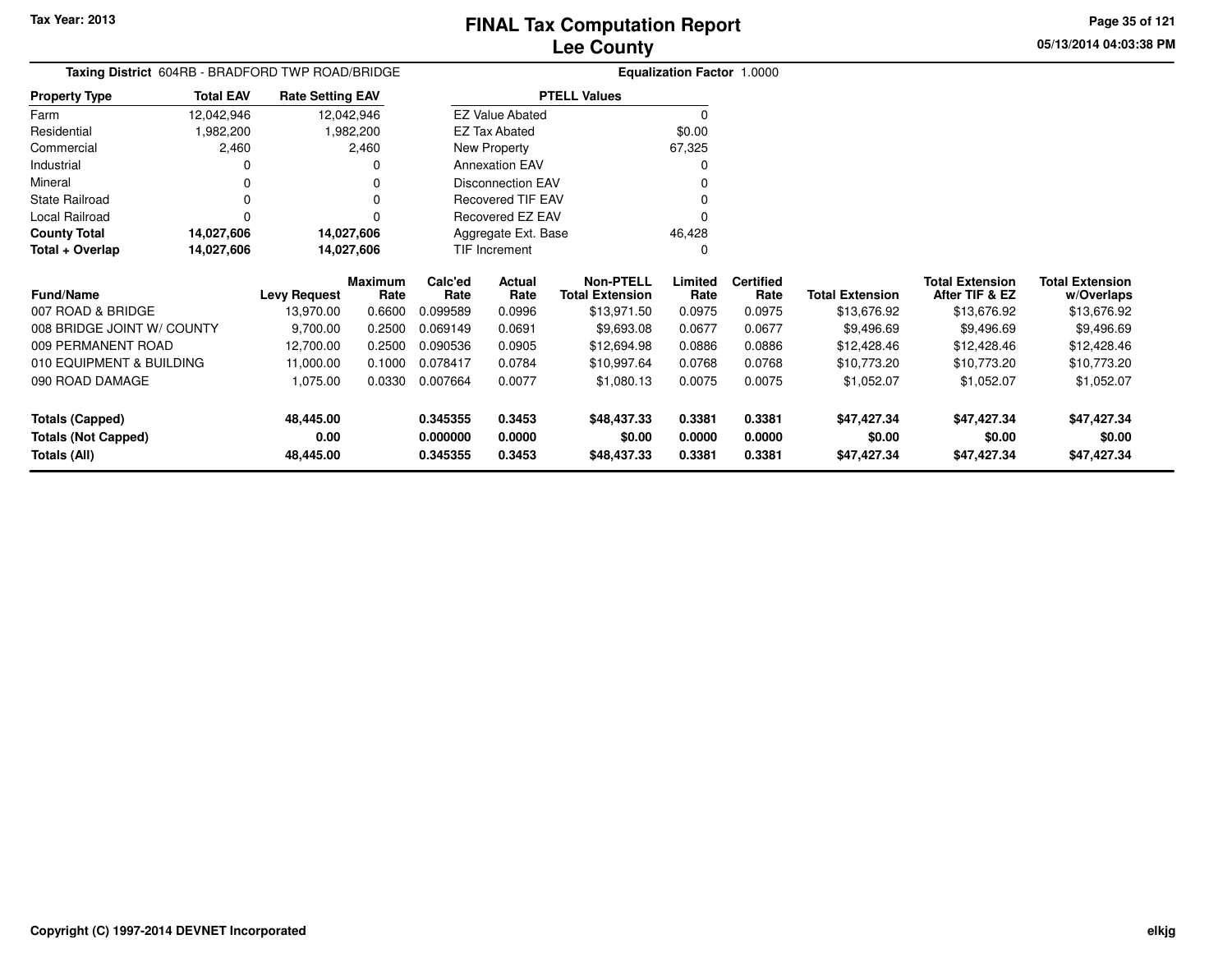# FINAL Tax Computation Report
## Lee County

Tax Year: 2013

05/13/2014 04:03:38 PM

**Taxing District** 604RB - BRADFORD TWP ROAD/BRIDGE

**Equalization Factor** 1.0000

| Property Type | Total EAV | Rate Setting EAV |
|---|---|---|
| Farm | 12,042,946 | 12,042,946 |
| Residential | 1,982,200 | 1,982,200 |
| Commercial | 2,460 | 2,460 |
| Industrial | 0 | 0 |
| Mineral | 0 | 0 |
| State Railroad | 0 | 0 |
| Local Railroad | 0 | 0 |
| **County Total** | **14,027,606** | **14,027,606** |
| **Total + Overlap** | **14,027,606** | **14,027,606** |

| PTELL Values | |
|---|---|
| EZ Value Abated | 0 |
| EZ Tax Abated | $0.00 |
| New Property | 67,325 |
| Annexation EAV | 0 |
| Disconnection EAV | 0 |
| Recovered TIF EAV | 0 |
| Recovered EZ EAV | 0 |
| Aggregate Ext. Base | 46,428 |
| TIF Increment | 0 |

| Fund/Name | Levy Request | Maximum Rate | Calc'ed Rate | Actual Rate | Non-PTELL Total Extension | Limited Rate | Certified Rate | Total Extension | Total Extension After TIF & EZ | Total Extension w/Overlaps |
|---|---|---|---|---|---|---|---|---|---|---|
| 007 ROAD & BRIDGE | 13,970.00 | 0.6600 | 0.099589 | 0.0996 | $13,971.50 | 0.0975 | 0.0975 | $13,676.92 | $13,676.92 | $13,676.92 |
| 008 BRIDGE JOINT W/ COUNTY | 9,700.00 | 0.2500 | 0.069149 | 0.0691 | $9,693.08 | 0.0677 | 0.0677 | $9,496.69 | $9,496.69 | $9,496.69 |
| 009 PERMANENT ROAD | 12,700.00 | 0.2500 | 0.090536 | 0.0905 | $12,694.98 | 0.0886 | 0.0886 | $12,428.46 | $12,428.46 | $12,428.46 |
| 010 EQUIPMENT & BUILDING | 11,000.00 | 0.1000 | 0.078417 | 0.0784 | $10,997.64 | 0.0768 | 0.0768 | $10,773.20 | $10,773.20 | $10,773.20 |
| 090 ROAD DAMAGE | 1,075.00 | 0.0330 | 0.007664 | 0.0077 | $1,080.13 | 0.0075 | 0.0075 | $1,052.07 | $1,052.07 | $1,052.07 |
| **Totals (Capped)** | **48,445.00** | | **0.345355** | **0.3453** | **$48,437.33** | **0.3381** | **0.3381** | **$47,427.34** | **$47,427.34** | **$47,427.34** |
| **Totals (Not Capped)** | **0.00** | | **0.000000** | **0.0000** | **$0.00** | **0.0000** | **0.0000** | **$0.00** | **$0.00** | **$0.00** |
| **Totals (All)** | **48,445.00** | | **0.345355** | **0.3453** | **$48,437.33** | **0.3381** | **0.3381** | **$47,427.34** | **$47,427.34** | **$47,427.34** |

Copyright (C) 1997-2014 DEVNET Incorporated

elkjg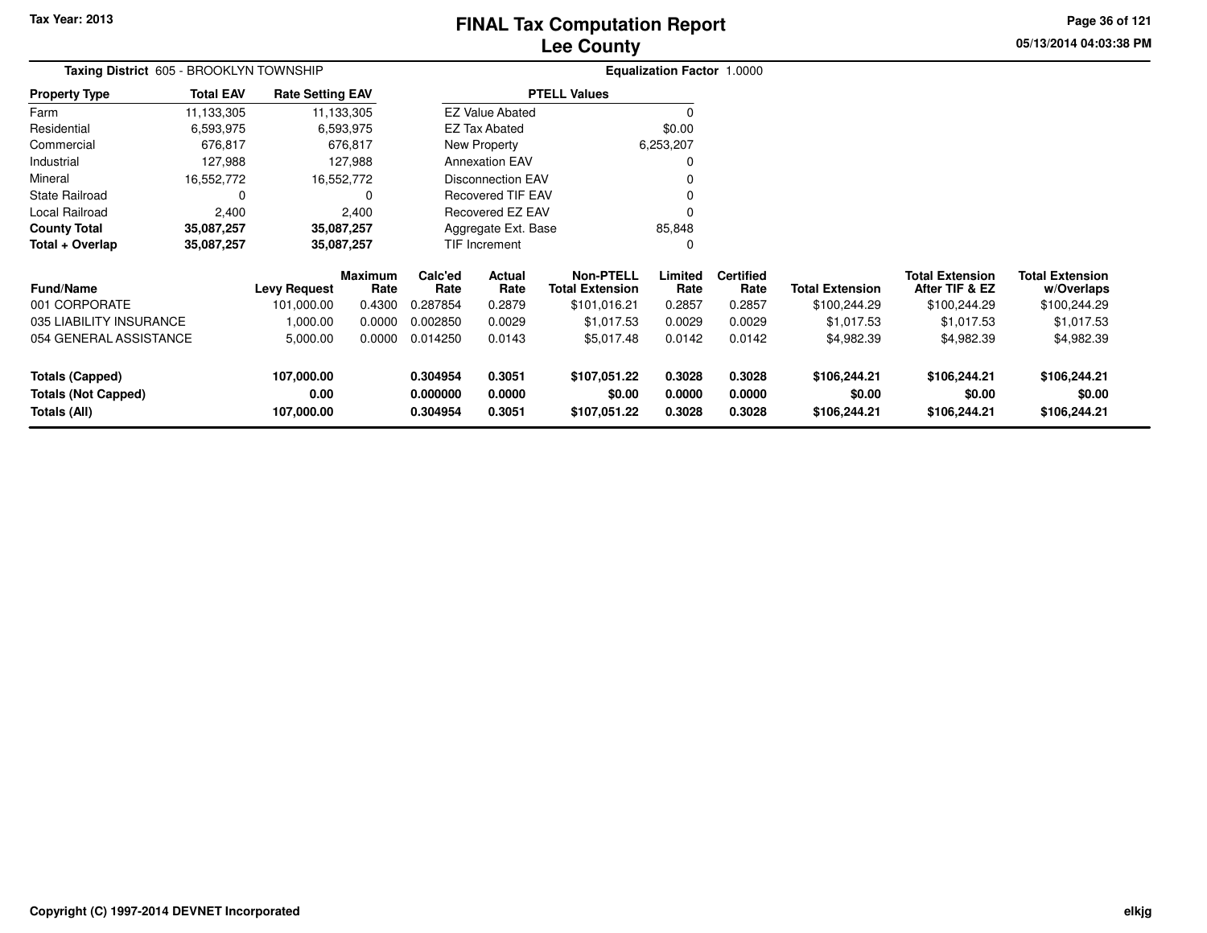Tax Year: 2013

# FINAL Tax Computation Report
## Lee County

05/13/2014 04:03:38 PM

**Taxing District** 605 - BROOKLYN TOWNSHIP

**Equalization Factor** 1.0000

| Property Type | Total EAV | Rate Setting EAV |
|---|---|---|
| Farm | 11,133,305 | 11,133,305 |
| Residential | 6,593,975 | 6,593,975 |
| Commercial | 676,817 | 676,817 |
| Industrial | 127,988 | 127,988 |
| Mineral | 16,552,772 | 16,552,772 |
| State Railroad | 0 | 0 |
| Local Railroad | 2,400 | 2,400 |
| **County Total** | **35,087,257** | **35,087,257** |
| **Total + Overlap** | **35,087,257** | **35,087,257** |

| PTELL Values | |
|---|---|
| EZ Value Abated | 0 |
| EZ Tax Abated | $0.00 |
| New Property | 6,253,207 |
| Annexation EAV | 0 |
| Disconnection EAV | 0 |
| Recovered TIF EAV | 0 |
| Recovered EZ EAV | 0 |
| Aggregate Ext. Base | 85,848 |
| TIF Increment | 0 |

| Fund/Name | Levy Request | Maximum Rate | Calc'ed Rate | Actual Rate | Non-PTELL Total Extension | Limited Rate | Certified Rate | Total Extension | Total Extension After TIF & EZ | Total Extension w/Overlaps |
|---|---|---|---|---|---|---|---|---|---|---|
| 001 CORPORATE | 101,000.00 | 0.4300 | 0.287854 | 0.2879 | $101,016.21 | 0.2857 | 0.2857 | $100,244.29 | $100,244.29 | $100,244.29 |
| 035 LIABILITY INSURANCE | 1,000.00 | 0.0000 | 0.002850 | 0.0029 | $1,017.53 | 0.0029 | 0.0029 | $1,017.53 | $1,017.53 | $1,017.53 |
| 054 GENERAL ASSISTANCE | 5,000.00 | 0.0000 | 0.014250 | 0.0143 | $5,017.48 | 0.0142 | 0.0142 | $4,982.39 | $4,982.39 | $4,982.39 |
| **Totals (Capped)** | **107,000.00** | | **0.304954** | **0.3051** | **$107,051.22** | **0.3028** | **0.3028** | **$106,244.21** | **$106,244.21** | **$106,244.21** |
| **Totals (Not Capped)** | **0.00** | | **0.000000** | **0.0000** | **$0.00** | **0.0000** | **0.0000** | **$0.00** | **$0.00** | **$0.00** |
| **Totals (All)** | **107,000.00** | | **0.304954** | **0.3051** | **$107,051.22** | **0.3028** | **0.3028** | **$106,244.21** | **$106,244.21** | **$106,244.21** |

Copyright (C) 1997-2014 DEVNET Incorporated

elkjg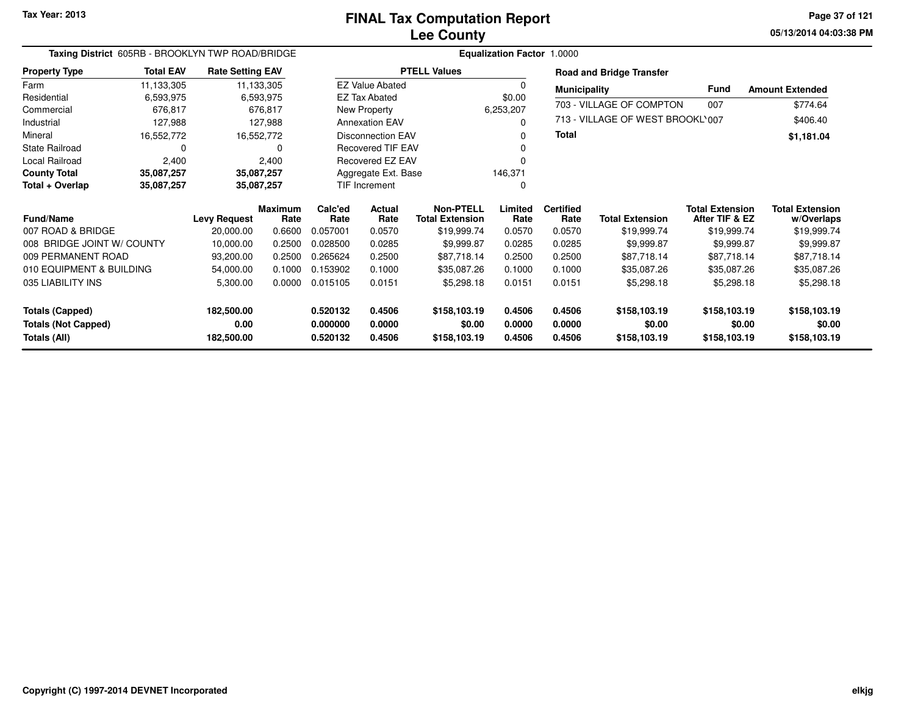# FINAL Tax Computation Report
## Lee County

Tax Year: 2013

05/13/2014 04:03:38 PM

**Taxing District** 605RB - BROOKLYN TWP ROAD/BRIDGE

**Equalization Factor** 1.0000

| Property Type | Total EAV | Rate Setting EAV |
|---|---|---|
| Farm | 11,133,305 | 11,133,305 |
| Residential | 6,593,975 | 6,593,975 |
| Commercial | 676,817 | 676,817 |
| Industrial | 127,988 | 127,988 |
| Mineral | 16,552,772 | 16,552,772 |
| State Railroad | 0 | 0 |
| Local Railroad | 2,400 | 2,400 |
| **County Total** | **35,087,257** | **35,087,257** |
| **Total + Overlap** | **35,087,257** | **35,087,257** |

| PTELL Values | |
|---|---|
| EZ Value Abated | 0 |
| EZ Tax Abated | $0.00 |
| New Property | 6,253,207 |
| Annexation EAV | 0 |
| Disconnection EAV | 0 |
| Recovered TIF EAV | 0 |
| Recovered EZ EAV | 0 |
| Aggregate Ext. Base | 146,371 |
| TIF Increment | 0 |

**Road and Bridge Transfer**

| Municipality | Fund | Amount Extended |
|---|---|---|
| 703 - VILLAGE OF COMPTON | 007 | $774.64 |
| 713 - VILLAGE OF WEST BROOKL' | 007 | $406.40 |
| **Total** | | **$1,181.04** |

| Fund/Name | Levy Request | Maximum Rate | Calc'ed Rate | Actual Rate | Non-PTELL Total Extension | Limited Rate | Certified Rate | Total Extension | Total Extension After TIF & EZ | Total Extension w/Overlaps |
|---|---|---|---|---|---|---|---|---|---|---|
| 007 ROAD & BRIDGE | 20,000.00 | 0.6600 | 0.057001 | 0.0570 | $19,999.74 | 0.0570 | 0.0570 | $19,999.74 | $19,999.74 | $19,999.74 |
| 008 BRIDGE JOINT W/ COUNTY | 10,000.00 | 0.2500 | 0.028500 | 0.0285 | $9,999.87 | 0.0285 | 0.0285 | $9,999.87 | $9,999.87 | $9,999.87 |
| 009 PERMANENT ROAD | 93,200.00 | 0.2500 | 0.265624 | 0.2500 | $87,718.14 | 0.2500 | 0.2500 | $87,718.14 | $87,718.14 | $87,718.14 |
| 010 EQUIPMENT & BUILDING | 54,000.00 | 0.1000 | 0.153902 | 0.1000 | $35,087.26 | 0.1000 | 0.1000 | $35,087.26 | $35,087.26 | $35,087.26 |
| 035 LIABILITY INS | 5,300.00 | 0.0000 | 0.015105 | 0.0151 | $5,298.18 | 0.0151 | 0.0151 | $5,298.18 | $5,298.18 | $5,298.18 |
| **Totals (Capped)** | **182,500.00** | | **0.520132** | **0.4506** | **$158,103.19** | **0.4506** | **0.4506** | **$158,103.19** | **$158,103.19** | **$158,103.19** |
| **Totals (Not Capped)** | **0.00** | | **0.000000** | **0.0000** | **$0.00** | **0.0000** | **0.0000** | **$0.00** | **$0.00** | **$0.00** |
| **Totals (All)** | **182,500.00** | | **0.520132** | **0.4506** | **$158,103.19** | **0.4506** | **0.4506** | **$158,103.19** | **$158,103.19** | **$158,103.19** |

Copyright (C) 1997-2014 DEVNET Incorporated

elkjg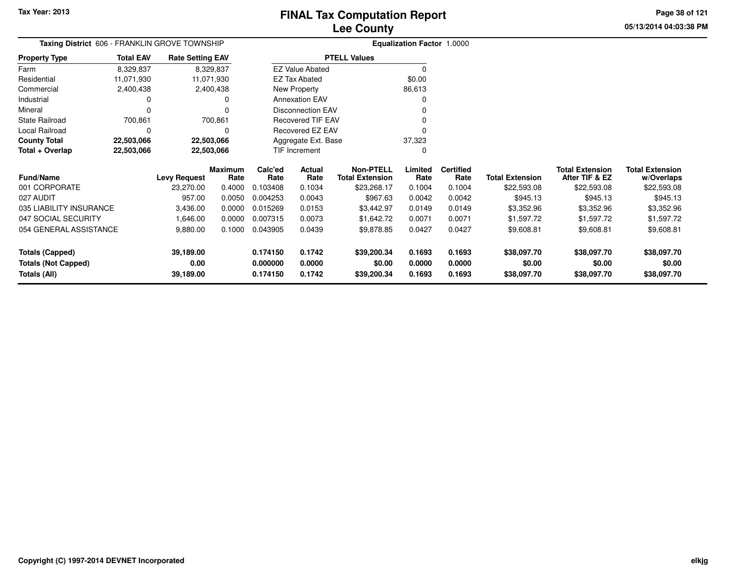Tax Year: 2013

# FINAL Tax Computation Report
## Lee County

05/13/2014 04:03:38 PM

**Taxing District** 606 - FRANKLIN GROVE TOWNSHIP

**Equalization Factor** 1.0000

| Property Type | Total EAV | Rate Setting EAV |
|---|---|---|
| Farm | 8,329,837 | 8,329,837 |
| Residential | 11,071,930 | 11,071,930 |
| Commercial | 2,400,438 | 2,400,438 |
| Industrial | 0 | 0 |
| Mineral | 0 | 0 |
| State Railroad | 700,861 | 700,861 |
| Local Railroad | 0 | 0 |
| **County Total** | **22,503,066** | **22,503,066** |
| **Total + Overlap** | **22,503,066** | **22,503,066** |

| PTELL Values | |
|---|---|
| EZ Value Abated | 0 |
| EZ Tax Abated | $0.00 |
| New Property | 86,613 |
| Annexation EAV | 0 |
| Disconnection EAV | 0 |
| Recovered TIF EAV | 0 |
| Recovered EZ EAV | 0 |
| Aggregate Ext. Base | 37,323 |
| TIF Increment | 0 |

| Fund/Name | Levy Request | Maximum Rate | Calc'ed Rate | Actual Rate | Non-PTELL Total Extension | Limited Rate | Certified Rate | Total Extension | Total Extension After TIF & EZ | Total Extension w/Overlaps |
|---|---|---|---|---|---|---|---|---|---|---|
| 001 CORPORATE | 23,270.00 | 0.4000 | 0.103408 | 0.1034 | $23,268.17 | 0.1004 | 0.1004 | $22,593.08 | $22,593.08 | $22,593.08 |
| 027 AUDIT | 957.00 | 0.0050 | 0.004253 | 0.0043 | $967.63 | 0.0042 | 0.0042 | $945.13 | $945.13 | $945.13 |
| 035 LIABILITY INSURANCE | 3,436.00 | 0.0000 | 0.015269 | 0.0153 | $3,442.97 | 0.0149 | 0.0149 | $3,352.96 | $3,352.96 | $3,352.96 |
| 047 SOCIAL SECURITY | 1,646.00 | 0.0000 | 0.007315 | 0.0073 | $1,642.72 | 0.0071 | 0.0071 | $1,597.72 | $1,597.72 | $1,597.72 |
| 054 GENERAL ASSISTANCE | 9,880.00 | 0.1000 | 0.043905 | 0.0439 | $9,878.85 | 0.0427 | 0.0427 | $9,608.81 | $9,608.81 | $9,608.81 |
| **Totals (Capped)** | **39,189.00** | | **0.174150** | **0.1742** | **$39,200.34** | **0.1693** | **0.1693** | **$38,097.70** | **$38,097.70** | **$38,097.70** |
| **Totals (Not Capped)** | **0.00** | | **0.000000** | **0.0000** | **$0.00** | **0.0000** | **0.0000** | **$0.00** | **$0.00** | **$0.00** |
| **Totals (All)** | **39,189.00** | | **0.174150** | **0.1742** | **$39,200.34** | **0.1693** | **0.1693** | **$38,097.70** | **$38,097.70** | **$38,097.70** |

Copyright (C) 1997-2014 DEVNET Incorporated

elkjg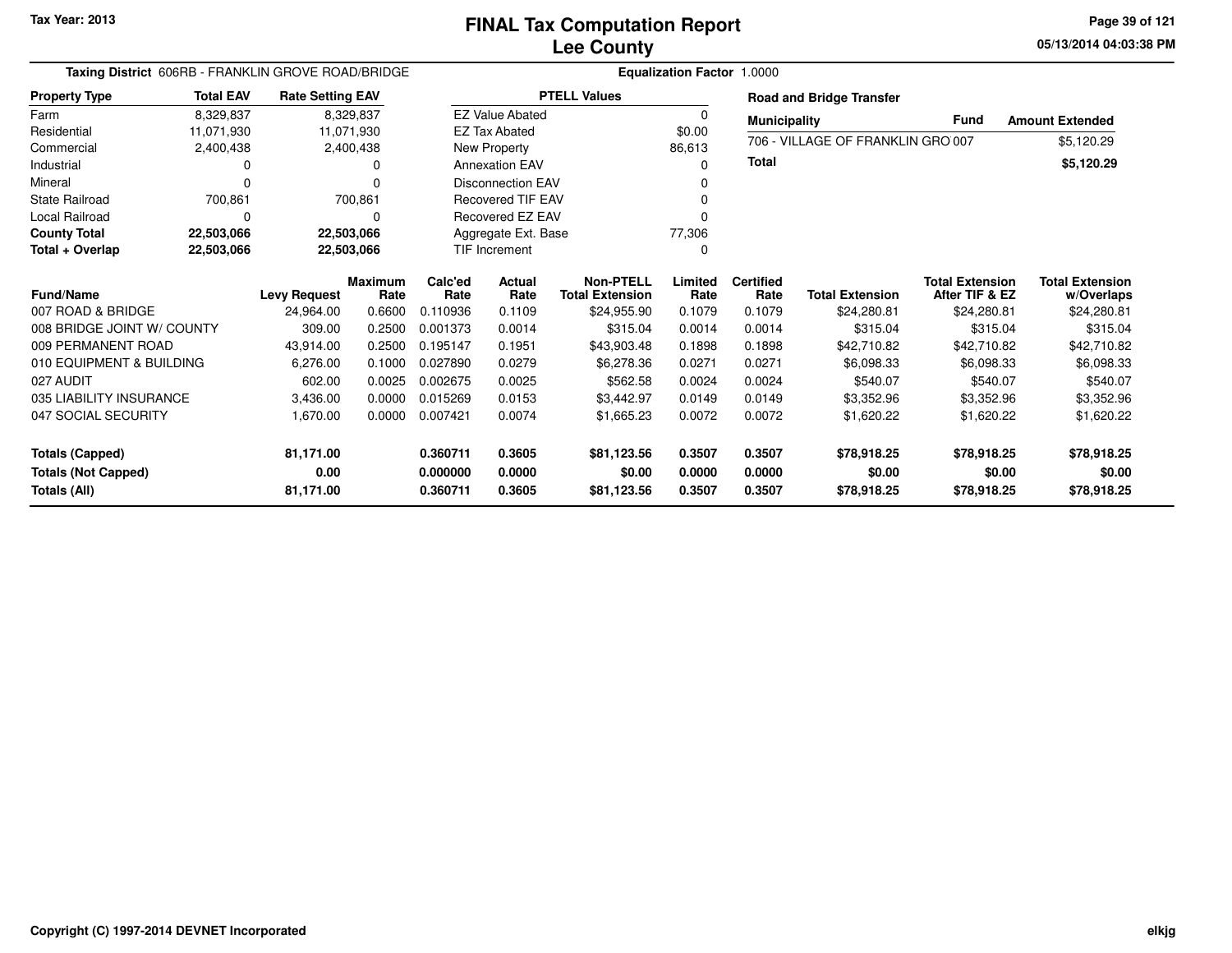Tax Year: 2013

# FINAL Tax Computation Report
## Lee County

05/13/2014 04:03:38 PM

**Taxing District** 606RB - FRANKLIN GROVE ROAD/BRIDGE  **Equalization Factor** 1.0000

| Property Type | Total EAV | Rate Setting EAV |
|---|---|---|
| Farm | 8,329,837 | 8,329,837 |
| Residential | 11,071,930 | 11,071,930 |
| Commercial | 2,400,438 | 2,400,438 |
| Industrial | 0 | 0 |
| Mineral | 0 | 0 |
| State Railroad | 700,861 | 700,861 |
| Local Railroad | 0 | 0 |
| **County Total** | **22,503,066** | **22,503,066** |
| **Total + Overlap** | **22,503,066** | **22,503,066** |

| PTELL Values | |
|---|---|
| EZ Value Abated | 0 |
| EZ Tax Abated | $0.00 |
| New Property | 86,613 |
| Annexation EAV | 0 |
| Disconnection EAV | 0 |
| Recovered TIF EAV | 0 |
| Recovered EZ EAV | 0 |
| Aggregate Ext. Base | 77,306 |
| TIF Increment | 0 |

**Road and Bridge Transfer**

| Municipality | Fund | Amount Extended |
|---|---|---|
| 706 - VILLAGE OF FRANKLIN GRO | 007 | $5,120.29 |
| **Total** | | **$5,120.29** |

| Fund/Name | Levy Request | Maximum Rate | Calc'ed Rate | Actual Rate | Non-PTELL Total Extension | Limited Rate | Certified Rate | Total Extension | Total Extension After TIF & EZ | Total Extension w/Overlaps |
|---|---|---|---|---|---|---|---|---|---|---|
| 007 ROAD & BRIDGE | 24,964.00 | 0.6600 | 0.110936 | 0.1109 | $24,955.90 | 0.1079 | 0.1079 | $24,280.81 | $24,280.81 | $24,280.81 |
| 008 BRIDGE JOINT W/ COUNTY | 309.00 | 0.2500 | 0.001373 | 0.0014 | $315.04 | 0.0014 | 0.0014 | $315.04 | $315.04 | $315.04 |
| 009 PERMANENT ROAD | 43,914.00 | 0.2500 | 0.195147 | 0.1951 | $43,903.48 | 0.1898 | 0.1898 | $42,710.82 | $42,710.82 | $42,710.82 |
| 010 EQUIPMENT & BUILDING | 6,276.00 | 0.1000 | 0.027890 | 0.0279 | $6,278.36 | 0.0271 | 0.0271 | $6,098.33 | $6,098.33 | $6,098.33 |
| 027 AUDIT | 602.00 | 0.0025 | 0.002675 | 0.0025 | $562.58 | 0.0024 | 0.0024 | $540.07 | $540.07 | $540.07 |
| 035 LIABILITY INSURANCE | 3,436.00 | 0.0000 | 0.015269 | 0.0153 | $3,442.97 | 0.0149 | 0.0149 | $3,352.96 | $3,352.96 | $3,352.96 |
| 047 SOCIAL SECURITY | 1,670.00 | 0.0000 | 0.007421 | 0.0074 | $1,665.23 | 0.0072 | 0.0072 | $1,620.22 | $1,620.22 | $1,620.22 |
| **Totals (Capped)** | **81,171.00** | | **0.360711** | **0.3605** | **$81,123.56** | **0.3507** | **0.3507** | **$78,918.25** | **$78,918.25** | **$78,918.25** |
| **Totals (Not Capped)** | **0.00** | | **0.000000** | **0.0000** | **$0.00** | **0.0000** | **0.0000** | **$0.00** | **$0.00** | **$0.00** |
| **Totals (All)** | **81,171.00** | | **0.360711** | **0.3605** | **$81,123.56** | **0.3507** | **0.3507** | **$78,918.25** | **$78,918.25** | **$78,918.25** |

Copyright (C) 1997-2014 DEVNET Incorporated  elkjg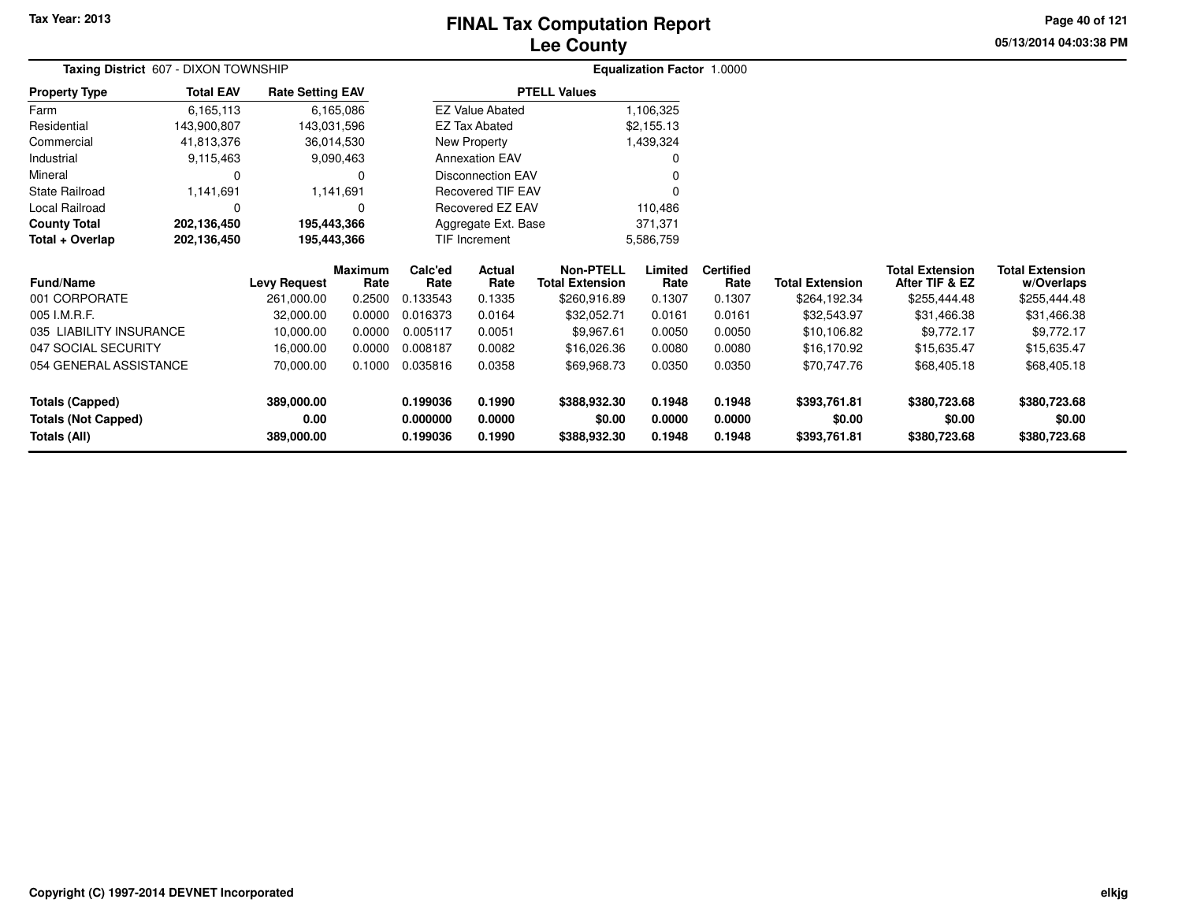Tax Year: 2013

# FINAL Tax Computation Report
## Lee County

05/13/2014 04:03:38 PM

**Taxing District** 607 - DIXON TOWNSHIP

**Equalization Factor** 1.0000

| Property Type | Total EAV | Rate Setting EAV |
|---|---|---|
| Farm | 6,165,113 | 6,165,086 |
| Residential | 143,900,807 | 143,031,596 |
| Commercial | 41,813,376 | 36,014,530 |
| Industrial | 9,115,463 | 9,090,463 |
| Mineral | 0 | 0 |
| State Railroad | 1,141,691 | 1,141,691 |
| Local Railroad | 0 | 0 |
| **County Total** | **202,136,450** | **195,443,366** |
| **Total + Overlap** | **202,136,450** | **195,443,366** |

| PTELL Values | |
|---|---|
| EZ Value Abated | 1,106,325 |
| EZ Tax Abated | $2,155.13 |
| New Property | 1,439,324 |
| Annexation EAV | 0 |
| Disconnection EAV | 0 |
| Recovered TIF EAV | 0 |
| Recovered EZ EAV | 110,486 |
| Aggregate Ext. Base | 371,371 |
| TIF Increment | 5,586,759 |

| Fund/Name | Levy Request | Maximum Rate | Calc'ed Rate | Actual Rate | Non-PTELL Total Extension | Limited Rate | Certified Rate | Total Extension | Total Extension After TIF & EZ | Total Extension w/Overlaps |
|---|---|---|---|---|---|---|---|---|---|---|
| 001 CORPORATE | 261,000.00 | 0.2500 | 0.133543 | 0.1335 | $260,916.89 | 0.1307 | 0.1307 | $264,192.34 | $255,444.48 | $255,444.48 |
| 005 I.M.R.F. | 32,000.00 | 0.0000 | 0.016373 | 0.0164 | $32,052.71 | 0.0161 | 0.0161 | $32,543.97 | $31,466.38 | $31,466.38 |
| 035 LIABILITY INSURANCE | 10,000.00 | 0.0000 | 0.005117 | 0.0051 | $9,967.61 | 0.0050 | 0.0050 | $10,106.82 | $9,772.17 | $9,772.17 |
| 047 SOCIAL SECURITY | 16,000.00 | 0.0000 | 0.008187 | 0.0082 | $16,026.36 | 0.0080 | 0.0080 | $16,170.92 | $15,635.47 | $15,635.47 |
| 054 GENERAL ASSISTANCE | 70,000.00 | 0.1000 | 0.035816 | 0.0358 | $69,968.73 | 0.0350 | 0.0350 | $70,747.76 | $68,405.18 | $68,405.18 |
| **Totals (Capped)** | **389,000.00** | | **0.199036** | **0.1990** | **$388,932.30** | **0.1948** | **0.1948** | **$393,761.81** | **$380,723.68** | **$380,723.68** |
| **Totals (Not Capped)** | **0.00** | | **0.000000** | **0.0000** | **$0.00** | **0.0000** | **0.0000** | **$0.00** | **$0.00** | **$0.00** |
| **Totals (All)** | **389,000.00** | | **0.199036** | **0.1990** | **$388,932.30** | **0.1948** | **0.1948** | **$393,761.81** | **$380,723.68** | **$380,723.68** |

Copyright (C) 1997-2014 DEVNET Incorporated

elkjg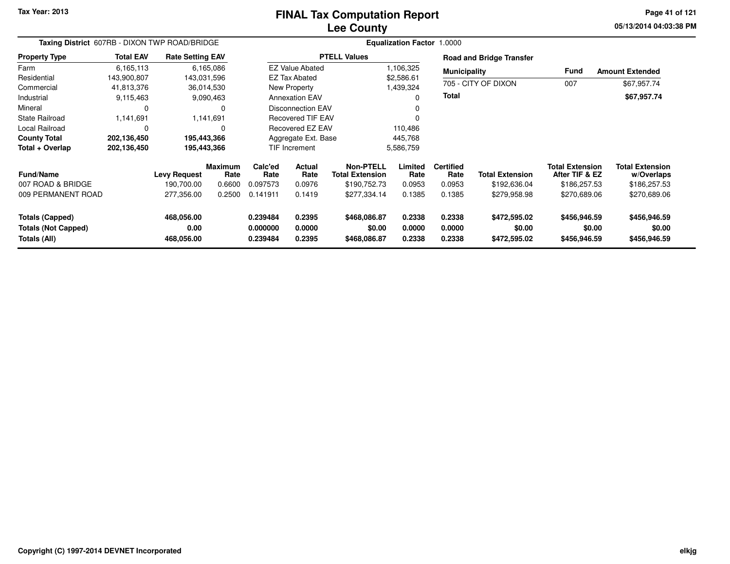# FINAL Tax Computation Report
## Lee County

Tax Year: 2013

05/13/2014 04:03:38 PM

**Taxing District** 607RB - DIXON TWP ROAD/BRIDGE

**Equalization Factor** 1.0000

| Property Type | Total EAV | Rate Setting EAV |
|---|---|---|
| Farm | 6,165,113 | 6,165,086 |
| Residential | 143,900,807 | 143,031,596 |
| Commercial | 41,813,376 | 36,014,530 |
| Industrial | 9,115,463 | 9,090,463 |
| Mineral | 0 | 0 |
| State Railroad | 1,141,691 | 1,141,691 |
| Local Railroad | 0 | 0 |
| **County Total** | **202,136,450** | **195,443,366** |
| **Total + Overlap** | **202,136,450** | **195,443,366** |

| PTELL Values | |
|---|---|
| EZ Value Abated | 1,106,325 |
| EZ Tax Abated | $2,586.61 |
| New Property | 1,439,324 |
| Annexation EAV | 0 |
| Disconnection EAV | 0 |
| Recovered TIF EAV | 0 |
| Recovered EZ EAV | 110,486 |
| Aggregate Ext. Base | 445,768 |
| TIF Increment | 5,586,759 |

**Road and Bridge Transfer**

| Municipality | Fund | Amount Extended |
|---|---|---|
| 705 - CITY OF DIXON | 007 | $67,957.74 |
| **Total** | | **$67,957.74** |

| Fund/Name | Levy Request | Maximum Rate | Calc'ed Rate | Actual Rate | Non-PTELL Total Extension | Limited Rate | Certified Rate | Total Extension | Total Extension After TIF & EZ | Total Extension w/Overlaps |
|---|---|---|---|---|---|---|---|---|---|---|
| 007 ROAD & BRIDGE | 190,700.00 | 0.6600 | 0.097573 | 0.0976 | $190,752.73 | 0.0953 | 0.0953 | $192,636.04 | $186,257.53 | $186,257.53 |
| 009 PERMANENT ROAD | 277,356.00 | 0.2500 | 0.141911 | 0.1419 | $277,334.14 | 0.1385 | 0.1385 | $279,958.98 | $270,689.06 | $270,689.06 |
| **Totals (Capped)** | **468,056.00** | | **0.239484** | **0.2395** | **$468,086.87** | **0.2338** | **0.2338** | **$472,595.02** | **$456,946.59** | **$456,946.59** |
| **Totals (Not Capped)** | **0.00** | | **0.000000** | **0.0000** | **$0.00** | **0.0000** | **0.0000** | **$0.00** | **$0.00** | **$0.00** |
| **Totals (All)** | **468,056.00** | | **0.239484** | **0.2395** | **$468,086.87** | **0.2338** | **0.2338** | **$472,595.02** | **$456,946.59** | **$456,946.59** |

Copyright (C) 1997-2014 DEVNET Incorporated

elkjg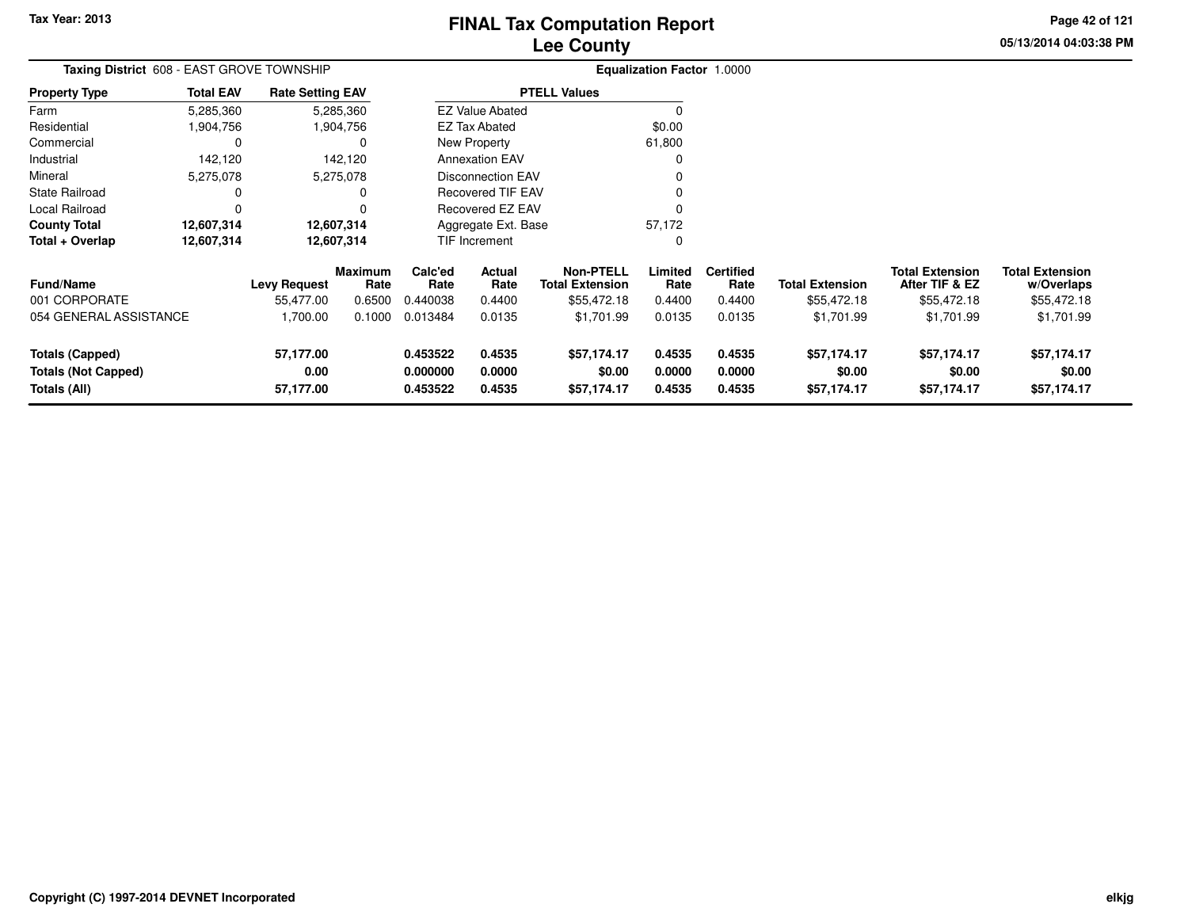# FINAL Tax Computation Report
## Lee County

**Tax Year: 2013**

05/13/2014 04:03:38 PM

**Taxing District** 608 - EAST GROVE TOWNSHIP

**Equalization Factor** 1.0000

| Property Type | Total EAV | Rate Setting EAV |
|---|---|---|
| Farm | 5,285,360 | 5,285,360 |
| Residential | 1,904,756 | 1,904,756 |
| Commercial | 0 | 0 |
| Industrial | 142,120 | 142,120 |
| Mineral | 5,275,078 | 5,275,078 |
| State Railroad | 0 | 0 |
| Local Railroad | 0 | 0 |
| **County Total** | **12,607,314** | **12,607,314** |
| **Total + Overlap** | **12,607,314** | **12,607,314** |

| PTELL Values | |
|---|---|
| EZ Value Abated | 0 |
| EZ Tax Abated | $0.00 |
| New Property | 61,800 |
| Annexation EAV | 0 |
| Disconnection EAV | 0 |
| Recovered TIF EAV | 0 |
| Recovered EZ EAV | 0 |
| Aggregate Ext. Base | 57,172 |
| TIF Increment | 0 |

| Fund/Name | Levy Request | Maximum Rate | Calc'ed Rate | Actual Rate | Non-PTELL Total Extension | Limited Rate | Certified Rate | Total Extension | Total Extension After TIF & EZ | Total Extension w/Overlaps |
|---|---|---|---|---|---|---|---|---|---|---|
| 001 CORPORATE | 55,477.00 | 0.6500 | 0.440038 | 0.4400 | $55,472.18 | 0.4400 | 0.4400 | $55,472.18 | $55,472.18 | $55,472.18 |
| 054 GENERAL ASSISTANCE | 1,700.00 | 0.1000 | 0.013484 | 0.0135 | $1,701.99 | 0.0135 | 0.0135 | $1,701.99 | $1,701.99 | $1,701.99 |
| **Totals (Capped)** | **57,177.00** | | **0.453522** | **0.4535** | **$57,174.17** | **0.4535** | **0.4535** | **$57,174.17** | **$57,174.17** | **$57,174.17** |
| **Totals (Not Capped)** | **0.00** | | **0.000000** | **0.0000** | **$0.00** | **0.0000** | **0.0000** | **$0.00** | **$0.00** | **$0.00** |
| **Totals (All)** | **57,177.00** | | **0.453522** | **0.4535** | **$57,174.17** | **0.4535** | **0.4535** | **$57,174.17** | **$57,174.17** | **$57,174.17** |

Copyright (C) 1997-2014 DEVNET Incorporated

elkjg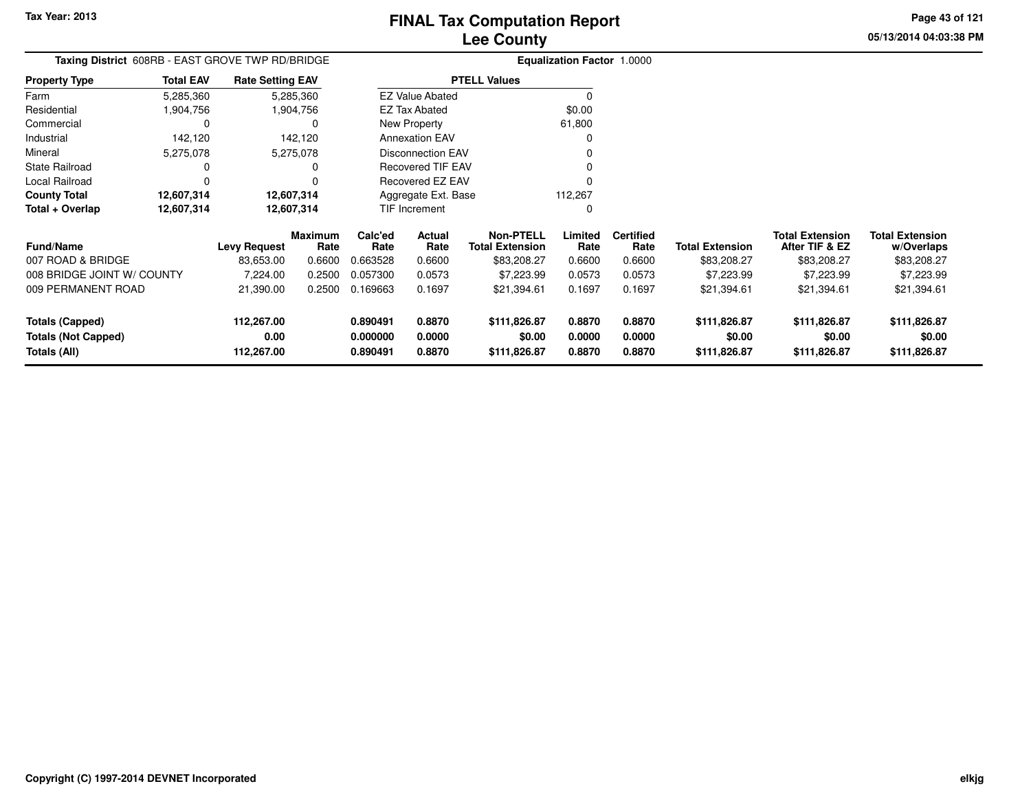# FINAL Tax Computation Report
# Lee County

Tax Year: 2013

**Taxing District** 608RB - EAST GROVE TWP RD/BRIDGE

**Equalization Factor** 1.0000

| Property Type | Total EAV | Rate Setting EAV |
|---|---|---|
| Farm | 5,285,360 | 5,285,360 |
| Residential | 1,904,756 | 1,904,756 |
| Commercial | 0 | 0 |
| Industrial | 142,120 | 142,120 |
| Mineral | 5,275,078 | 5,275,078 |
| State Railroad | 0 | 0 |
| Local Railroad | 0 | 0 |
| **County Total** | **12,607,314** | **12,607,314** |
| **Total + Overlap** | **12,607,314** | **12,607,314** |

| PTELL Values | |
|---|---|
| EZ Value Abated | 0 |
| EZ Tax Abated | $0.00 |
| New Property | 61,800 |
| Annexation EAV | 0 |
| Disconnection EAV | 0 |
| Recovered TIF EAV | 0 |
| Recovered EZ EAV | 0 |
| Aggregate Ext. Base | 112,267 |
| TIF Increment | 0 |

| Fund/Name | Levy Request | Maximum Rate | Calc'ed Rate | Actual Rate | Non-PTELL Total Extension | Limited Rate | Certified Rate | Total Extension | Total Extension After TIF & EZ | Total Extension w/Overlaps |
|---|---|---|---|---|---|---|---|---|---|---|
| 007 ROAD & BRIDGE | 83,653.00 | 0.6600 | 0.663528 | 0.6600 | $83,208.27 | 0.6600 | 0.6600 | $83,208.27 | $83,208.27 | $83,208.27 |
| 008 BRIDGE JOINT W/ COUNTY | 7,224.00 | 0.2500 | 0.057300 | 0.0573 | $7,223.99 | 0.0573 | 0.0573 | $7,223.99 | $7,223.99 | $7,223.99 |
| 009 PERMANENT ROAD | 21,390.00 | 0.2500 | 0.169663 | 0.1697 | $21,394.61 | 0.1697 | 0.1697 | $21,394.61 | $21,394.61 | $21,394.61 |
| **Totals (Capped)** | **112,267.00** | | **0.890491** | **0.8870** | **$111,826.87** | **0.8870** | **0.8870** | **$111,826.87** | **$111,826.87** | **$111,826.87** |
| **Totals (Not Capped)** | **0.00** | | **0.000000** | **0.0000** | **$0.00** | **0.0000** | **0.0000** | **$0.00** | **$0.00** | **$0.00** |
| **Totals (All)** | **112,267.00** | | **0.890491** | **0.8870** | **$111,826.87** | **0.8870** | **0.8870** | **$111,826.87** | **$111,826.87** | **$111,826.87** |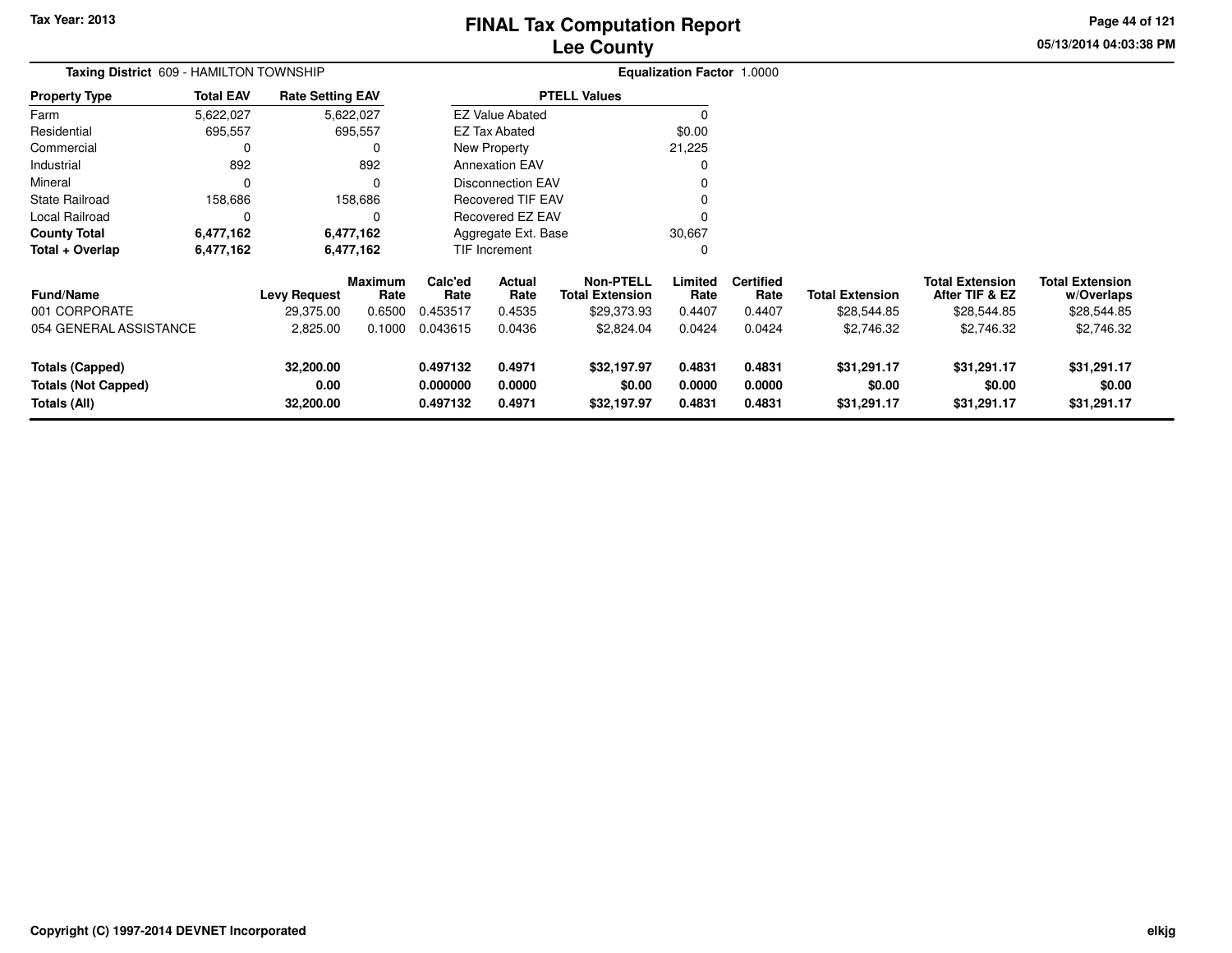# FINAL Tax Computation Report
# Lee County

Tax Year: 2013

05/13/2014 04:03:38 PM

**Taxing District** 609 - HAMILTON TOWNSHIP

**Equalization Factor** 1.0000

| Property Type | Total EAV | Rate Setting EAV |
|---|---|---|
| Farm | 5,622,027 | 5,622,027 |
| Residential | 695,557 | 695,557 |
| Commercial | 0 | 0 |
| Industrial | 892 | 892 |
| Mineral | 0 | 0 |
| State Railroad | 158,686 | 158,686 |
| Local Railroad | 0 | 0 |
| **County Total** | **6,477,162** | **6,477,162** |
| **Total + Overlap** | **6,477,162** | **6,477,162** |

| PTELL Values | |
|---|---|
| EZ Value Abated | 0 |
| EZ Tax Abated | $0.00 |
| New Property | 21,225 |
| Annexation EAV | 0 |
| Disconnection EAV | 0 |
| Recovered TIF EAV | 0 |
| Recovered EZ EAV | 0 |
| Aggregate Ext. Base | 30,667 |
| TIF Increment | 0 |

| Fund/Name | Levy Request | Maximum Rate | Calc'ed Rate | Actual Rate | Non-PTELL Total Extension | Limited Rate | Certified Rate | Total Extension | Total Extension After TIF & EZ | Total Extension w/Overlaps |
|---|---|---|---|---|---|---|---|---|---|---|
| 001 CORPORATE | 29,375.00 | 0.6500 | 0.453517 | 0.4535 | $29,373.93 | 0.4407 | 0.4407 | $28,544.85 | $28,544.85 | $28,544.85 |
| 054 GENERAL ASSISTANCE | 2,825.00 | 0.1000 | 0.043615 | 0.0436 | $2,824.04 | 0.0424 | 0.0424 | $2,746.32 | $2,746.32 | $2,746.32 |
| **Totals (Capped)** | **32,200.00** | | **0.497132** | **0.4971** | **$32,197.97** | **0.4831** | **0.4831** | **$31,291.17** | **$31,291.17** | **$31,291.17** |
| **Totals (Not Capped)** | **0.00** | | **0.000000** | **0.0000** | **$0.00** | **0.0000** | **0.0000** | **$0.00** | **$0.00** | **$0.00** |
| **Totals (All)** | **32,200.00** | | **0.497132** | **0.4971** | **$32,197.97** | **0.4831** | **0.4831** | **$31,291.17** | **$31,291.17** | **$31,291.17** |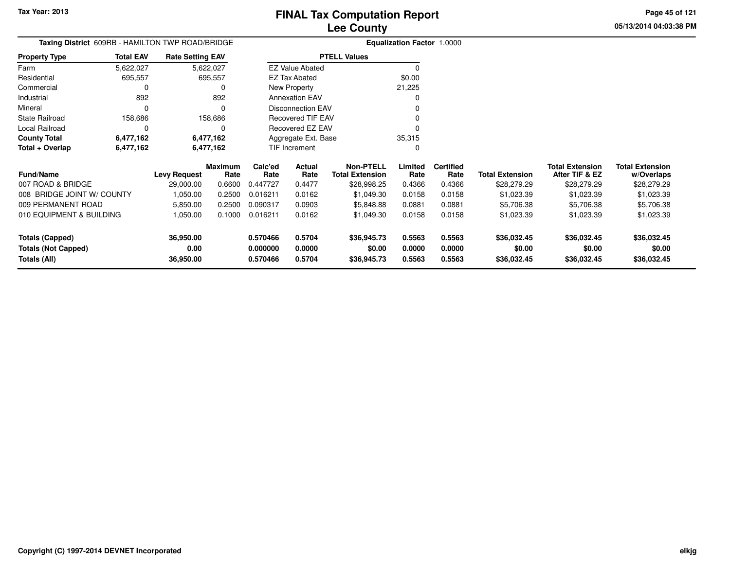# FINAL Tax Computation Report
## Lee County

Tax Year: 2013

05/13/2014 04:03:38 PM

**Taxing District** 609RB - HAMILTON TWP ROAD/BRIDGE

**Equalization Factor** 1.0000

| Property Type | Total EAV | Rate Setting EAV |
|---|---|---|
| Farm | 5,622,027 | 5,622,027 |
| Residential | 695,557 | 695,557 |
| Commercial | 0 | 0 |
| Industrial | 892 | 892 |
| Mineral | 0 | 0 |
| State Railroad | 158,686 | 158,686 |
| Local Railroad | 0 | 0 |
| **County Total** | **6,477,162** | **6,477,162** |
| **Total + Overlap** | **6,477,162** | **6,477,162** |

| PTELL Values | |
|---|---|
| EZ Value Abated | 0 |
| EZ Tax Abated | $0.00 |
| New Property | 21,225 |
| Annexation EAV | 0 |
| Disconnection EAV | 0 |
| Recovered TIF EAV | 0 |
| Recovered EZ EAV | 0 |
| Aggregate Ext. Base | 35,315 |
| TIF Increment | 0 |

| Fund/Name | Levy Request | Maximum Rate | Calc'ed Rate | Actual Rate | Non-PTELL Total Extension | Limited Rate | Certified Rate | Total Extension | Total Extension After TIF & EZ | Total Extension w/Overlaps |
|---|---|---|---|---|---|---|---|---|---|---|
| 007 ROAD & BRIDGE | 29,000.00 | 0.6600 | 0.447727 | 0.4477 | $28,998.25 | 0.4366 | 0.4366 | $28,279.29 | $28,279.29 | $28,279.29 |
| 008 BRIDGE JOINT W/ COUNTY | 1,050.00 | 0.2500 | 0.016211 | 0.0162 | $1,049.30 | 0.0158 | 0.0158 | $1,023.39 | $1,023.39 | $1,023.39 |
| 009 PERMANENT ROAD | 5,850.00 | 0.2500 | 0.090317 | 0.0903 | $5,848.88 | 0.0881 | 0.0881 | $5,706.38 | $5,706.38 | $5,706.38 |
| 010 EQUIPMENT & BUILDING | 1,050.00 | 0.1000 | 0.016211 | 0.0162 | $1,049.30 | 0.0158 | 0.0158 | $1,023.39 | $1,023.39 | $1,023.39 |
| **Totals (Capped)** | **36,950.00** | | **0.570466** | **0.5704** | **$36,945.73** | **0.5563** | **0.5563** | **$36,032.45** | **$36,032.45** | **$36,032.45** |
| **Totals (Not Capped)** | **0.00** | | **0.000000** | **0.0000** | **$0.00** | **0.0000** | **0.0000** | **$0.00** | **$0.00** | **$0.00** |
| **Totals (All)** | **36,950.00** | | **0.570466** | **0.5704** | **$36,945.73** | **0.5563** | **0.5563** | **$36,032.45** | **$36,032.45** | **$36,032.45** |

Copyright (C) 1997-2014 DEVNET Incorporated

elkjg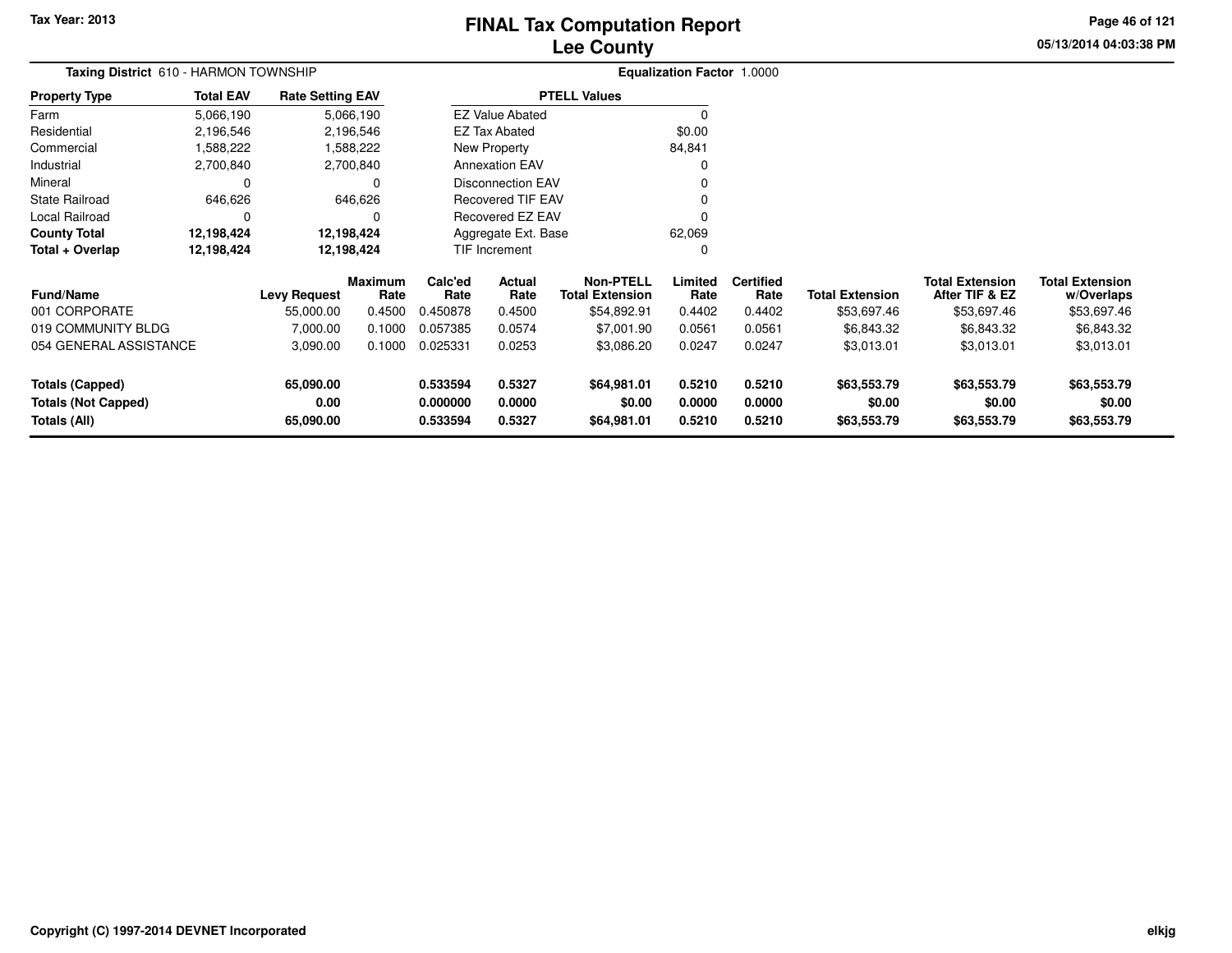# FINAL Tax Computation Report
# Lee County

Tax Year: 2013

05/13/2014 04:03:38 PM

**Taxing District** 610 - HARMON TOWNSHIP

**Equalization Factor** 1.0000

| Property Type | Total EAV | Rate Setting EAV |
|---|---|---|
| Farm | 5,066,190 | 5,066,190 |
| Residential | 2,196,546 | 2,196,546 |
| Commercial | 1,588,222 | 1,588,222 |
| Industrial | 2,700,840 | 2,700,840 |
| Mineral | 0 | 0 |
| State Railroad | 646,626 | 646,626 |
| Local Railroad | 0 | 0 |
| **County Total** | **12,198,424** | **12,198,424** |
| **Total + Overlap** | **12,198,424** | **12,198,424** |

| PTELL Values | |
|---|---|
| EZ Value Abated | 0 |
| EZ Tax Abated | $0.00 |
| New Property | 84,841 |
| Annexation EAV | 0 |
| Disconnection EAV | 0 |
| Recovered TIF EAV | 0 |
| Recovered EZ EAV | 0 |
| Aggregate Ext. Base | 62,069 |
| TIF Increment | 0 |

| Fund/Name | Levy Request | Maximum Rate | Calc'ed Rate | Actual Rate | Non-PTELL Total Extension | Limited Rate | Certified Rate | Total Extension | Total Extension After TIF & EZ | Total Extension w/Overlaps |
|---|---|---|---|---|---|---|---|---|---|---|
| 001 CORPORATE | 55,000.00 | 0.4500 | 0.450878 | 0.4500 | $54,892.91 | 0.4402 | 0.4402 | $53,697.46 | $53,697.46 | $53,697.46 |
| 019 COMMUNITY BLDG | 7,000.00 | 0.1000 | 0.057385 | 0.0574 | $7,001.90 | 0.0561 | 0.0561 | $6,843.32 | $6,843.32 | $6,843.32 |
| 054 GENERAL ASSISTANCE | 3,090.00 | 0.1000 | 0.025331 | 0.0253 | $3,086.20 | 0.0247 | 0.0247 | $3,013.01 | $3,013.01 | $3,013.01 |
| **Totals (Capped)** | **65,090.00** | | **0.533594** | **0.5327** | **$64,981.01** | **0.5210** | **0.5210** | **$63,553.79** | **$63,553.79** | **$63,553.79** |
| **Totals (Not Capped)** | **0.00** | | **0.000000** | **0.0000** | **$0.00** | **0.0000** | **0.0000** | **$0.00** | **$0.00** | **$0.00** |
| **Totals (All)** | **65,090.00** | | **0.533594** | **0.5327** | **$64,981.01** | **0.5210** | **0.5210** | **$63,553.79** | **$63,553.79** | **$63,553.79** |

Copyright (C) 1997-2014 DEVNET Incorporated

elkjg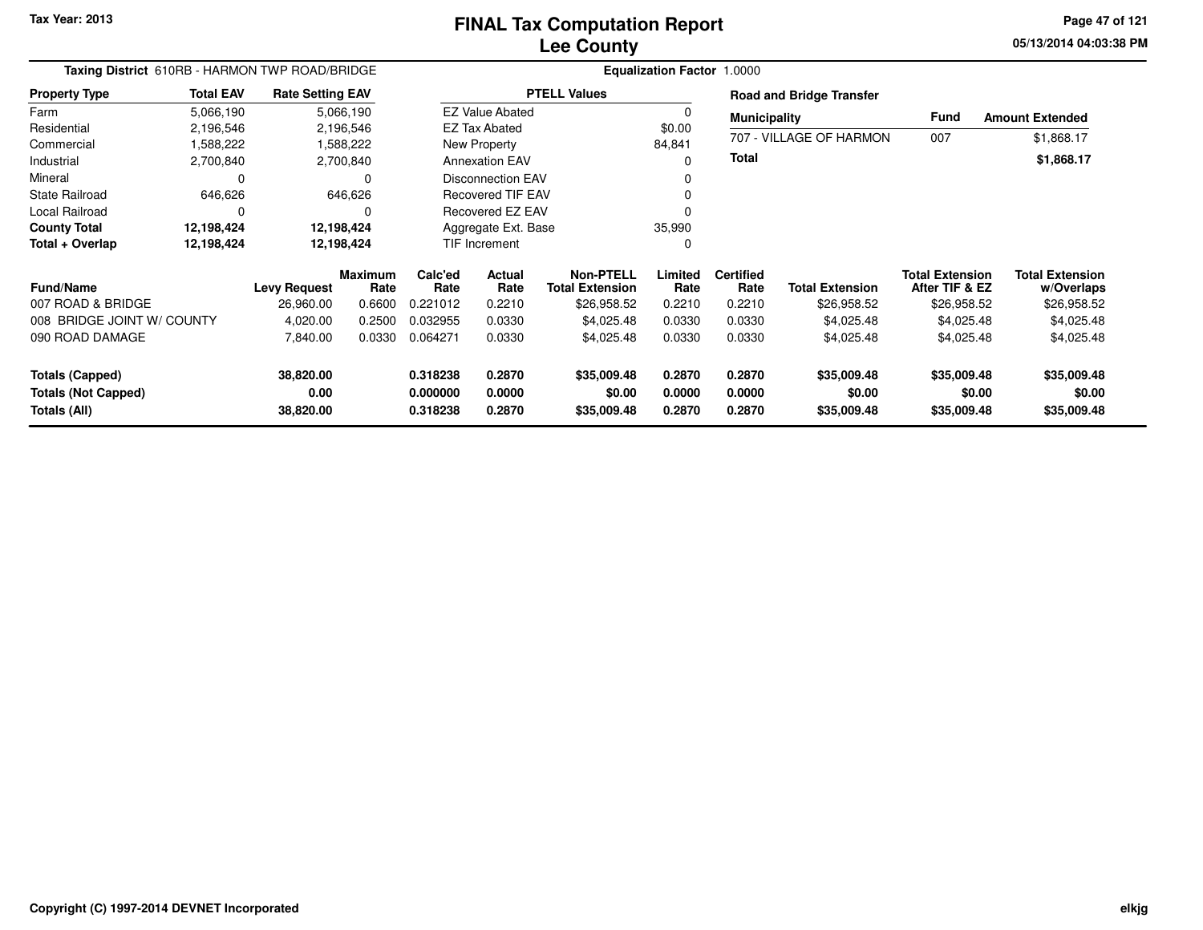# FINAL Tax Computation Report
## Lee County

Tax Year: 2013

05/13/2014 04:03:38 PM

**Taxing District** 610RB - HARMON TWP ROAD/BRIDGE

**Equalization Factor** 1.0000

| Property Type | Total EAV | Rate Setting EAV |
|---|---|---|
| Farm | 5,066,190 | 5,066,190 |
| Residential | 2,196,546 | 2,196,546 |
| Commercial | 1,588,222 | 1,588,222 |
| Industrial | 2,700,840 | 2,700,840 |
| Mineral | 0 | 0 |
| State Railroad | 646,626 | 646,626 |
| Local Railroad | 0 | 0 |
| **County Total** | **12,198,424** | **12,198,424** |
| **Total + Overlap** | **12,198,424** | **12,198,424** |

| PTELL Values | |
|---|---|
| EZ Value Abated | 0 |
| EZ Tax Abated | $0.00 |
| New Property | 84,841 |
| Annexation EAV | 0 |
| Disconnection EAV | 0 |
| Recovered TIF EAV | 0 |
| Recovered EZ EAV | 0 |
| Aggregate Ext. Base | 35,990 |
| TIF Increment | 0 |

**Road and Bridge Transfer**

| Municipality | Fund | Amount Extended |
|---|---|---|
| 707 - VILLAGE OF HARMON | 007 | $1,868.17 |
| **Total** | | **$1,868.17** |

| Fund/Name | Levy Request | Maximum Rate | Calc'ed Rate | Actual Rate | Non-PTELL Total Extension | Limited Rate | Certified Rate | Total Extension | Total Extension After TIF & EZ | Total Extension w/Overlaps |
|---|---|---|---|---|---|---|---|---|---|---|
| 007 ROAD & BRIDGE | 26,960.00 | 0.6600 | 0.221012 | 0.2210 | $26,958.52 | 0.2210 | 0.2210 | $26,958.52 | $26,958.52 | $26,958.52 |
| 008 BRIDGE JOINT W/ COUNTY | 4,020.00 | 0.2500 | 0.032955 | 0.0330 | $4,025.48 | 0.0330 | 0.0330 | $4,025.48 | $4,025.48 | $4,025.48 |
| 090 ROAD DAMAGE | 7,840.00 | 0.0330 | 0.064271 | 0.0330 | $4,025.48 | 0.0330 | 0.0330 | $4,025.48 | $4,025.48 | $4,025.48 |
| **Totals (Capped)** | **38,820.00** | | **0.318238** | **0.2870** | **$35,009.48** | **0.2870** | **0.2870** | **$35,009.48** | **$35,009.48** | **$35,009.48** |
| **Totals (Not Capped)** | **0.00** | | **0.000000** | **0.0000** | **$0.00** | **0.0000** | **0.0000** | **$0.00** | **$0.00** | **$0.00** |
| **Totals (All)** | **38,820.00** | | **0.318238** | **0.2870** | **$35,009.48** | **0.2870** | **0.2870** | **$35,009.48** | **$35,009.48** | **$35,009.48** |

Copyright (C) 1997-2014 DEVNET Incorporated

elkjg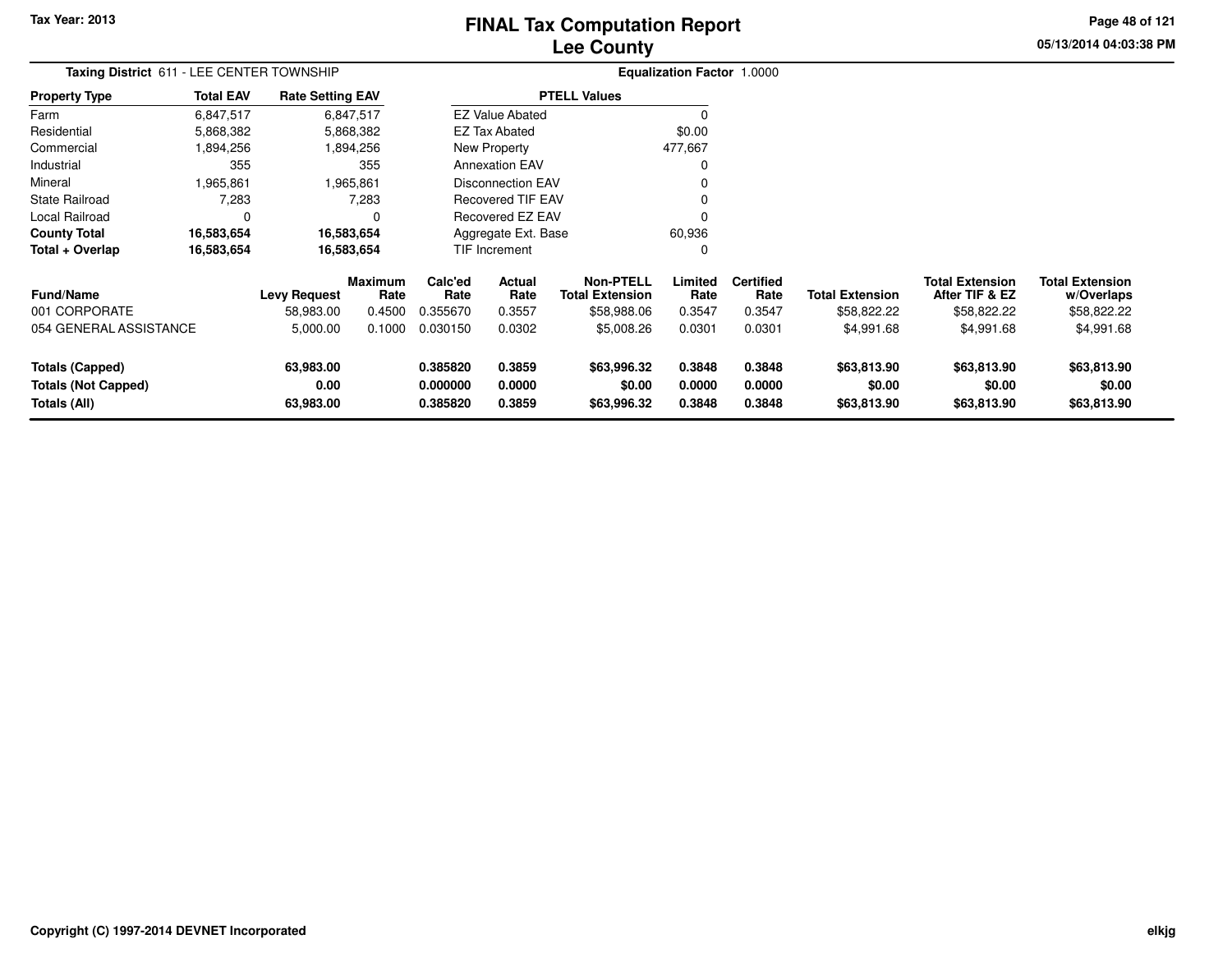# FINAL Tax Computation Report
## Lee County

Tax Year: 2013

**Taxing District** 611 - LEE CENTER TOWNSHIP

**Equalization Factor** 1.0000

| Property Type | Total EAV | Rate Setting EAV |
|---|---|---|
| Farm | 6,847,517 | 6,847,517 |
| Residential | 5,868,382 | 5,868,382 |
| Commercial | 1,894,256 | 1,894,256 |
| Industrial | 355 | 355 |
| Mineral | 1,965,861 | 1,965,861 |
| State Railroad | 7,283 | 7,283 |
| Local Railroad | 0 | 0 |
| **County Total** | **16,583,654** | **16,583,654** |
| **Total + Overlap** | **16,583,654** | **16,583,654** |

| PTELL Values | |
|---|---|
| EZ Value Abated | 0 |
| EZ Tax Abated | $0.00 |
| New Property | 477,667 |
| Annexation EAV | 0 |
| Disconnection EAV | 0 |
| Recovered TIF EAV | 0 |
| Recovered EZ EAV | 0 |
| Aggregate Ext. Base | 60,936 |
| TIF Increment | 0 |

| Fund/Name | Levy Request | Maximum Rate | Calc'ed Rate | Actual Rate | Non-PTELL Total Extension | Limited Rate | Certified Rate | Total Extension | Total Extension After TIF & EZ | Total Extension w/Overlaps |
|---|---|---|---|---|---|---|---|---|---|---|
| 001 CORPORATE | 58,983.00 | 0.4500 | 0.355670 | 0.3557 | $58,988.06 | 0.3547 | 0.3547 | $58,822.22 | $58,822.22 | $58,822.22 |
| 054 GENERAL ASSISTANCE | 5,000.00 | 0.1000 | 0.030150 | 0.0302 | $5,008.26 | 0.0301 | 0.0301 | $4,991.68 | $4,991.68 | $4,991.68 |
| **Totals (Capped)** | **63,983.00** | | **0.385820** | **0.3859** | **$63,996.32** | **0.3848** | **0.3848** | **$63,813.90** | **$63,813.90** | **$63,813.90** |
| **Totals (Not Capped)** | **0.00** | | **0.000000** | **0.0000** | **$0.00** | **0.0000** | **0.0000** | **$0.00** | **$0.00** | **$0.00** |
| **Totals (All)** | **63,983.00** | | **0.385820** | **0.3859** | **$63,996.32** | **0.3848** | **0.3848** | **$63,813.90** | **$63,813.90** | **$63,813.90** |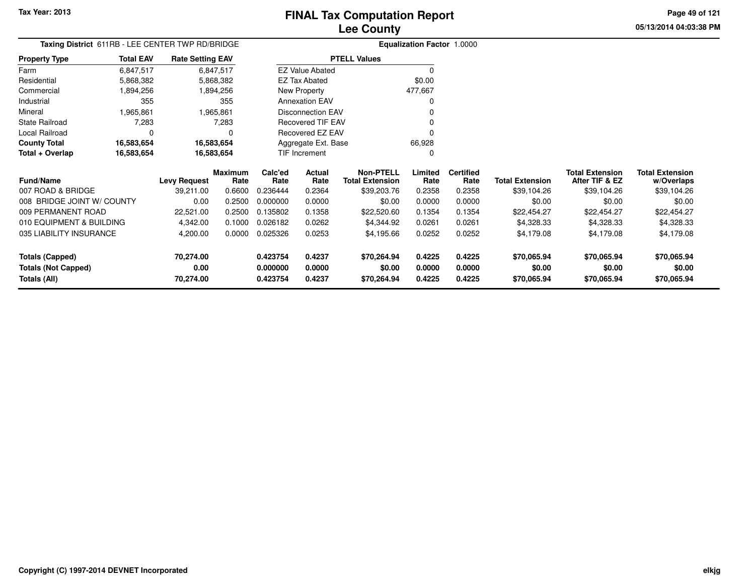Tax Year: 2013

# FINAL Tax Computation Report
## Lee County

05/13/2014 04:03:38 PM

**Taxing District** 611RB - LEE CENTER TWP RD/BRIDGE

**Equalization Factor** 1.0000

| Property Type | Total EAV | Rate Setting EAV |
|---|---|---|
| Farm | 6,847,517 | 6,847,517 |
| Residential | 5,868,382 | 5,868,382 |
| Commercial | 1,894,256 | 1,894,256 |
| Industrial | 355 | 355 |
| Mineral | 1,965,861 | 1,965,861 |
| State Railroad | 7,283 | 7,283 |
| Local Railroad | 0 | 0 |
| **County Total** | **16,583,654** | **16,583,654** |
| **Total + Overlap** | **16,583,654** | **16,583,654** |

| PTELL Values | |
|---|---|
| EZ Value Abated | 0 |
| EZ Tax Abated | $0.00 |
| New Property | 477,667 |
| Annexation EAV | 0 |
| Disconnection EAV | 0 |
| Recovered TIF EAV | 0 |
| Recovered EZ EAV | 0 |
| Aggregate Ext. Base | 66,928 |
| TIF Increment | 0 |

| Fund/Name | Levy Request | Maximum Rate | Calc'ed Rate | Actual Rate | Non-PTELL Total Extension | Limited Rate | Certified Rate | Total Extension | Total Extension After TIF & EZ | Total Extension w/Overlaps |
|---|---|---|---|---|---|---|---|---|---|---|
| 007 ROAD & BRIDGE | 39,211.00 | 0.6600 | 0.236444 | 0.2364 | $39,203.76 | 0.2358 | 0.2358 | $39,104.26 | $39,104.26 | $39,104.26 |
| 008 BRIDGE JOINT W/ COUNTY | 0.00 | 0.2500 | 0.000000 | 0.0000 | $0.00 | 0.0000 | 0.0000 | $0.00 | $0.00 | $0.00 |
| 009 PERMANENT ROAD | 22,521.00 | 0.2500 | 0.135802 | 0.1358 | $22,520.60 | 0.1354 | 0.1354 | $22,454.27 | $22,454.27 | $22,454.27 |
| 010 EQUIPMENT & BUILDING | 4,342.00 | 0.1000 | 0.026182 | 0.0262 | $4,344.92 | 0.0261 | 0.0261 | $4,328.33 | $4,328.33 | $4,328.33 |
| 035 LIABILITY INSURANCE | 4,200.00 | 0.0000 | 0.025326 | 0.0253 | $4,195.66 | 0.0252 | 0.0252 | $4,179.08 | $4,179.08 | $4,179.08 |
| **Totals (Capped)** | **70,274.00** | | **0.423754** | **0.4237** | **$70,264.94** | **0.4225** | **0.4225** | **$70,065.94** | **$70,065.94** | **$70,065.94** |
| **Totals (Not Capped)** | **0.00** | | **0.000000** | **0.0000** | **$0.00** | **0.0000** | **0.0000** | **$0.00** | **$0.00** | **$0.00** |
| **Totals (All)** | **70,274.00** | | **0.423754** | **0.4237** | **$70,264.94** | **0.4225** | **0.4225** | **$70,065.94** | **$70,065.94** | **$70,065.94** |

Copyright (C) 1997-2014 DEVNET Incorporated

elkjg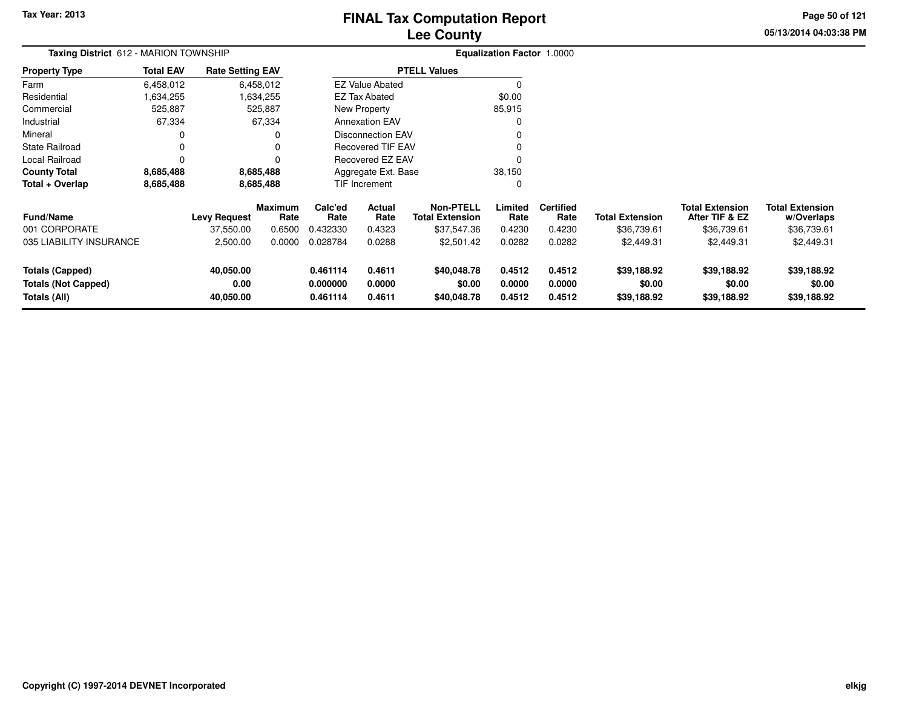# FINAL Tax Computation Report
# Lee County

Tax Year: 2013

05/13/2014 04:03:38 PM

**Taxing District** 612 - MARION TOWNSHIP

**Equalization Factor** 1.0000

| Property Type | Total EAV | Rate Setting EAV |
|---|---|---|
| Farm | 6,458,012 | 6,458,012 |
| Residential | 1,634,255 | 1,634,255 |
| Commercial | 525,887 | 525,887 |
| Industrial | 67,334 | 67,334 |
| Mineral | 0 | 0 |
| State Railroad | 0 | 0 |
| Local Railroad | 0 | 0 |
| **County Total** | **8,685,488** | **8,685,488** |
| **Total + Overlap** | **8,685,488** | **8,685,488** |

| PTELL Values | |
|---|---|
| EZ Value Abated | 0 |
| EZ Tax Abated | $0.00 |
| New Property | 85,915 |
| Annexation EAV | 0 |
| Disconnection EAV | 0 |
| Recovered TIF EAV | 0 |
| Recovered EZ EAV | 0 |
| Aggregate Ext. Base | 38,150 |
| TIF Increment | 0 |

| Fund/Name | Levy Request | Maximum Rate | Calc'ed Rate | Actual Rate | Non-PTELL Total Extension | Limited Rate | Certified Rate | Total Extension | Total Extension After TIF & EZ | Total Extension w/Overlaps |
|---|---|---|---|---|---|---|---|---|---|---|
| 001 CORPORATE | 37,550.00 | 0.6500 | 0.432330 | 0.4323 | $37,547.36 | 0.4230 | 0.4230 | $36,739.61 | $36,739.61 | $36,739.61 |
| 035 LIABILITY INSURANCE | 2,500.00 | 0.0000 | 0.028784 | 0.0288 | $2,501.42 | 0.0282 | 0.0282 | $2,449.31 | $2,449.31 | $2,449.31 |
| **Totals (Capped)** | **40,050.00** | | **0.461114** | **0.4611** | **$40,048.78** | **0.4512** | **0.4512** | **$39,188.92** | **$39,188.92** | **$39,188.92** |
| **Totals (Not Capped)** | **0.00** | | **0.000000** | **0.0000** | **$0.00** | **0.0000** | **0.0000** | **$0.00** | **$0.00** | **$0.00** |
| **Totals (All)** | **40,050.00** | | **0.461114** | **0.4611** | **$40,048.78** | **0.4512** | **0.4512** | **$39,188.92** | **$39,188.92** | **$39,188.92** |

Copyright (C) 1997-2014 DEVNET Incorporated

elkjg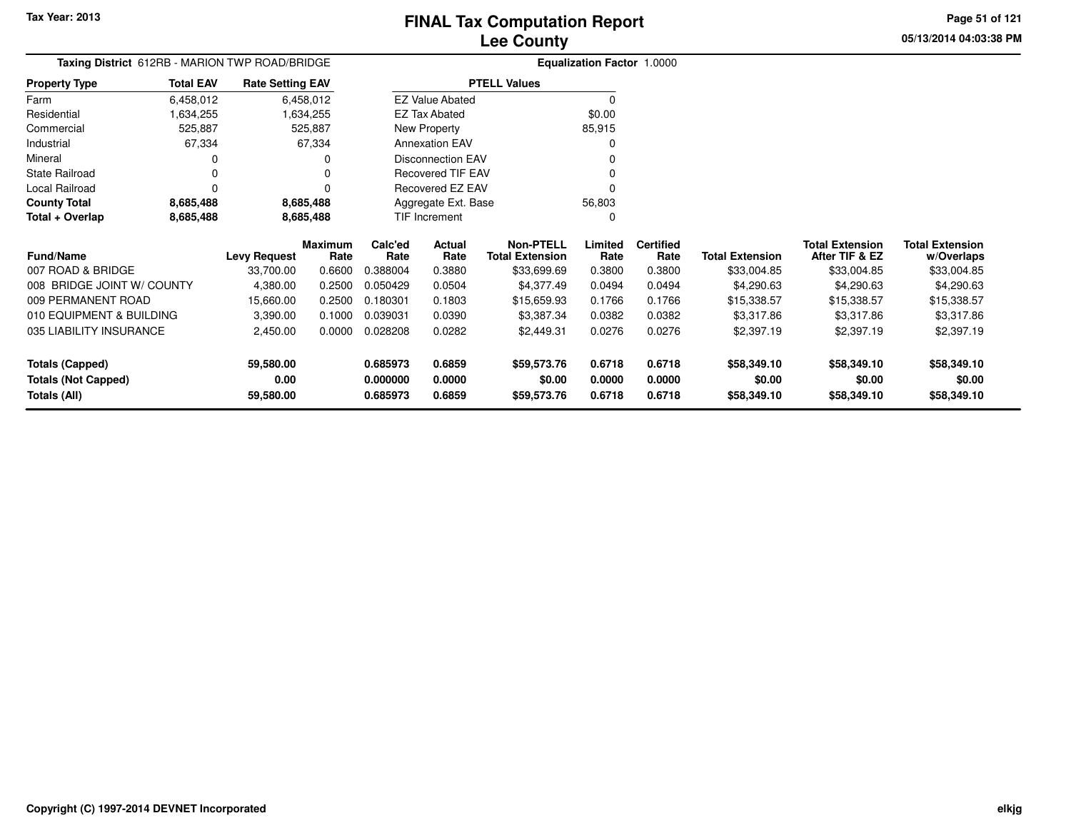**Tax Year: 2013**

# FINAL Tax Computation Report
## Lee County

05/13/2014 04:03:38 PM

**Taxing District** 612RB - MARION TWP ROAD/BRIDGE

**Equalization Factor** 1.0000

| Property Type | Total EAV | Rate Setting EAV |
|---|---|---|
| Farm | 6,458,012 | 6,458,012 |
| Residential | 1,634,255 | 1,634,255 |
| Commercial | 525,887 | 525,887 |
| Industrial | 67,334 | 67,334 |
| Mineral | 0 | 0 |
| State Railroad | 0 | 0 |
| Local Railroad | 0 | 0 |
| **County Total** | **8,685,488** | **8,685,488** |
| **Total + Overlap** | **8,685,488** | **8,685,488** |

| PTELL Values | |
|---|---|
| EZ Value Abated | 0 |
| EZ Tax Abated | $0.00 |
| New Property | 85,915 |
| Annexation EAV | 0 |
| Disconnection EAV | 0 |
| Recovered TIF EAV | 0 |
| Recovered EZ EAV | 0 |
| Aggregate Ext. Base | 56,803 |
| TIF Increment | 0 |

| Fund/Name | Levy Request | Maximum Rate | Calc'ed Rate | Actual Rate | Non-PTELL Total Extension | Limited Rate | Certified Rate | Total Extension | Total Extension After TIF & EZ | Total Extension w/Overlaps |
|---|---|---|---|---|---|---|---|---|---|---|
| 007 ROAD & BRIDGE | 33,700.00 | 0.6600 | 0.388004 | 0.3880 | $33,699.69 | 0.3800 | 0.3800 | $33,004.85 | $33,004.85 | $33,004.85 |
| 008 BRIDGE JOINT W/ COUNTY | 4,380.00 | 0.2500 | 0.050429 | 0.0504 | $4,377.49 | 0.0494 | 0.0494 | $4,290.63 | $4,290.63 | $4,290.63 |
| 009 PERMANENT ROAD | 15,660.00 | 0.2500 | 0.180301 | 0.1803 | $15,659.93 | 0.1766 | 0.1766 | $15,338.57 | $15,338.57 | $15,338.57 |
| 010 EQUIPMENT & BUILDING | 3,390.00 | 0.1000 | 0.039031 | 0.0390 | $3,387.34 | 0.0382 | 0.0382 | $3,317.86 | $3,317.86 | $3,317.86 |
| 035 LIABILITY INSURANCE | 2,450.00 | 0.0000 | 0.028208 | 0.0282 | $2,449.31 | 0.0276 | 0.0276 | $2,397.19 | $2,397.19 | $2,397.19 |
| **Totals (Capped)** | **59,580.00** | | **0.685973** | **0.6859** | **$59,573.76** | **0.6718** | **0.6718** | **$58,349.10** | **$58,349.10** | **$58,349.10** |
| **Totals (Not Capped)** | **0.00** | | **0.000000** | **0.0000** | **$0.00** | **0.0000** | **0.0000** | **$0.00** | **$0.00** | **$0.00** |
| **Totals (All)** | **59,580.00** | | **0.685973** | **0.6859** | **$59,573.76** | **0.6718** | **0.6718** | **$58,349.10** | **$58,349.10** | **$58,349.10** |

**Copyright (C) 1997-2014 DEVNET Incorporated**

**elkjg**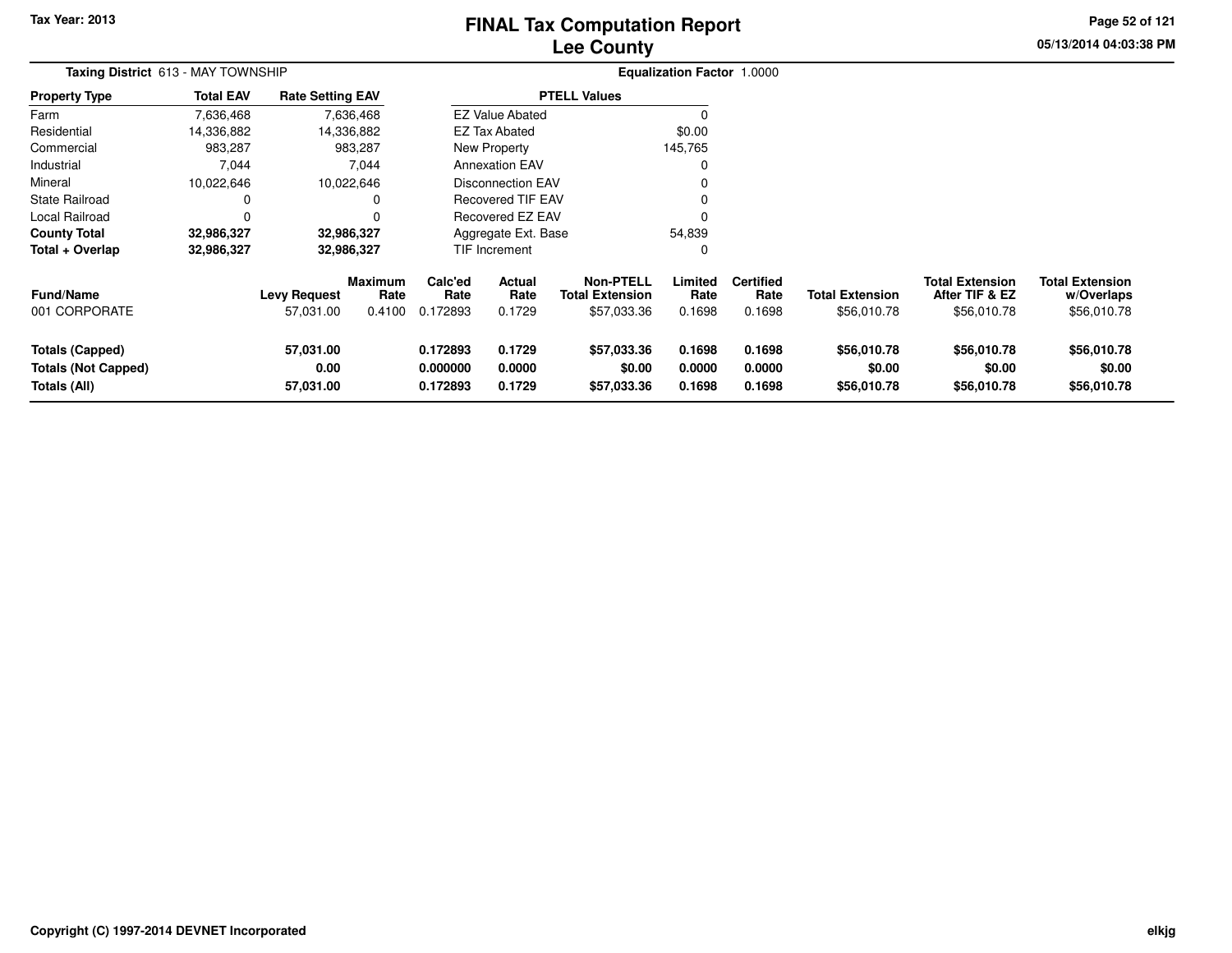Tax Year: 2013

# FINAL Tax Computation Report
## Lee County

05/13/2014 04:03:38 PM

**Taxing District** 613 - MAY TOWNSHIP **Equalization Factor** 1.0000

| Property Type | Total EAV | Rate Setting EAV |
|---|---|---|
| Farm | 7,636,468 | 7,636,468 |
| Residential | 14,336,882 | 14,336,882 |
| Commercial | 983,287 | 983,287 |
| Industrial | 7,044 | 7,044 |
| Mineral | 10,022,646 | 10,022,646 |
| State Railroad | 0 | 0 |
| Local Railroad | 0 | 0 |
| **County Total** | **32,986,327** | **32,986,327** |
| **Total + Overlap** | **32,986,327** | **32,986,327** |

| PTELL Values | |
|---|---|
| EZ Value Abated | 0 |
| EZ Tax Abated | $0.00 |
| New Property | 145,765 |
| Annexation EAV | 0 |
| Disconnection EAV | 0 |
| Recovered TIF EAV | 0 |
| Recovered EZ EAV | 0 |
| Aggregate Ext. Base | 54,839 |
| TIF Increment | 0 |

| Fund/Name | Levy Request | Maximum Rate | Calc'ed Rate | Actual Rate | Non-PTELL Total Extension | Limited Rate | Certified Rate | Total Extension | Total Extension After TIF & EZ | Total Extension w/Overlaps |
|---|---|---|---|---|---|---|---|---|---|---|
| 001 CORPORATE | 57,031.00 | 0.4100 | 0.172893 | 0.1729 | $57,033.36 | 0.1698 | 0.1698 | $56,010.78 | $56,010.78 | $56,010.78 |
| **Totals (Capped)** | **57,031.00** | | **0.172893** | **0.1729** | **$57,033.36** | **0.1698** | **0.1698** | **$56,010.78** | **$56,010.78** | **$56,010.78** |
| **Totals (Not Capped)** | **0.00** | | **0.000000** | **0.0000** | **$0.00** | **0.0000** | **0.0000** | **$0.00** | **$0.00** | **$0.00** |
| **Totals (All)** | **57,031.00** | | **0.172893** | **0.1729** | **$57,033.36** | **0.1698** | **0.1698** | **$56,010.78** | **$56,010.78** | **$56,010.78** |

Copyright (C) 1997-2014 DEVNET Incorporated

elkjg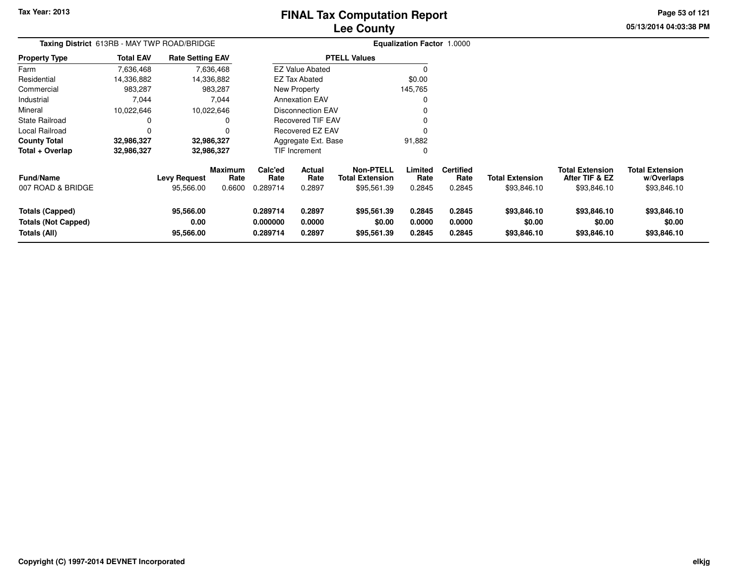# FINAL Tax Computation Report
## Lee County

Tax Year: 2013

05/13/2014 04:03:38 PM

**Taxing District** 613RB - MAY TWP ROAD/BRIDGE

**Equalization Factor** 1.0000

| Property Type | Total EAV | Rate Setting EAV |
|---|---|---|
| Farm | 7,636,468 | 7,636,468 |
| Residential | 14,336,882 | 14,336,882 |
| Commercial | 983,287 | 983,287 |
| Industrial | 7,044 | 7,044 |
| Mineral | 10,022,646 | 10,022,646 |
| State Railroad | 0 | 0 |
| Local Railroad | 0 | 0 |
| **County Total** | **32,986,327** | **32,986,327** |
| **Total + Overlap** | **32,986,327** | **32,986,327** |

| PTELL Values | |
|---|---|
| EZ Value Abated | 0 |
| EZ Tax Abated | $0.00 |
| New Property | 145,765 |
| Annexation EAV | 0 |
| Disconnection EAV | 0 |
| Recovered TIF EAV | 0 |
| Recovered EZ EAV | 0 |
| Aggregate Ext. Base | 91,882 |
| TIF Increment | 0 |

| Fund/Name | Levy Request | Maximum Rate | Calc'ed Rate | Actual Rate | Non-PTELL Total Extension | Limited Rate | Certified Rate | Total Extension | Total Extension After TIF & EZ | Total Extension w/Overlaps |
|---|---|---|---|---|---|---|---|---|---|---|
| 007 ROAD & BRIDGE | 95,566.00 | 0.6600 | 0.289714 | 0.2897 | $95,561.39 | 0.2845 | 0.2845 | $93,846.10 | $93,846.10 | $93,846.10 |
| **Totals (Capped)** | **95,566.00** | | **0.289714** | **0.2897** | **$95,561.39** | **0.2845** | **0.2845** | **$93,846.10** | **$93,846.10** | **$93,846.10** |
| **Totals (Not Capped)** | **0.00** | | **0.000000** | **0.0000** | **$0.00** | **0.0000** | **0.0000** | **$0.00** | **$0.00** | **$0.00** |
| **Totals (All)** | **95,566.00** | | **0.289714** | **0.2897** | **$95,561.39** | **0.2845** | **0.2845** | **$93,846.10** | **$93,846.10** | **$93,846.10** |

Copyright (C) 1997-2014 DEVNET Incorporated

elkjg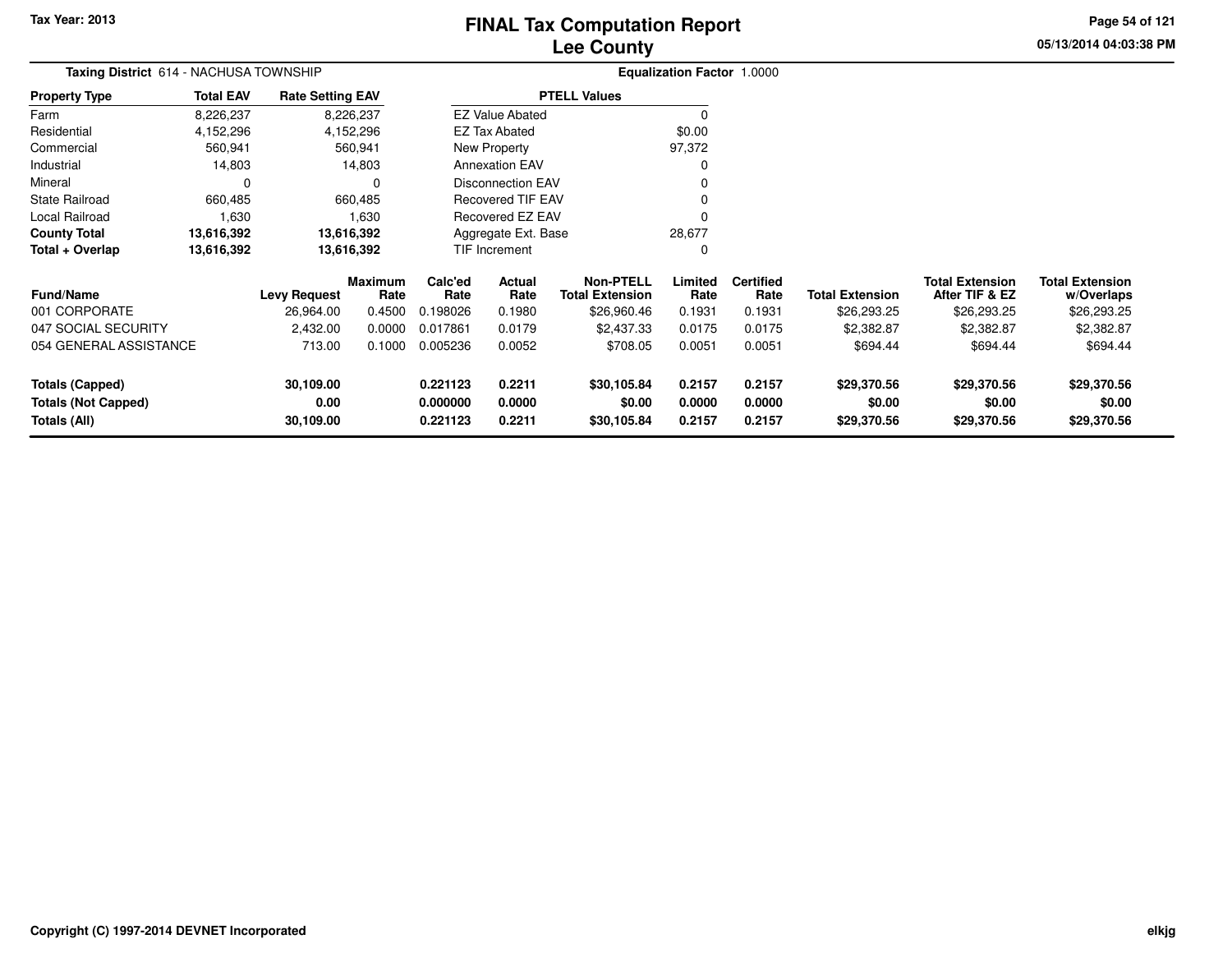# FINAL Tax Computation Report
## Lee County

**Tax Year: 2013**

05/13/2014 04:03:38 PM

**Taxing District** 614 - NACHUSA TOWNSHIP

**Equalization Factor** 1.0000

| Property Type | Total EAV | Rate Setting EAV |
|---|---|---|
| Farm | 8,226,237 | 8,226,237 |
| Residential | 4,152,296 | 4,152,296 |
| Commercial | 560,941 | 560,941 |
| Industrial | 14,803 | 14,803 |
| Mineral | 0 | 0 |
| State Railroad | 660,485 | 660,485 |
| Local Railroad | 1,630 | 1,630 |
| **County Total** | **13,616,392** | **13,616,392** |
| **Total + Overlap** | **13,616,392** | **13,616,392** |

| PTELL Values | |
|---|---|
| EZ Value Abated | 0 |
| EZ Tax Abated | $0.00 |
| New Property | 97,372 |
| Annexation EAV | 0 |
| Disconnection EAV | 0 |
| Recovered TIF EAV | 0 |
| Recovered EZ EAV | 0 |
| Aggregate Ext. Base | 28,677 |
| TIF Increment | 0 |

| Fund/Name | Levy Request | Maximum Rate | Calc'ed Rate | Actual Rate | Non-PTELL Total Extension | Limited Rate | Certified Rate | Total Extension | Total Extension After TIF & EZ | Total Extension w/Overlaps |
|---|---|---|---|---|---|---|---|---|---|---|
| 001 CORPORATE | 26,964.00 | 0.4500 | 0.198026 | 0.1980 | $26,960.46 | 0.1931 | 0.1931 | $26,293.25 | $26,293.25 | $26,293.25 |
| 047 SOCIAL SECURITY | 2,432.00 | 0.0000 | 0.017861 | 0.0179 | $2,437.33 | 0.0175 | 0.0175 | $2,382.87 | $2,382.87 | $2,382.87 |
| 054 GENERAL ASSISTANCE | 713.00 | 0.1000 | 0.005236 | 0.0052 | $708.05 | 0.0051 | 0.0051 | $694.44 | $694.44 | $694.44 |
| **Totals (Capped)** | **30,109.00** | | **0.221123** | **0.2211** | **$30,105.84** | **0.2157** | **0.2157** | **$29,370.56** | **$29,370.56** | **$29,370.56** |
| **Totals (Not Capped)** | **0.00** | | **0.000000** | **0.0000** | **$0.00** | **0.0000** | **0.0000** | **$0.00** | **$0.00** | **$0.00** |
| **Totals (All)** | **30,109.00** | | **0.221123** | **0.2211** | **$30,105.84** | **0.2157** | **0.2157** | **$29,370.56** | **$29,370.56** | **$29,370.56** |

**Copyright (C) 1997-2014 DEVNET Incorporated**

elkjg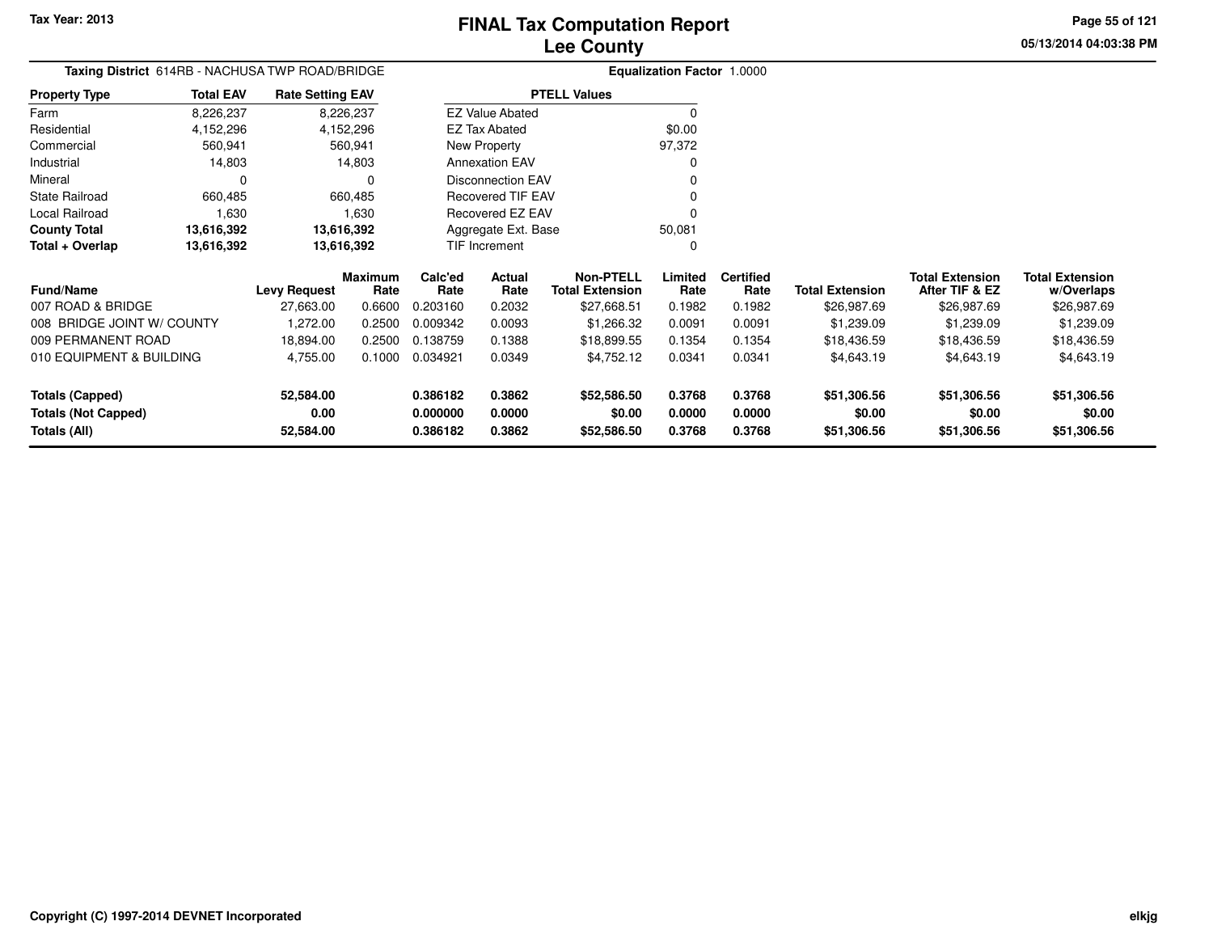Tax Year: 2013

# FINAL Tax Computation Report
## Lee County

05/13/2014 04:03:38 PM

**Taxing District** 614RB - NACHUSA TWP ROAD/BRIDGE

**Equalization Factor** 1.0000

| Property Type | Total EAV | Rate Setting EAV |
|---|---|---|
| Farm | 8,226,237 | 8,226,237 |
| Residential | 4,152,296 | 4,152,296 |
| Commercial | 560,941 | 560,941 |
| Industrial | 14,803 | 14,803 |
| Mineral | 0 | 0 |
| State Railroad | 660,485 | 660,485 |
| Local Railroad | 1,630 | 1,630 |
| **County Total** | **13,616,392** | **13,616,392** |
| **Total + Overlap** | **13,616,392** | **13,616,392** |

| PTELL Values | |
|---|---|
| EZ Value Abated | 0 |
| EZ Tax Abated | $0.00 |
| New Property | 97,372 |
| Annexation EAV | 0 |
| Disconnection EAV | 0 |
| Recovered TIF EAV | 0 |
| Recovered EZ EAV | 0 |
| Aggregate Ext. Base | 50,081 |
| TIF Increment | 0 |

| Fund/Name | Levy Request | Maximum Rate | Calc'ed Rate | Actual Rate | Non-PTELL Total Extension | Limited Rate | Certified Rate | Total Extension | Total Extension After TIF & EZ | Total Extension w/Overlaps |
|---|---|---|---|---|---|---|---|---|---|---|
| 007 ROAD & BRIDGE | 27,663.00 | 0.6600 | 0.203160 | 0.2032 | $27,668.51 | 0.1982 | 0.1982 | $26,987.69 | $26,987.69 | $26,987.69 |
| 008 BRIDGE JOINT W/ COUNTY | 1,272.00 | 0.2500 | 0.009342 | 0.0093 | $1,266.32 | 0.0091 | 0.0091 | $1,239.09 | $1,239.09 | $1,239.09 |
| 009 PERMANENT ROAD | 18,894.00 | 0.2500 | 0.138759 | 0.1388 | $18,899.55 | 0.1354 | 0.1354 | $18,436.59 | $18,436.59 | $18,436.59 |
| 010 EQUIPMENT & BUILDING | 4,755.00 | 0.1000 | 0.034921 | 0.0349 | $4,752.12 | 0.0341 | 0.0341 | $4,643.19 | $4,643.19 | $4,643.19 |
| **Totals (Capped)** | **52,584.00** | | **0.386182** | **0.3862** | **$52,586.50** | **0.3768** | **0.3768** | **$51,306.56** | **$51,306.56** | **$51,306.56** |
| **Totals (Not Capped)** | **0.00** | | **0.000000** | **0.0000** | **$0.00** | **0.0000** | **0.0000** | **$0.00** | **$0.00** | **$0.00** |
| **Totals (All)** | **52,584.00** | | **0.386182** | **0.3862** | **$52,586.50** | **0.3768** | **0.3768** | **$51,306.56** | **$51,306.56** | **$51,306.56** |

Copyright (C) 1997-2014 DEVNET Incorporated

elkjg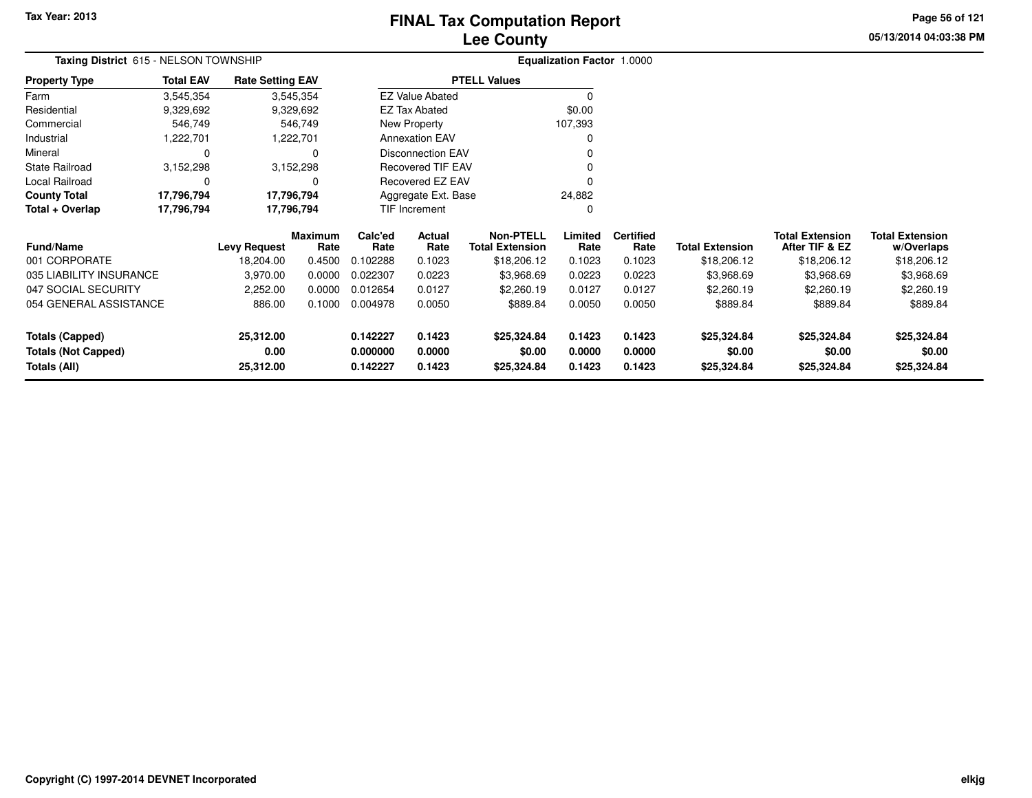# FINAL Tax Computation Report
## Lee County

Tax Year: 2013

05/13/2014 04:03:38 PM

**Taxing District** 615 - NELSON TOWNSHIP

**Equalization Factor** 1.0000

| Property Type | Total EAV | Rate Setting EAV |
|---|---|---|
| Farm | 3,545,354 | 3,545,354 |
| Residential | 9,329,692 | 9,329,692 |
| Commercial | 546,749 | 546,749 |
| Industrial | 1,222,701 | 1,222,701 |
| Mineral | 0 | 0 |
| State Railroad | 3,152,298 | 3,152,298 |
| Local Railroad | 0 | 0 |
| **County Total** | **17,796,794** | **17,796,794** |
| **Total + Overlap** | **17,796,794** | **17,796,794** |

| PTELL Values | |
|---|---|
| EZ Value Abated | 0 |
| EZ Tax Abated | $0.00 |
| New Property | 107,393 |
| Annexation EAV | 0 |
| Disconnection EAV | 0 |
| Recovered TIF EAV | 0 |
| Recovered EZ EAV | 0 |
| Aggregate Ext. Base | 24,882 |
| TIF Increment | 0 |

| Fund/Name | Levy Request | Maximum Rate | Calc'ed Rate | Actual Rate | Non-PTELL Total Extension | Limited Rate | Certified Rate | Total Extension | Total Extension After TIF & EZ | Total Extension w/Overlaps |
|---|---|---|---|---|---|---|---|---|---|---|
| 001 CORPORATE | 18,204.00 | 0.4500 | 0.102288 | 0.1023 | $18,206.12 | 0.1023 | 0.1023 | $18,206.12 | $18,206.12 | $18,206.12 |
| 035 LIABILITY INSURANCE | 3,970.00 | 0.0000 | 0.022307 | 0.0223 | $3,968.69 | 0.0223 | 0.0223 | $3,968.69 | $3,968.69 | $3,968.69 |
| 047 SOCIAL SECURITY | 2,252.00 | 0.0000 | 0.012654 | 0.0127 | $2,260.19 | 0.0127 | 0.0127 | $2,260.19 | $2,260.19 | $2,260.19 |
| 054 GENERAL ASSISTANCE | 886.00 | 0.1000 | 0.004978 | 0.0050 | $889.84 | 0.0050 | 0.0050 | $889.84 | $889.84 | $889.84 |
| **Totals (Capped)** | **25,312.00** | | **0.142227** | **0.1423** | **$25,324.84** | **0.1423** | **0.1423** | **$25,324.84** | **$25,324.84** | **$25,324.84** |
| **Totals (Not Capped)** | **0.00** | | **0.000000** | **0.0000** | **$0.00** | **0.0000** | **0.0000** | **$0.00** | **$0.00** | **$0.00** |
| **Totals (All)** | **25,312.00** | | **0.142227** | **0.1423** | **$25,324.84** | **0.1423** | **0.1423** | **$25,324.84** | **$25,324.84** | **$25,324.84** |

Copyright (C) 1997-2014 DEVNET Incorporated

elkjg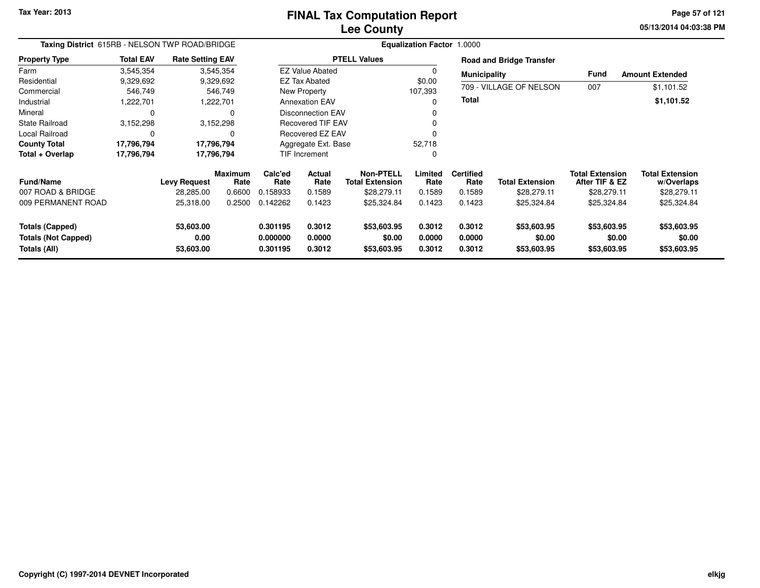Tax Year: 2013

# FINAL Tax Computation Report
## Lee County

05/13/2014 04:03:38 PM

**Taxing District** 615RB - NELSON TWP ROAD/BRIDGE

**Equalization Factor** 1.0000

| Property Type | Total EAV | Rate Setting EAV |
|---|---|---|
| Farm | 3,545,354 | 3,545,354 |
| Residential | 9,329,692 | 9,329,692 |
| Commercial | 546,749 | 546,749 |
| Industrial | 1,222,701 | 1,222,701 |
| Mineral | 0 | 0 |
| State Railroad | 3,152,298 | 3,152,298 |
| Local Railroad | 0 | 0 |
| **County Total** | **17,796,794** | **17,796,794** |
| **Total + Overlap** | **17,796,794** | **17,796,794** |

| PTELL Values | |
|---|---|
| EZ Value Abated | 0 |
| EZ Tax Abated | $0.00 |
| New Property | 107,393 |
| Annexation EAV | 0 |
| Disconnection EAV | 0 |
| Recovered TIF EAV | 0 |
| Recovered EZ EAV | 0 |
| Aggregate Ext. Base | 52,718 |
| TIF Increment | 0 |

**Road and Bridge Transfer**

| Municipality | Fund | Amount Extended |
|---|---|---|
| 709 - VILLAGE OF NELSON | 007 | $1,101.52 |
| **Total** | | **$1,101.52** |

| Fund/Name | Levy Request | Maximum Rate | Calc'ed Rate | Actual Rate | Non-PTELL Total Extension | Limited Rate | Certified Rate | Total Extension | Total Extension After TIF & EZ | Total Extension w/Overlaps |
|---|---|---|---|---|---|---|---|---|---|---|
| 007 ROAD & BRIDGE | 28,285.00 | 0.6600 | 0.158933 | 0.1589 | $28,279.11 | 0.1589 | 0.1589 | $28,279.11 | $28,279.11 | $28,279.11 |
| 009 PERMANENT ROAD | 25,318.00 | 0.2500 | 0.142262 | 0.1423 | $25,324.84 | 0.1423 | 0.1423 | $25,324.84 | $25,324.84 | $25,324.84 |
| **Totals (Capped)** | **53,603.00** | | **0.301195** | **0.3012** | **$53,603.95** | **0.3012** | **0.3012** | **$53,603.95** | **$53,603.95** | **$53,603.95** |
| **Totals (Not Capped)** | **0.00** | | **0.000000** | **0.0000** | **$0.00** | **0.0000** | **0.0000** | **$0.00** | **$0.00** | **$0.00** |
| **Totals (All)** | **53,603.00** | | **0.301195** | **0.3012** | **$53,603.95** | **0.3012** | **0.3012** | **$53,603.95** | **$53,603.95** | **$53,603.95** |

Copyright (C) 1997-2014 DEVNET Incorporated

elkjg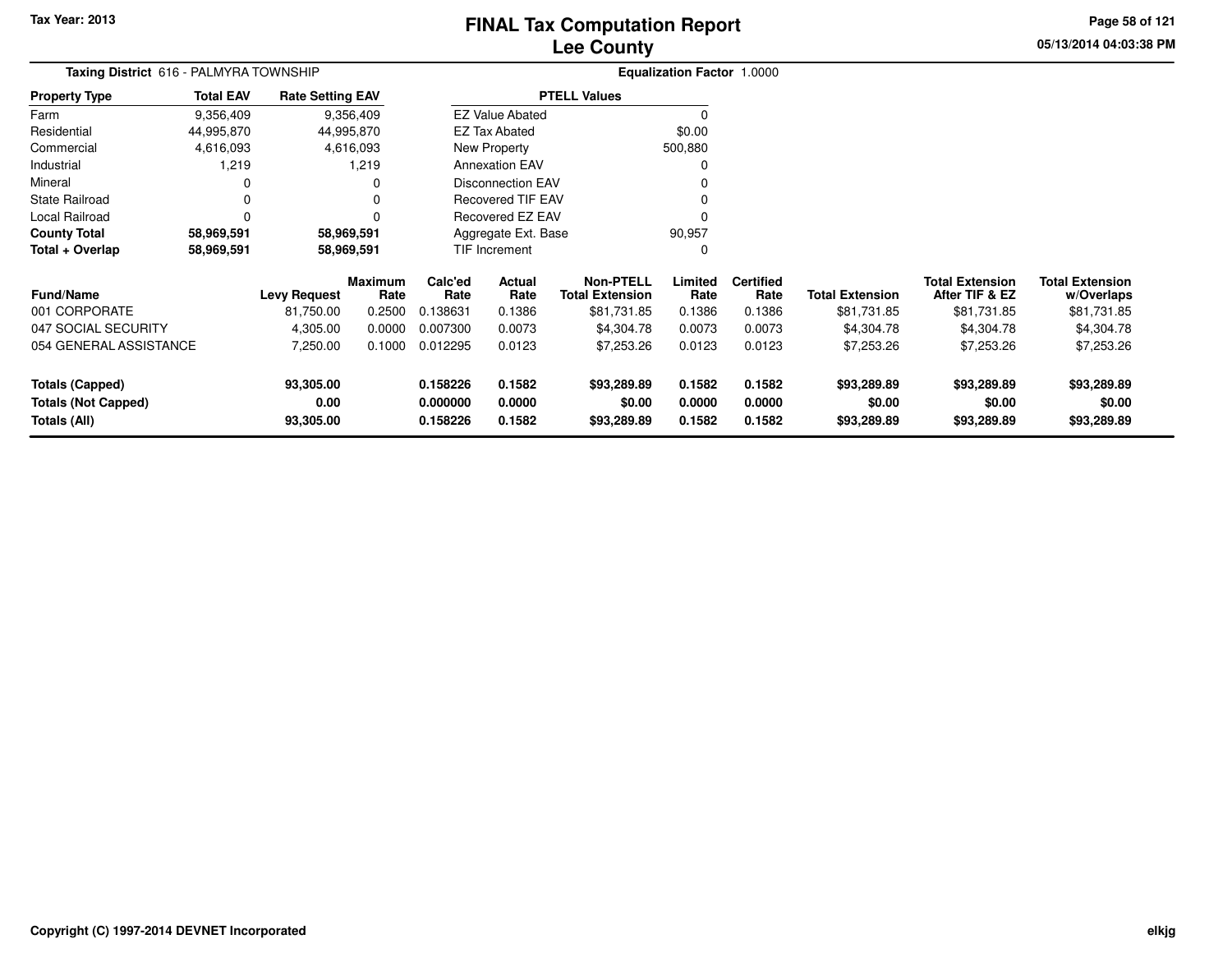Tax Year: 2013

# FINAL Tax Computation Report
## Lee County

05/13/2014 04:03:38 PM

**Taxing District** 616 - PALMYRA TOWNSHIP

**Equalization Factor** 1.0000

| Property Type | Total EAV | Rate Setting EAV |
|---|---|---|
| Farm | 9,356,409 | 9,356,409 |
| Residential | 44,995,870 | 44,995,870 |
| Commercial | 4,616,093 | 4,616,093 |
| Industrial | 1,219 | 1,219 |
| Mineral | 0 | 0 |
| State Railroad | 0 | 0 |
| Local Railroad | 0 | 0 |
| **County Total** | **58,969,591** | **58,969,591** |
| **Total + Overlap** | **58,969,591** | **58,969,591** |

| PTELL Values | |
|---|---|
| EZ Value Abated | 0 |
| EZ Tax Abated | $0.00 |
| New Property | 500,880 |
| Annexation EAV | 0 |
| Disconnection EAV | 0 |
| Recovered TIF EAV | 0 |
| Recovered EZ EAV | 0 |
| Aggregate Ext. Base | 90,957 |
| TIF Increment | 0 |

| Fund/Name | Levy Request | Maximum Rate | Calc'ed Rate | Actual Rate | Non-PTELL Total Extension | Limited Rate | Certified Rate | Total Extension | Total Extension After TIF & EZ | Total Extension w/Overlaps |
|---|---|---|---|---|---|---|---|---|---|---|
| 001 CORPORATE | 81,750.00 | 0.2500 | 0.138631 | 0.1386 | $81,731.85 | 0.1386 | 0.1386 | $81,731.85 | $81,731.85 | $81,731.85 |
| 047 SOCIAL SECURITY | 4,305.00 | 0.0000 | 0.007300 | 0.0073 | $4,304.78 | 0.0073 | 0.0073 | $4,304.78 | $4,304.78 | $4,304.78 |
| 054 GENERAL ASSISTANCE | 7,250.00 | 0.1000 | 0.012295 | 0.0123 | $7,253.26 | 0.0123 | 0.0123 | $7,253.26 | $7,253.26 | $7,253.26 |
| **Totals (Capped)** | **93,305.00** | | **0.158226** | **0.1582** | **$93,289.89** | **0.1582** | **0.1582** | **$93,289.89** | **$93,289.89** | **$93,289.89** |
| **Totals (Not Capped)** | **0.00** | | **0.000000** | **0.0000** | **$0.00** | **0.0000** | **0.0000** | **$0.00** | **$0.00** | **$0.00** |
| **Totals (All)** | **93,305.00** | | **0.158226** | **0.1582** | **$93,289.89** | **0.1582** | **0.1582** | **$93,289.89** | **$93,289.89** | **$93,289.89** |

Copyright (C) 1997-2014 DEVNET Incorporated

elkjg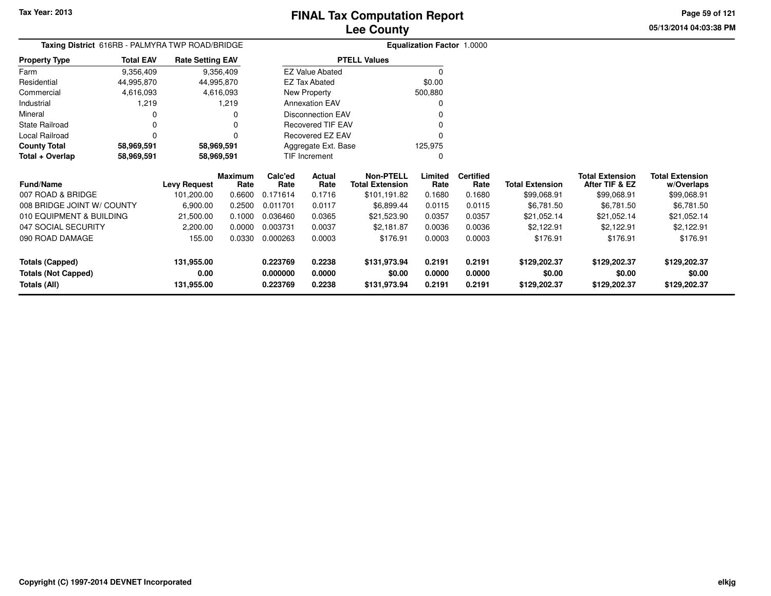# FINAL Tax Computation Report
# Lee County

Tax Year: 2013

05/13/2014 04:03:38 PM

**Taxing District** 616RB - PALMYRA TWP ROAD/BRIDGE

**Equalization Factor** 1.0000

| Property Type | Total EAV | Rate Setting EAV |
|---|---|---|
| Farm | 9,356,409 | 9,356,409 |
| Residential | 44,995,870 | 44,995,870 |
| Commercial | 4,616,093 | 4,616,093 |
| Industrial | 1,219 | 1,219 |
| Mineral | 0 | 0 |
| State Railroad | 0 | 0 |
| Local Railroad | 0 | 0 |
| **County Total** | **58,969,591** | **58,969,591** |
| **Total + Overlap** | **58,969,591** | **58,969,591** |

| PTELL Values | |
|---|---|
| EZ Value Abated | 0 |
| EZ Tax Abated | $0.00 |
| New Property | 500,880 |
| Annexation EAV | 0 |
| Disconnection EAV | 0 |
| Recovered TIF EAV | 0 |
| Recovered EZ EAV | 0 |
| Aggregate Ext. Base | 125,975 |
| TIF Increment | 0 |

| Fund/Name | Levy Request | Maximum Rate | Calc'ed Rate | Actual Rate | Non-PTELL Total Extension | Limited Rate | Certified Rate | Total Extension | Total Extension After TIF & EZ | Total Extension w/Overlaps |
|---|---|---|---|---|---|---|---|---|---|---|
| 007 ROAD & BRIDGE | 101,200.00 | 0.6600 | 0.171614 | 0.1716 | $101,191.82 | 0.1680 | 0.1680 | $99,068.91 | $99,068.91 | $99,068.91 |
| 008 BRIDGE JOINT W/ COUNTY | 6,900.00 | 0.2500 | 0.011701 | 0.0117 | $6,899.44 | 0.0115 | 0.0115 | $6,781.50 | $6,781.50 | $6,781.50 |
| 010 EQUIPMENT & BUILDING | 21,500.00 | 0.1000 | 0.036460 | 0.0365 | $21,523.90 | 0.0357 | 0.0357 | $21,052.14 | $21,052.14 | $21,052.14 |
| 047 SOCIAL SECURITY | 2,200.00 | 0.0000 | 0.003731 | 0.0037 | $2,181.87 | 0.0036 | 0.0036 | $2,122.91 | $2,122.91 | $2,122.91 |
| 090 ROAD DAMAGE | 155.00 | 0.0330 | 0.000263 | 0.0003 | $176.91 | 0.0003 | 0.0003 | $176.91 | $176.91 | $176.91 |
| **Totals (Capped)** | **131,955.00** | | **0.223769** | **0.2238** | **$131,973.94** | **0.2191** | **0.2191** | **$129,202.37** | **$129,202.37** | **$129,202.37** |
| **Totals (Not Capped)** | **0.00** | | **0.000000** | **0.0000** | **$0.00** | **0.0000** | **0.0000** | **$0.00** | **$0.00** | **$0.00** |
| **Totals (All)** | **131,955.00** | | **0.223769** | **0.2238** | **$131,973.94** | **0.2191** | **0.2191** | **$129,202.37** | **$129,202.37** | **$129,202.37** |

Copyright (C) 1997-2014 DEVNET Incorporated

elkjg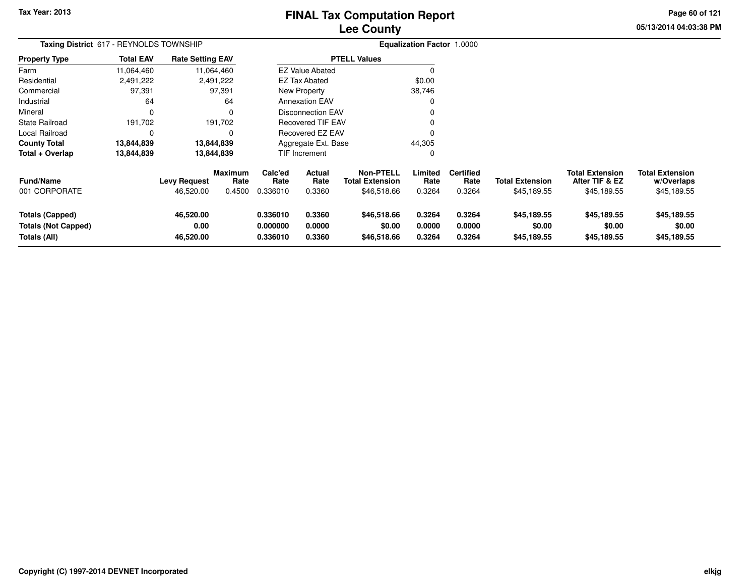# FINAL Tax Computation Report
## Lee County

Tax Year: 2013

05/13/2014 04:03:38 PM

**Taxing District** 617 - REYNOLDS TOWNSHIP

**Equalization Factor** 1.0000

| Property Type | Total EAV | Rate Setting EAV |
|---|---|---|
| Farm | 11,064,460 | 11,064,460 |
| Residential | 2,491,222 | 2,491,222 |
| Commercial | 97,391 | 97,391 |
| Industrial | 64 | 64 |
| Mineral | 0 | 0 |
| State Railroad | 191,702 | 191,702 |
| Local Railroad | 0 | 0 |
| **County Total** | **13,844,839** | **13,844,839** |
| **Total + Overlap** | **13,844,839** | **13,844,839** |

| PTELL Values | |
|---|---|
| EZ Value Abated | 0 |
| EZ Tax Abated | $0.00 |
| New Property | 38,746 |
| Annexation EAV | 0 |
| Disconnection EAV | 0 |
| Recovered TIF EAV | 0 |
| Recovered EZ EAV | 0 |
| Aggregate Ext. Base | 44,305 |
| TIF Increment | 0 |

| Fund/Name | Levy Request | Maximum Rate | Calc'ed Rate | Actual Rate | Non-PTELL Total Extension | Limited Rate | Certified Rate | Total Extension | Total Extension After TIF & EZ | Total Extension w/Overlaps |
|---|---|---|---|---|---|---|---|---|---|---|
| 001 CORPORATE | 46,520.00 | 0.4500 | 0.336010 | 0.3360 | $46,518.66 | 0.3264 | 0.3264 | $45,189.55 | $45,189.55 | $45,189.55 |
| **Totals (Capped)** | **46,520.00** | | **0.336010** | **0.3360** | **$46,518.66** | **0.3264** | **0.3264** | **$45,189.55** | **$45,189.55** | **$45,189.55** |
| **Totals (Not Capped)** | **0.00** | | **0.000000** | **0.0000** | **$0.00** | **0.0000** | **0.0000** | **$0.00** | **$0.00** | **$0.00** |
| **Totals (All)** | **46,520.00** | | **0.336010** | **0.3360** | **$46,518.66** | **0.3264** | **0.3264** | **$45,189.55** | **$45,189.55** | **$45,189.55** |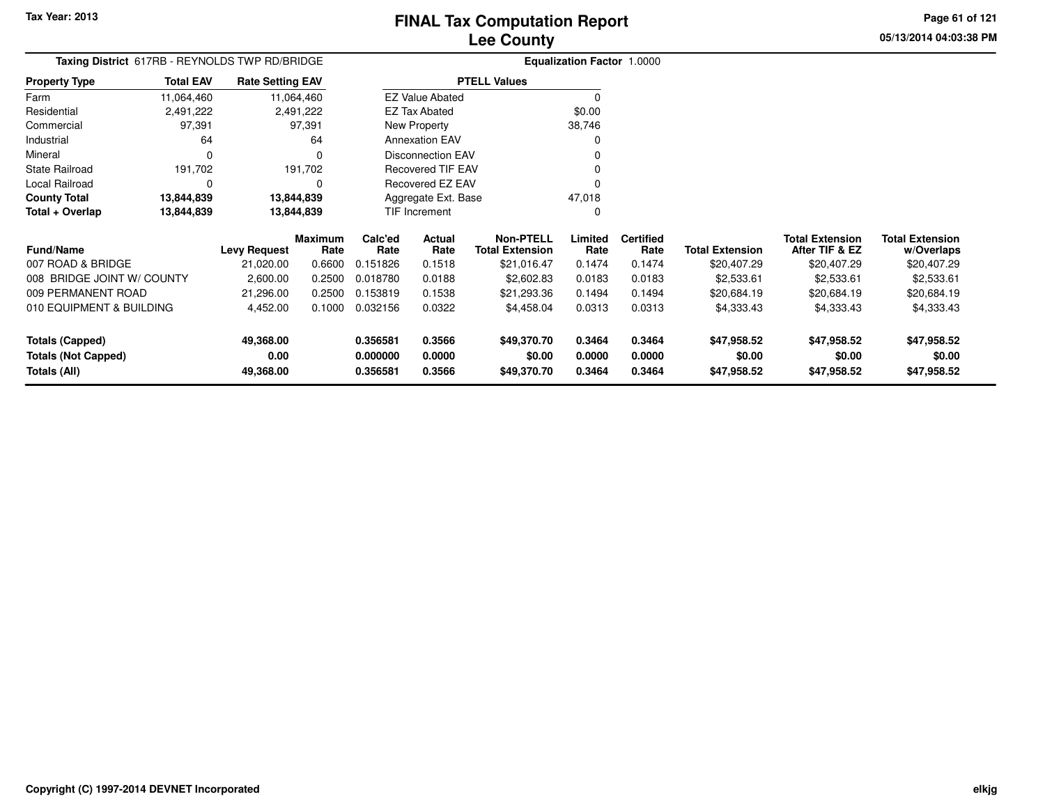Tax Year: 2013

# FINAL Tax Computation Report
## Lee County

05/13/2014 04:03:38 PM

**Taxing District** 617RB - REYNOLDS TWP RD/BRIDGE

**Equalization Factor** 1.0000

| Property Type | Total EAV | Rate Setting EAV |
|---|---|---|
| Farm | 11,064,460 | 11,064,460 |
| Residential | 2,491,222 | 2,491,222 |
| Commercial | 97,391 | 97,391 |
| Industrial | 64 | 64 |
| Mineral | 0 | 0 |
| State Railroad | 191,702 | 191,702 |
| Local Railroad | 0 | 0 |
| **County Total** | **13,844,839** | **13,844,839** |
| **Total + Overlap** | **13,844,839** | **13,844,839** |

| PTELL Values | |
|---|---|
| EZ Value Abated | 0 |
| EZ Tax Abated | $0.00 |
| New Property | 38,746 |
| Annexation EAV | 0 |
| Disconnection EAV | 0 |
| Recovered TIF EAV | 0 |
| Recovered EZ EAV | 0 |
| Aggregate Ext. Base | 47,018 |
| TIF Increment | 0 |

| Fund/Name | Levy Request | Maximum Rate | Calc'ed Rate | Actual Rate | Non-PTELL Total Extension | Limited Rate | Certified Rate | Total Extension | Total Extension After TIF & EZ | Total Extension w/Overlaps |
|---|---|---|---|---|---|---|---|---|---|---|
| 007 ROAD & BRIDGE | 21,020.00 | 0.6600 | 0.151826 | 0.1518 | $21,016.47 | 0.1474 | 0.1474 | $20,407.29 | $20,407.29 | $20,407.29 |
| 008 BRIDGE JOINT W/ COUNTY | 2,600.00 | 0.2500 | 0.018780 | 0.0188 | $2,602.83 | 0.0183 | 0.0183 | $2,533.61 | $2,533.61 | $2,533.61 |
| 009 PERMANENT ROAD | 21,296.00 | 0.2500 | 0.153819 | 0.1538 | $21,293.36 | 0.1494 | 0.1494 | $20,684.19 | $20,684.19 | $20,684.19 |
| 010 EQUIPMENT & BUILDING | 4,452.00 | 0.1000 | 0.032156 | 0.0322 | $4,458.04 | 0.0313 | 0.0313 | $4,333.43 | $4,333.43 | $4,333.43 |
| **Totals (Capped)** | **49,368.00** | | **0.356581** | **0.3566** | **$49,370.70** | **0.3464** | **0.3464** | **$47,958.52** | **$47,958.52** | **$47,958.52** |
| **Totals (Not Capped)** | **0.00** | | **0.000000** | **0.0000** | **$0.00** | **0.0000** | **0.0000** | **$0.00** | **$0.00** | **$0.00** |
| **Totals (All)** | **49,368.00** | | **0.356581** | **0.3566** | **$49,370.70** | **0.3464** | **0.3464** | **$47,958.52** | **$47,958.52** | **$47,958.52** |

Copyright (C) 1997-2014 DEVNET Incorporated

elkjg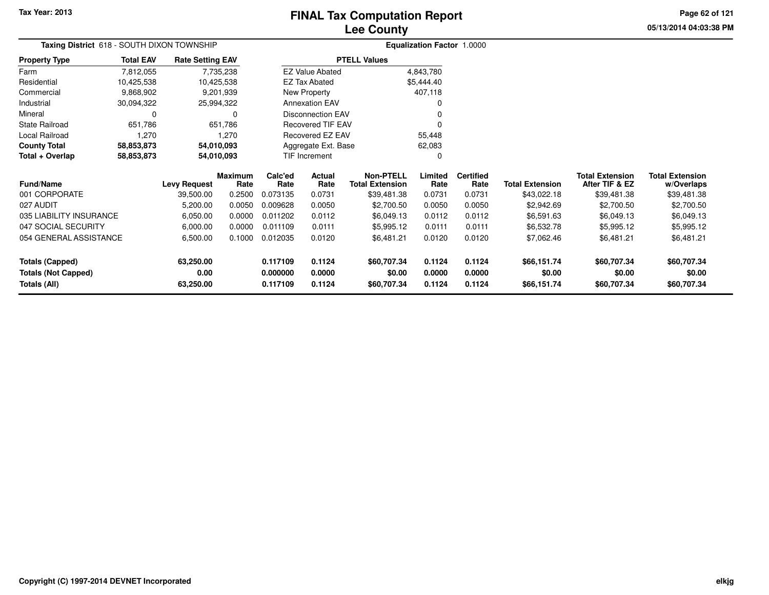Tax Year: 2013

# FINAL Tax Computation Report
## Lee County

05/13/2014 04:03:38 PM

**Taxing District** 618 - SOUTH DIXON TOWNSHIP

**Equalization Factor** 1.0000

| Property Type | Total EAV | Rate Setting EAV |
|---|---|---|
| Farm | 7,812,055 | 7,735,238 |
| Residential | 10,425,538 | 10,425,538 |
| Commercial | 9,868,902 | 9,201,939 |
| Industrial | 30,094,322 | 25,994,322 |
| Mineral | 0 | 0 |
| State Railroad | 651,786 | 651,786 |
| Local Railroad | 1,270 | 1,270 |
| **County Total** | **58,853,873** | **54,010,093** |
| **Total + Overlap** | **58,853,873** | **54,010,093** |

| PTELL Values | |
|---|---|
| EZ Value Abated | 4,843,780 |
| EZ Tax Abated | $5,444.40 |
| New Property | 407,118 |
| Annexation EAV | 0 |
| Disconnection EAV | 0 |
| Recovered TIF EAV | 0 |
| Recovered EZ EAV | 55,448 |
| Aggregate Ext. Base | 62,083 |
| TIF Increment | 0 |

| Fund/Name | Levy Request | Maximum Rate | Calc'ed Rate | Actual Rate | Non-PTELL Total Extension | Limited Rate | Certified Rate | Total Extension | Total Extension After TIF & EZ | Total Extension w/Overlaps |
|---|---|---|---|---|---|---|---|---|---|---|
| 001 CORPORATE | 39,500.00 | 0.2500 | 0.073135 | 0.0731 | $39,481.38 | 0.0731 | 0.0731 | $43,022.18 | $39,481.38 | $39,481.38 |
| 027 AUDIT | 5,200.00 | 0.0050 | 0.009628 | 0.0050 | $2,700.50 | 0.0050 | 0.0050 | $2,942.69 | $2,700.50 | $2,700.50 |
| 035 LIABILITY INSURANCE | 6,050.00 | 0.0000 | 0.011202 | 0.0112 | $6,049.13 | 0.0112 | 0.0112 | $6,591.63 | $6,049.13 | $6,049.13 |
| 047 SOCIAL SECURITY | 6,000.00 | 0.0000 | 0.011109 | 0.0111 | $5,995.12 | 0.0111 | 0.0111 | $6,532.78 | $5,995.12 | $5,995.12 |
| 054 GENERAL ASSISTANCE | 6,500.00 | 0.1000 | 0.012035 | 0.0120 | $6,481.21 | 0.0120 | 0.0120 | $7,062.46 | $6,481.21 | $6,481.21 |
| **Totals (Capped)** | **63,250.00** | | **0.117109** | **0.1124** | **$60,707.34** | **0.1124** | **0.1124** | **$66,151.74** | **$60,707.34** | **$60,707.34** |
| **Totals (Not Capped)** | **0.00** | | **0.000000** | **0.0000** | **$0.00** | **0.0000** | **0.0000** | **$0.00** | **$0.00** | **$0.00** |
| **Totals (All)** | **63,250.00** | | **0.117109** | **0.1124** | **$60,707.34** | **0.1124** | **0.1124** | **$66,151.74** | **$60,707.34** | **$60,707.34** |

Copyright (C) 1997-2014 DEVNET Incorporated

elkjg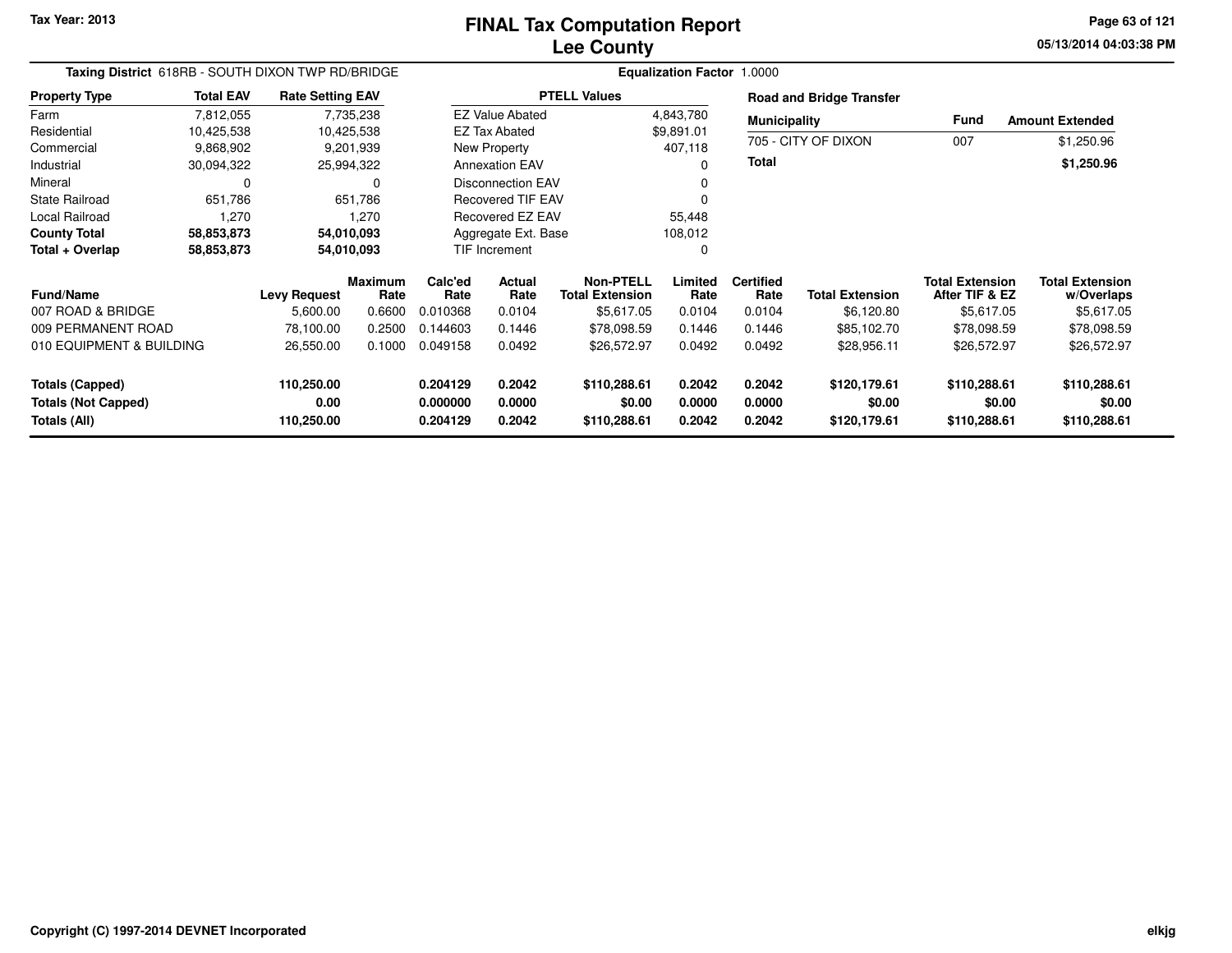# FINAL Tax Computation Report
## Lee County

Tax Year: 2013

**Taxing District** 618RB - SOUTH DIXON TWP RD/BRIDGE

**Equalization Factor** 1.0000

| Property Type | Total EAV | Rate Setting EAV |
|---|---|---|
| Farm | 7,812,055 | 7,735,238 |
| Residential | 10,425,538 | 10,425,538 |
| Commercial | 9,868,902 | 9,201,939 |
| Industrial | 30,094,322 | 25,994,322 |
| Mineral | 0 | 0 |
| State Railroad | 651,786 | 651,786 |
| Local Railroad | 1,270 | 1,270 |
| **County Total** | **58,853,873** | **54,010,093** |
| **Total + Overlap** | **58,853,873** | **54,010,093** |

| PTELL Values | |
|---|---|
| EZ Value Abated | 4,843,780 |
| EZ Tax Abated | $9,891.01 |
| New Property | 407,118 |
| Annexation EAV | 0 |
| Disconnection EAV | 0 |
| Recovered TIF EAV | 0 |
| Recovered EZ EAV | 55,448 |
| Aggregate Ext. Base | 108,012 |
| TIF Increment | 0 |

**Road and Bridge Transfer**

| Municipality | Fund | Amount Extended |
|---|---|---|
| 705 - CITY OF DIXON | 007 | $1,250.96 |
| **Total** | | **$1,250.96** |

| Fund/Name | Levy Request | Maximum Rate | Calc'ed Rate | Actual Rate | Non-PTELL Total Extension | Limited Rate | Certified Rate | Total Extension | Total Extension After TIF & EZ | Total Extension w/Overlaps |
|---|---|---|---|---|---|---|---|---|---|---|
| 007 ROAD & BRIDGE | 5,600.00 | 0.6600 | 0.010368 | 0.0104 | $5,617.05 | 0.0104 | 0.0104 | $6,120.80 | $5,617.05 | $5,617.05 |
| 009 PERMANENT ROAD | 78,100.00 | 0.2500 | 0.144603 | 0.1446 | $78,098.59 | 0.1446 | 0.1446 | $85,102.70 | $78,098.59 | $78,098.59 |
| 010 EQUIPMENT & BUILDING | 26,550.00 | 0.1000 | 0.049158 | 0.0492 | $26,572.97 | 0.0492 | 0.0492 | $28,956.11 | $26,572.97 | $26,572.97 |
| **Totals (Capped)** | **110,250.00** | | **0.204129** | **0.2042** | **$110,288.61** | **0.2042** | **0.2042** | **$120,179.61** | **$110,288.61** | **$110,288.61** |
| **Totals (Not Capped)** | **0.00** | | **0.000000** | **0.0000** | **$0.00** | **0.0000** | **0.0000** | **$0.00** | **$0.00** | **$0.00** |
| **Totals (All)** | **110,250.00** | | **0.204129** | **0.2042** | **$110,288.61** | **0.2042** | **0.2042** | **$120,179.61** | **$110,288.61** | **$110,288.61** |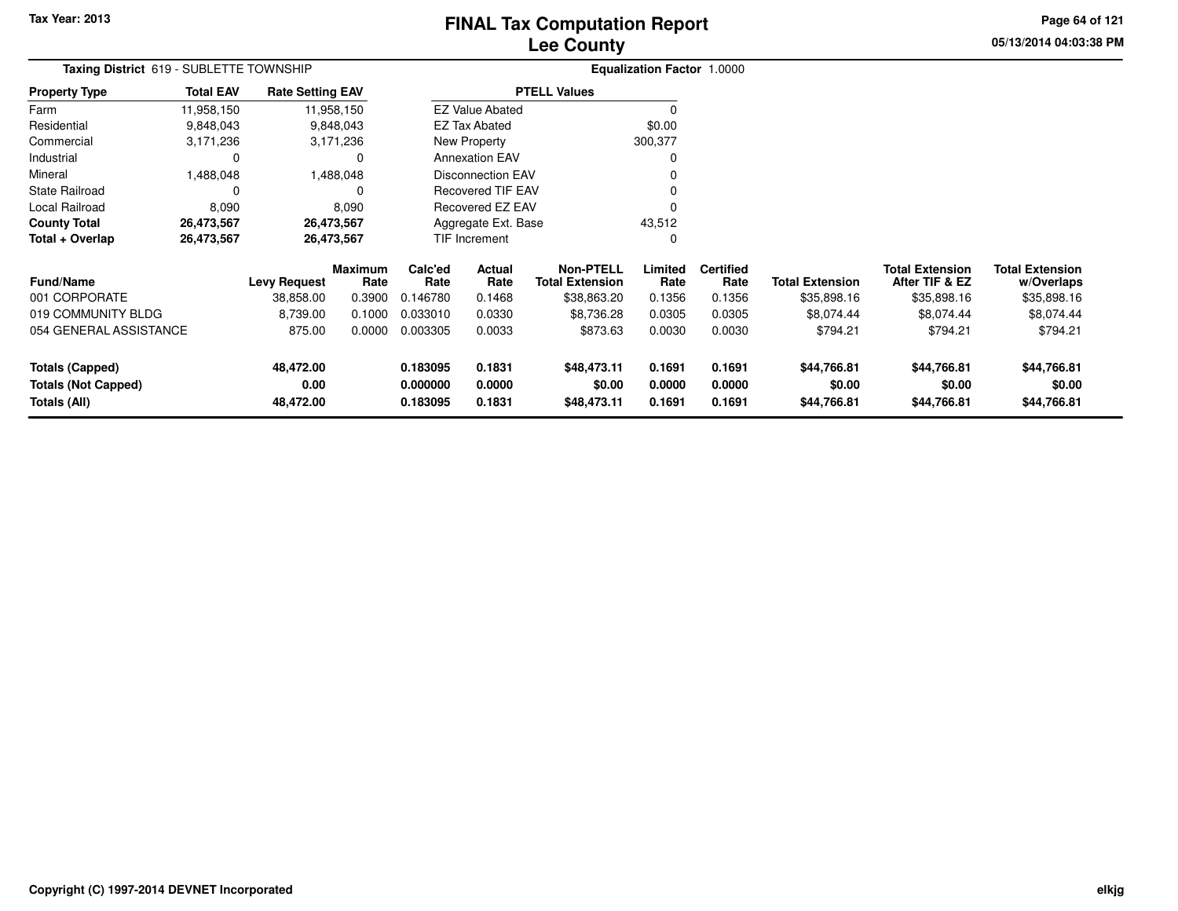Tax Year: 2013

# FINAL Tax Computation Report
## Lee County

05/13/2014 04:03:38 PM

**Taxing District** 619 - SUBLETTE TOWNSHIP

**Equalization Factor** 1.0000

| Property Type | Total EAV | Rate Setting EAV |
|---|---|---|
| Farm | 11,958,150 | 11,958,150 |
| Residential | 9,848,043 | 9,848,043 |
| Commercial | 3,171,236 | 3,171,236 |
| Industrial | 0 | 0 |
| Mineral | 1,488,048 | 1,488,048 |
| State Railroad | 0 | 0 |
| Local Railroad | 8,090 | 8,090 |
| **County Total** | **26,473,567** | **26,473,567** |
| **Total + Overlap** | **26,473,567** | **26,473,567** |

| PTELL Values | |
|---|---|
| EZ Value Abated | 0 |
| EZ Tax Abated | $0.00 |
| New Property | 300,377 |
| Annexation EAV | 0 |
| Disconnection EAV | 0 |
| Recovered TIF EAV | 0 |
| Recovered EZ EAV | 0 |
| Aggregate Ext. Base | 43,512 |
| TIF Increment | 0 |

| Fund/Name | Levy Request | Maximum Rate | Calc'ed Rate | Actual Rate | Non-PTELL Total Extension | Limited Rate | Certified Rate | Total Extension | Total Extension After TIF & EZ | Total Extension w/Overlaps |
|---|---|---|---|---|---|---|---|---|---|---|
| 001 CORPORATE | 38,858.00 | 0.3900 | 0.146780 | 0.1468 | $38,863.20 | 0.1356 | 0.1356 | $35,898.16 | $35,898.16 | $35,898.16 |
| 019 COMMUNITY BLDG | 8,739.00 | 0.1000 | 0.033010 | 0.0330 | $8,736.28 | 0.0305 | 0.0305 | $8,074.44 | $8,074.44 | $8,074.44 |
| 054 GENERAL ASSISTANCE | 875.00 | 0.0000 | 0.003305 | 0.0033 | $873.63 | 0.0030 | 0.0030 | $794.21 | $794.21 | $794.21 |
| **Totals (Capped)** | **48,472.00** | | **0.183095** | **0.1831** | **$48,473.11** | **0.1691** | **0.1691** | **$44,766.81** | **$44,766.81** | **$44,766.81** |
| **Totals (Not Capped)** | **0.00** | | **0.000000** | **0.0000** | **$0.00** | **0.0000** | **0.0000** | **$0.00** | **$0.00** | **$0.00** |
| **Totals (All)** | **48,472.00** | | **0.183095** | **0.1831** | **$48,473.11** | **0.1691** | **0.1691** | **$44,766.81** | **$44,766.81** | **$44,766.81** |

Copyright (C) 1997-2014 DEVNET Incorporated

elkjg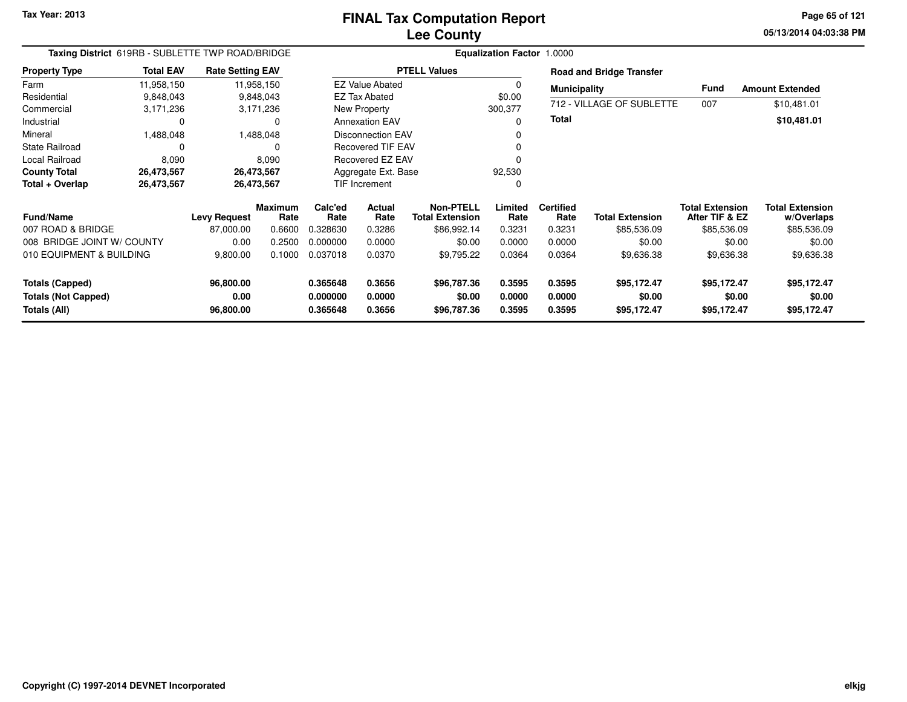Tax Year: 2013

# FINAL Tax Computation Report
## Lee County

05/13/2014 04:03:38 PM

**Taxing District** 619RB - SUBLETTE TWP ROAD/BRIDGE

**Equalization Factor** 1.0000

| Property Type | Total EAV | Rate Setting EAV |
|---|---|---|
| Farm | 11,958,150 | 11,958,150 |
| Residential | 9,848,043 | 9,848,043 |
| Commercial | 3,171,236 | 3,171,236 |
| Industrial | 0 | 0 |
| Mineral | 1,488,048 | 1,488,048 |
| State Railroad | 0 | 0 |
| Local Railroad | 8,090 | 8,090 |
| **County Total** | **26,473,567** | **26,473,567** |
| **Total + Overlap** | **26,473,567** | **26,473,567** |

| PTELL Values | |
|---|---|
| EZ Value Abated | 0 |
| EZ Tax Abated | $0.00 |
| New Property | 300,377 |
| Annexation EAV | 0 |
| Disconnection EAV | 0 |
| Recovered TIF EAV | 0 |
| Recovered EZ EAV | 0 |
| Aggregate Ext. Base | 92,530 |
| TIF Increment | 0 |

**Road and Bridge Transfer**

| Municipality | Fund | Amount Extended |
|---|---|---|
| 712 - VILLAGE OF SUBLETTE | 007 | $10,481.01 |
| **Total** | | **$10,481.01** |

| Fund/Name | Levy Request | Maximum Rate | Calc'ed Rate | Actual Rate | Non-PTELL Total Extension | Limited Rate | Certified Rate | Total Extension | Total Extension After TIF & EZ | Total Extension w/Overlaps |
|---|---|---|---|---|---|---|---|---|---|---|
| 007 ROAD & BRIDGE | 87,000.00 | 0.6600 | 0.328630 | 0.3286 | $86,992.14 | 0.3231 | 0.3231 | $85,536.09 | $85,536.09 | $85,536.09 |
| 008 BRIDGE JOINT W/ COUNTY | 0.00 | 0.2500 | 0.000000 | 0.0000 | $0.00 | 0.0000 | 0.0000 | $0.00 | $0.00 | $0.00 |
| 010 EQUIPMENT & BUILDING | 9,800.00 | 0.1000 | 0.037018 | 0.0370 | $9,795.22 | 0.0364 | 0.0364 | $9,636.38 | $9,636.38 | $9,636.38 |
| **Totals (Capped)** | **96,800.00** | | **0.365648** | **0.3656** | **$96,787.36** | **0.3595** | **0.3595** | **$95,172.47** | **$95,172.47** | **$95,172.47** |
| **Totals (Not Capped)** | **0.00** | | **0.000000** | **0.0000** | **$0.00** | **0.0000** | **0.0000** | **$0.00** | **$0.00** | **$0.00** |
| **Totals (All)** | **96,800.00** | | **0.365648** | **0.3656** | **$96,787.36** | **0.3595** | **0.3595** | **$95,172.47** | **$95,172.47** | **$95,172.47** |

Copyright (C) 1997-2014 DEVNET Incorporated

elkjg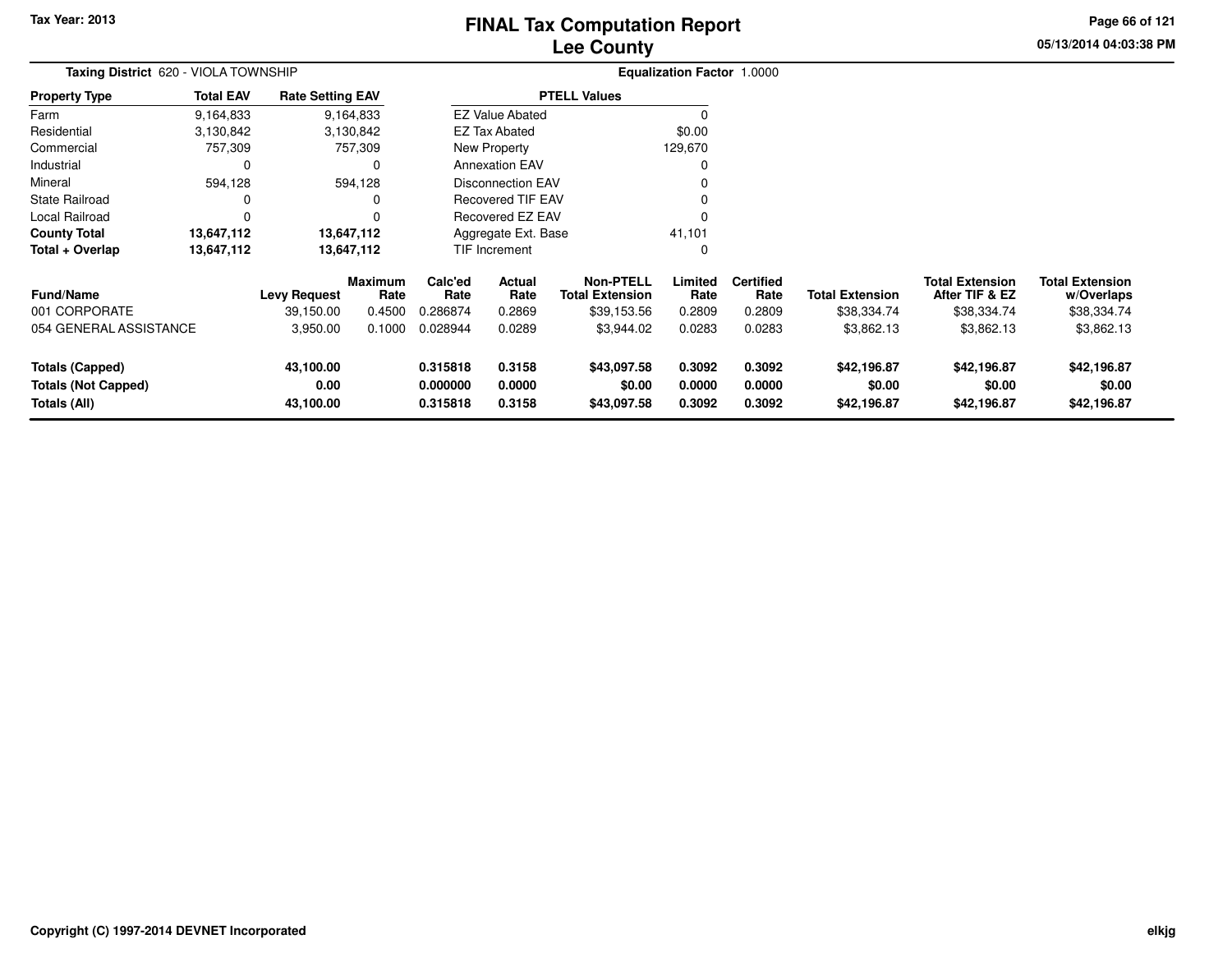# FINAL Tax Computation Report
## Lee County

Tax Year: 2013

05/13/2014 04:03:38 PM

**Taxing District** 620 - VIOLA TOWNSHIP

**Equalization Factor** 1.0000

| Property Type | Total EAV | Rate Setting EAV |
|---|---|---|
| Farm | 9,164,833 | 9,164,833 |
| Residential | 3,130,842 | 3,130,842 |
| Commercial | 757,309 | 757,309 |
| Industrial | 0 | 0 |
| Mineral | 594,128 | 594,128 |
| State Railroad | 0 | 0 |
| Local Railroad | 0 | 0 |
| **County Total** | **13,647,112** | **13,647,112** |
| **Total + Overlap** | **13,647,112** | **13,647,112** |

| PTELL Values | |
|---|---|
| EZ Value Abated | 0 |
| EZ Tax Abated | $0.00 |
| New Property | 129,670 |
| Annexation EAV | 0 |
| Disconnection EAV | 0 |
| Recovered TIF EAV | 0 |
| Recovered EZ EAV | 0 |
| Aggregate Ext. Base | 41,101 |
| TIF Increment | 0 |

| Fund/Name | Levy Request | Maximum Rate | Calc'ed Rate | Actual Rate | Non-PTELL Total Extension | Limited Rate | Certified Rate | Total Extension | Total Extension After TIF & EZ | Total Extension w/Overlaps |
|---|---|---|---|---|---|---|---|---|---|---|
| 001 CORPORATE | 39,150.00 | 0.4500 | 0.286874 | 0.2869 | $39,153.56 | 0.2809 | 0.2809 | $38,334.74 | $38,334.74 | $38,334.74 |
| 054 GENERAL ASSISTANCE | 3,950.00 | 0.1000 | 0.028944 | 0.0289 | $3,944.02 | 0.0283 | 0.0283 | $3,862.13 | $3,862.13 | $3,862.13 |
| **Totals (Capped)** | **43,100.00** | | **0.315818** | **0.3158** | **$43,097.58** | **0.3092** | **0.3092** | **$42,196.87** | **$42,196.87** | **$42,196.87** |
| **Totals (Not Capped)** | **0.00** | | **0.000000** | **0.0000** | **$0.00** | **0.0000** | **0.0000** | **$0.00** | **$0.00** | **$0.00** |
| **Totals (All)** | **43,100.00** | | **0.315818** | **0.3158** | **$43,097.58** | **0.3092** | **0.3092** | **$42,196.87** | **$42,196.87** | **$42,196.87** |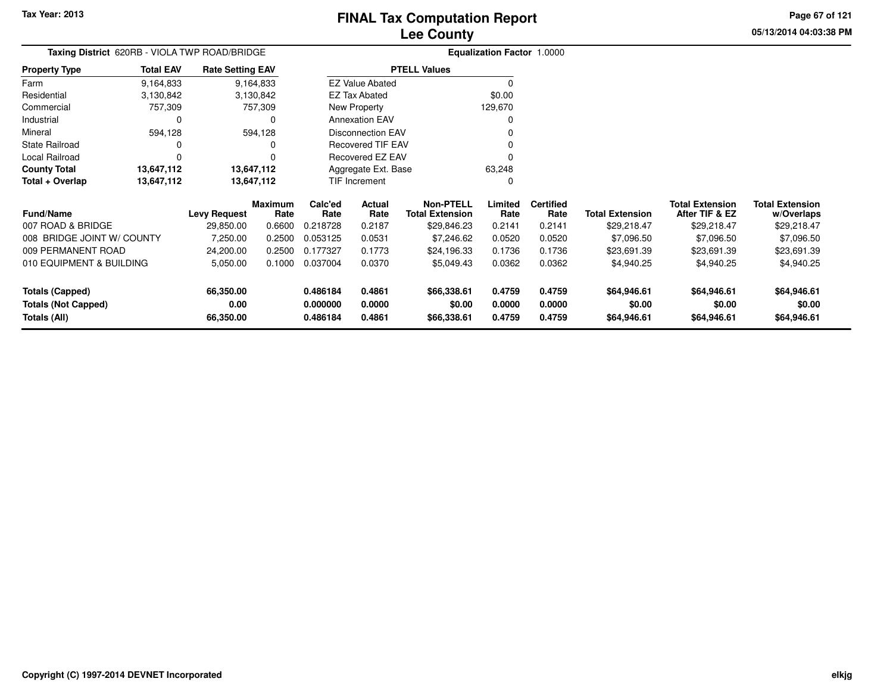Tax Year: 2013

# FINAL Tax Computation Report
## Lee County

05/13/2014 04:03:38 PM

**Taxing District** 620RB - VIOLA TWP ROAD/BRIDGE **Equalization Factor** 1.0000

| Property Type | Total EAV | Rate Setting EAV |
|---|---|---|
| Farm | 9,164,833 | 9,164,833 |
| Residential | 3,130,842 | 3,130,842 |
| Commercial | 757,309 | 757,309 |
| Industrial | 0 | 0 |
| Mineral | 594,128 | 594,128 |
| State Railroad | 0 | 0 |
| Local Railroad | 0 | 0 |
| **County Total** | **13,647,112** | **13,647,112** |
| **Total + Overlap** | **13,647,112** | **13,647,112** |

| PTELL Values | |
|---|---|
| EZ Value Abated | 0 |
| EZ Tax Abated | $0.00 |
| New Property | 129,670 |
| Annexation EAV | 0 |
| Disconnection EAV | 0 |
| Recovered TIF EAV | 0 |
| Recovered EZ EAV | 0 |
| Aggregate Ext. Base | 63,248 |
| TIF Increment | 0 |

| Fund/Name | Levy Request | Maximum Rate | Calc'ed Rate | Actual Rate | Non-PTELL Total Extension | Limited Rate | Certified Rate | Total Extension | Total Extension After TIF & EZ | Total Extension w/Overlaps |
|---|---|---|---|---|---|---|---|---|---|---|
| 007 ROAD & BRIDGE | 29,850.00 | 0.6600 | 0.218728 | 0.2187 | $29,846.23 | 0.2141 | 0.2141 | $29,218.47 | $29,218.47 | $29,218.47 |
| 008 BRIDGE JOINT W/ COUNTY | 7,250.00 | 0.2500 | 0.053125 | 0.0531 | $7,246.62 | 0.0520 | 0.0520 | $7,096.50 | $7,096.50 | $7,096.50 |
| 009 PERMANENT ROAD | 24,200.00 | 0.2500 | 0.177327 | 0.1773 | $24,196.33 | 0.1736 | 0.1736 | $23,691.39 | $23,691.39 | $23,691.39 |
| 010 EQUIPMENT & BUILDING | 5,050.00 | 0.1000 | 0.037004 | 0.0370 | $5,049.43 | 0.0362 | 0.0362 | $4,940.25 | $4,940.25 | $4,940.25 |
| **Totals (Capped)** | **66,350.00** | | **0.486184** | **0.4861** | **$66,338.61** | **0.4759** | **0.4759** | **$64,946.61** | **$64,946.61** | **$64,946.61** |
| **Totals (Not Capped)** | **0.00** | | **0.000000** | **0.0000** | **$0.00** | **0.0000** | **0.0000** | **$0.00** | **$0.00** | **$0.00** |
| **Totals (All)** | **66,350.00** | | **0.486184** | **0.4861** | **$66,338.61** | **0.4759** | **0.4759** | **$64,946.61** | **$64,946.61** | **$64,946.61** |

Copyright (C) 1997-2014 DEVNET Incorporated

elkjg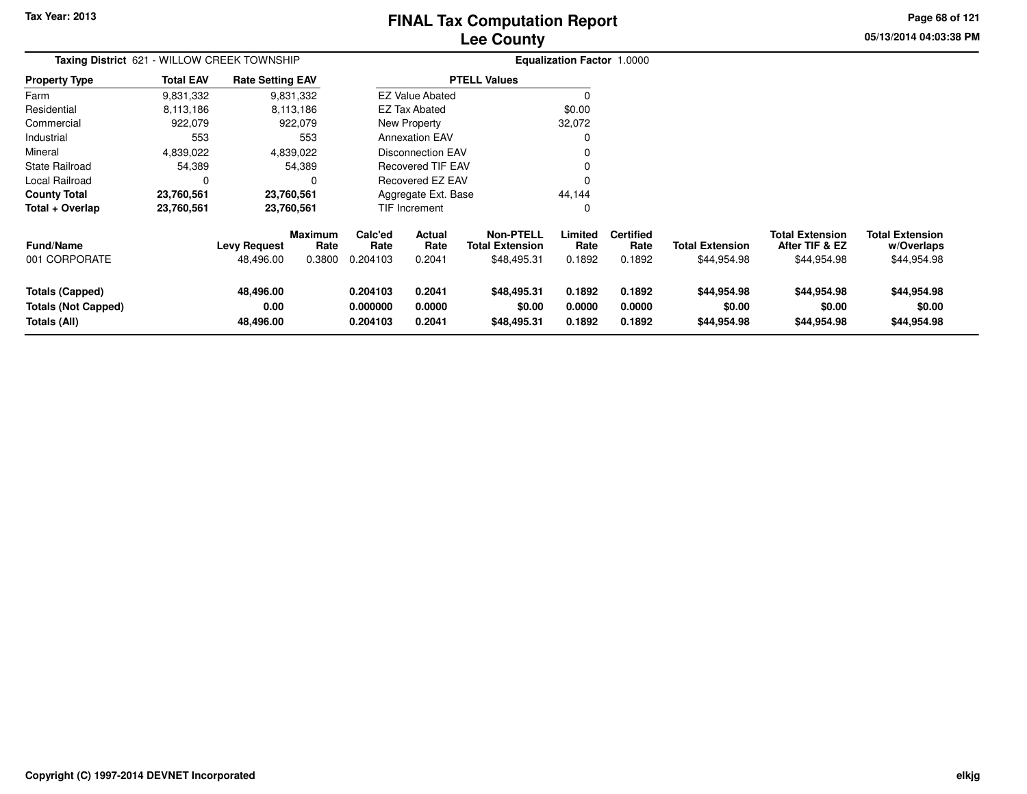# FINAL Tax Computation Report
# Lee County

Tax Year: 2013

05/13/2014 04:03:38 PM

**Taxing District** 621 - WILLOW CREEK TOWNSHIP

**Equalization Factor** 1.0000

| Property Type | Total EAV | Rate Setting EAV |
|---|---|---|
| Farm | 9,831,332 | 9,831,332 |
| Residential | 8,113,186 | 8,113,186 |
| Commercial | 922,079 | 922,079 |
| Industrial | 553 | 553 |
| Mineral | 4,839,022 | 4,839,022 |
| State Railroad | 54,389 | 54,389 |
| Local Railroad | 0 | 0 |
| **County Total** | **23,760,561** | **23,760,561** |
| **Total + Overlap** | **23,760,561** | **23,760,561** |

| PTELL Values | |
|---|---|
| EZ Value Abated | 0 |
| EZ Tax Abated | $0.00 |
| New Property | 32,072 |
| Annexation EAV | 0 |
| Disconnection EAV | 0 |
| Recovered TIF EAV | 0 |
| Recovered EZ EAV | 0 |
| Aggregate Ext. Base | 44,144 |
| TIF Increment | 0 |

| Fund/Name | Levy Request | Maximum Rate | Calc'ed Rate | Actual Rate | Non-PTELL Total Extension | Limited Rate | Certified Rate | Total Extension | Total Extension After TIF & EZ | Total Extension w/Overlaps |
|---|---|---|---|---|---|---|---|---|---|---|
| 001 CORPORATE | 48,496.00 | 0.3800 | 0.204103 | 0.2041 | $48,495.31 | 0.1892 | 0.1892 | $44,954.98 | $44,954.98 | $44,954.98 |
| **Totals (Capped)** | **48,496.00** | | **0.204103** | **0.2041** | **$48,495.31** | **0.1892** | **0.1892** | **$44,954.98** | **$44,954.98** | **$44,954.98** |
| **Totals (Not Capped)** | **0.00** | | **0.000000** | **0.0000** | **$0.00** | **0.0000** | **0.0000** | **$0.00** | **$0.00** | **$0.00** |
| **Totals (All)** | **48,496.00** | | **0.204103** | **0.2041** | **$48,495.31** | **0.1892** | **0.1892** | **$44,954.98** | **$44,954.98** | **$44,954.98** |

Copyright (C) 1997-2014 DEVNET Incorporated

elkjg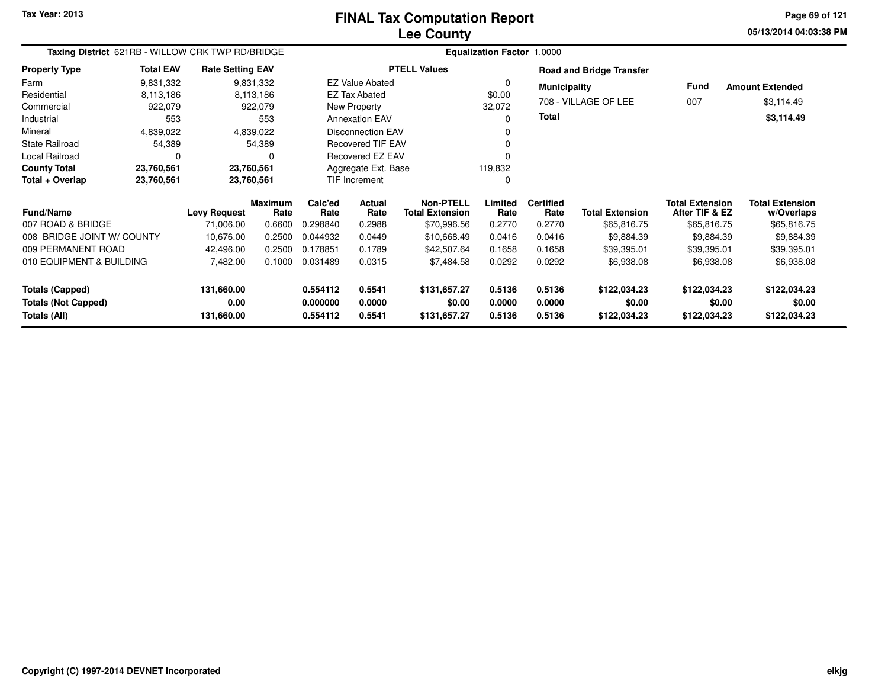Tax Year: 2013

# FINAL Tax Computation Report
## Lee County

05/13/2014 04:03:38 PM

**Taxing District** 621RB - WILLOW CRK TWP RD/BRIDGE

**Equalization Factor** 1.0000

| Property Type | Total EAV | Rate Setting EAV |
|---|---|---|
| Farm | 9,831,332 | 9,831,332 |
| Residential | 8,113,186 | 8,113,186 |
| Commercial | 922,079 | 922,079 |
| Industrial | 553 | 553 |
| Mineral | 4,839,022 | 4,839,022 |
| State Railroad | 54,389 | 54,389 |
| Local Railroad | 0 | 0 |
| **County Total** | **23,760,561** | **23,760,561** |
| **Total + Overlap** | **23,760,561** | **23,760,561** |

| PTELL Values | |
|---|---|
| EZ Value Abated | 0 |
| EZ Tax Abated | $0.00 |
| New Property | 32,072 |
| Annexation EAV | 0 |
| Disconnection EAV | 0 |
| Recovered TIF EAV | 0 |
| Recovered EZ EAV | 0 |
| Aggregate Ext. Base | 119,832 |
| TIF Increment | 0 |

**Road and Bridge Transfer**

| Municipality | Fund | Amount Extended |
|---|---|---|
| 708 - VILLAGE OF LEE | 007 | $3,114.49 |
| **Total** | | **$3,114.49** |

| Fund/Name | Levy Request | Maximum Rate | Calc'ed Rate | Actual Rate | Non-PTELL Total Extension | Limited Rate | Certified Rate | Total Extension | Total Extension After TIF & EZ | Total Extension w/Overlaps |
|---|---|---|---|---|---|---|---|---|---|---|
| 007 ROAD & BRIDGE | 71,006.00 | 0.6600 | 0.298840 | 0.2988 | $70,996.56 | 0.2770 | 0.2770 | $65,816.75 | $65,816.75 | $65,816.75 |
| 008 BRIDGE JOINT W/ COUNTY | 10,676.00 | 0.2500 | 0.044932 | 0.0449 | $10,668.49 | 0.0416 | 0.0416 | $9,884.39 | $9,884.39 | $9,884.39 |
| 009 PERMANENT ROAD | 42,496.00 | 0.2500 | 0.178851 | 0.1789 | $42,507.64 | 0.1658 | 0.1658 | $39,395.01 | $39,395.01 | $39,395.01 |
| 010 EQUIPMENT & BUILDING | 7,482.00 | 0.1000 | 0.031489 | 0.0315 | $7,484.58 | 0.0292 | 0.0292 | $6,938.08 | $6,938.08 | $6,938.08 |
| **Totals (Capped)** | **131,660.00** | | **0.554112** | **0.5541** | **$131,657.27** | **0.5136** | **0.5136** | **$122,034.23** | **$122,034.23** | **$122,034.23** |
| **Totals (Not Capped)** | **0.00** | | **0.000000** | **0.0000** | **$0.00** | **0.0000** | **0.0000** | **$0.00** | **$0.00** | **$0.00** |
| **Totals (All)** | **131,660.00** | | **0.554112** | **0.5541** | **$131,657.27** | **0.5136** | **0.5136** | **$122,034.23** | **$122,034.23** | **$122,034.23** |

Copyright (C) 1997-2014 DEVNET Incorporated

elkjg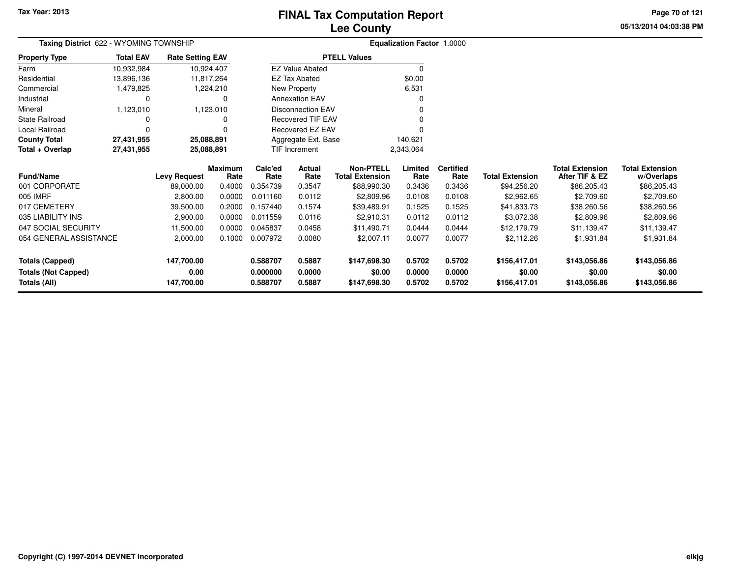# FINAL Tax Computation Report
## Lee County

**Tax Year: 2013**

05/13/2014 04:03:38 PM

**Taxing District** 622 - WYOMING TOWNSHIP

**Equalization Factor** 1.0000

| Property Type | Total EAV | Rate Setting EAV |
|---|---|---|
| Farm | 10,932,984 | 10,924,407 |
| Residential | 13,896,136 | 11,817,264 |
| Commercial | 1,479,825 | 1,224,210 |
| Industrial | 0 | 0 |
| Mineral | 1,123,010 | 1,123,010 |
| State Railroad | 0 | 0 |
| Local Railroad | 0 | 0 |
| **County Total** | **27,431,955** | **25,088,891** |
| **Total + Overlap** | **27,431,955** | **25,088,891** |

| PTELL Values | |
|---|---|
| EZ Value Abated | 0 |
| EZ Tax Abated | $0.00 |
| New Property | 6,531 |
| Annexation EAV | 0 |
| Disconnection EAV | 0 |
| Recovered TIF EAV | 0 |
| Recovered EZ EAV | 0 |
| Aggregate Ext. Base | 140,621 |
| TIF Increment | 2,343,064 |

| Fund/Name | Levy Request | Maximum Rate | Calc'ed Rate | Actual Rate | Non-PTELL Total Extension | Limited Rate | Certified Rate | Total Extension | Total Extension After TIF & EZ | Total Extension w/Overlaps |
|---|---|---|---|---|---|---|---|---|---|---|
| 001 CORPORATE | 89,000.00 | 0.4000 | 0.354739 | 0.3547 | $88,990.30 | 0.3436 | 0.3436 | $94,256.20 | $86,205.43 | $86,205.43 |
| 005 IMRF | 2,800.00 | 0.0000 | 0.011160 | 0.0112 | $2,809.96 | 0.0108 | 0.0108 | $2,962.65 | $2,709.60 | $2,709.60 |
| 017 CEMETERY | 39,500.00 | 0.2000 | 0.157440 | 0.1574 | $39,489.91 | 0.1525 | 0.1525 | $41,833.73 | $38,260.56 | $38,260.56 |
| 035 LIABILITY INS | 2,900.00 | 0.0000 | 0.011559 | 0.0116 | $2,910.31 | 0.0112 | 0.0112 | $3,072.38 | $2,809.96 | $2,809.96 |
| 047 SOCIAL SECURITY | 11,500.00 | 0.0000 | 0.045837 | 0.0458 | $11,490.71 | 0.0444 | 0.0444 | $12,179.79 | $11,139.47 | $11,139.47 |
| 054 GENERAL ASSISTANCE | 2,000.00 | 0.1000 | 0.007972 | 0.0080 | $2,007.11 | 0.0077 | 0.0077 | $2,112.26 | $1,931.84 | $1,931.84 |
| **Totals (Capped)** | **147,700.00** | | **0.588707** | **0.5887** | **$147,698.30** | **0.5702** | **0.5702** | **$156,417.01** | **$143,056.86** | **$143,056.86** |
| **Totals (Not Capped)** | **0.00** | | **0.000000** | **0.0000** | **$0.00** | **0.0000** | **0.0000** | **$0.00** | **$0.00** | **$0.00** |
| **Totals (All)** | **147,700.00** | | **0.588707** | **0.5887** | **$147,698.30** | **0.5702** | **0.5702** | **$156,417.01** | **$143,056.86** | **$143,056.86** |

**Copyright (C) 1997-2014 DEVNET Incorporated**

elkjg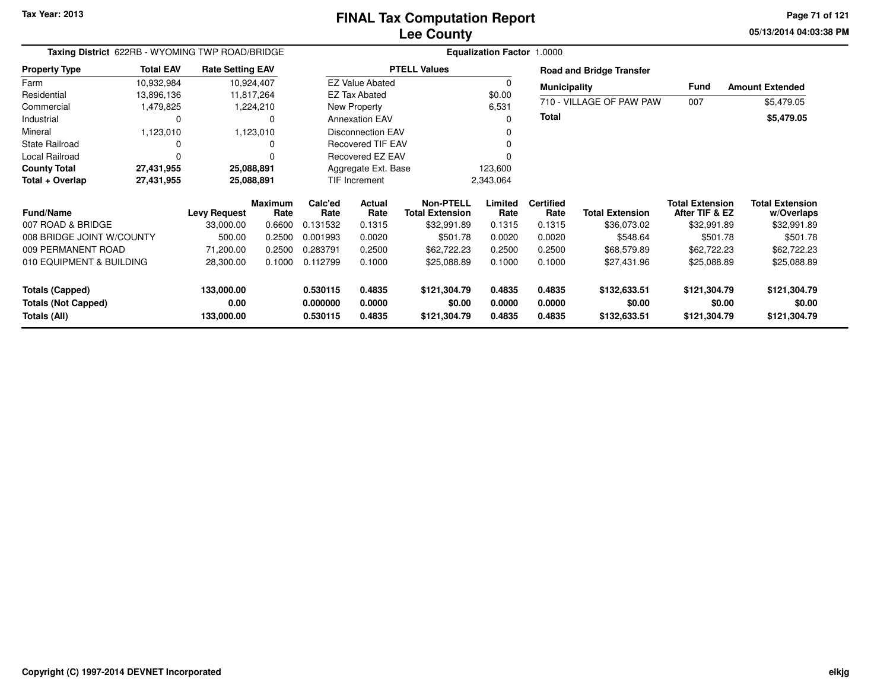Tax Year: 2013

# FINAL Tax Computation Report
## Lee County

05/13/2014 04:03:38 PM

**Taxing District** 622RB - WYOMING TWP ROAD/BRIDGE

**Equalization Factor** 1.0000

| Property Type | Total EAV | Rate Setting EAV |
|---|---|---|
| Farm | 10,932,984 | 10,924,407 |
| Residential | 13,896,136 | 11,817,264 |
| Commercial | 1,479,825 | 1,224,210 |
| Industrial | 0 | 0 |
| Mineral | 1,123,010 | 1,123,010 |
| State Railroad | 0 | 0 |
| Local Railroad | 0 | 0 |
| **County Total** | **27,431,955** | **25,088,891** |
| **Total + Overlap** | **27,431,955** | **25,088,891** |

| PTELL Values | |
|---|---|
| EZ Value Abated | 0 |
| EZ Tax Abated | $0.00 |
| New Property | 6,531 |
| Annexation EAV | 0 |
| Disconnection EAV | 0 |
| Recovered TIF EAV | 0 |
| Recovered EZ EAV | 0 |
| Aggregate Ext. Base | 123,600 |
| TIF Increment | 2,343,064 |

**Road and Bridge Transfer**

| Municipality | Fund | Amount Extended |
|---|---|---|
| 710 - VILLAGE OF PAW PAW | 007 | $5,479.05 |
| **Total** | | **$5,479.05** |

| Fund/Name | Levy Request | Maximum Rate | Calc'ed Rate | Actual Rate | Non-PTELL Total Extension | Limited Rate | Certified Rate | Total Extension | Total Extension After TIF & EZ | Total Extension w/Overlaps |
|---|---|---|---|---|---|---|---|---|---|---|
| 007 ROAD & BRIDGE | 33,000.00 | 0.6600 | 0.131532 | 0.1315 | $32,991.89 | 0.1315 | 0.1315 | $36,073.02 | $32,991.89 | $32,991.89 |
| 008 BRIDGE JOINT W/COUNTY | 500.00 | 0.2500 | 0.001993 | 0.0020 | $501.78 | 0.0020 | 0.0020 | $548.64 | $501.78 | $501.78 |
| 009 PERMANENT ROAD | 71,200.00 | 0.2500 | 0.283791 | 0.2500 | $62,722.23 | 0.2500 | 0.2500 | $68,579.89 | $62,722.23 | $62,722.23 |
| 010 EQUIPMENT & BUILDING | 28,300.00 | 0.1000 | 0.112799 | 0.1000 | $25,088.89 | 0.1000 | 0.1000 | $27,431.96 | $25,088.89 | $25,088.89 |
| **Totals (Capped)** | **133,000.00** | | **0.530115** | **0.4835** | **$121,304.79** | **0.4835** | **0.4835** | **$132,633.51** | **$121,304.79** | **$121,304.79** |
| **Totals (Not Capped)** | **0.00** | | **0.000000** | **0.0000** | **$0.00** | **0.0000** | **0.0000** | **$0.00** | **$0.00** | **$0.00** |
| **Totals (All)** | **133,000.00** | | **0.530115** | **0.4835** | **$121,304.79** | **0.4835** | **0.4835** | **$132,633.51** | **$121,304.79** | **$121,304.79** |

Copyright (C) 1997-2014 DEVNET Incorporated

elkjg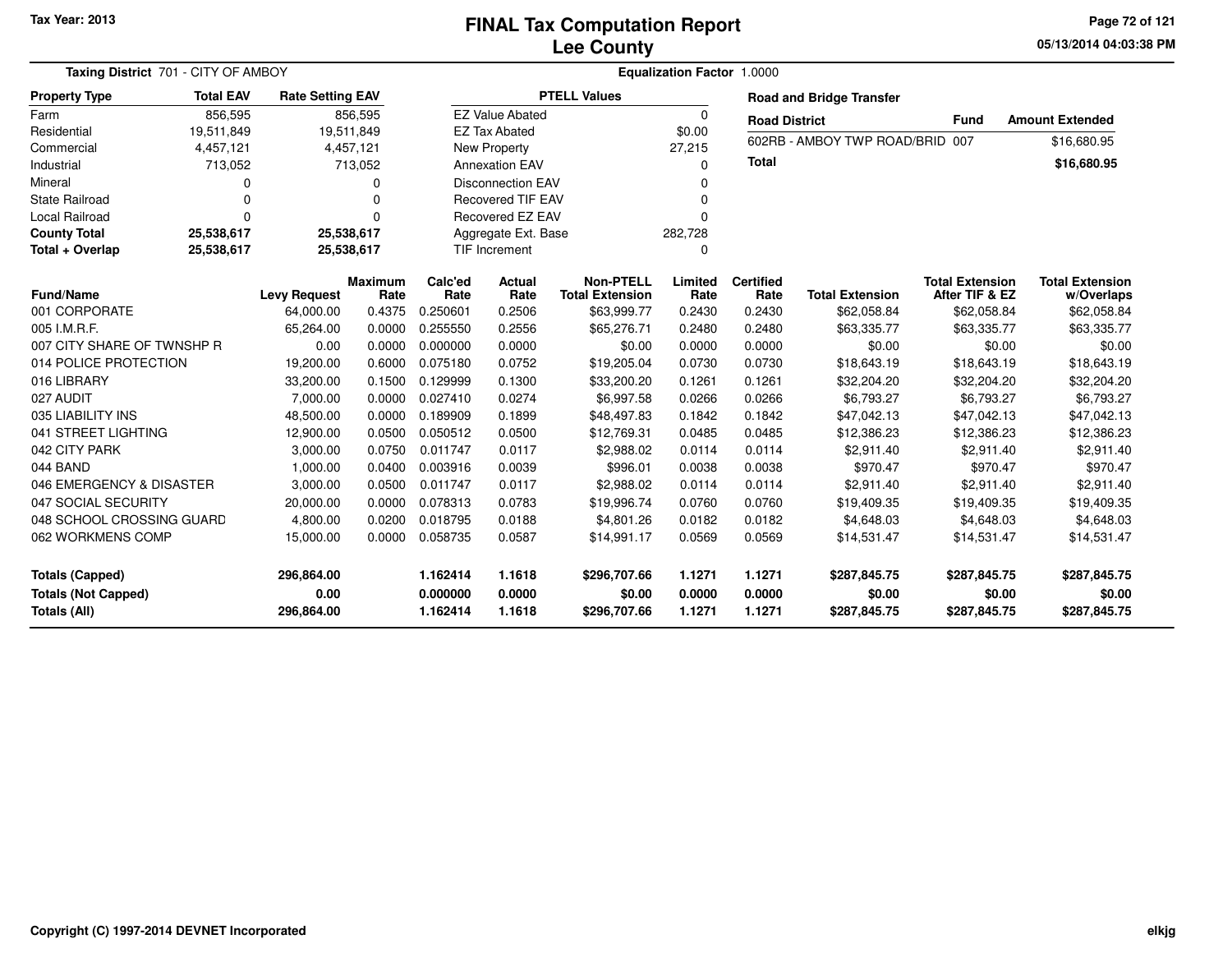Tax Year: 2013

# FINAL Tax Computation Report
## Lee County

05/13/2014 04:03:38 PM

**Taxing District** 701 - CITY OF AMBOY

**Equalization Factor** 1.0000

| Property Type | Total EAV | Rate Setting EAV |
|---|---|---|
| Farm | 856,595 | 856,595 |
| Residential | 19,511,849 | 19,511,849 |
| Commercial | 4,457,121 | 4,457,121 |
| Industrial | 713,052 | 713,052 |
| Mineral | 0 | 0 |
| State Railroad | 0 | 0 |
| Local Railroad | 0 | 0 |
| **County Total** | **25,538,617** | **25,538,617** |
| **Total + Overlap** | **25,538,617** | **25,538,617** |

| PTELL Values | |
|---|---|
| EZ Value Abated | 0 |
| EZ Tax Abated | $0.00 |
| New Property | 27,215 |
| Annexation EAV | 0 |
| Disconnection EAV | 0 |
| Recovered TIF EAV | 0 |
| Recovered EZ EAV | 0 |
| Aggregate Ext. Base | 282,728 |
| TIF Increment | 0 |

**Road and Bridge Transfer**

| Road District | Fund | Amount Extended |
|---|---|---|
| 602RB - AMBOY TWP ROAD/BRID | 007 | $16,680.95 |
| **Total** | | **$16,680.95** |

| Fund/Name | Levy Request | Maximum Rate | Calc'ed Rate | Actual Rate | Non-PTELL Total Extension | Limited Rate | Certified Rate | Total Extension | Total Extension After TIF & EZ | Total Extension w/Overlaps |
|---|---|---|---|---|---|---|---|---|---|---|
| 001 CORPORATE | 64,000.00 | 0.4375 | 0.250601 | 0.2506 | $63,999.77 | 0.2430 | 0.2430 | $62,058.84 | $62,058.84 | $62,058.84 |
| 005 I.M.R.F. | 65,264.00 | 0.0000 | 0.255550 | 0.2556 | $65,276.71 | 0.2480 | 0.2480 | $63,335.77 | $63,335.77 | $63,335.77 |
| 007 CITY SHARE OF TWNSHP R | 0.00 | 0.0000 | 0.000000 | 0.0000 | $0.00 | 0.0000 | 0.0000 | $0.00 | $0.00 | $0.00 |
| 014 POLICE PROTECTION | 19,200.00 | 0.6000 | 0.075180 | 0.0752 | $19,205.04 | 0.0730 | 0.0730 | $18,643.19 | $18,643.19 | $18,643.19 |
| 016 LIBRARY | 33,200.00 | 0.1500 | 0.129999 | 0.1300 | $33,200.20 | 0.1261 | 0.1261 | $32,204.20 | $32,204.20 | $32,204.20 |
| 027 AUDIT | 7,000.00 | 0.0000 | 0.027410 | 0.0274 | $6,997.58 | 0.0266 | 0.0266 | $6,793.27 | $6,793.27 | $6,793.27 |
| 035 LIABILITY INS | 48,500.00 | 0.0000 | 0.189909 | 0.1899 | $48,497.83 | 0.1842 | 0.1842 | $47,042.13 | $47,042.13 | $47,042.13 |
| 041 STREET LIGHTING | 12,900.00 | 0.0500 | 0.050512 | 0.0500 | $12,769.31 | 0.0485 | 0.0485 | $12,386.23 | $12,386.23 | $12,386.23 |
| 042 CITY PARK | 3,000.00 | 0.0750 | 0.011747 | 0.0117 | $2,988.02 | 0.0114 | 0.0114 | $2,911.40 | $2,911.40 | $2,911.40 |
| 044 BAND | 1,000.00 | 0.0400 | 0.003916 | 0.0039 | $996.01 | 0.0038 | 0.0038 | $970.47 | $970.47 | $970.47 |
| 046 EMERGENCY & DISASTER | 3,000.00 | 0.0500 | 0.011747 | 0.0117 | $2,988.02 | 0.0114 | 0.0114 | $2,911.40 | $2,911.40 | $2,911.40 |
| 047 SOCIAL SECURITY | 20,000.00 | 0.0000 | 0.078313 | 0.0783 | $19,996.74 | 0.0760 | 0.0760 | $19,409.35 | $19,409.35 | $19,409.35 |
| 048 SCHOOL CROSSING GUARD | 4,800.00 | 0.0200 | 0.018795 | 0.0188 | $4,801.26 | 0.0182 | 0.0182 | $4,648.03 | $4,648.03 | $4,648.03 |
| 062 WORKMENS COMP | 15,000.00 | 0.0000 | 0.058735 | 0.0587 | $14,991.17 | 0.0569 | 0.0569 | $14,531.47 | $14,531.47 | $14,531.47 |
| **Totals (Capped)** | **296,864.00** | | **1.162414** | **1.1618** | **$296,707.66** | **1.1271** | **1.1271** | **$287,845.75** | **$287,845.75** | **$287,845.75** |
| **Totals (Not Capped)** | **0.00** | | **0.000000** | **0.0000** | **$0.00** | **0.0000** | **0.0000** | **$0.00** | **$0.00** | **$0.00** |
| **Totals (All)** | **296,864.00** | | **1.162414** | **1.1618** | **$296,707.66** | **1.1271** | **1.1271** | **$287,845.75** | **$287,845.75** | **$287,845.75** |

Copyright (C) 1997-2014 DEVNET Incorporated

elkjg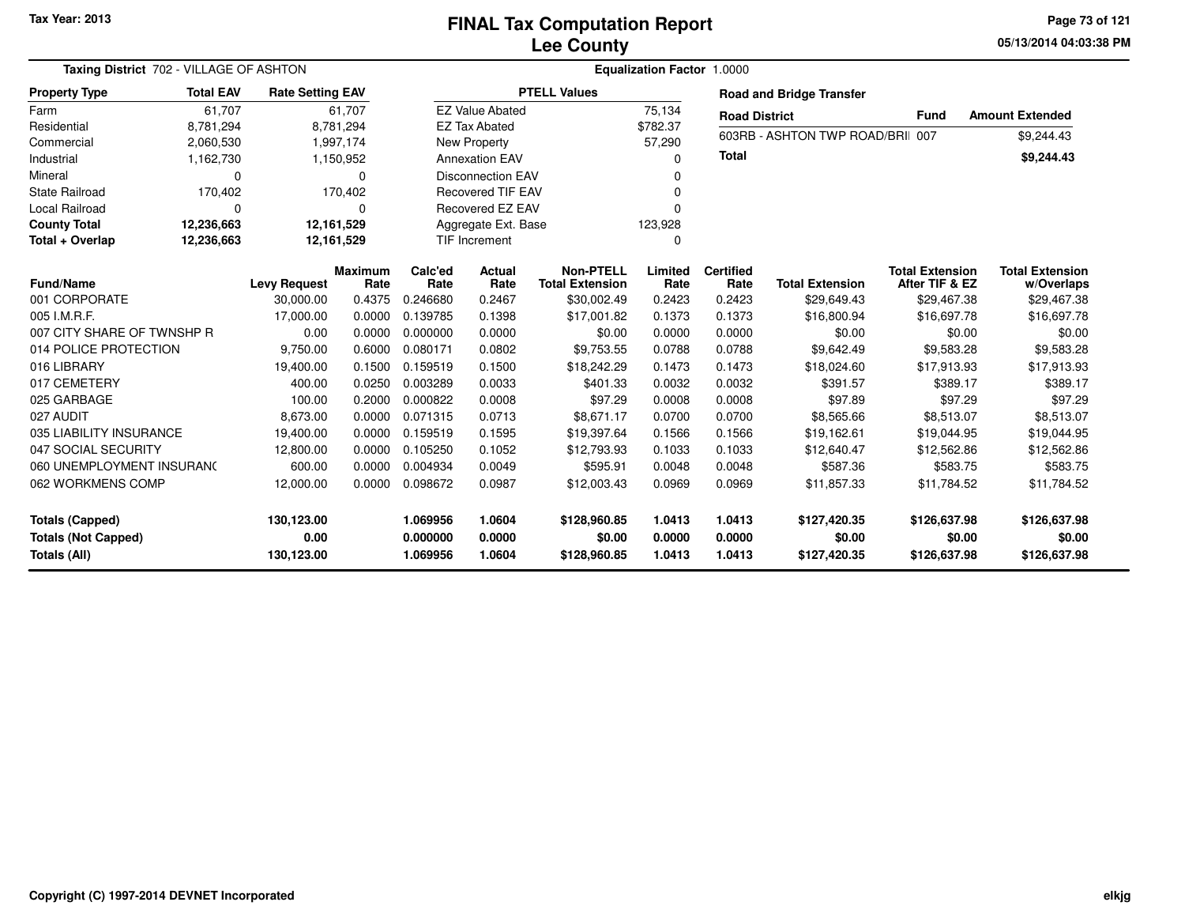Tax Year: 2013

# FINAL Tax Computation Report
## Lee County

05/13/2014 04:03:38 PM

**Taxing District** 702 - VILLAGE OF ASHTON

**Equalization Factor** 1.0000

| Property Type | Total EAV | Rate Setting EAV |
|---|---|---|
| Farm | 61,707 | 61,707 |
| Residential | 8,781,294 | 8,781,294 |
| Commercial | 2,060,530 | 1,997,174 |
| Industrial | 1,162,730 | 1,150,952 |
| Mineral | 0 | 0 |
| State Railroad | 170,402 | 170,402 |
| Local Railroad | 0 | 0 |
| **County Total** | **12,236,663** | **12,161,529** |
| **Total + Overlap** | **12,236,663** | **12,161,529** |

| PTELL Values | |
|---|---|
| EZ Value Abated | 75,134 |
| EZ Tax Abated | $782.37 |
| New Property | 57,290 |
| Annexation EAV | 0 |
| Disconnection EAV | 0 |
| Recovered TIF EAV | 0 |
| Recovered EZ EAV | 0 |
| Aggregate Ext. Base | 123,928 |
| TIF Increment | 0 |

**Road and Bridge Transfer**

| Road District | Fund | Amount Extended |
|---|---|---|
| 603RB - ASHTON TWP ROAD/BRI | 007 | $9,244.43 |
| **Total** | | **$9,244.43** |

| Fund/Name | Levy Request | Maximum Rate | Calc'ed Rate | Actual Rate | Non-PTELL Total Extension | Limited Rate | Certified Rate | Total Extension | Total Extension After TIF & EZ | Total Extension w/Overlaps |
|---|---|---|---|---|---|---|---|---|---|---|
| 001 CORPORATE | 30,000.00 | 0.4375 | 0.246680 | 0.2467 | $30,002.49 | 0.2423 | 0.2423 | $29,649.43 | $29,467.38 | $29,467.38 |
| 005 I.M.R.F. | 17,000.00 | 0.0000 | 0.139785 | 0.1398 | $17,001.82 | 0.1373 | 0.1373 | $16,800.94 | $16,697.78 | $16,697.78 |
| 007 CITY SHARE OF TWNSHP R | 0.00 | 0.0000 | 0.000000 | 0.0000 | $0.00 | 0.0000 | 0.0000 | $0.00 | $0.00 | $0.00 |
| 014 POLICE PROTECTION | 9,750.00 | 0.6000 | 0.080171 | 0.0802 | $9,753.55 | 0.0788 | 0.0788 | $9,642.49 | $9,583.28 | $9,583.28 |
| 016 LIBRARY | 19,400.00 | 0.1500 | 0.159519 | 0.1500 | $18,242.29 | 0.1473 | 0.1473 | $18,024.60 | $17,913.93 | $17,913.93 |
| 017 CEMETERY | 400.00 | 0.0250 | 0.003289 | 0.0033 | $401.33 | 0.0032 | 0.0032 | $391.57 | $389.17 | $389.17 |
| 025 GARBAGE | 100.00 | 0.2000 | 0.000822 | 0.0008 | $97.29 | 0.0008 | 0.0008 | $97.89 | $97.29 | $97.29 |
| 027 AUDIT | 8,673.00 | 0.0000 | 0.071315 | 0.0713 | $8,671.17 | 0.0700 | 0.0700 | $8,565.66 | $8,513.07 | $8,513.07 |
| 035 LIABILITY INSURANCE | 19,400.00 | 0.0000 | 0.159519 | 0.1595 | $19,397.64 | 0.1566 | 0.1566 | $19,162.61 | $19,044.95 | $19,044.95 |
| 047 SOCIAL SECURITY | 12,800.00 | 0.0000 | 0.105250 | 0.1052 | $12,793.93 | 0.1033 | 0.1033 | $12,640.47 | $12,562.86 | $12,562.86 |
| 060 UNEMPLOYMENT INSURANC | 600.00 | 0.0000 | 0.004934 | 0.0049 | $595.91 | 0.0048 | 0.0048 | $587.36 | $583.75 | $583.75 |
| 062 WORKMENS COMP | 12,000.00 | 0.0000 | 0.098672 | 0.0987 | $12,003.43 | 0.0969 | 0.0969 | $11,857.33 | $11,784.52 | $11,784.52 |
| **Totals (Capped)** | **130,123.00** | | **1.069956** | **1.0604** | **$128,960.85** | **1.0413** | **1.0413** | **$127,420.35** | **$126,637.98** | **$126,637.98** |
| **Totals (Not Capped)** | **0.00** | | **0.000000** | **0.0000** | **$0.00** | **0.0000** | **0.0000** | **$0.00** | **$0.00** | **$0.00** |
| **Totals (All)** | **130,123.00** | | **1.069956** | **1.0604** | **$128,960.85** | **1.0413** | **1.0413** | **$127,420.35** | **$126,637.98** | **$126,637.98** |

Copyright (C) 1997-2014 DEVNET Incorporated

elkjg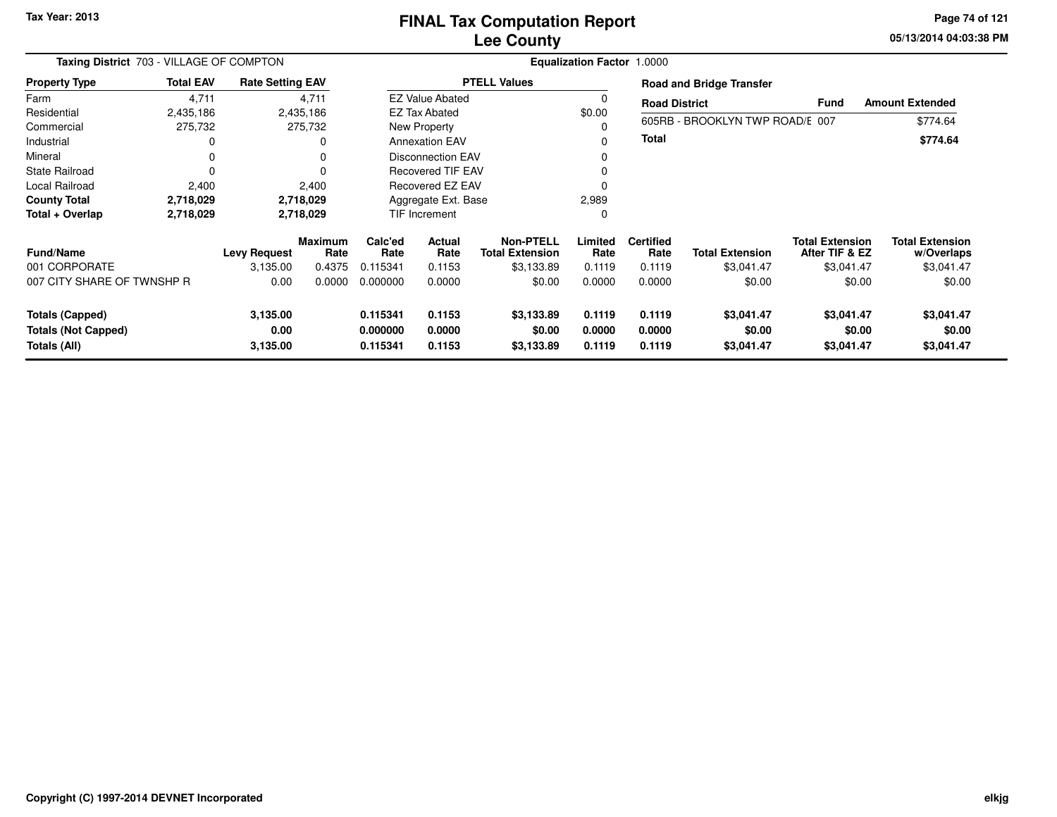Tax Year: 2013

# FINAL Tax Computation Report
## Lee County

05/13/2014 04:03:38 PM

**Taxing District** 703 - VILLAGE OF COMPTON

**Equalization Factor** 1.0000

| Property Type | Total EAV | Rate Setting EAV |
|---|---|---|
| Farm | 4,711 | 4,711 |
| Residential | 2,435,186 | 2,435,186 |
| Commercial | 275,732 | 275,732 |
| Industrial | 0 | 0 |
| Mineral | 0 | 0 |
| State Railroad | 0 | 0 |
| Local Railroad | 2,400 | 2,400 |
| **County Total** | **2,718,029** | **2,718,029** |
| **Total + Overlap** | **2,718,029** | **2,718,029** |

| PTELL Values | |
|---|---|
| EZ Value Abated | 0 |
| EZ Tax Abated | $0.00 |
| New Property | 0 |
| Annexation EAV | 0 |
| Disconnection EAV | 0 |
| Recovered TIF EAV | 0 |
| Recovered EZ EAV | 0 |
| Aggregate Ext. Base | 2,989 |
| TIF Increment | 0 |

**Road and Bridge Transfer**

| Road District | Fund | Amount Extended |
|---|---|---|
| 605RB - BROOKLYN TWP ROAD/E | 007 | $774.64 |
| **Total** | | **$774.64** |

| Fund/Name | Levy Request | Maximum Rate | Calc'ed Rate | Actual Rate | Non-PTELL Total Extension | Limited Rate | Certified Rate | Total Extension | Total Extension After TIF & EZ | Total Extension w/Overlaps |
|---|---|---|---|---|---|---|---|---|---|---|
| 001 CORPORATE | 3,135.00 | 0.4375 | 0.115341 | 0.1153 | $3,133.89 | 0.1119 | 0.1119 | $3,041.47 | $3,041.47 | $3,041.47 |
| 007 CITY SHARE OF TWNSHP R | 0.00 | 0.0000 | 0.000000 | 0.0000 | $0.00 | 0.0000 | 0.0000 | $0.00 | $0.00 | $0.00 |
| **Totals (Capped)** | **3,135.00** | | **0.115341** | **0.1153** | **$3,133.89** | **0.1119** | **0.1119** | **$3,041.47** | **$3,041.47** | **$3,041.47** |
| **Totals (Not Capped)** | **0.00** | | **0.000000** | **0.0000** | **$0.00** | **0.0000** | **0.0000** | **$0.00** | **$0.00** | **$0.00** |
| **Totals (All)** | **3,135.00** | | **0.115341** | **0.1153** | **$3,133.89** | **0.1119** | **0.1119** | **$3,041.47** | **$3,041.47** | **$3,041.47** |

Copyright (C) 1997-2014 DEVNET Incorporated

elkjg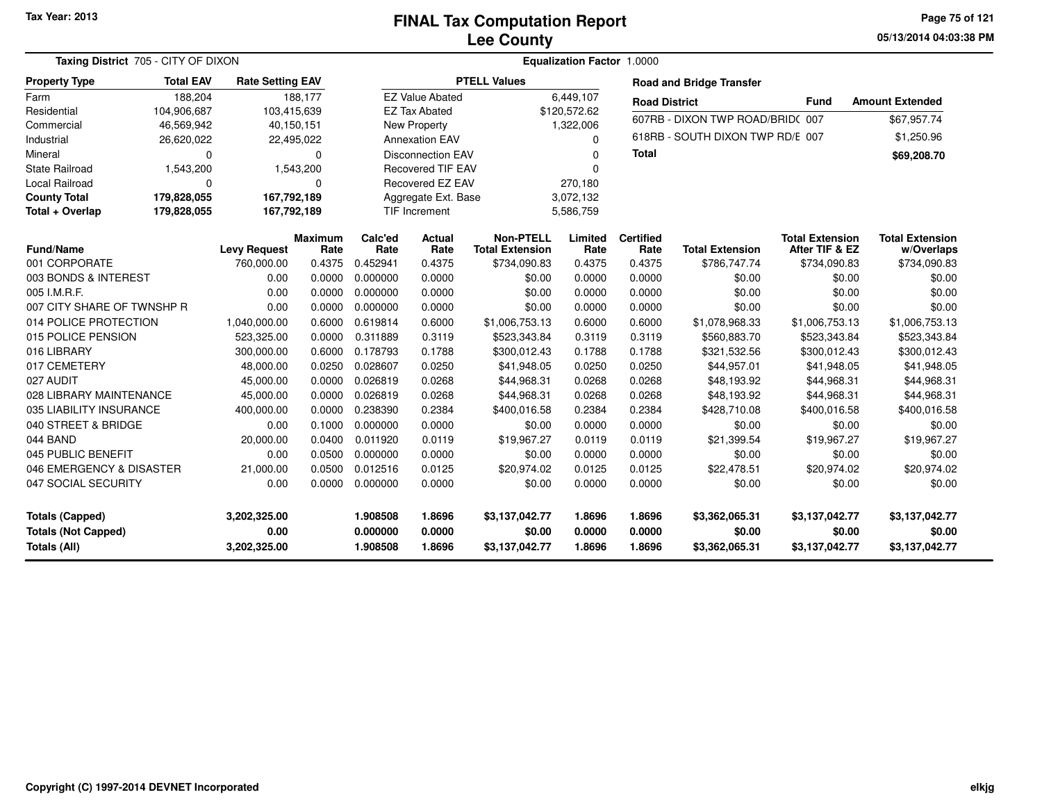Tax Year: 2013

# FINAL Tax Computation Report
## Lee County

05/13/2014 04:03:38 PM

**Taxing District** 705 - CITY OF DIXON

**Equalization Factor** 1.0000

| Property Type | Total EAV | Rate Setting EAV |
|---|---|---|
| Farm | 188,204 | 188,177 |
| Residential | 104,906,687 | 103,415,639 |
| Commercial | 46,569,942 | 40,150,151 |
| Industrial | 26,620,022 | 22,495,022 |
| Mineral | 0 | 0 |
| State Railroad | 1,543,200 | 1,543,200 |
| Local Railroad | 0 | 0 |
| **County Total** | **179,828,055** | **167,792,189** |
| **Total + Overlap** | **179,828,055** | **167,792,189** |

| PTELL Values | |
|---|---|
| EZ Value Abated | 6,449,107 |
| EZ Tax Abated | $120,572.62 |
| New Property | 1,322,006 |
| Annexation EAV | 0 |
| Disconnection EAV | 0 |
| Recovered TIF EAV | 0 |
| Recovered EZ EAV | 270,180 |
| Aggregate Ext. Base | 3,072,132 |
| TIF Increment | 5,586,759 |

**Road and Bridge Transfer**

| Road District | Fund | Amount Extended |
|---|---|---|
| 607RB - DIXON TWP ROAD/BRID( | 007 | $67,957.74 |
| 618RB - SOUTH DIXON TWP RD/E | 007 | $1,250.96 |
| **Total** | | **$69,208.70** |

| Fund/Name | Levy Request | Maximum Rate | Calc'ed Rate | Actual Rate | Non-PTELL Total Extension | Limited Rate | Certified Rate | Total Extension | Total Extension After TIF & EZ | Total Extension w/Overlaps |
|---|---|---|---|---|---|---|---|---|---|---|
| 001 CORPORATE | 760,000.00 | 0.4375 | 0.452941 | 0.4375 | $734,090.83 | 0.4375 | 0.4375 | $786,747.74 | $734,090.83 | $734,090.83 |
| 003 BONDS & INTEREST | 0.00 | 0.0000 | 0.000000 | 0.0000 | $0.00 | 0.0000 | 0.0000 | $0.00 | $0.00 | $0.00 |
| 005 I.M.R.F. | 0.00 | 0.0000 | 0.000000 | 0.0000 | $0.00 | 0.0000 | 0.0000 | $0.00 | $0.00 | $0.00 |
| 007 CITY SHARE OF TWNSHP R | 0.00 | 0.0000 | 0.000000 | 0.0000 | $0.00 | 0.0000 | 0.0000 | $0.00 | $0.00 | $0.00 |
| 014 POLICE PROTECTION | 1,040,000.00 | 0.6000 | 0.619814 | 0.6000 | $1,006,753.13 | 0.6000 | 0.6000 | $1,078,968.33 | $1,006,753.13 | $1,006,753.13 |
| 015 POLICE PENSION | 523,325.00 | 0.0000 | 0.311889 | 0.3119 | $523,343.84 | 0.3119 | 0.3119 | $560,883.70 | $523,343.84 | $523,343.84 |
| 016 LIBRARY | 300,000.00 | 0.6000 | 0.178793 | 0.1788 | $300,012.43 | 0.1788 | 0.1788 | $321,532.56 | $300,012.43 | $300,012.43 |
| 017 CEMETERY | 48,000.00 | 0.0250 | 0.028607 | 0.0250 | $41,948.05 | 0.0250 | 0.0250 | $44,957.01 | $41,948.05 | $41,948.05 |
| 027 AUDIT | 45,000.00 | 0.0000 | 0.026819 | 0.0268 | $44,968.31 | 0.0268 | 0.0268 | $48,193.92 | $44,968.31 | $44,968.31 |
| 028 LIBRARY MAINTENANCE | 45,000.00 | 0.0000 | 0.026819 | 0.0268 | $44,968.31 | 0.0268 | 0.0268 | $48,193.92 | $44,968.31 | $44,968.31 |
| 035 LIABILITY INSURANCE | 400,000.00 | 0.0000 | 0.238390 | 0.2384 | $400,016.58 | 0.2384 | 0.2384 | $428,710.08 | $400,016.58 | $400,016.58 |
| 040 STREET & BRIDGE | 0.00 | 0.1000 | 0.000000 | 0.0000 | $0.00 | 0.0000 | 0.0000 | $0.00 | $0.00 | $0.00 |
| 044 BAND | 20,000.00 | 0.0400 | 0.011920 | 0.0119 | $19,967.27 | 0.0119 | 0.0119 | $21,399.54 | $19,967.27 | $19,967.27 |
| 045 PUBLIC BENEFIT | 0.00 | 0.0500 | 0.000000 | 0.0000 | $0.00 | 0.0000 | 0.0000 | $0.00 | $0.00 | $0.00 |
| 046 EMERGENCY & DISASTER | 21,000.00 | 0.0500 | 0.012516 | 0.0125 | $20,974.02 | 0.0125 | 0.0125 | $22,478.51 | $20,974.02 | $20,974.02 |
| 047 SOCIAL SECURITY | 0.00 | 0.0000 | 0.000000 | 0.0000 | $0.00 | 0.0000 | 0.0000 | $0.00 | $0.00 | $0.00 |
| **Totals (Capped)** | **3,202,325.00** | | **1.908508** | **1.8696** | **$3,137,042.77** | **1.8696** | **1.8696** | **$3,362,065.31** | **$3,137,042.77** | **$3,137,042.77** |
| **Totals (Not Capped)** | **0.00** | | **0.000000** | **0.0000** | **$0.00** | **0.0000** | **0.0000** | **$0.00** | **$0.00** | **$0.00** |
| **Totals (All)** | **3,202,325.00** | | **1.908508** | **1.8696** | **$3,137,042.77** | **1.8696** | **1.8696** | **$3,362,065.31** | **$3,137,042.77** | **$3,137,042.77** |

Copyright (C) 1997-2014 DEVNET Incorporated

elkjg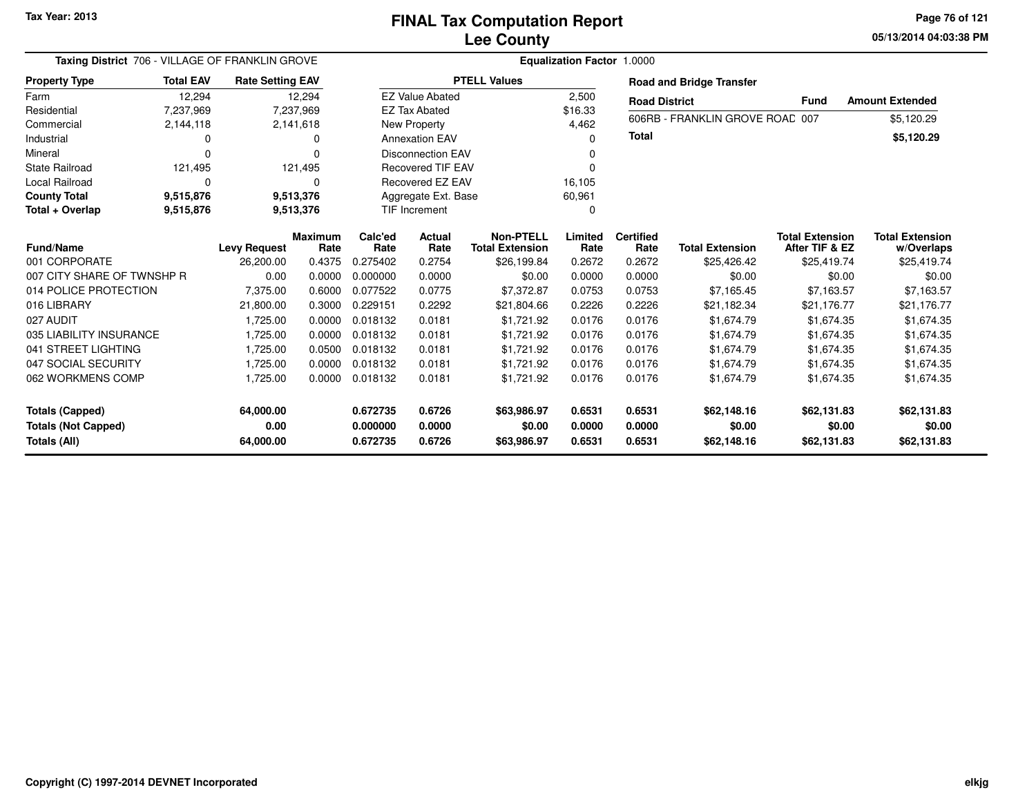# FINAL Tax Computation Report
# Lee County

Tax Year: 2013

**Taxing District** 706 - VILLAGE OF FRANKLIN GROVE

**Equalization Factor** 1.0000

| Property Type | Total EAV | Rate Setting EAV |
|---|---|---|
| Farm | 12,294 | 12,294 |
| Residential | 7,237,969 | 7,237,969 |
| Commercial | 2,144,118 | 2,141,618 |
| Industrial | 0 | 0 |
| Mineral | 0 | 0 |
| State Railroad | 121,495 | 121,495 |
| Local Railroad | 0 | 0 |
| **County Total** | **9,515,876** | **9,513,376** |
| **Total + Overlap** | **9,515,876** | **9,513,376** |

| PTELL Values | |
|---|---|
| EZ Value Abated | 2,500 |
| EZ Tax Abated | $16.33 |
| New Property | 4,462 |
| Annexation EAV | 0 |
| Disconnection EAV | 0 |
| Recovered TIF EAV | 0 |
| Recovered EZ EAV | 16,105 |
| Aggregate Ext. Base | 60,961 |
| TIF Increment | 0 |

**Road and Bridge Transfer**

| Road District | Fund | Amount Extended |
|---|---|---|
| 606RB - FRANKLIN GROVE ROAD | 007 | $5,120.29 |
| **Total** | | **$5,120.29** |

| Fund/Name | Levy Request | Maximum Rate | Calc'ed Rate | Actual Rate | Non-PTELL Total Extension | Limited Rate | Certified Rate | Total Extension | Total Extension After TIF & EZ | Total Extension w/Overlaps |
|---|---|---|---|---|---|---|---|---|---|---|
| 001 CORPORATE | 26,200.00 | 0.4375 | 0.275402 | 0.2754 | $26,199.84 | 0.2672 | 0.2672 | $25,426.42 | $25,419.74 | $25,419.74 |
| 007 CITY SHARE OF TWNSHP R | 0.00 | 0.0000 | 0.000000 | 0.0000 | $0.00 | 0.0000 | 0.0000 | $0.00 | $0.00 | $0.00 |
| 014 POLICE PROTECTION | 7,375.00 | 0.6000 | 0.077522 | 0.0775 | $7,372.87 | 0.0753 | 0.0753 | $7,165.45 | $7,163.57 | $7,163.57 |
| 016 LIBRARY | 21,800.00 | 0.3000 | 0.229151 | 0.2292 | $21,804.66 | 0.2226 | 0.2226 | $21,182.34 | $21,176.77 | $21,176.77 |
| 027 AUDIT | 1,725.00 | 0.0000 | 0.018132 | 0.0181 | $1,721.92 | 0.0176 | 0.0176 | $1,674.79 | $1,674.35 | $1,674.35 |
| 035 LIABILITY INSURANCE | 1,725.00 | 0.0000 | 0.018132 | 0.0181 | $1,721.92 | 0.0176 | 0.0176 | $1,674.79 | $1,674.35 | $1,674.35 |
| 041 STREET LIGHTING | 1,725.00 | 0.0500 | 0.018132 | 0.0181 | $1,721.92 | 0.0176 | 0.0176 | $1,674.79 | $1,674.35 | $1,674.35 |
| 047 SOCIAL SECURITY | 1,725.00 | 0.0000 | 0.018132 | 0.0181 | $1,721.92 | 0.0176 | 0.0176 | $1,674.79 | $1,674.35 | $1,674.35 |
| 062 WORKMENS COMP | 1,725.00 | 0.0000 | 0.018132 | 0.0181 | $1,721.92 | 0.0176 | 0.0176 | $1,674.79 | $1,674.35 | $1,674.35 |
| **Totals (Capped)** | **64,000.00** | | **0.672735** | **0.6726** | **$63,986.97** | **0.6531** | **0.6531** | **$62,148.16** | **$62,131.83** | **$62,131.83** |
| **Totals (Not Capped)** | **0.00** | | **0.000000** | **0.0000** | **$0.00** | **0.0000** | **0.0000** | **$0.00** | **$0.00** | **$0.00** |
| **Totals (All)** | **64,000.00** | | **0.672735** | **0.6726** | **$63,986.97** | **0.6531** | **0.6531** | **$62,148.16** | **$62,131.83** | **$62,131.83** |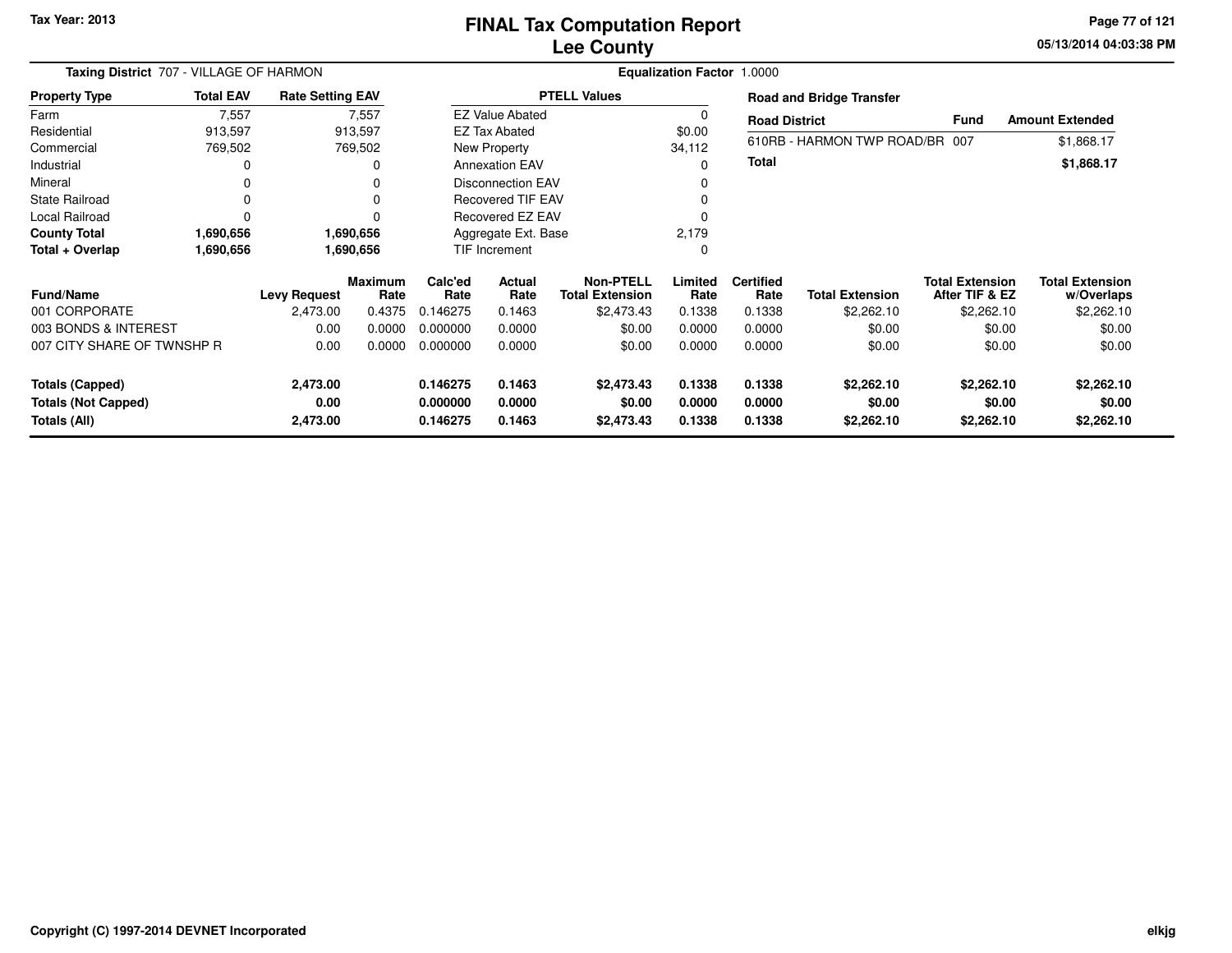Tax Year: 2013

# FINAL Tax Computation Report
## Lee County

05/13/2014 04:03:38 PM

**Taxing District** 707 - VILLAGE OF HARMON

**Equalization Factor** 1.0000

| Property Type | Total EAV | Rate Setting EAV |
|---|---|---|
| Farm | 7,557 | 7,557 |
| Residential | 913,597 | 913,597 |
| Commercial | 769,502 | 769,502 |
| Industrial | 0 | 0 |
| Mineral | 0 | 0 |
| State Railroad | 0 | 0 |
| Local Railroad | 0 | 0 |
| **County Total** | **1,690,656** | **1,690,656** |
| **Total + Overlap** | **1,690,656** | **1,690,656** |

| PTELL Values | |
|---|---|
| EZ Value Abated | 0 |
| EZ Tax Abated | $0.00 |
| New Property | 34,112 |
| Annexation EAV | 0 |
| Disconnection EAV | 0 |
| Recovered TIF EAV | 0 |
| Recovered EZ EAV | 0 |
| Aggregate Ext. Base | 2,179 |
| TIF Increment | 0 |

**Road and Bridge Transfer**

| Road District | Fund | Amount Extended |
|---|---|---|
| 610RB - HARMON TWP ROAD/BR | 007 | $1,868.17 |
| **Total** | | **$1,868.17** |

| Fund/Name | Levy Request | Maximum Rate | Calc'ed Rate | Actual Rate | Non-PTELL Total Extension | Limited Rate | Certified Rate | Total Extension | Total Extension After TIF & EZ | Total Extension w/Overlaps |
|---|---|---|---|---|---|---|---|---|---|---|
| 001 CORPORATE | 2,473.00 | 0.4375 | 0.146275 | 0.1463 | $2,473.43 | 0.1338 | 0.1338 | $2,262.10 | $2,262.10 | $2,262.10 |
| 003 BONDS & INTEREST | 0.00 | 0.0000 | 0.000000 | 0.0000 | $0.00 | 0.0000 | 0.0000 | $0.00 | $0.00 | $0.00 |
| 007 CITY SHARE OF TWNSHP R | 0.00 | 0.0000 | 0.000000 | 0.0000 | $0.00 | 0.0000 | 0.0000 | $0.00 | $0.00 | $0.00 |
| **Totals (Capped)** | **2,473.00** | | **0.146275** | **0.1463** | **$2,473.43** | **0.1338** | **0.1338** | **$2,262.10** | **$2,262.10** | **$2,262.10** |
| **Totals (Not Capped)** | **0.00** | | **0.000000** | **0.0000** | **$0.00** | **0.0000** | **0.0000** | **$0.00** | **$0.00** | **$0.00** |
| **Totals (All)** | **2,473.00** | | **0.146275** | **0.1463** | **$2,473.43** | **0.1338** | **0.1338** | **$2,262.10** | **$2,262.10** | **$2,262.10** |

Copyright (C) 1997-2014 DEVNET Incorporated

elkjg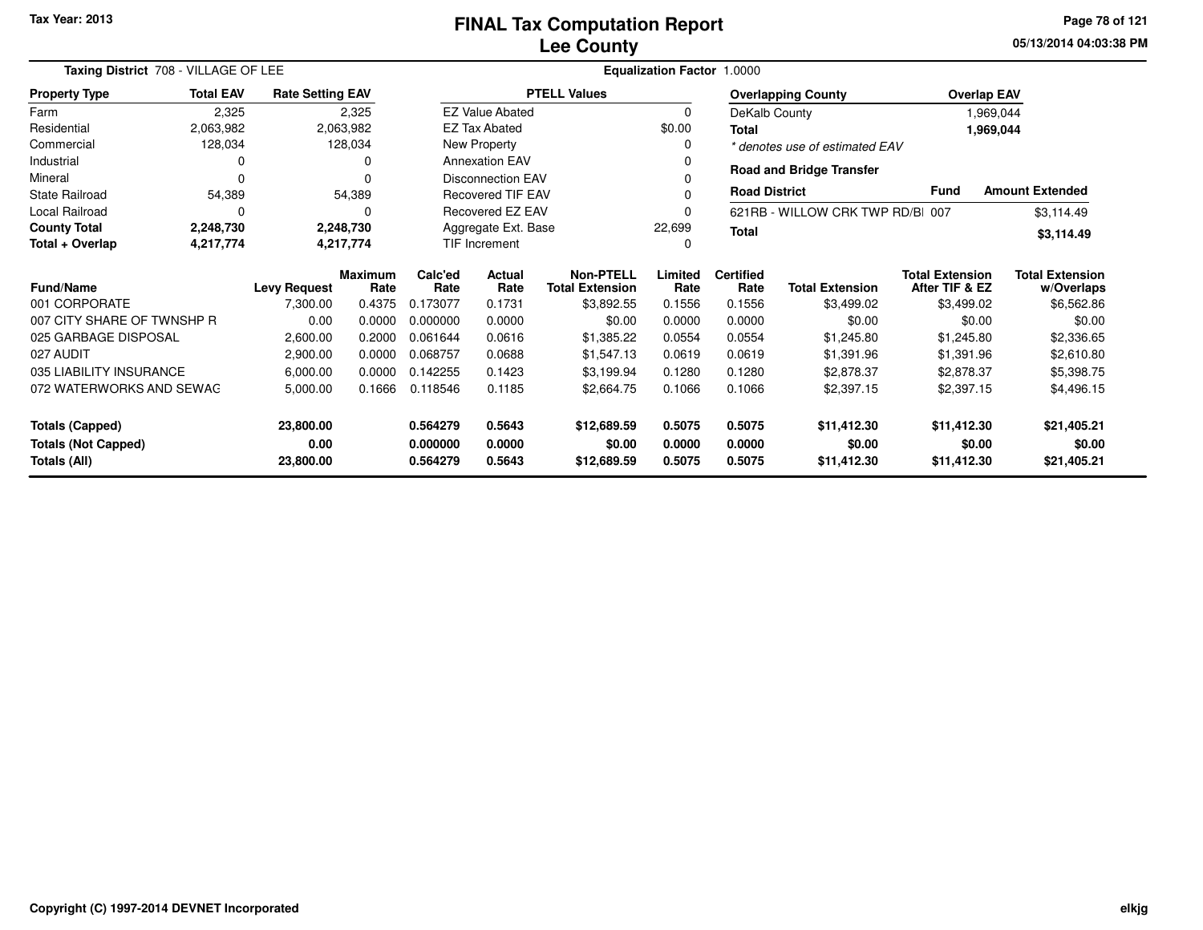**Tax Year: 2013**

# FINAL Tax Computation Report
## Lee County

05/13/2014 04:03:38 PM

**Taxing District** 708 - VILLAGE OF LEE **Equalization Factor** 1.0000

| Property Type | Total EAV | Rate Setting EAV |
|---|---|---|
| Farm | 2,325 | 2,325 |
| Residential | 2,063,982 | 2,063,982 |
| Commercial | 128,034 | 128,034 |
| Industrial | 0 | 0 |
| Mineral | 0 | 0 |
| State Railroad | 54,389 | 54,389 |
| Local Railroad | 0 | 0 |
| **County Total** | **2,248,730** | **2,248,730** |
| **Total + Overlap** | **4,217,774** | **4,217,774** |

| PTELL Values | |
|---|---|
| EZ Value Abated | 0 |
| EZ Tax Abated | $0.00 |
| New Property | 0 |
| Annexation EAV | 0 |
| Disconnection EAV | 0 |
| Recovered TIF EAV | 0 |
| Recovered EZ EAV | 0 |
| Aggregate Ext. Base | 22,699 |
| TIF Increment | 0 |

| Overlapping County | Overlap EAV |
|---|---|
| DeKalb County | 1,969,044 |
| **Total** | **1,969,044** |

*\* denotes use of estimated EAV*

**Road and Bridge Transfer**

| Road District | Fund | Amount Extended |
|---|---|---|
| 621RB - WILLOW CRK TWP RD/BI | 007 | $3,114.49 |
| **Total** | | **$3,114.49** |

| Fund/Name | Levy Request | Maximum Rate | Calc'ed Rate | Actual Rate | Non-PTELL Total Extension | Limited Rate | Certified Rate | Total Extension | Total Extension After TIF & EZ | Total Extension w/Overlaps |
|---|---|---|---|---|---|---|---|---|---|---|
| 001 CORPORATE | 7,300.00 | 0.4375 | 0.173077 | 0.1731 | $3,892.55 | 0.1556 | 0.1556 | $3,499.02 | $3,499.02 | $6,562.86 |
| 007 CITY SHARE OF TWNSHP R | 0.00 | 0.0000 | 0.000000 | 0.0000 | $0.00 | 0.0000 | 0.0000 | $0.00 | $0.00 | $0.00 |
| 025 GARBAGE DISPOSAL | 2,600.00 | 0.2000 | 0.061644 | 0.0616 | $1,385.22 | 0.0554 | 0.0554 | $1,245.80 | $1,245.80 | $2,336.65 |
| 027 AUDIT | 2,900.00 | 0.0000 | 0.068757 | 0.0688 | $1,547.13 | 0.0619 | 0.0619 | $1,391.96 | $1,391.96 | $2,610.80 |
| 035 LIABILITY INSURANCE | 6,000.00 | 0.0000 | 0.142255 | 0.1423 | $3,199.94 | 0.1280 | 0.1280 | $2,878.37 | $2,878.37 | $5,398.75 |
| 072 WATERWORKS AND SEWAG | 5,000.00 | 0.1666 | 0.118546 | 0.1185 | $2,664.75 | 0.1066 | 0.1066 | $2,397.15 | $2,397.15 | $4,496.15 |
| **Totals (Capped)** | **23,800.00** | | **0.564279** | **0.5643** | **$12,689.59** | **0.5075** | **0.5075** | **$11,412.30** | **$11,412.30** | **$21,405.21** |
| **Totals (Not Capped)** | **0.00** | | **0.000000** | **0.0000** | **$0.00** | **0.0000** | **0.0000** | **$0.00** | **$0.00** | **$0.00** |
| **Totals (All)** | **23,800.00** | | **0.564279** | **0.5643** | **$12,689.59** | **0.5075** | **0.5075** | **$11,412.30** | **$11,412.30** | **$21,405.21** |

Copyright (C) 1997-2014 DEVNET Incorporated elkjg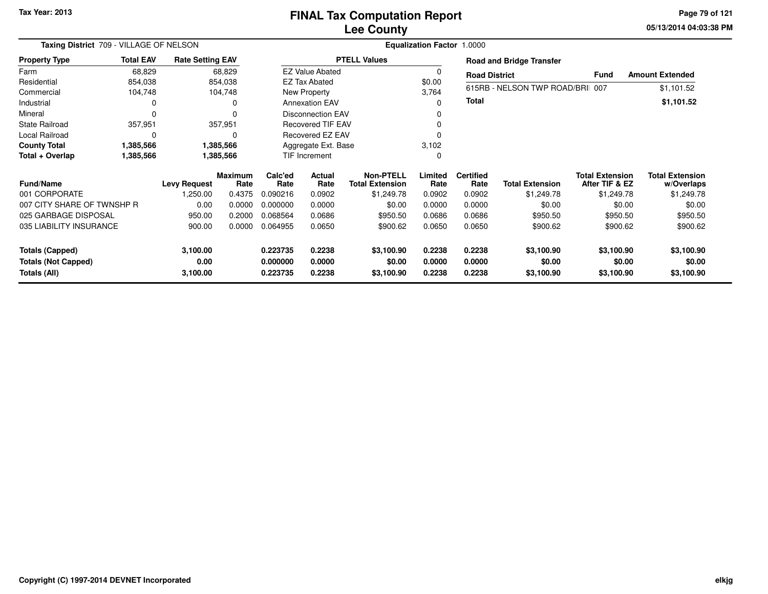Tax Year: 2013

# FINAL Tax Computation Report
## Lee County

05/13/2014 04:03:38 PM

**Taxing District** 709 - VILLAGE OF NELSON

**Equalization Factor** 1.0000

| Property Type | Total EAV | Rate Setting EAV |
|---|---|---|
| Farm | 68,829 | 68,829 |
| Residential | 854,038 | 854,038 |
| Commercial | 104,748 | 104,748 |
| Industrial | 0 | 0 |
| Mineral | 0 | 0 |
| State Railroad | 357,951 | 357,951 |
| Local Railroad | 0 | 0 |
| **County Total** | **1,385,566** | **1,385,566** |
| **Total + Overlap** | **1,385,566** | **1,385,566** |

| PTELL Values | |
|---|---|
| EZ Value Abated | 0 |
| EZ Tax Abated | $0.00 |
| New Property | 3,764 |
| Annexation EAV | 0 |
| Disconnection EAV | 0 |
| Recovered TIF EAV | 0 |
| Recovered EZ EAV | 0 |
| Aggregate Ext. Base | 3,102 |
| TIF Increment | 0 |

**Road and Bridge Transfer**

| Road District | Fund | Amount Extended |
|---|---|---|
| 615RB - NELSON TWP ROAD/BRI | 007 | $1,101.52 |
| **Total** | | **$1,101.52** |

| Fund/Name | Levy Request | Maximum Rate | Calc'ed Rate | Actual Rate | Non-PTELL Total Extension | Limited Rate | Certified Rate | Total Extension | Total Extension After TIF & EZ | Total Extension w/Overlaps |
|---|---|---|---|---|---|---|---|---|---|---|
| 001 CORPORATE | 1,250.00 | 0.4375 | 0.090216 | 0.0902 | $1,249.78 | 0.0902 | 0.0902 | $1,249.78 | $1,249.78 | $1,249.78 |
| 007 CITY SHARE OF TWNSHP R | 0.00 | 0.0000 | 0.000000 | 0.0000 | $0.00 | 0.0000 | 0.0000 | $0.00 | $0.00 | $0.00 |
| 025 GARBAGE DISPOSAL | 950.00 | 0.2000 | 0.068564 | 0.0686 | $950.50 | 0.0686 | 0.0686 | $950.50 | $950.50 | $950.50 |
| 035 LIABILITY INSURANCE | 900.00 | 0.0000 | 0.064955 | 0.0650 | $900.62 | 0.0650 | 0.0650 | $900.62 | $900.62 | $900.62 |
| **Totals (Capped)** | **3,100.00** | | **0.223735** | **0.2238** | **$3,100.90** | **0.2238** | **0.2238** | **$3,100.90** | **$3,100.90** | **$3,100.90** |
| **Totals (Not Capped)** | **0.00** | | **0.000000** | **0.0000** | **$0.00** | **0.0000** | **0.0000** | **$0.00** | **$0.00** | **$0.00** |
| **Totals (All)** | **3,100.00** | | **0.223735** | **0.2238** | **$3,100.90** | **0.2238** | **0.2238** | **$3,100.90** | **$3,100.90** | **$3,100.90** |

Copyright (C) 1997-2014 DEVNET Incorporated

elkjg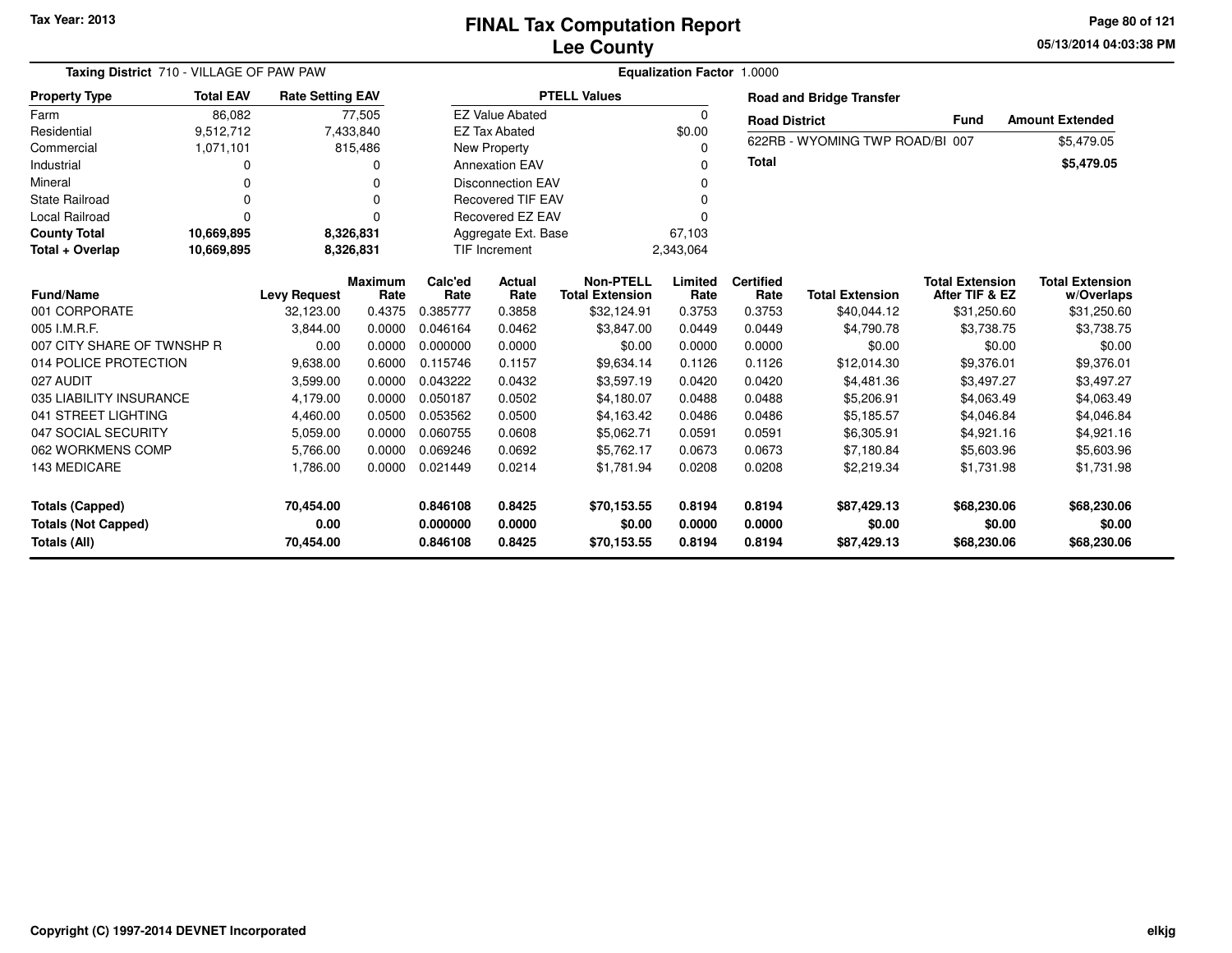Tax Year: 2013

# FINAL Tax Computation Report
## Lee County

05/13/2014 04:03:38 PM

**Taxing District** 710 - VILLAGE OF PAW PAW

**Equalization Factor** 1.0000

| Property Type | Total EAV | Rate Setting EAV |
|---|---|---|
| Farm | 86,082 | 77,505 |
| Residential | 9,512,712 | 7,433,840 |
| Commercial | 1,071,101 | 815,486 |
| Industrial | 0 | 0 |
| Mineral | 0 | 0 |
| State Railroad | 0 | 0 |
| Local Railroad | 0 | 0 |
| **County Total** | **10,669,895** | **8,326,831** |
| **Total + Overlap** | **10,669,895** | **8,326,831** |

| PTELL Values | |
|---|---|
| EZ Value Abated | 0 |
| EZ Tax Abated | $0.00 |
| New Property | 0 |
| Annexation EAV | 0 |
| Disconnection EAV | 0 |
| Recovered TIF EAV | 0 |
| Recovered EZ EAV | 0 |
| Aggregate Ext. Base | 67,103 |
| TIF Increment | 2,343,064 |

**Road and Bridge Transfer**

| Road District | Fund | Amount Extended |
|---|---|---|
| 622RB - WYOMING TWP ROAD/BI | 007 | $5,479.05 |
| **Total** | | **$5,479.05** |

| Fund/Name | Levy Request | Maximum Rate | Calc'ed Rate | Actual Rate | Non-PTELL Total Extension | Limited Rate | Certified Rate | Total Extension | Total Extension After TIF & EZ | Total Extension w/Overlaps |
|---|---|---|---|---|---|---|---|---|---|---|
| 001 CORPORATE | 32,123.00 | 0.4375 | 0.385777 | 0.3858 | $32,124.91 | 0.3753 | 0.3753 | $40,044.12 | $31,250.60 | $31,250.60 |
| 005 I.M.R.F. | 3,844.00 | 0.0000 | 0.046164 | 0.0462 | $3,847.00 | 0.0449 | 0.0449 | $4,790.78 | $3,738.75 | $3,738.75 |
| 007 CITY SHARE OF TWNSHP R | 0.00 | 0.0000 | 0.000000 | 0.0000 | $0.00 | 0.0000 | 0.0000 | $0.00 | $0.00 | $0.00 |
| 014 POLICE PROTECTION | 9,638.00 | 0.6000 | 0.115746 | 0.1157 | $9,634.14 | 0.1126 | 0.1126 | $12,014.30 | $9,376.01 | $9,376.01 |
| 027 AUDIT | 3,599.00 | 0.0000 | 0.043222 | 0.0432 | $3,597.19 | 0.0420 | 0.0420 | $4,481.36 | $3,497.27 | $3,497.27 |
| 035 LIABILITY INSURANCE | 4,179.00 | 0.0000 | 0.050187 | 0.0502 | $4,180.07 | 0.0488 | 0.0488 | $5,206.91 | $4,063.49 | $4,063.49 |
| 041 STREET LIGHTING | 4,460.00 | 0.0500 | 0.053562 | 0.0500 | $4,163.42 | 0.0486 | 0.0486 | $5,185.57 | $4,046.84 | $4,046.84 |
| 047 SOCIAL SECURITY | 5,059.00 | 0.0000 | 0.060755 | 0.0608 | $5,062.71 | 0.0591 | 0.0591 | $6,305.91 | $4,921.16 | $4,921.16 |
| 062 WORKMENS COMP | 5,766.00 | 0.0000 | 0.069246 | 0.0692 | $5,762.17 | 0.0673 | 0.0673 | $7,180.84 | $5,603.96 | $5,603.96 |
| 143 MEDICARE | 1,786.00 | 0.0000 | 0.021449 | 0.0214 | $1,781.94 | 0.0208 | 0.0208 | $2,219.34 | $1,731.98 | $1,731.98 |
| **Totals (Capped)** | **70,454.00** | | **0.846108** | **0.8425** | **$70,153.55** | **0.8194** | **0.8194** | **$87,429.13** | **$68,230.06** | **$68,230.06** |
| **Totals (Not Capped)** | **0.00** | | **0.000000** | **0.0000** | **$0.00** | **0.0000** | **0.0000** | **$0.00** | **$0.00** | **$0.00** |
| **Totals (All)** | **70,454.00** | | **0.846108** | **0.8425** | **$70,153.55** | **0.8194** | **0.8194** | **$87,429.13** | **$68,230.06** | **$68,230.06** |

Copyright (C) 1997-2014 DEVNET Incorporated

elkjg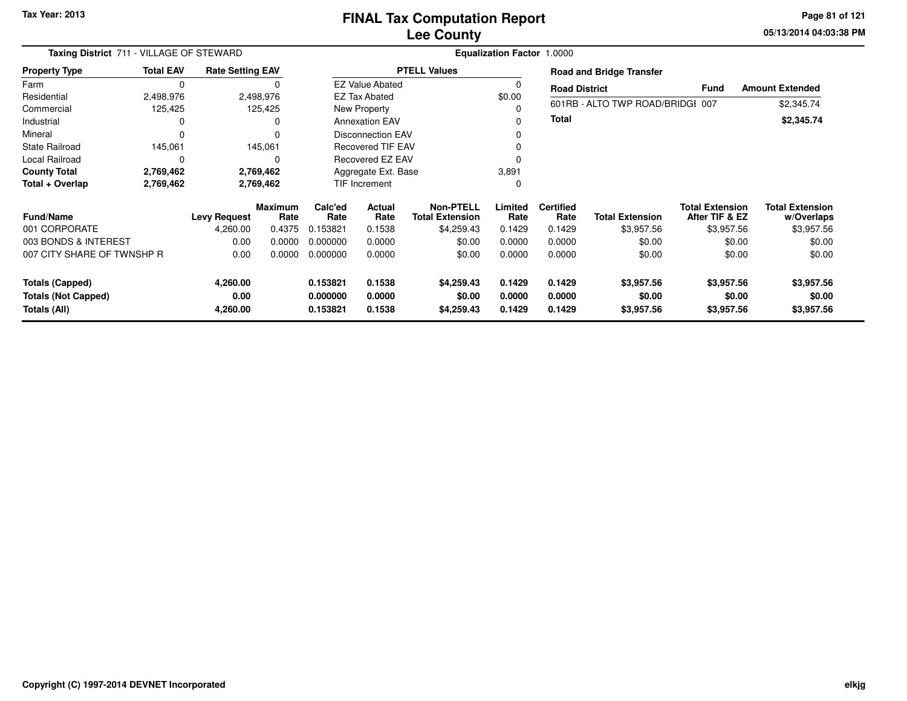Tax Year: 2013

# FINAL Tax Computation Report
## Lee County

05/13/2014 04:03:38 PM

**Taxing District** 711 - VILLAGE OF STEWARD | **Equalization Factor** 1.0000

| Property Type | Total EAV | Rate Setting EAV |
|---|---|---|
| Farm | 0 | 0 |
| Residential | 2,498,976 | 2,498,976 |
| Commercial | 125,425 | 125,425 |
| Industrial | 0 | 0 |
| Mineral | 0 | 0 |
| State Railroad | 145,061 | 145,061 |
| Local Railroad | 0 | 0 |
| **County Total** | **2,769,462** | **2,769,462** |
| **Total + Overlap** | **2,769,462** | **2,769,462** |

| PTELL Values | |
|---|---|
| EZ Value Abated | 0 |
| EZ Tax Abated | $0.00 |
| New Property | 0 |
| Annexation EAV | 0 |
| Disconnection EAV | 0 |
| Recovered TIF EAV | 0 |
| Recovered EZ EAV | 0 |
| Aggregate Ext. Base | 3,891 |
| TIF Increment | 0 |

**Road and Bridge Transfer**

| Road District | Fund | Amount Extended |
|---|---|---|
| 601RB - ALTO TWP ROAD/BRIDGE | 007 | $2,345.74 |
| **Total** | | **$2,345.74** |

| Fund/Name | Levy Request | Maximum Rate | Calc'ed Rate | Actual Rate | Non-PTELL Total Extension | Limited Rate | Certified Rate | Total Extension | Total Extension After TIF & EZ | Total Extension w/Overlaps |
|---|---|---|---|---|---|---|---|---|---|---|
| 001 CORPORATE | 4,260.00 | 0.4375 | 0.153821 | 0.1538 | $4,259.43 | 0.1429 | 0.1429 | $3,957.56 | $3,957.56 | $3,957.56 |
| 003 BONDS & INTEREST | 0.00 | 0.0000 | 0.000000 | 0.0000 | $0.00 | 0.0000 | 0.0000 | $0.00 | $0.00 | $0.00 |
| 007 CITY SHARE OF TWNSHP R | 0.00 | 0.0000 | 0.000000 | 0.0000 | $0.00 | 0.0000 | 0.0000 | $0.00 | $0.00 | $0.00 |
| **Totals (Capped)** | **4,260.00** | | **0.153821** | **0.1538** | **$4,259.43** | **0.1429** | **0.1429** | **$3,957.56** | **$3,957.56** | **$3,957.56** |
| **Totals (Not Capped)** | **0.00** | | **0.000000** | **0.0000** | **$0.00** | **0.0000** | **0.0000** | **$0.00** | **$0.00** | **$0.00** |
| **Totals (All)** | **4,260.00** | | **0.153821** | **0.1538** | **$4,259.43** | **0.1429** | **0.1429** | **$3,957.56** | **$3,957.56** | **$3,957.56** |

Copyright (C) 1997-2014 DEVNET Incorporated

elkjg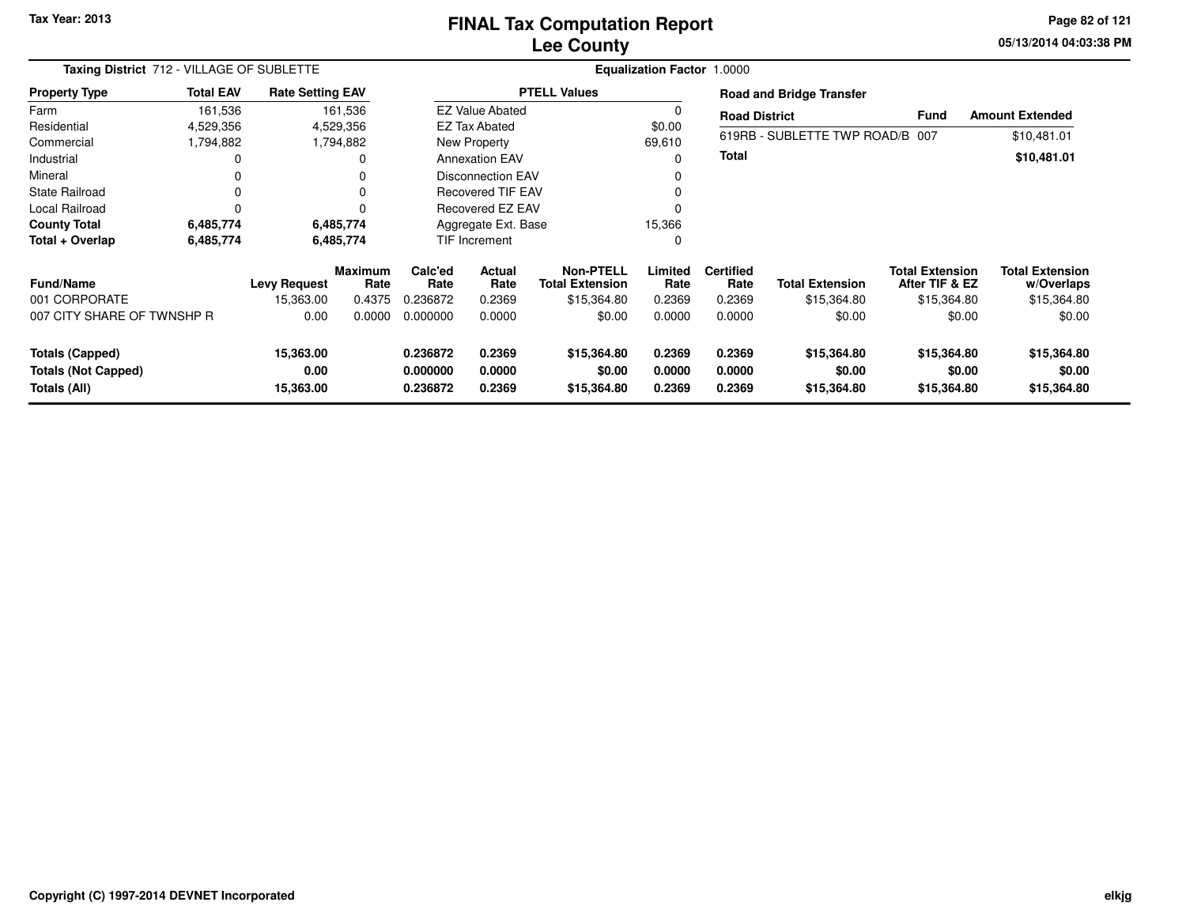# FINAL Tax Computation Report
## Lee County

Tax Year: 2013

05/13/2014 04:03:38 PM

**Taxing District** 712 - VILLAGE OF SUBLETTE

**Equalization Factor** 1.0000

| Property Type | Total EAV | Rate Setting EAV |
|---|---|---|
| Farm | 161,536 | 161,536 |
| Residential | 4,529,356 | 4,529,356 |
| Commercial | 1,794,882 | 1,794,882 |
| Industrial | 0 | 0 |
| Mineral | 0 | 0 |
| State Railroad | 0 | 0 |
| Local Railroad | 0 | 0 |
| **County Total** | **6,485,774** | **6,485,774** |
| **Total + Overlap** | **6,485,774** | **6,485,774** |

| PTELL Values | |
|---|---|
| EZ Value Abated | 0 |
| EZ Tax Abated | $0.00 |
| New Property | 69,610 |
| Annexation EAV | 0 |
| Disconnection EAV | 0 |
| Recovered TIF EAV | 0 |
| Recovered EZ EAV | 0 |
| Aggregate Ext. Base | 15,366 |
| TIF Increment | 0 |

**Road and Bridge Transfer**

| Road District | Fund | Amount Extended |
|---|---|---|
| 619RB - SUBLETTE TWP ROAD/B | 007 | $10,481.01 |
| **Total** | | **$10,481.01** |

| Fund/Name | Levy Request | Maximum Rate | Calc'ed Rate | Actual Rate | Non-PTELL Total Extension | Limited Rate | Certified Rate | Total Extension | Total Extension After TIF & EZ | Total Extension w/Overlaps |
|---|---|---|---|---|---|---|---|---|---|---|
| 001 CORPORATE | 15,363.00 | 0.4375 | 0.236872 | 0.2369 | $15,364.80 | 0.2369 | 0.2369 | $15,364.80 | $15,364.80 | $15,364.80 |
| 007 CITY SHARE OF TWNSHP R | 0.00 | 0.0000 | 0.000000 | 0.0000 | $0.00 | 0.0000 | 0.0000 | $0.00 | $0.00 | $0.00 |
| **Totals (Capped)** | **15,363.00** | | **0.236872** | **0.2369** | **$15,364.80** | **0.2369** | **0.2369** | **$15,364.80** | **$15,364.80** | **$15,364.80** |
| **Totals (Not Capped)** | **0.00** | | **0.000000** | **0.0000** | **$0.00** | **0.0000** | **0.0000** | **$0.00** | **$0.00** | **$0.00** |
| **Totals (All)** | **15,363.00** | | **0.236872** | **0.2369** | **$15,364.80** | **0.2369** | **0.2369** | **$15,364.80** | **$15,364.80** | **$15,364.80** |

Copyright (C) 1997-2014 DEVNET Incorporated

elkjg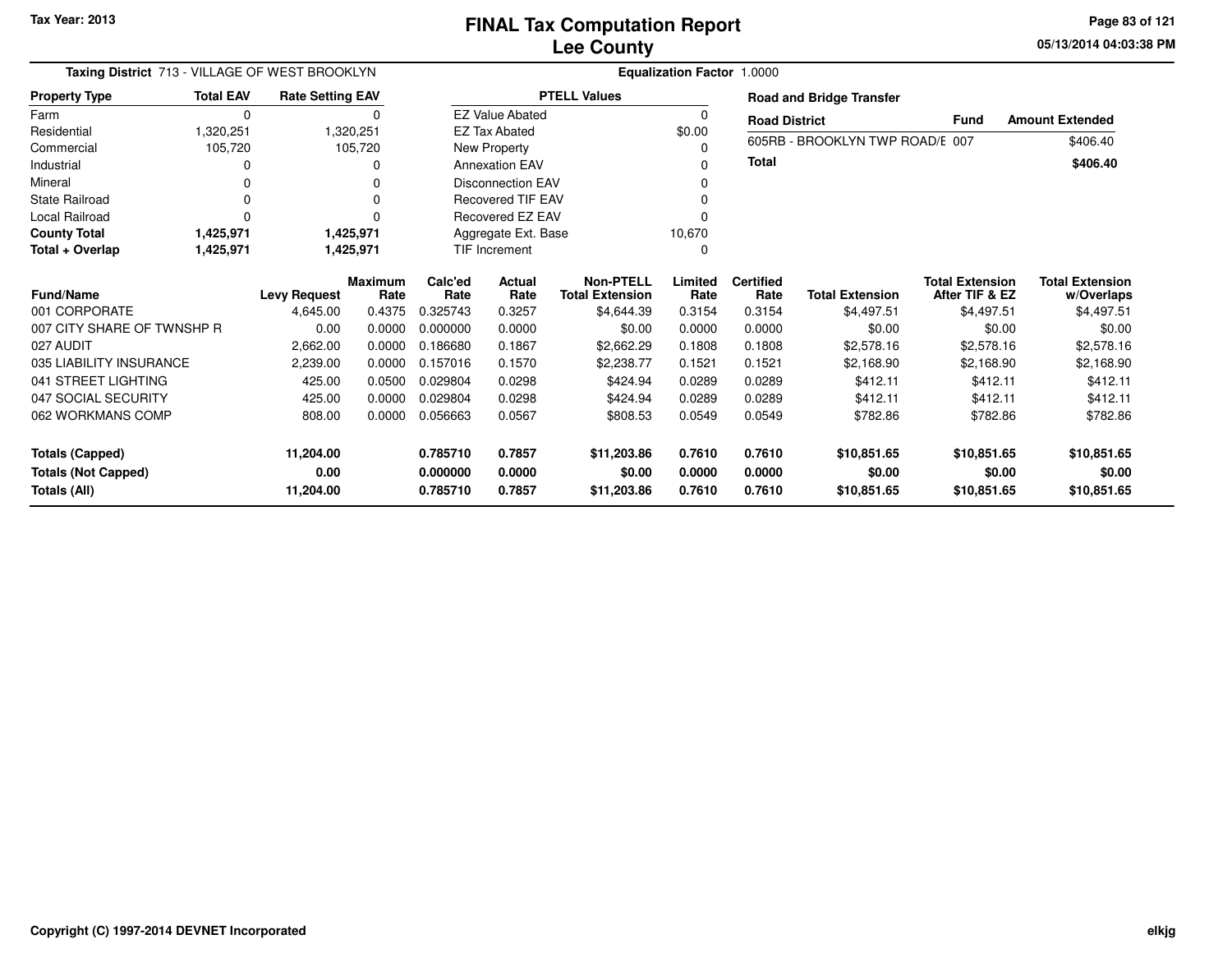Tax Year: 2013

# FINAL Tax Computation Report
## Lee County

05/13/2014 04:03:38 PM

**Taxing District** 713 - VILLAGE OF WEST BROOKLYN

**Equalization Factor** 1.0000

| Property Type | Total EAV | Rate Setting EAV |
|---|---|---|
| Farm | 0 | 0 |
| Residential | 1,320,251 | 1,320,251 |
| Commercial | 105,720 | 105,720 |
| Industrial | 0 | 0 |
| Mineral | 0 | 0 |
| State Railroad | 0 | 0 |
| Local Railroad | 0 | 0 |
| **County Total** | **1,425,971** | **1,425,971** |
| **Total + Overlap** | **1,425,971** | **1,425,971** |

| PTELL Values | |
|---|---|
| EZ Value Abated | 0 |
| EZ Tax Abated | $0.00 |
| New Property | 0 |
| Annexation EAV | 0 |
| Disconnection EAV | 0 |
| Recovered TIF EAV | 0 |
| Recovered EZ EAV | 0 |
| Aggregate Ext. Base | 10,670 |
| TIF Increment | 0 |

**Road and Bridge Transfer**

| Road District | Fund | Amount Extended |
|---|---|---|
| 605RB - BROOKLYN TWP ROAD/E | 007 | $406.40 |
| **Total** | | **$406.40** |

| Fund/Name | Levy Request | Maximum Rate | Calc'ed Rate | Actual Rate | Non-PTELL Total Extension | Limited Rate | Certified Rate | Total Extension | Total Extension After TIF & EZ | Total Extension w/Overlaps |
|---|---|---|---|---|---|---|---|---|---|---|
| 001 CORPORATE | 4,645.00 | 0.4375 | 0.325743 | 0.3257 | $4,644.39 | 0.3154 | 0.3154 | $4,497.51 | $4,497.51 | $4,497.51 |
| 007 CITY SHARE OF TWNSHP R | 0.00 | 0.0000 | 0.000000 | 0.0000 | $0.00 | 0.0000 | 0.0000 | $0.00 | $0.00 | $0.00 |
| 027 AUDIT | 2,662.00 | 0.0000 | 0.186680 | 0.1867 | $2,662.29 | 0.1808 | 0.1808 | $2,578.16 | $2,578.16 | $2,578.16 |
| 035 LIABILITY INSURANCE | 2,239.00 | 0.0000 | 0.157016 | 0.1570 | $2,238.77 | 0.1521 | 0.1521 | $2,168.90 | $2,168.90 | $2,168.90 |
| 041 STREET LIGHTING | 425.00 | 0.0500 | 0.029804 | 0.0298 | $424.94 | 0.0289 | 0.0289 | $412.11 | $412.11 | $412.11 |
| 047 SOCIAL SECURITY | 425.00 | 0.0000 | 0.029804 | 0.0298 | $424.94 | 0.0289 | 0.0289 | $412.11 | $412.11 | $412.11 |
| 062 WORKMANS COMP | 808.00 | 0.0000 | 0.056663 | 0.0567 | $808.53 | 0.0549 | 0.0549 | $782.86 | $782.86 | $782.86 |
| **Totals (Capped)** | **11,204.00** | | **0.785710** | **0.7857** | **$11,203.86** | **0.7610** | **0.7610** | **$10,851.65** | **$10,851.65** | **$10,851.65** |
| **Totals (Not Capped)** | **0.00** | | **0.000000** | **0.0000** | **$0.00** | **0.0000** | **0.0000** | **$0.00** | **$0.00** | **$0.00** |
| **Totals (All)** | **11,204.00** | | **0.785710** | **0.7857** | **$11,203.86** | **0.7610** | **0.7610** | **$10,851.65** | **$10,851.65** | **$10,851.65** |

Copyright (C) 1997-2014 DEVNET Incorporated

elkjg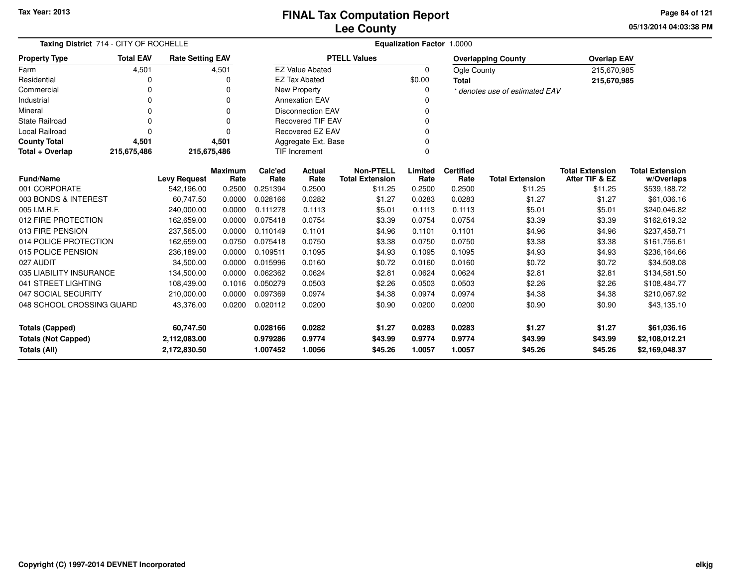Tax Year: 2013

# FINAL Tax Computation Report
## Lee County

05/13/2014 04:03:38 PM

**Taxing District** 714 - CITY OF ROCHELLE | **Equalization Factor** 1.0000

| Property Type | Total EAV | Rate Setting EAV |
|---|---|---|
| Farm | 4,501 | 4,501 |
| Residential | 0 | 0 |
| Commercial | 0 | 0 |
| Industrial | 0 | 0 |
| Mineral | 0 | 0 |
| State Railroad | 0 | 0 |
| Local Railroad | 0 | 0 |
| **County Total** | **4,501** | **4,501** |
| **Total + Overlap** | **215,675,486** | **215,675,486** |

| PTELL Values | |
|---|---|
| EZ Value Abated | 0 |
| EZ Tax Abated | $0.00 |
| New Property | 0 |
| Annexation EAV | 0 |
| Disconnection EAV | 0 |
| Recovered TIF EAV | 0 |
| Recovered EZ EAV | 0 |
| Aggregate Ext. Base | 0 |
| TIF Increment | 0 |

| Overlapping County | Overlap EAV |
|---|---|
| Ogle County | 215,670,985 |
| **Total** | **215,670,985** |

*\* denotes use of estimated EAV*

| Fund/Name | Levy Request | Maximum Rate | Calc'ed Rate | Actual Rate | Non-PTELL Total Extension | Limited Rate | Certified Rate | Total Extension | Total Extension After TIF & EZ | Total Extension w/Overlaps |
|---|---|---|---|---|---|---|---|---|---|---|
| 001 CORPORATE | 542,196.00 | 0.2500 | 0.251394 | 0.2500 | $11.25 | 0.2500 | 0.2500 | $11.25 | $11.25 | $539,188.72 |
| 003 BONDS & INTEREST | 60,747.50 | 0.0000 | 0.028166 | 0.0282 | $1.27 | 0.0283 | 0.0283 | $1.27 | $1.27 | $61,036.16 |
| 005 I.M.R.F. | 240,000.00 | 0.0000 | 0.111278 | 0.1113 | $5.01 | 0.1113 | 0.1113 | $5.01 | $5.01 | $240,046.82 |
| 012 FIRE PROTECTION | 162,659.00 | 0.0000 | 0.075418 | 0.0754 | $3.39 | 0.0754 | 0.0754 | $3.39 | $3.39 | $162,619.32 |
| 013 FIRE PENSION | 237,565.00 | 0.0000 | 0.110149 | 0.1101 | $4.96 | 0.1101 | 0.1101 | $4.96 | $4.96 | $237,458.71 |
| 014 POLICE PROTECTION | 162,659.00 | 0.0750 | 0.075418 | 0.0750 | $3.38 | 0.0750 | 0.0750 | $3.38 | $3.38 | $161,756.61 |
| 015 POLICE PENSION | 236,189.00 | 0.0000 | 0.109511 | 0.1095 | $4.93 | 0.1095 | 0.1095 | $4.93 | $4.93 | $236,164.66 |
| 027 AUDIT | 34,500.00 | 0.0000 | 0.015996 | 0.0160 | $0.72 | 0.0160 | 0.0160 | $0.72 | $0.72 | $34,508.08 |
| 035 LIABILITY INSURANCE | 134,500.00 | 0.0000 | 0.062362 | 0.0624 | $2.81 | 0.0624 | 0.0624 | $2.81 | $2.81 | $134,581.50 |
| 041 STREET LIGHTING | 108,439.00 | 0.1016 | 0.050279 | 0.0503 | $2.26 | 0.0503 | 0.0503 | $2.26 | $2.26 | $108,484.77 |
| 047 SOCIAL SECURITY | 210,000.00 | 0.0000 | 0.097369 | 0.0974 | $4.38 | 0.0974 | 0.0974 | $4.38 | $4.38 | $210,067.92 |
| 048 SCHOOL CROSSING GUARD | 43,376.00 | 0.0200 | 0.020112 | 0.0200 | $0.90 | 0.0200 | 0.0200 | $0.90 | $0.90 | $43,135.10 |
| **Totals (Capped)** | **60,747.50** | | **0.028166** | **0.0282** | **$1.27** | **0.0283** | **0.0283** | **$1.27** | **$1.27** | **$61,036.16** |
| **Totals (Not Capped)** | **2,112,083.00** | | **0.979286** | **0.9774** | **$43.99** | **0.9774** | **0.9774** | **$43.99** | **$43.99** | **$2,108,012.21** |
| **Totals (All)** | **2,172,830.50** | | **1.007452** | **1.0056** | **$45.26** | **1.0057** | **1.0057** | **$45.26** | **$45.26** | **$2,169,048.37** |

Copyright (C) 1997-2014 DEVNET Incorporated

elkjg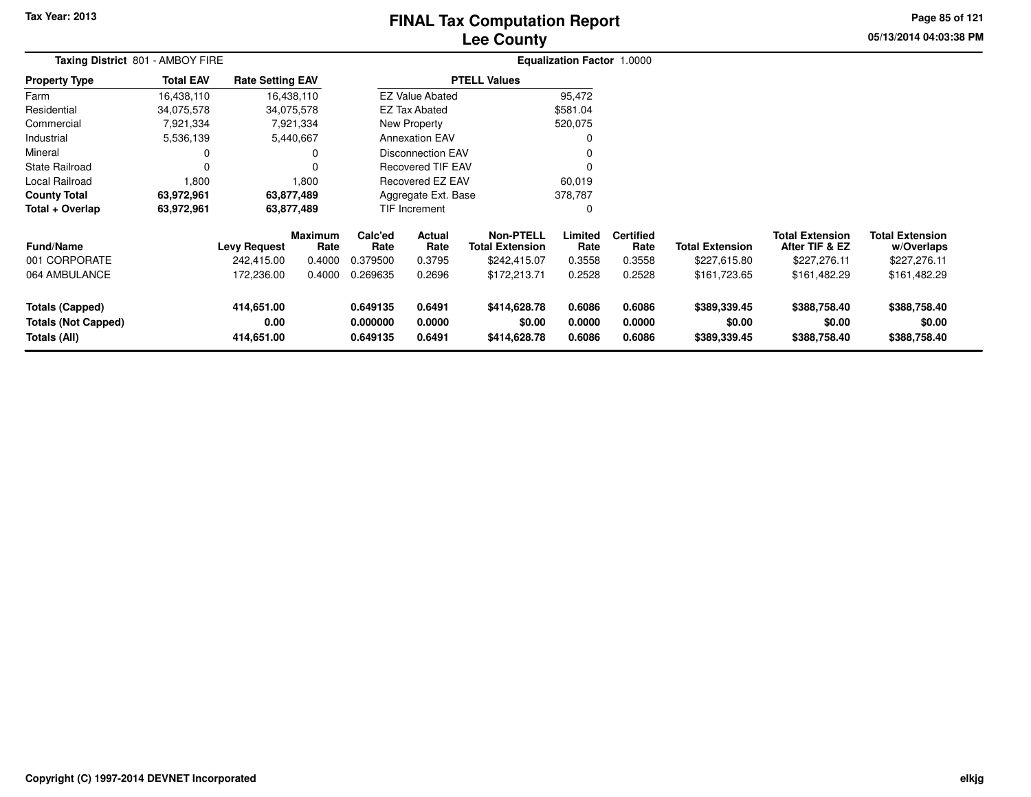# FINAL Tax Computation Report
## Lee County

Tax Year: 2013

05/13/2014 04:03:38 PM

**Taxing District** 801 - AMBOY FIRE

**Equalization Factor** 1.0000

| Property Type | Total EAV | Rate Setting EAV |
|---|---|---|
| Farm | 16,438,110 | 16,438,110 |
| Residential | 34,075,578 | 34,075,578 |
| Commercial | 7,921,334 | 7,921,334 |
| Industrial | 5,536,139 | 5,440,667 |
| Mineral | 0 | 0 |
| State Railroad | 0 | 0 |
| Local Railroad | 1,800 | 1,800 |
| **County Total** | **63,972,961** | **63,877,489** |
| **Total + Overlap** | **63,972,961** | **63,877,489** |

| PTELL Values | |
|---|---|
| EZ Value Abated | 95,472 |
| EZ Tax Abated | $581.04 |
| New Property | 520,075 |
| Annexation EAV | 0 |
| Disconnection EAV | 0 |
| Recovered TIF EAV | 0 |
| Recovered EZ EAV | 60,019 |
| Aggregate Ext. Base | 378,787 |
| TIF Increment | 0 |

| Fund/Name | Levy Request | Maximum Rate | Calc'ed Rate | Actual Rate | Non-PTELL Total Extension | Limited Rate | Certified Rate | Total Extension | Total Extension After TIF & EZ | Total Extension w/Overlaps |
|---|---|---|---|---|---|---|---|---|---|---|
| 001 CORPORATE | 242,415.00 | 0.4000 | 0.379500 | 0.3795 | $242,415.07 | 0.3558 | 0.3558 | $227,615.80 | $227,276.11 | $227,276.11 |
| 064 AMBULANCE | 172,236.00 | 0.4000 | 0.269635 | 0.2696 | $172,213.71 | 0.2528 | 0.2528 | $161,723.65 | $161,482.29 | $161,482.29 |
| **Totals (Capped)** | **414,651.00** | | **0.649135** | **0.6491** | **$414,628.78** | **0.6086** | **0.6086** | **$389,339.45** | **$388,758.40** | **$388,758.40** |
| **Totals (Not Capped)** | **0.00** | | **0.000000** | **0.0000** | **$0.00** | **0.0000** | **0.0000** | **$0.00** | **$0.00** | **$0.00** |
| **Totals (All)** | **414,651.00** | | **0.649135** | **0.6491** | **$414,628.78** | **0.6086** | **0.6086** | **$389,339.45** | **$388,758.40** | **$388,758.40** |

Copyright (C) 1997-2014 DEVNET Incorporated

elkjg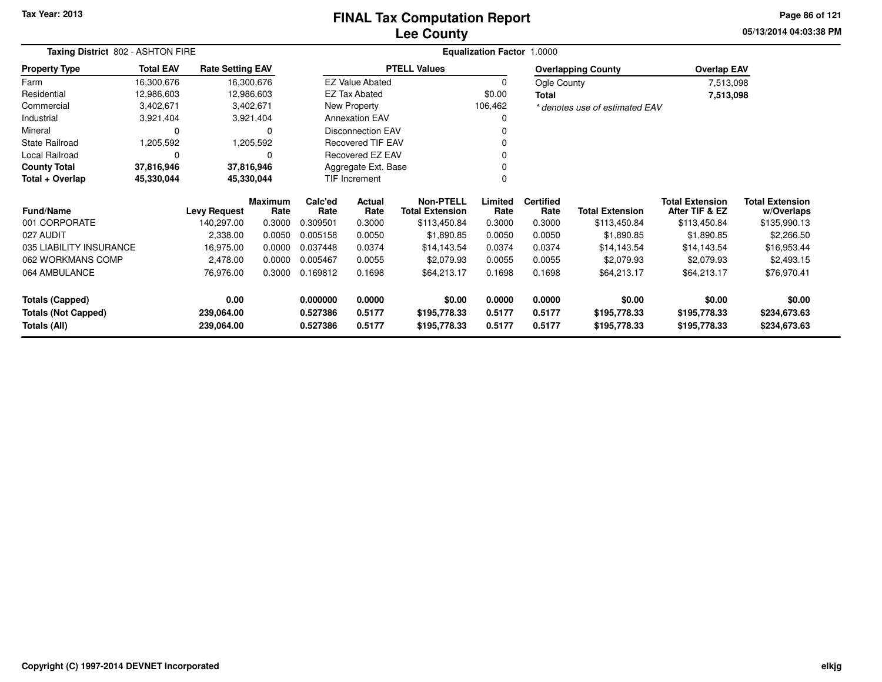# FINAL Tax Computation Report
## Lee County

Tax Year: 2013

05/13/2014 04:03:38 PM

**Taxing District** 802 - ASHTON FIRE

**Equalization Factor** 1.0000

| Property Type | Total EAV | Rate Setting EAV |
|---|---|---|
| Farm | 16,300,676 | 16,300,676 |
| Residential | 12,986,603 | 12,986,603 |
| Commercial | 3,402,671 | 3,402,671 |
| Industrial | 3,921,404 | 3,921,404 |
| Mineral | 0 | 0 |
| State Railroad | 1,205,592 | 1,205,592 |
| Local Railroad | 0 | 0 |
| **County Total** | **37,816,946** | **37,816,946** |
| **Total + Overlap** | **45,330,044** | **45,330,044** |

| PTELL Values | |
|---|---|
| EZ Value Abated | 0 |
| EZ Tax Abated | $0.00 |
| New Property | 106,462 |
| Annexation EAV | 0 |
| Disconnection EAV | 0 |
| Recovered TIF EAV | 0 |
| Recovered EZ EAV | 0 |
| Aggregate Ext. Base | 0 |
| TIF Increment | 0 |

| Overlapping County | Overlap EAV |
|---|---|
| Ogle County | 7,513,098 |
| **Total** | **7,513,098** |

*\* denotes use of estimated EAV*

| Fund/Name | Levy Request | Maximum Rate | Calc'ed Rate | Actual Rate | Non-PTELL Total Extension | Limited Rate | Certified Rate | Total Extension | Total Extension After TIF & EZ | Total Extension w/Overlaps |
|---|---|---|---|---|---|---|---|---|---|---|
| 001 CORPORATE | 140,297.00 | 0.3000 | 0.309501 | 0.3000 | $113,450.84 | 0.3000 | 0.3000 | $113,450.84 | $113,450.84 | $135,990.13 |
| 027 AUDIT | 2,338.00 | 0.0050 | 0.005158 | 0.0050 | $1,890.85 | 0.0050 | 0.0050 | $1,890.85 | $1,890.85 | $2,266.50 |
| 035 LIABILITY INSURANCE | 16,975.00 | 0.0000 | 0.037448 | 0.0374 | $14,143.54 | 0.0374 | 0.0374 | $14,143.54 | $14,143.54 | $16,953.44 |
| 062 WORKMANS COMP | 2,478.00 | 0.0000 | 0.005467 | 0.0055 | $2,079.93 | 0.0055 | 0.0055 | $2,079.93 | $2,079.93 | $2,493.15 |
| 064 AMBULANCE | 76,976.00 | 0.3000 | 0.169812 | 0.1698 | $64,213.17 | 0.1698 | 0.1698 | $64,213.17 | $64,213.17 | $76,970.41 |
| **Totals (Capped)** | **0.00** | | **0.000000** | **0.0000** | **$0.00** | **0.0000** | **0.0000** | **$0.00** | **$0.00** | **$0.00** |
| **Totals (Not Capped)** | **239,064.00** | | **0.527386** | **0.5177** | **$195,778.33** | **0.5177** | **0.5177** | **$195,778.33** | **$195,778.33** | **$234,673.63** |
| **Totals (All)** | **239,064.00** | | **0.527386** | **0.5177** | **$195,778.33** | **0.5177** | **0.5177** | **$195,778.33** | **$195,778.33** | **$234,673.63** |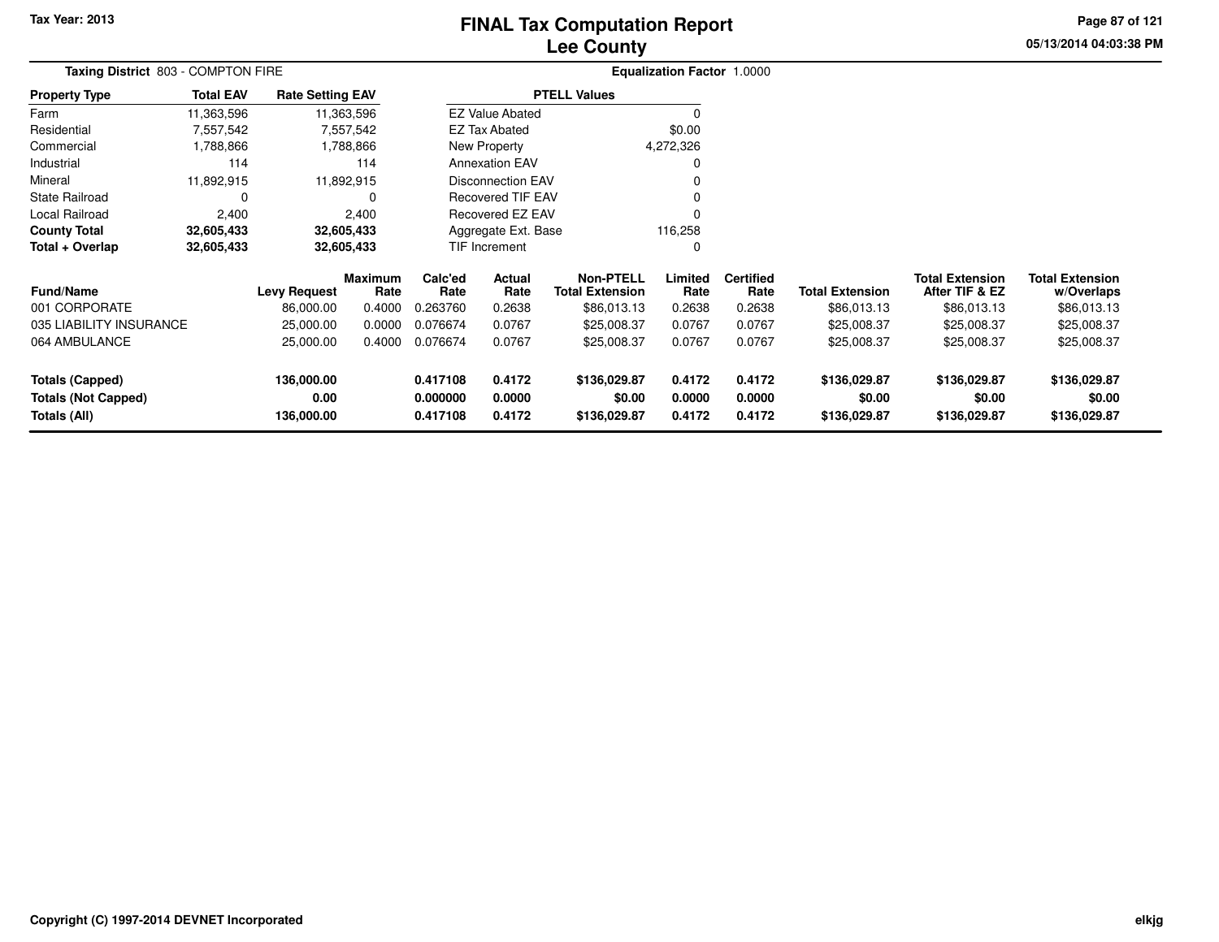# FINAL Tax Computation Report
## Lee County

Tax Year: 2013

05/13/2014 04:03:38 PM

**Taxing District** 803 - COMPTON FIRE

**Equalization Factor** 1.0000

| Property Type | Total EAV | Rate Setting EAV |
|---|---|---|
| Farm | 11,363,596 | 11,363,596 |
| Residential | 7,557,542 | 7,557,542 |
| Commercial | 1,788,866 | 1,788,866 |
| Industrial | 114 | 114 |
| Mineral | 11,892,915 | 11,892,915 |
| State Railroad | 0 | 0 |
| Local Railroad | 2,400 | 2,400 |
| **County Total** | **32,605,433** | **32,605,433** |
| **Total + Overlap** | **32,605,433** | **32,605,433** |

| PTELL Values | |
|---|---|
| EZ Value Abated | 0 |
| EZ Tax Abated | $0.00 |
| New Property | 4,272,326 |
| Annexation EAV | 0 |
| Disconnection EAV | 0 |
| Recovered TIF EAV | 0 |
| Recovered EZ EAV | 0 |
| Aggregate Ext. Base | 116,258 |
| TIF Increment | 0 |

| Fund/Name | Levy Request | Maximum Rate | Calc'ed Rate | Actual Rate | Non-PTELL Total Extension | Limited Rate | Certified Rate | Total Extension | Total Extension After TIF & EZ | Total Extension w/Overlaps |
|---|---|---|---|---|---|---|---|---|---|---|
| 001 CORPORATE | 86,000.00 | 0.4000 | 0.263760 | 0.2638 | $86,013.13 | 0.2638 | 0.2638 | $86,013.13 | $86,013.13 | $86,013.13 |
| 035 LIABILITY INSURANCE | 25,000.00 | 0.0000 | 0.076674 | 0.0767 | $25,008.37 | 0.0767 | 0.0767 | $25,008.37 | $25,008.37 | $25,008.37 |
| 064 AMBULANCE | 25,000.00 | 0.4000 | 0.076674 | 0.0767 | $25,008.37 | 0.0767 | 0.0767 | $25,008.37 | $25,008.37 | $25,008.37 |
| **Totals (Capped)** | **136,000.00** | | **0.417108** | **0.4172** | **$136,029.87** | **0.4172** | **0.4172** | **$136,029.87** | **$136,029.87** | **$136,029.87** |
| **Totals (Not Capped)** | **0.00** | | **0.000000** | **0.0000** | **$0.00** | **0.0000** | **0.0000** | **$0.00** | **$0.00** | **$0.00** |
| **Totals (All)** | **136,000.00** | | **0.417108** | **0.4172** | **$136,029.87** | **0.4172** | **0.4172** | **$136,029.87** | **$136,029.87** | **$136,029.87** |

Copyright (C) 1997-2014 DEVNET Incorporated

elkjg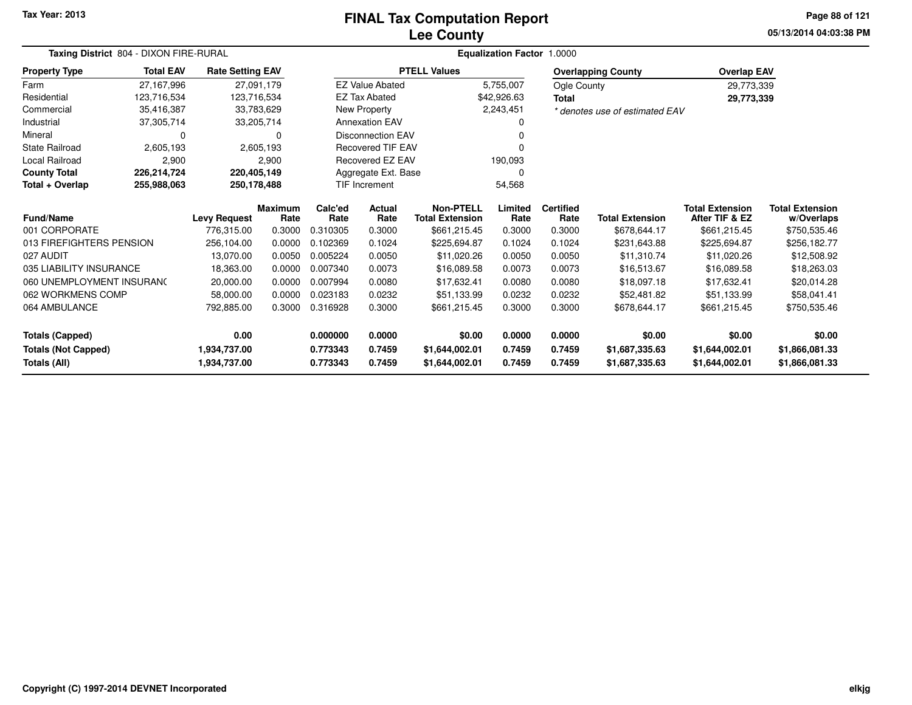Tax Year: 2013

# FINAL Tax Computation Report
## Lee County

05/13/2014 04:03:38 PM

**Taxing District** 804 - DIXON FIRE-RURAL | **Equalization Factor** 1.0000

| Property Type | Total EAV | Rate Setting EAV |
|---|---|---|
| Farm | 27,167,996 | 27,091,179 |
| Residential | 123,716,534 | 123,716,534 |
| Commercial | 35,416,387 | 33,783,629 |
| Industrial | 37,305,714 | 33,205,714 |
| Mineral | 0 | 0 |
| State Railroad | 2,605,193 | 2,605,193 |
| Local Railroad | 2,900 | 2,900 |
| **County Total** | **226,214,724** | **220,405,149** |
| **Total + Overlap** | **255,988,063** | **250,178,488** |

| PTELL Values | |
|---|---|
| EZ Value Abated | 5,755,007 |
| EZ Tax Abated | $42,926.63 |
| New Property | 2,243,451 |
| Annexation EAV | 0 |
| Disconnection EAV | 0 |
| Recovered TIF EAV | 0 |
| Recovered EZ EAV | 190,093 |
| Aggregate Ext. Base | 0 |
| TIF Increment | 54,568 |

| Overlapping County | Overlap EAV |
|---|---|
| Ogle County | 29,773,339 |
| **Total** | **29,773,339** |

*\* denotes use of estimated EAV*

| Fund/Name | Levy Request | Maximum Rate | Calc'ed Rate | Actual Rate | Non-PTELL Total Extension | Limited Rate | Certified Rate | Total Extension | Total Extension After TIF & EZ | Total Extension w/Overlaps |
|---|---|---|---|---|---|---|---|---|---|---|
| 001 CORPORATE | 776,315.00 | 0.3000 | 0.310305 | 0.3000 | $661,215.45 | 0.3000 | 0.3000 | $678,644.17 | $661,215.45 | $750,535.46 |
| 013 FIREFIGHTERS PENSION | 256,104.00 | 0.0000 | 0.102369 | 0.1024 | $225,694.87 | 0.1024 | 0.1024 | $231,643.88 | $225,694.87 | $256,182.77 |
| 027 AUDIT | 13,070.00 | 0.0050 | 0.005224 | 0.0050 | $11,020.26 | 0.0050 | 0.0050 | $11,310.74 | $11,020.26 | $12,508.92 |
| 035 LIABILITY INSURANCE | 18,363.00 | 0.0000 | 0.007340 | 0.0073 | $16,089.58 | 0.0073 | 0.0073 | $16,513.67 | $16,089.58 | $18,263.03 |
| 060 UNEMPLOYMENT INSURANC | 20,000.00 | 0.0000 | 0.007994 | 0.0080 | $17,632.41 | 0.0080 | 0.0080 | $18,097.18 | $17,632.41 | $20,014.28 |
| 062 WORKMENS COMP | 58,000.00 | 0.0000 | 0.023183 | 0.0232 | $51,133.99 | 0.0232 | 0.0232 | $52,481.82 | $51,133.99 | $58,041.41 |
| 064 AMBULANCE | 792,885.00 | 0.3000 | 0.316928 | 0.3000 | $661,215.45 | 0.3000 | 0.3000 | $678,644.17 | $661,215.45 | $750,535.46 |
| **Totals (Capped)** | **0.00** | | **0.000000** | **0.0000** | **$0.00** | **0.0000** | **0.0000** | **$0.00** | **$0.00** | **$0.00** |
| **Totals (Not Capped)** | **1,934,737.00** | | **0.773343** | **0.7459** | **$1,644,002.01** | **0.7459** | **0.7459** | **$1,687,335.63** | **$1,644,002.01** | **$1,866,081.33** |
| **Totals (All)** | **1,934,737.00** | | **0.773343** | **0.7459** | **$1,644,002.01** | **0.7459** | **0.7459** | **$1,687,335.63** | **$1,644,002.01** | **$1,866,081.33** |

Copyright (C) 1997-2014 DEVNET Incorporated

elkjg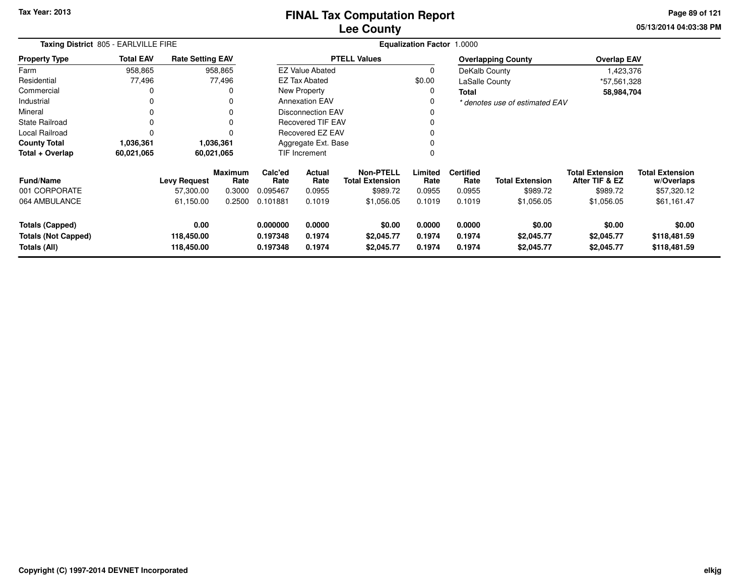# FINAL Tax Computation Report
# Lee County

Tax Year: 2013

05/13/2014 04:03:38 PM

**Taxing District** 805 - EARLVILLE FIRE

**Equalization Factor** 1.0000

| Property Type | Total EAV | Rate Setting EAV |
|---|---|---|
| Farm | 958,865 | 958,865 |
| Residential | 77,496 | 77,496 |
| Commercial | 0 | 0 |
| Industrial | 0 | 0 |
| Mineral | 0 | 0 |
| State Railroad | 0 | 0 |
| Local Railroad | 0 | 0 |
| **County Total** | **1,036,361** | **1,036,361** |
| **Total + Overlap** | **60,021,065** | **60,021,065** |

| PTELL Values | |
|---|---|
| EZ Value Abated | 0 |
| EZ Tax Abated | $0.00 |
| New Property | 0 |
| Annexation EAV | 0 |
| Disconnection EAV | 0 |
| Recovered TIF EAV | 0 |
| Recovered EZ EAV | 0 |
| Aggregate Ext. Base | 0 |
| TIF Increment | 0 |

| Overlapping County | Overlap EAV |
|---|---|
| DeKalb County | 1,423,376 |
| LaSalle County | *57,561,328 |
| **Total** | **58,984,704** |

*\* denotes use of estimated EAV*

| Fund/Name | Levy Request | Maximum Rate | Calc'ed Rate | Actual Rate | Non-PTELL Total Extension | Limited Rate | Certified Rate | Total Extension | Total Extension After TIF & EZ | Total Extension w/Overlaps |
|---|---|---|---|---|---|---|---|---|---|---|
| 001 CORPORATE | 57,300.00 | 0.3000 | 0.095467 | 0.0955 | $989.72 | 0.0955 | 0.0955 | $989.72 | $989.72 | $57,320.12 |
| 064 AMBULANCE | 61,150.00 | 0.2500 | 0.101881 | 0.1019 | $1,056.05 | 0.1019 | 0.1019 | $1,056.05 | $1,056.05 | $61,161.47 |
| **Totals (Capped)** | **0.00** | | **0.000000** | **0.0000** | **$0.00** | **0.0000** | **0.0000** | **$0.00** | **$0.00** | **$0.00** |
| **Totals (Not Capped)** | **118,450.00** | | **0.197348** | **0.1974** | **$2,045.77** | **0.1974** | **0.1974** | **$2,045.77** | **$2,045.77** | **$118,481.59** |
| **Totals (All)** | **118,450.00** | | **0.197348** | **0.1974** | **$2,045.77** | **0.1974** | **0.1974** | **$2,045.77** | **$2,045.77** | **$118,481.59** |

Copyright (C) 1997-2014 DEVNET Incorporated

elkjg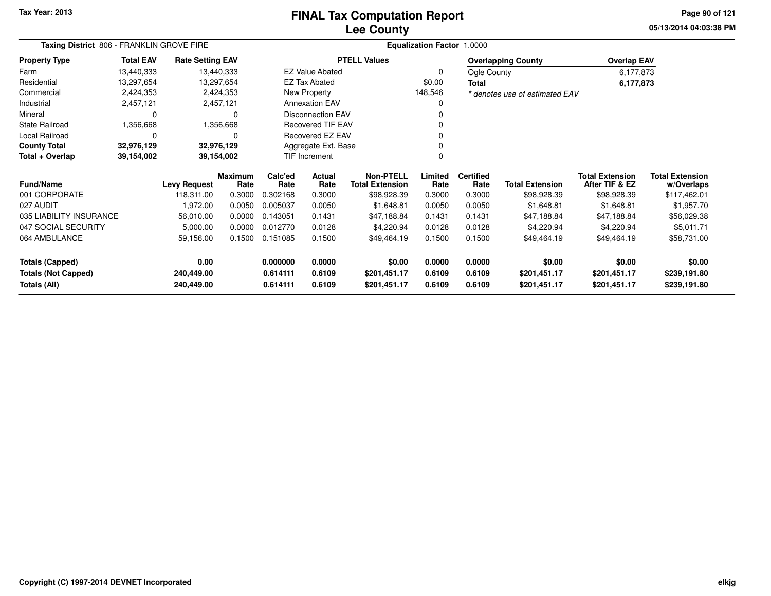# FINAL Tax Computation Report
## Lee County

Tax Year: 2013

05/13/2014 04:03:38 PM

**Taxing District** 806 - FRANKLIN GROVE FIRE

**Equalization Factor** 1.0000

| Property Type | Total EAV | Rate Setting EAV |
|---|---|---|
| Farm | 13,440,333 | 13,440,333 |
| Residential | 13,297,654 | 13,297,654 |
| Commercial | 2,424,353 | 2,424,353 |
| Industrial | 2,457,121 | 2,457,121 |
| Mineral | 0 | 0 |
| State Railroad | 1,356,668 | 1,356,668 |
| Local Railroad | 0 | 0 |
| **County Total** | **32,976,129** | **32,976,129** |
| **Total + Overlap** | **39,154,002** | **39,154,002** |

| PTELL Values | |
|---|---|
| EZ Value Abated | 0 |
| EZ Tax Abated | $0.00 |
| New Property | 148,546 |
| Annexation EAV | 0 |
| Disconnection EAV | 0 |
| Recovered TIF EAV | 0 |
| Recovered EZ EAV | 0 |
| Aggregate Ext. Base | 0 |
| TIF Increment | 0 |

| Overlapping County | Overlap EAV |
|---|---|
| Ogle County | 6,177,873 |
| **Total** | **6,177,873** |

*\* denotes use of estimated EAV*

| Fund/Name | Levy Request | Maximum Rate | Calc'ed Rate | Actual Rate | Non-PTELL Total Extension | Limited Rate | Certified Rate | Total Extension | Total Extension After TIF & EZ | Total Extension w/Overlaps |
|---|---|---|---|---|---|---|---|---|---|---|
| 001 CORPORATE | 118,311.00 | 0.3000 | 0.302168 | 0.3000 | $98,928.39 | 0.3000 | 0.3000 | $98,928.39 | $98,928.39 | $117,462.01 |
| 027 AUDIT | 1,972.00 | 0.0050 | 0.005037 | 0.0050 | $1,648.81 | 0.0050 | 0.0050 | $1,648.81 | $1,648.81 | $1,957.70 |
| 035 LIABILITY INSURANCE | 56,010.00 | 0.0000 | 0.143051 | 0.1431 | $47,188.84 | 0.1431 | 0.1431 | $47,188.84 | $47,188.84 | $56,029.38 |
| 047 SOCIAL SECURITY | 5,000.00 | 0.0000 | 0.012770 | 0.0128 | $4,220.94 | 0.0128 | 0.0128 | $4,220.94 | $4,220.94 | $5,011.71 |
| 064 AMBULANCE | 59,156.00 | 0.1500 | 0.151085 | 0.1500 | $49,464.19 | 0.1500 | 0.1500 | $49,464.19 | $49,464.19 | $58,731.00 |
| **Totals (Capped)** | **0.00** | | **0.000000** | **0.0000** | **$0.00** | **0.0000** | **0.0000** | **$0.00** | **$0.00** | **$0.00** |
| **Totals (Not Capped)** | **240,449.00** | | **0.614111** | **0.6109** | **$201,451.17** | **0.6109** | **0.6109** | **$201,451.17** | **$201,451.17** | **$239,191.80** |
| **Totals (All)** | **240,449.00** | | **0.614111** | **0.6109** | **$201,451.17** | **0.6109** | **0.6109** | **$201,451.17** | **$201,451.17** | **$239,191.80** |

Copyright (C) 1997-2014 DEVNET Incorporated

elkjg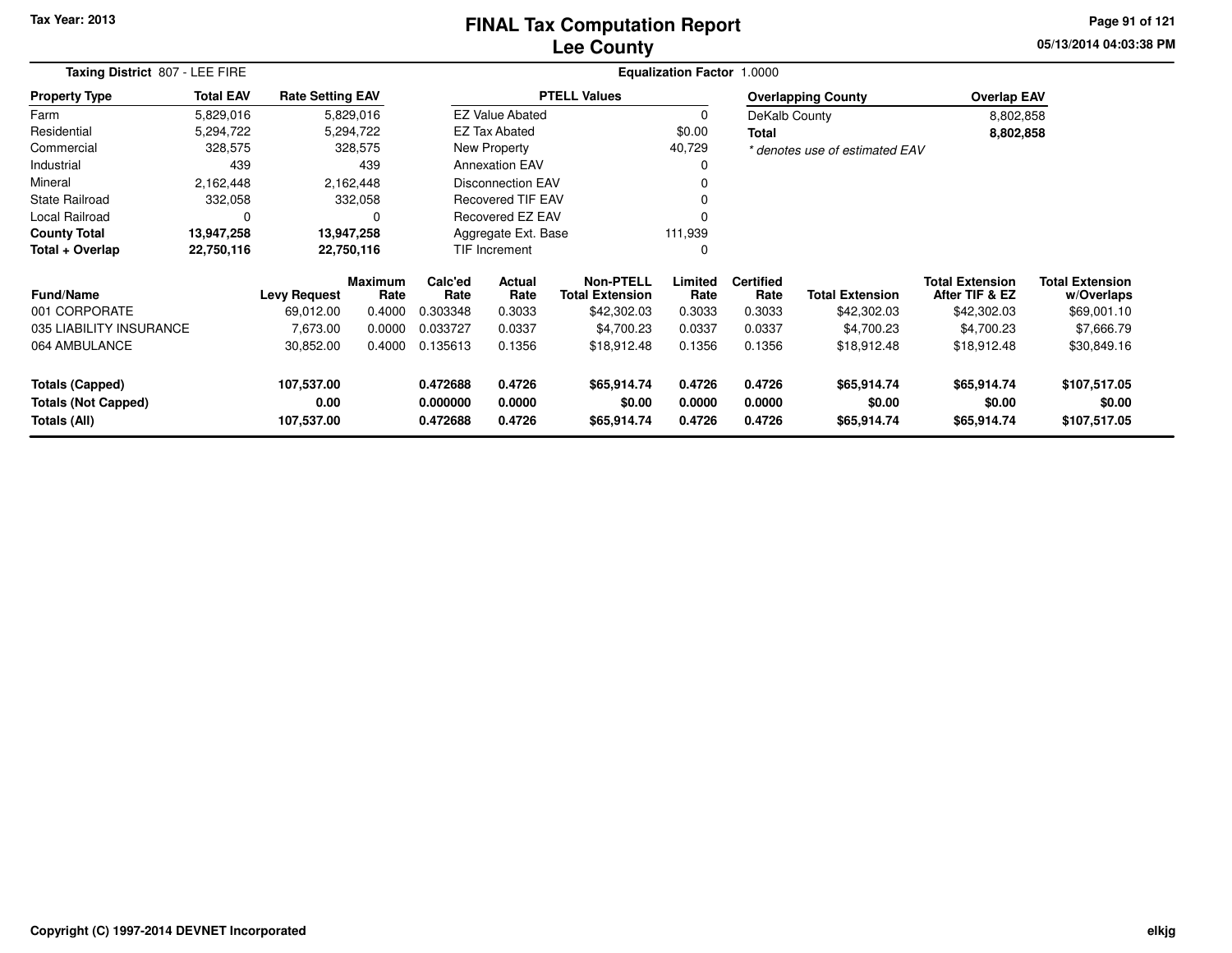# FINAL Tax Computation Report
# Lee County

Tax Year: 2013

05/13/2014 04:03:38 PM

**Taxing District** 807 - LEE FIRE

**Equalization Factor** 1.0000

| Property Type | Total EAV | Rate Setting EAV |
|---|---|---|
| Farm | 5,829,016 | 5,829,016 |
| Residential | 5,294,722 | 5,294,722 |
| Commercial | 328,575 | 328,575 |
| Industrial | 439 | 439 |
| Mineral | 2,162,448 | 2,162,448 |
| State Railroad | 332,058 | 332,058 |
| Local Railroad | 0 | 0 |
| **County Total** | **13,947,258** | **13,947,258** |
| **Total + Overlap** | **22,750,116** | **22,750,116** |

| PTELL Values | |
|---|---|
| EZ Value Abated | 0 |
| EZ Tax Abated | $0.00 |
| New Property | 40,729 |
| Annexation EAV | 0 |
| Disconnection EAV | 0 |
| Recovered TIF EAV | 0 |
| Recovered EZ EAV | 0 |
| Aggregate Ext. Base | 111,939 |
| TIF Increment | 0 |

| Overlapping County | Overlap EAV |
|---|---|
| DeKalb County | 8,802,858 |
| **Total** | **8,802,858** |

*\* denotes use of estimated EAV*

| Fund/Name | Levy Request | Maximum Rate | Calc'ed Rate | Actual Rate | Non-PTELL Total Extension | Limited Rate | Certified Rate | Total Extension | Total Extension After TIF & EZ | Total Extension w/Overlaps |
|---|---|---|---|---|---|---|---|---|---|---|
| 001 CORPORATE | 69,012.00 | 0.4000 | 0.303348 | 0.3033 | $42,302.03 | 0.3033 | 0.3033 | $42,302.03 | $42,302.03 | $69,001.10 |
| 035 LIABILITY INSURANCE | 7,673.00 | 0.0000 | 0.033727 | 0.0337 | $4,700.23 | 0.0337 | 0.0337 | $4,700.23 | $4,700.23 | $7,666.79 |
| 064 AMBULANCE | 30,852.00 | 0.4000 | 0.135613 | 0.1356 | $18,912.48 | 0.1356 | 0.1356 | $18,912.48 | $18,912.48 | $30,849.16 |
| **Totals (Capped)** | **107,537.00** | | **0.472688** | **0.4726** | **$65,914.74** | **0.4726** | **0.4726** | **$65,914.74** | **$65,914.74** | **$107,517.05** |
| **Totals (Not Capped)** | **0.00** | | **0.000000** | **0.0000** | **$0.00** | **0.0000** | **0.0000** | **$0.00** | **$0.00** | **$0.00** |
| **Totals (All)** | **107,537.00** | | **0.472688** | **0.4726** | **$65,914.74** | **0.4726** | **0.4726** | **$65,914.74** | **$65,914.74** | **$107,517.05** |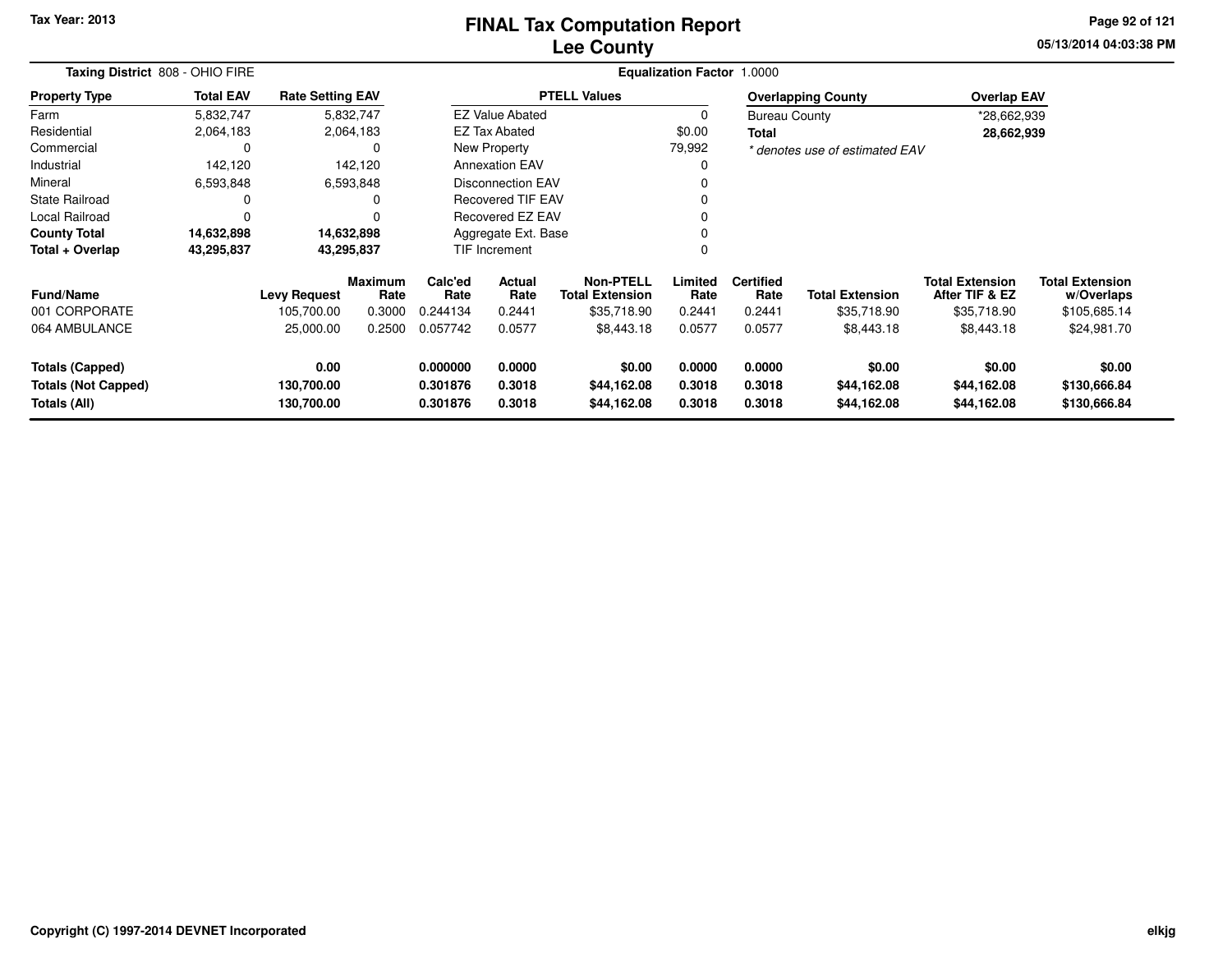Tax Year: 2013

# FINAL Tax Computation Report
## Lee County

05/13/2014 04:03:38 PM

**Taxing District** 808 - OHIO FIRE

**Equalization Factor** 1.0000

| Property Type | Total EAV | Rate Setting EAV |
|---|---|---|
| Farm | 5,832,747 | 5,832,747 |
| Residential | 2,064,183 | 2,064,183 |
| Commercial | 0 | 0 |
| Industrial | 142,120 | 142,120 |
| Mineral | 6,593,848 | 6,593,848 |
| State Railroad | 0 | 0 |
| Local Railroad | 0 | 0 |
| **County Total** | **14,632,898** | **14,632,898** |
| **Total + Overlap** | **43,295,837** | **43,295,837** |

| PTELL Values | |
|---|---|
| EZ Value Abated | 0 |
| EZ Tax Abated | $0.00 |
| New Property | 79,992 |
| Annexation EAV | 0 |
| Disconnection EAV | 0 |
| Recovered TIF EAV | 0 |
| Recovered EZ EAV | 0 |
| Aggregate Ext. Base | 0 |
| TIF Increment | 0 |

| Overlapping County | Overlap EAV |
|---|---|
| Bureau County | *28,662,939 |
| **Total** | **28,662,939** |

*\* denotes use of estimated EAV*

| Fund/Name | Levy Request | Maximum Rate | Calc'ed Rate | Actual Rate | Non-PTELL Total Extension | Limited Rate | Certified Rate | Total Extension | Total Extension After TIF & EZ | Total Extension w/Overlaps |
|---|---|---|---|---|---|---|---|---|---|---|
| 001 CORPORATE | 105,700.00 | 0.3000 | 0.244134 | 0.2441 | $35,718.90 | 0.2441 | 0.2441 | $35,718.90 | $35,718.90 | $105,685.14 |
| 064 AMBULANCE | 25,000.00 | 0.2500 | 0.057742 | 0.0577 | $8,443.18 | 0.0577 | 0.0577 | $8,443.18 | $8,443.18 | $24,981.70 |
| **Totals (Capped)** | **0.00** | | **0.000000** | **0.0000** | **$0.00** | **0.0000** | **0.0000** | **$0.00** | **$0.00** | **$0.00** |
| **Totals (Not Capped)** | **130,700.00** | | **0.301876** | **0.3018** | **$44,162.08** | **0.3018** | **0.3018** | **$44,162.08** | **$44,162.08** | **$130,666.84** |
| **Totals (All)** | **130,700.00** | | **0.301876** | **0.3018** | **$44,162.08** | **0.3018** | **0.3018** | **$44,162.08** | **$44,162.08** | **$130,666.84** |

Copyright (C) 1997-2014 DEVNET Incorporated

elkjg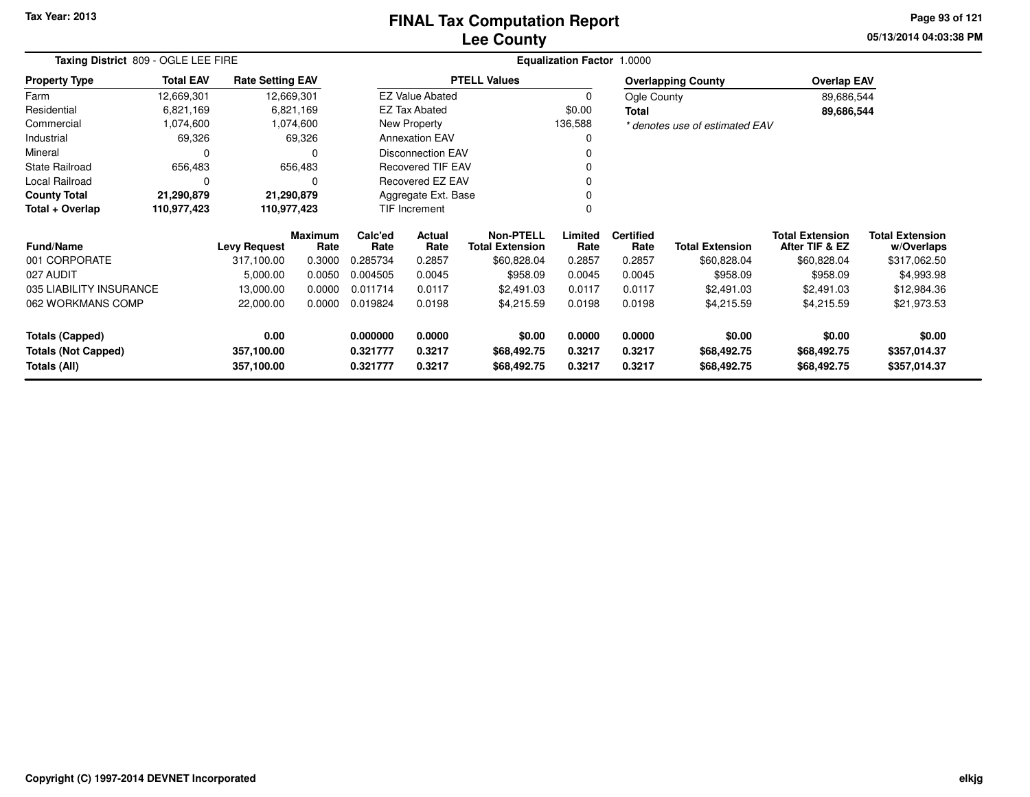Tax Year: 2013

# FINAL Tax Computation Report
## Lee County

05/13/2014 04:03:38 PM

**Taxing District** 809 - OGLE LEE FIRE

**Equalization Factor** 1.0000

| Property Type | Total EAV | Rate Setting EAV |
|---|---|---|
| Farm | 12,669,301 | 12,669,301 |
| Residential | 6,821,169 | 6,821,169 |
| Commercial | 1,074,600 | 1,074,600 |
| Industrial | 69,326 | 69,326 |
| Mineral | 0 | 0 |
| State Railroad | 656,483 | 656,483 |
| Local Railroad | 0 | 0 |
| **County Total** | **21,290,879** | **21,290,879** |
| **Total + Overlap** | **110,977,423** | **110,977,423** |

| PTELL Values | |
|---|---|
| EZ Value Abated | 0 |
| EZ Tax Abated | $0.00 |
| New Property | 136,588 |
| Annexation EAV | 0 |
| Disconnection EAV | 0 |
| Recovered TIF EAV | 0 |
| Recovered EZ EAV | 0 |
| Aggregate Ext. Base | 0 |
| TIF Increment | 0 |

| Overlapping County | Overlap EAV |
|---|---|
| Ogle County | 89,686,544 |
| **Total** | **89,686,544** |

*\* denotes use of estimated EAV*

| Fund/Name | Levy Request | Maximum Rate | Calc'ed Rate | Actual Rate | Non-PTELL Total Extension | Limited Rate | Certified Rate | Total Extension | Total Extension After TIF & EZ | Total Extension w/Overlaps |
|---|---|---|---|---|---|---|---|---|---|---|
| 001 CORPORATE | 317,100.00 | 0.3000 | 0.285734 | 0.2857 | $60,828.04 | 0.2857 | 0.2857 | $60,828.04 | $60,828.04 | $317,062.50 |
| 027 AUDIT | 5,000.00 | 0.0050 | 0.004505 | 0.0045 | $958.09 | 0.0045 | 0.0045 | $958.09 | $958.09 | $4,993.98 |
| 035 LIABILITY INSURANCE | 13,000.00 | 0.0000 | 0.011714 | 0.0117 | $2,491.03 | 0.0117 | 0.0117 | $2,491.03 | $2,491.03 | $12,984.36 |
| 062 WORKMANS COMP | 22,000.00 | 0.0000 | 0.019824 | 0.0198 | $4,215.59 | 0.0198 | 0.0198 | $4,215.59 | $4,215.59 | $21,973.53 |
| **Totals (Capped)** | **0.00** | | **0.000000** | **0.0000** | **$0.00** | **0.0000** | **0.0000** | **$0.00** | **$0.00** | **$0.00** |
| **Totals (Not Capped)** | **357,100.00** | | **0.321777** | **0.3217** | **$68,492.75** | **0.3217** | **0.3217** | **$68,492.75** | **$68,492.75** | **$357,014.37** |
| **Totals (All)** | **357,100.00** | | **0.321777** | **0.3217** | **$68,492.75** | **0.3217** | **0.3217** | **$68,492.75** | **$68,492.75** | **$357,014.37** |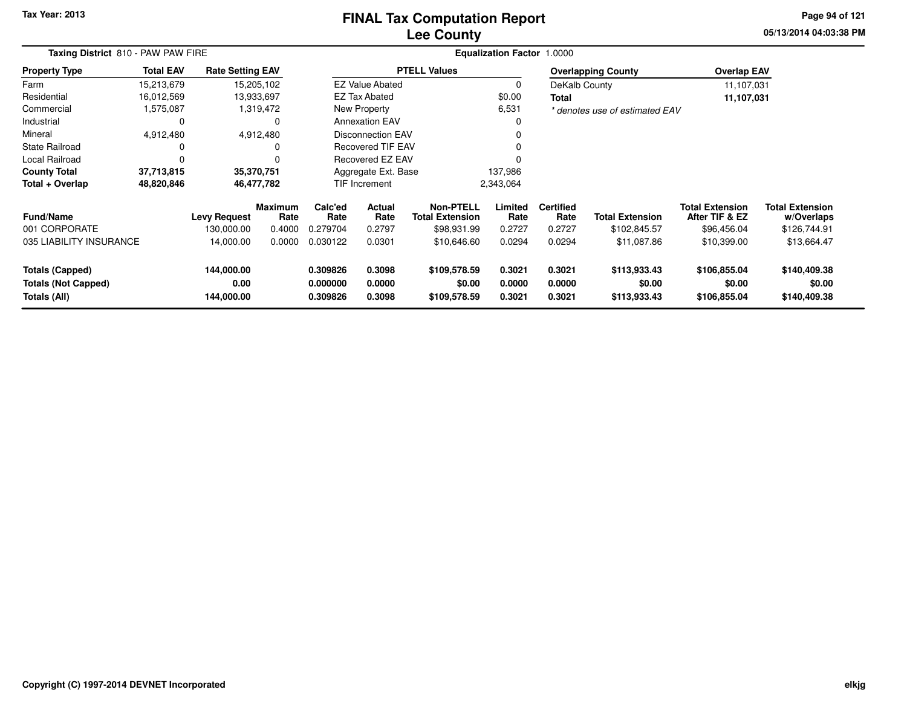# FINAL Tax Computation Report
# Lee County

Tax Year: 2013

05/13/2014 04:03:38 PM

**Taxing District** 810 - PAW PAW FIRE

**Equalization Factor** 1.0000

| Property Type | Total EAV | Rate Setting EAV |
|---|---|---|
| Farm | 15,213,679 | 15,205,102 |
| Residential | 16,012,569 | 13,933,697 |
| Commercial | 1,575,087 | 1,319,472 |
| Industrial | 0 | 0 |
| Mineral | 4,912,480 | 4,912,480 |
| State Railroad | 0 | 0 |
| Local Railroad | 0 | 0 |
| **County Total** | **37,713,815** | **35,370,751** |
| **Total + Overlap** | **48,820,846** | **46,477,782** |

| PTELL Values | |
|---|---|
| EZ Value Abated | 0 |
| EZ Tax Abated | $0.00 |
| New Property | 6,531 |
| Annexation EAV | 0 |
| Disconnection EAV | 0 |
| Recovered TIF EAV | 0 |
| Recovered EZ EAV | 0 |
| Aggregate Ext. Base | 137,986 |
| TIF Increment | 2,343,064 |

| Overlapping County | Overlap EAV |
|---|---|
| DeKalb County | 11,107,031 |
| **Total** | **11,107,031** |

*\* denotes use of estimated EAV*

| Fund/Name | Levy Request | Maximum Rate | Calc'ed Rate | Actual Rate | Non-PTELL Total Extension | Limited Rate | Certified Rate | Total Extension | Total Extension After TIF & EZ | Total Extension w/Overlaps |
|---|---|---|---|---|---|---|---|---|---|---|
| 001 CORPORATE | 130,000.00 | 0.4000 | 0.279704 | 0.2797 | $98,931.99 | 0.2727 | 0.2727 | $102,845.57 | $96,456.04 | $126,744.91 |
| 035 LIABILITY INSURANCE | 14,000.00 | 0.0000 | 0.030122 | 0.0301 | $10,646.60 | 0.0294 | 0.0294 | $11,087.86 | $10,399.00 | $13,664.47 |
| **Totals (Capped)** | **144,000.00** | | **0.309826** | **0.3098** | **$109,578.59** | **0.3021** | **0.3021** | **$113,933.43** | **$106,855.04** | **$140,409.38** |
| **Totals (Not Capped)** | **0.00** | | **0.000000** | **0.0000** | **$0.00** | **0.0000** | **0.0000** | **$0.00** | **$0.00** | **$0.00** |
| **Totals (All)** | **144,000.00** | | **0.309826** | **0.3098** | **$109,578.59** | **0.3021** | **0.3021** | **$113,933.43** | **$106,855.04** | **$140,409.38** |

Copyright (C) 1997-2014 DEVNET Incorporated

elkjg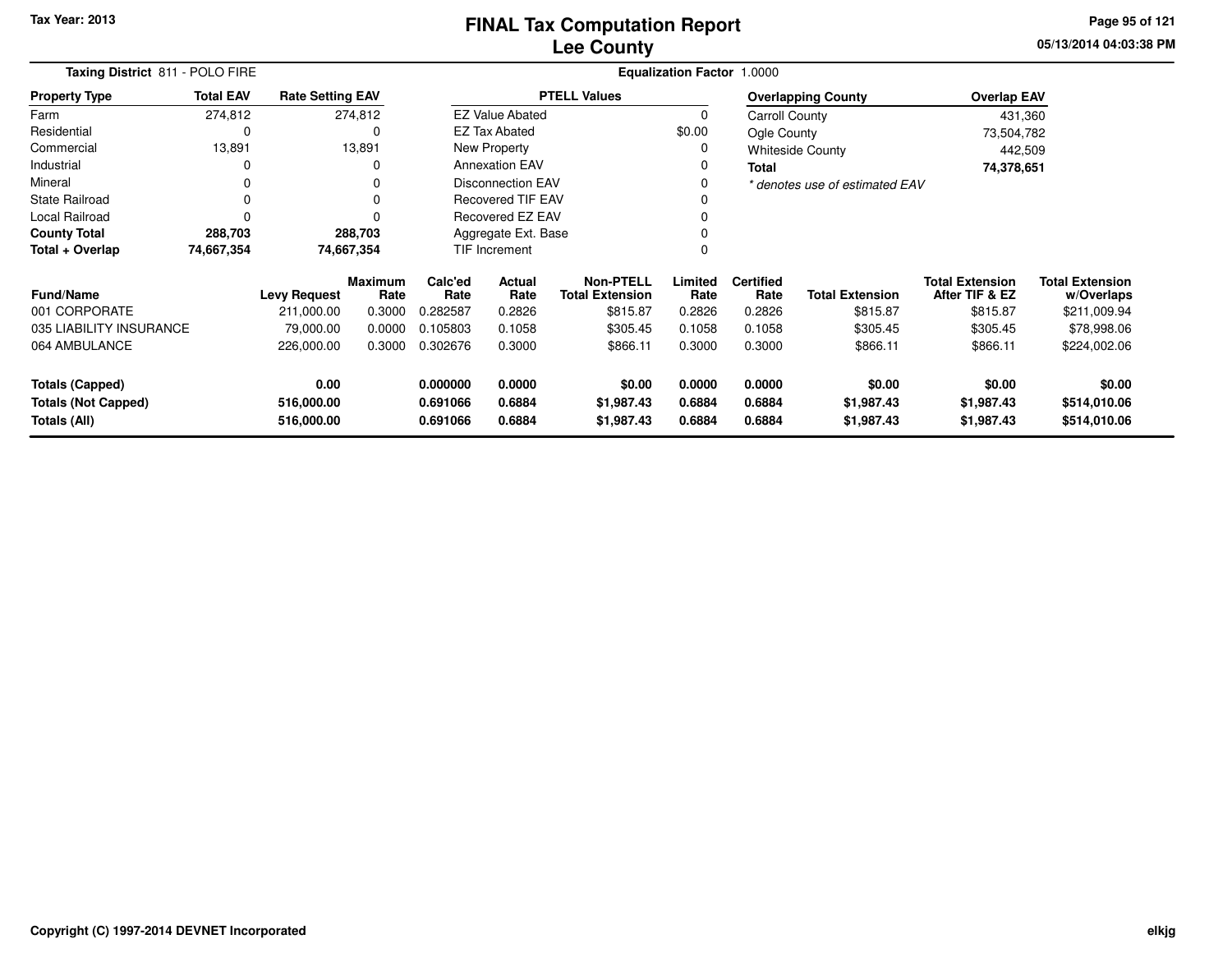Tax Year: 2013

# FINAL Tax Computation Report
## Lee County

05/13/2014 04:03:38 PM

**Taxing District** 811 - POLO FIRE

**Equalization Factor** 1.0000

| Property Type | Total EAV | Rate Setting EAV |
|---|---|---|
| Farm | 274,812 | 274,812 |
| Residential | 0 | 0 |
| Commercial | 13,891 | 13,891 |
| Industrial | 0 | 0 |
| Mineral | 0 | 0 |
| State Railroad | 0 | 0 |
| Local Railroad | 0 | 0 |
| **County Total** | **288,703** | **288,703** |
| **Total + Overlap** | **74,667,354** | **74,667,354** |

| PTELL Values | |
|---|---|
| EZ Value Abated | 0 |
| EZ Tax Abated | $0.00 |
| New Property | 0 |
| Annexation EAV | 0 |
| Disconnection EAV | 0 |
| Recovered TIF EAV | 0 |
| Recovered EZ EAV | 0 |
| Aggregate Ext. Base | 0 |
| TIF Increment | 0 |

| Overlapping County | Overlap EAV |
|---|---|
| Carroll County | 431,360 |
| Ogle County | 73,504,782 |
| Whiteside County | 442,509 |
| **Total** | **74,378,651** |

*\* denotes use of estimated EAV*

| Fund/Name | Levy Request | Maximum Rate | Calc'ed Rate | Actual Rate | Non-PTELL Total Extension | Limited Rate | Certified Rate | Total Extension | Total Extension After TIF & EZ | Total Extension w/Overlaps |
|---|---|---|---|---|---|---|---|---|---|---|
| 001 CORPORATE | 211,000.00 | 0.3000 | 0.282587 | 0.2826 | $815.87 | 0.2826 | 0.2826 | $815.87 | $815.87 | $211,009.94 |
| 035 LIABILITY INSURANCE | 79,000.00 | 0.0000 | 0.105803 | 0.1058 | $305.45 | 0.1058 | 0.1058 | $305.45 | $305.45 | $78,998.06 |
| 064 AMBULANCE | 226,000.00 | 0.3000 | 0.302676 | 0.3000 | $866.11 | 0.3000 | 0.3000 | $866.11 | $866.11 | $224,002.06 |
| **Totals (Capped)** | **0.00** | | **0.000000** | **0.0000** | **$0.00** | **0.0000** | **0.0000** | **$0.00** | **$0.00** | **$0.00** |
| **Totals (Not Capped)** | **516,000.00** | | **0.691066** | **0.6884** | **$1,987.43** | **0.6884** | **0.6884** | **$1,987.43** | **$1,987.43** | **$514,010.06** |
| **Totals (All)** | **516,000.00** | | **0.691066** | **0.6884** | **$1,987.43** | **0.6884** | **0.6884** | **$1,987.43** | **$1,987.43** | **$514,010.06** |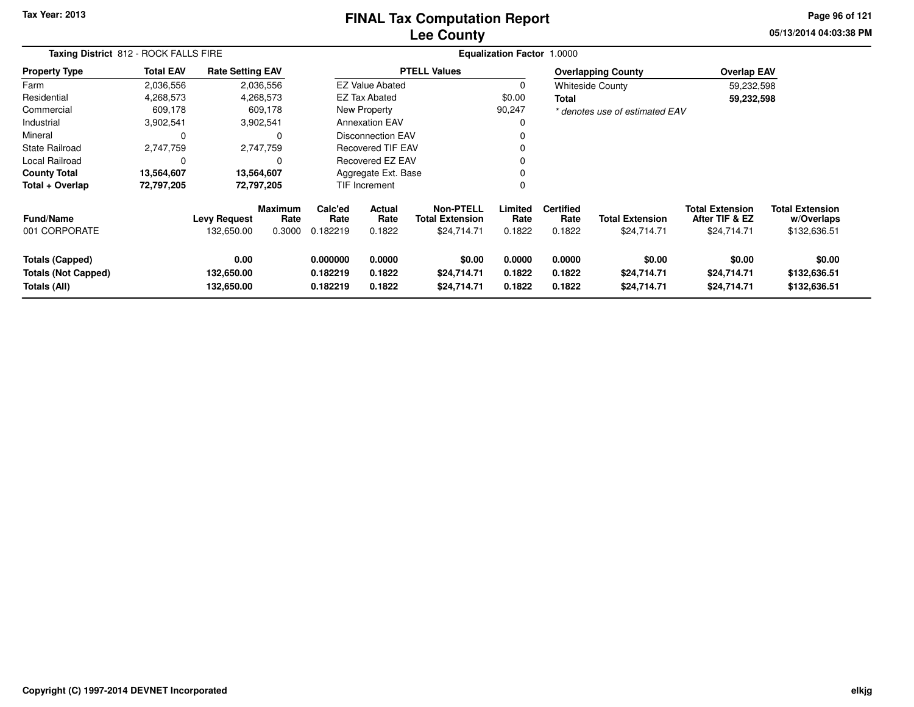# FINAL Tax Computation Report
## Lee County

Tax Year: 2013

05/13/2014 04:03:38 PM

**Taxing District** 812 - ROCK FALLS FIRE

**Equalization Factor** 1.0000

| Property Type | Total EAV | Rate Setting EAV |
|---|---|---|
| Farm | 2,036,556 | 2,036,556 |
| Residential | 4,268,573 | 4,268,573 |
| Commercial | 609,178 | 609,178 |
| Industrial | 3,902,541 | 3,902,541 |
| Mineral | 0 | 0 |
| State Railroad | 2,747,759 | 2,747,759 |
| Local Railroad | 0 | 0 |
| **County Total** | **13,564,607** | **13,564,607** |
| **Total + Overlap** | **72,797,205** | **72,797,205** |

| PTELL Values | |
|---|---|
| EZ Value Abated | 0 |
| EZ Tax Abated | $0.00 |
| New Property | 90,247 |
| Annexation EAV | 0 |
| Disconnection EAV | 0 |
| Recovered TIF EAV | 0 |
| Recovered EZ EAV | 0 |
| Aggregate Ext. Base | 0 |
| TIF Increment | 0 |

| Overlapping County | Overlap EAV |
|---|---|
| Whiteside County | 59,232,598 |
| **Total** | **59,232,598** |

*\* denotes use of estimated EAV*

| Fund/Name | Levy Request | Maximum Rate | Calc'ed Rate | Actual Rate | Non-PTELL Total Extension | Limited Rate | Certified Rate | Total Extension | Total Extension After TIF & EZ | Total Extension w/Overlaps |
|---|---|---|---|---|---|---|---|---|---|---|
| 001 CORPORATE | 132,650.00 | 0.3000 | 0.182219 | 0.1822 | $24,714.71 | 0.1822 | 0.1822 | $24,714.71 | $24,714.71 | $132,636.51 |
| **Totals (Capped)** | **0.00** | | **0.000000** | **0.0000** | **$0.00** | **0.0000** | **0.0000** | **$0.00** | **$0.00** | **$0.00** |
| **Totals (Not Capped)** | **132,650.00** | | **0.182219** | **0.1822** | **$24,714.71** | **0.1822** | **0.1822** | **$24,714.71** | **$24,714.71** | **$132,636.51** |
| **Totals (All)** | **132,650.00** | | **0.182219** | **0.1822** | **$24,714.71** | **0.1822** | **0.1822** | **$24,714.71** | **$24,714.71** | **$132,636.51** |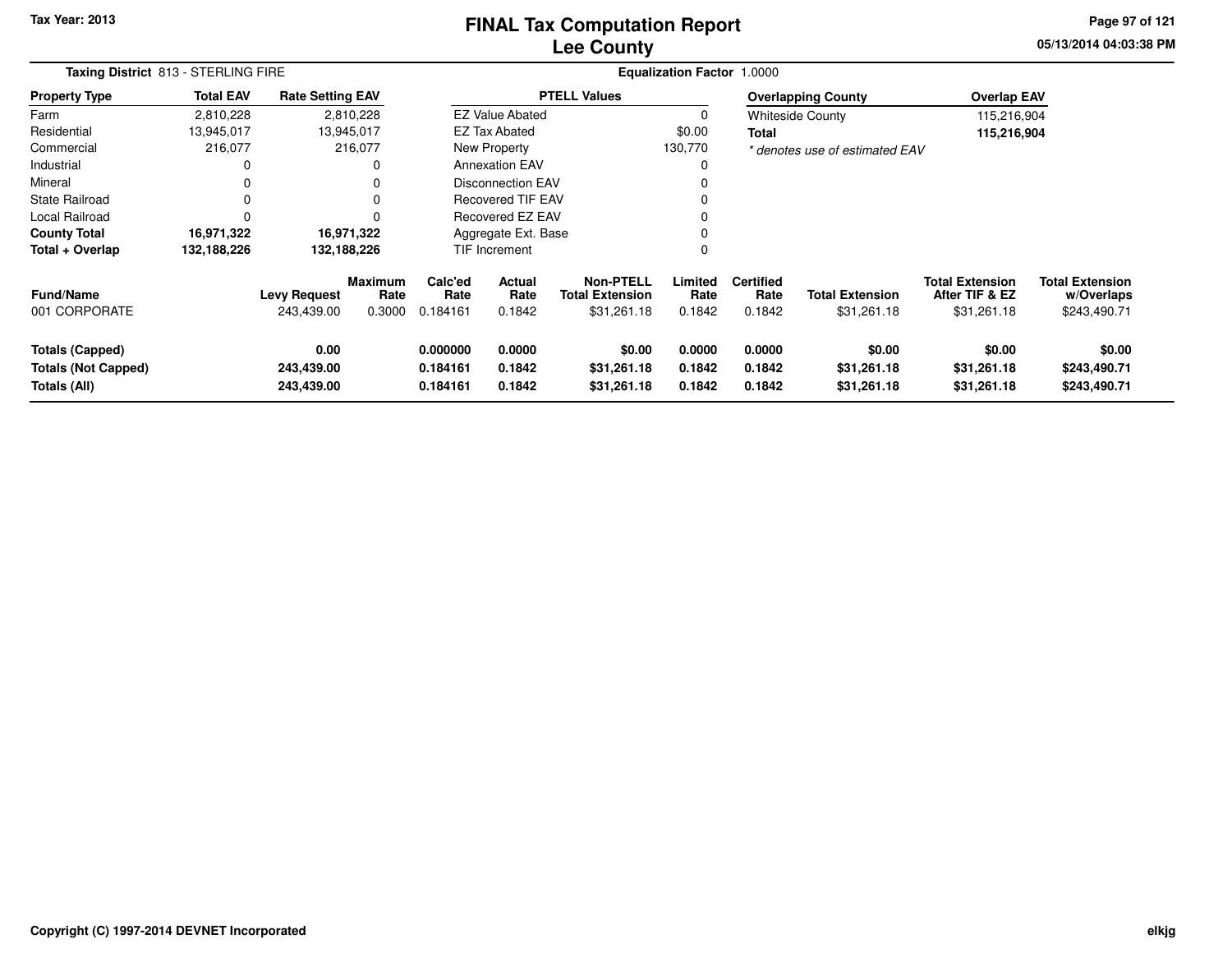**Tax Year: 2013**

# FINAL Tax Computation Report
## Lee County

**Taxing District** 813 - STERLING FIRE

**Equalization Factor** 1.0000

| Property Type | Total EAV | Rate Setting EAV |
|---|---|---|
| Farm | 2,810,228 | 2,810,228 |
| Residential | 13,945,017 | 13,945,017 |
| Commercial | 216,077 | 216,077 |
| Industrial | 0 | 0 |
| Mineral | 0 | 0 |
| State Railroad | 0 | 0 |
| Local Railroad | 0 | 0 |
| **County Total** | **16,971,322** | **16,971,322** |
| **Total + Overlap** | **132,188,226** | **132,188,226** |

| PTELL Values | |
|---|---|
| EZ Value Abated | 0 |
| EZ Tax Abated | $0.00 |
| New Property | 130,770 |
| Annexation EAV | 0 |
| Disconnection EAV | 0 |
| Recovered TIF EAV | 0 |
| Recovered EZ EAV | 0 |
| Aggregate Ext. Base | 0 |
| TIF Increment | 0 |

| Overlapping County | Overlap EAV |
|---|---|
| Whiteside County | 115,216,904 |
| **Total** | **115,216,904** |

*\* denotes use of estimated EAV*

| Fund/Name | Levy Request | Maximum Rate | Calc'ed Rate | Actual Rate | Non-PTELL Total Extension | Limited Rate | Certified Rate | Total Extension | Total Extension After TIF & EZ | Total Extension w/Overlaps |
|---|---|---|---|---|---|---|---|---|---|---|
| 001 CORPORATE | 243,439.00 | 0.3000 | 0.184161 | 0.1842 | $31,261.18 | 0.1842 | 0.1842 | $31,261.18 | $31,261.18 | $243,490.71 |
| **Totals (Capped)** | **0.00** | | **0.000000** | **0.0000** | **$0.00** | **0.0000** | **0.0000** | **$0.00** | **$0.00** | **$0.00** |
| **Totals (Not Capped)** | **243,439.00** | | **0.184161** | **0.1842** | **$31,261.18** | **0.1842** | **0.1842** | **$31,261.18** | **$31,261.18** | **$243,490.71** |
| **Totals (All)** | **243,439.00** | | **0.184161** | **0.1842** | **$31,261.18** | **0.1842** | **0.1842** | **$31,261.18** | **$31,261.18** | **$243,490.71** |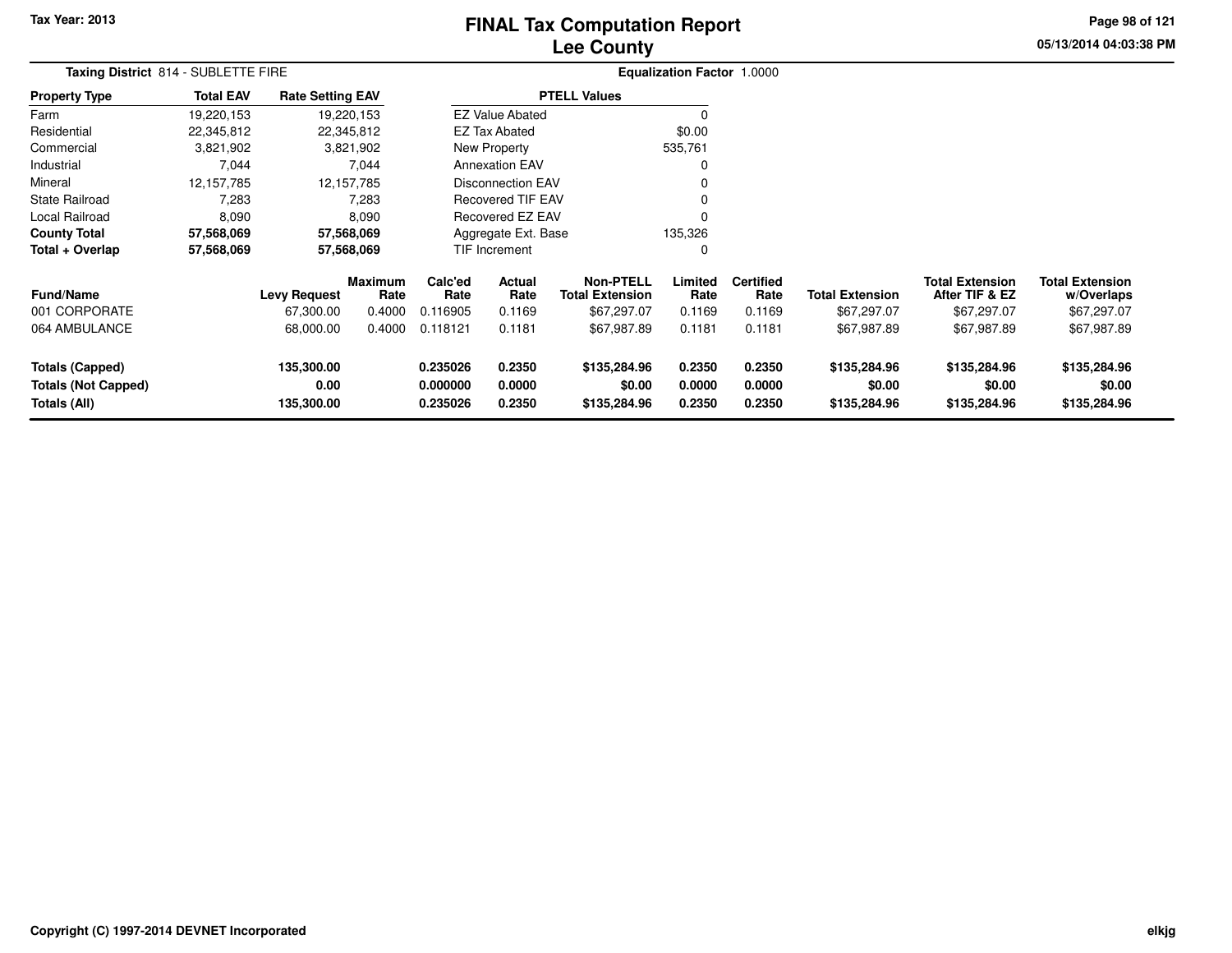Tax Year: 2013

# FINAL Tax Computation Report
## Lee County

05/13/2014 04:03:38 PM

**Taxing District** 814 - SUBLETTE FIRE

**Equalization Factor** 1.0000

| Property Type | Total EAV | Rate Setting EAV |
|---|---|---|
| Farm | 19,220,153 | 19,220,153 |
| Residential | 22,345,812 | 22,345,812 |
| Commercial | 3,821,902 | 3,821,902 |
| Industrial | 7,044 | 7,044 |
| Mineral | 12,157,785 | 12,157,785 |
| State Railroad | 7,283 | 7,283 |
| Local Railroad | 8,090 | 8,090 |
| **County Total** | **57,568,069** | **57,568,069** |
| **Total + Overlap** | **57,568,069** | **57,568,069** |

| PTELL Values | |
|---|---|
| EZ Value Abated | 0 |
| EZ Tax Abated | $0.00 |
| New Property | 535,761 |
| Annexation EAV | 0 |
| Disconnection EAV | 0 |
| Recovered TIF EAV | 0 |
| Recovered EZ EAV | 0 |
| Aggregate Ext. Base | 135,326 |
| TIF Increment | 0 |

| Fund/Name | Levy Request | Maximum Rate | Calc'ed Rate | Actual Rate | Non-PTELL Total Extension | Limited Rate | Certified Rate | Total Extension | Total Extension After TIF & EZ | Total Extension w/Overlaps |
|---|---|---|---|---|---|---|---|---|---|---|
| 001 CORPORATE | 67,300.00 | 0.4000 | 0.116905 | 0.1169 | $67,297.07 | 0.1169 | 0.1169 | $67,297.07 | $67,297.07 | $67,297.07 |
| 064 AMBULANCE | 68,000.00 | 0.4000 | 0.118121 | 0.1181 | $67,987.89 | 0.1181 | 0.1181 | $67,987.89 | $67,987.89 | $67,987.89 |
| **Totals (Capped)** | **135,300.00** | | **0.235026** | **0.2350** | **$135,284.96** | **0.2350** | **0.2350** | **$135,284.96** | **$135,284.96** | **$135,284.96** |
| **Totals (Not Capped)** | **0.00** | | **0.000000** | **0.0000** | **$0.00** | **0.0000** | **0.0000** | **$0.00** | **$0.00** | **$0.00** |
| **Totals (All)** | **135,300.00** | | **0.235026** | **0.2350** | **$135,284.96** | **0.2350** | **0.2350** | **$135,284.96** | **$135,284.96** | **$135,284.96** |

Copyright (C) 1997-2014 DEVNET Incorporated

elkjg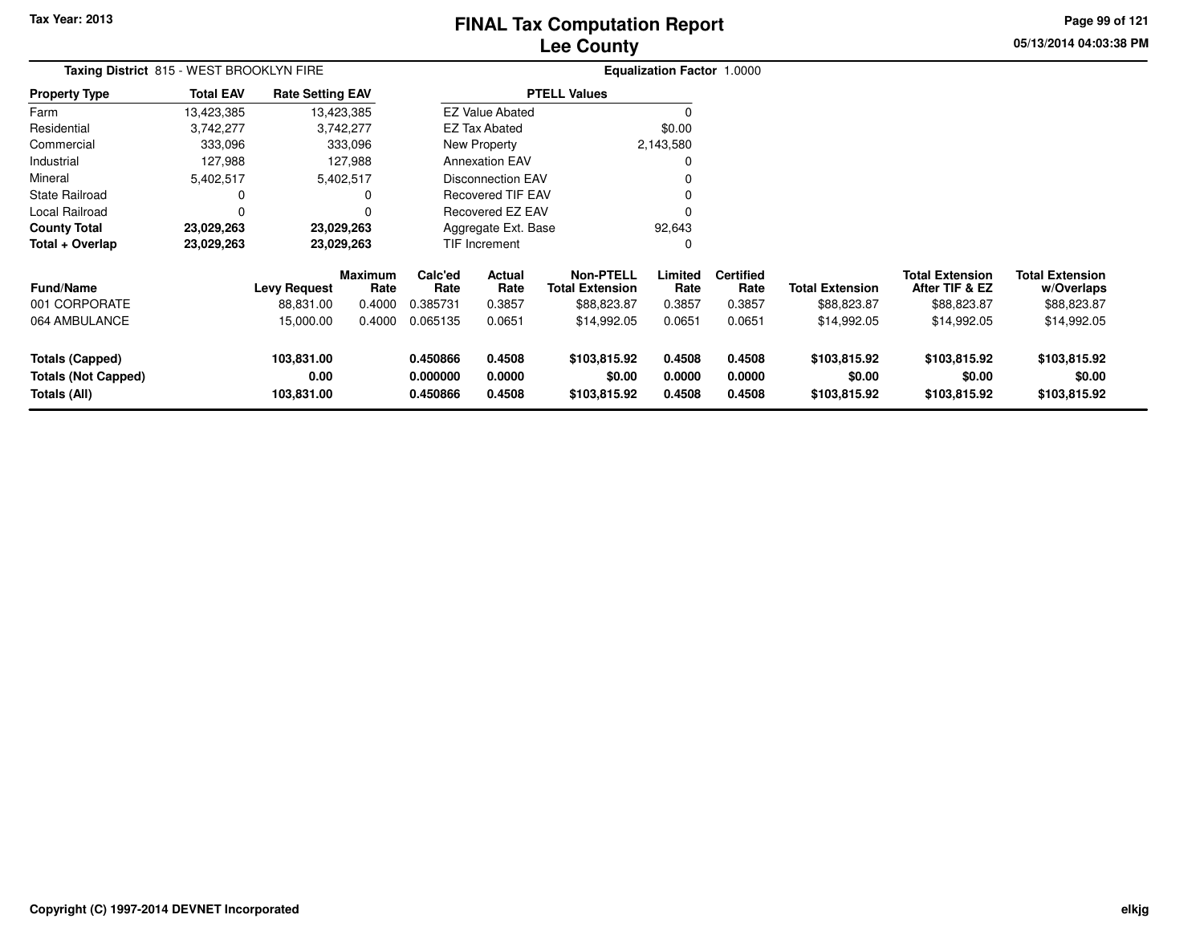# FINAL Tax Computation Report
# Lee County

Tax Year: 2013

**Taxing District** 815 - WEST BROOKLYN FIRE

**Equalization Factor** 1.0000

| Property Type | Total EAV | Rate Setting EAV |
|---|---|---|
| Farm | 13,423,385 | 13,423,385 |
| Residential | 3,742,277 | 3,742,277 |
| Commercial | 333,096 | 333,096 |
| Industrial | 127,988 | 127,988 |
| Mineral | 5,402,517 | 5,402,517 |
| State Railroad | 0 | 0 |
| Local Railroad | 0 | 0 |
| **County Total** | **23,029,263** | **23,029,263** |
| **Total + Overlap** | **23,029,263** | **23,029,263** |

| PTELL Values | |
|---|---|
| EZ Value Abated | 0 |
| EZ Tax Abated | $0.00 |
| New Property | 2,143,580 |
| Annexation EAV | 0 |
| Disconnection EAV | 0 |
| Recovered TIF EAV | 0 |
| Recovered EZ EAV | 0 |
| Aggregate Ext. Base | 92,643 |
| TIF Increment | 0 |

| Fund/Name | Levy Request | Maximum Rate | Calc'ed Rate | Actual Rate | Non-PTELL Total Extension | Limited Rate | Certified Rate | Total Extension | Total Extension After TIF & EZ | Total Extension w/Overlaps |
|---|---|---|---|---|---|---|---|---|---|---|
| 001 CORPORATE | 88,831.00 | 0.4000 | 0.385731 | 0.3857 | $88,823.87 | 0.3857 | 0.3857 | $88,823.87 | $88,823.87 | $88,823.87 |
| 064 AMBULANCE | 15,000.00 | 0.4000 | 0.065135 | 0.0651 | $14,992.05 | 0.0651 | 0.0651 | $14,992.05 | $14,992.05 | $14,992.05 |
| **Totals (Capped)** | **103,831.00** | | **0.450866** | **0.4508** | **$103,815.92** | **0.4508** | **0.4508** | **$103,815.92** | **$103,815.92** | **$103,815.92** |
| **Totals (Not Capped)** | **0.00** | | **0.000000** | **0.0000** | **$0.00** | **0.0000** | **0.0000** | **$0.00** | **$0.00** | **$0.00** |
| **Totals (All)** | **103,831.00** | | **0.450866** | **0.4508** | **$103,815.92** | **0.4508** | **0.4508** | **$103,815.92** | **$103,815.92** | **$103,815.92** |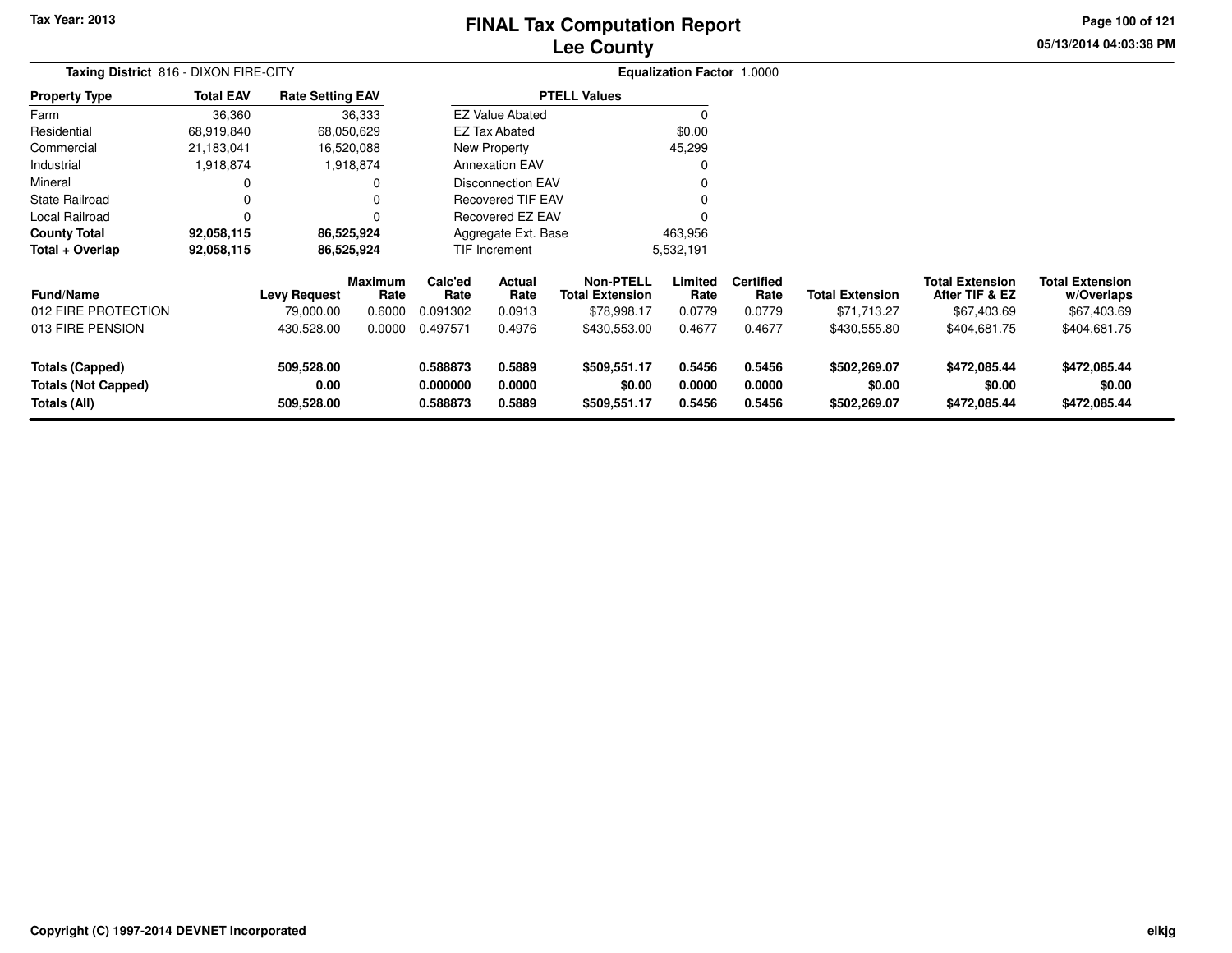Tax Year: 2013

# FINAL Tax Computation Report
## Lee County

05/13/2014 04:03:38 PM

**Taxing District** 816 - DIXON FIRE-CITY

**Equalization Factor** 1.0000

| Property Type | Total EAV | Rate Setting EAV |
|---|---|---|
| Farm | 36,360 | 36,333 |
| Residential | 68,919,840 | 68,050,629 |
| Commercial | 21,183,041 | 16,520,088 |
| Industrial | 1,918,874 | 1,918,874 |
| Mineral | 0 | 0 |
| State Railroad | 0 | 0 |
| Local Railroad | 0 | 0 |
| **County Total** | **92,058,115** | **86,525,924** |
| **Total + Overlap** | **92,058,115** | **86,525,924** |

| PTELL Values | |
|---|---|
| EZ Value Abated | 0 |
| EZ Tax Abated | $0.00 |
| New Property | 45,299 |
| Annexation EAV | 0 |
| Disconnection EAV | 0 |
| Recovered TIF EAV | 0 |
| Recovered EZ EAV | 0 |
| Aggregate Ext. Base | 463,956 |
| TIF Increment | 5,532,191 |

| Fund/Name | Levy Request | Maximum Rate | Calc'ed Rate | Actual Rate | Non-PTELL Total Extension | Limited Rate | Certified Rate | Total Extension | Total Extension After TIF & EZ | Total Extension w/Overlaps |
|---|---|---|---|---|---|---|---|---|---|---|
| 012 FIRE PROTECTION | 79,000.00 | 0.6000 | 0.091302 | 0.0913 | $78,998.17 | 0.0779 | 0.0779 | $71,713.27 | $67,403.69 | $67,403.69 |
| 013 FIRE PENSION | 430,528.00 | 0.0000 | 0.497571 | 0.4976 | $430,553.00 | 0.4677 | 0.4677 | $430,555.80 | $404,681.75 | $404,681.75 |
| **Totals (Capped)** | **509,528.00** | | **0.588873** | **0.5889** | **$509,551.17** | **0.5456** | **0.5456** | **$502,269.07** | **$472,085.44** | **$472,085.44** |
| **Totals (Not Capped)** | **0.00** | | **0.000000** | **0.0000** | **$0.00** | **0.0000** | **0.0000** | **$0.00** | **$0.00** | **$0.00** |
| **Totals (All)** | **509,528.00** | | **0.588873** | **0.5889** | **$509,551.17** | **0.5456** | **0.5456** | **$502,269.07** | **$472,085.44** | **$472,085.44** |

Copyright (C) 1997-2014 DEVNET Incorporated

elkjg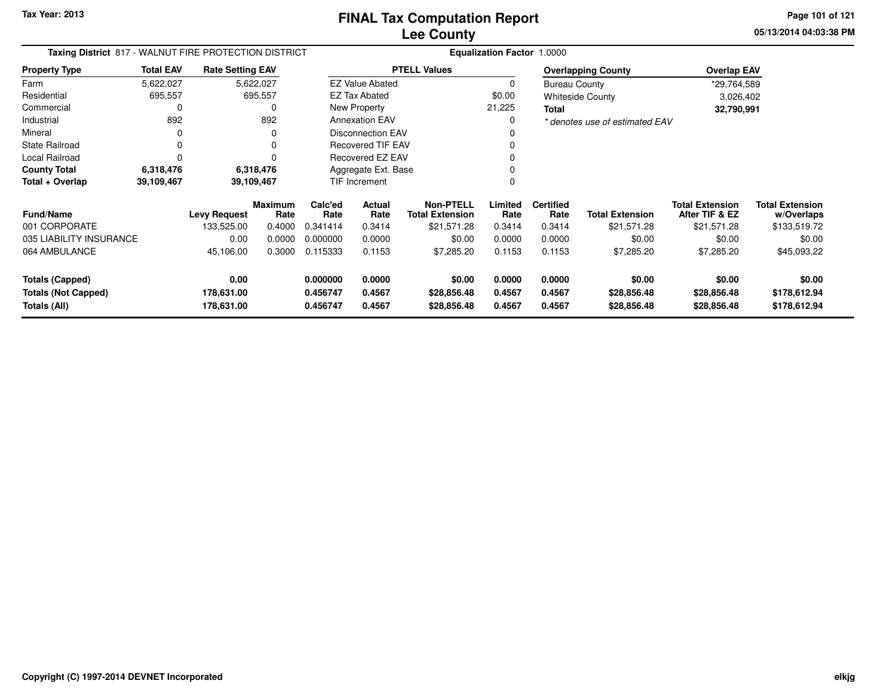Tax Year: 2013

# FINAL Tax Computation Report
## Lee County

05/13/2014 04:03:38 PM

**Taxing District** 817 - WALNUT FIRE PROTECTION DISTRICT

**Equalization Factor** 1.0000

| Property Type | Total EAV | Rate Setting EAV |
|---|---|---|
| Farm | 5,622,027 | 5,622,027 |
| Residential | 695,557 | 695,557 |
| Commercial | 0 | 0 |
| Industrial | 892 | 892 |
| Mineral | 0 | 0 |
| State Railroad | 0 | 0 |
| Local Railroad | 0 | 0 |
| **County Total** | **6,318,476** | **6,318,476** |
| **Total + Overlap** | **39,109,467** | **39,109,467** |

| PTELL Values | |
|---|---|
| EZ Value Abated | 0 |
| EZ Tax Abated | $0.00 |
| New Property | 21,225 |
| Annexation EAV | 0 |
| Disconnection EAV | 0 |
| Recovered TIF EAV | 0 |
| Recovered EZ EAV | 0 |
| Aggregate Ext. Base | 0 |
| TIF Increment | 0 |

| Overlapping County | Overlap EAV |
|---|---|
| Bureau County | *29,764,589 |
| Whiteside County | 3,026,402 |
| **Total** | **32,790,991** |

*\* denotes use of estimated EAV*

| Fund/Name | Levy Request | Maximum Rate | Calc'ed Rate | Actual Rate | Non-PTELL Total Extension | Limited Rate | Certified Rate | Total Extension | Total Extension After TIF & EZ | Total Extension w/Overlaps |
|---|---|---|---|---|---|---|---|---|---|---|
| 001 CORPORATE | 133,525.00 | 0.4000 | 0.341414 | 0.3414 | $21,571.28 | 0.3414 | 0.3414 | $21,571.28 | $21,571.28 | $133,519.72 |
| 035 LIABILITY INSURANCE | 0.00 | 0.0000 | 0.000000 | 0.0000 | $0.00 | 0.0000 | 0.0000 | $0.00 | $0.00 | $0.00 |
| 064 AMBULANCE | 45,106.00 | 0.3000 | 0.115333 | 0.1153 | $7,285.20 | 0.1153 | 0.1153 | $7,285.20 | $7,285.20 | $45,093.22 |
| **Totals (Capped)** | **0.00** | | **0.000000** | **0.0000** | **$0.00** | **0.0000** | **0.0000** | **$0.00** | **$0.00** | **$0.00** |
| **Totals (Not Capped)** | **178,631.00** | | **0.456747** | **0.4567** | **$28,856.48** | **0.4567** | **0.4567** | **$28,856.48** | **$28,856.48** | **$178,612.94** |
| **Totals (All)** | **178,631.00** | | **0.456747** | **0.4567** | **$28,856.48** | **0.4567** | **0.4567** | **$28,856.48** | **$28,856.48** | **$178,612.94** |

Copyright (C) 1997-2014 DEVNET Incorporated

elkjg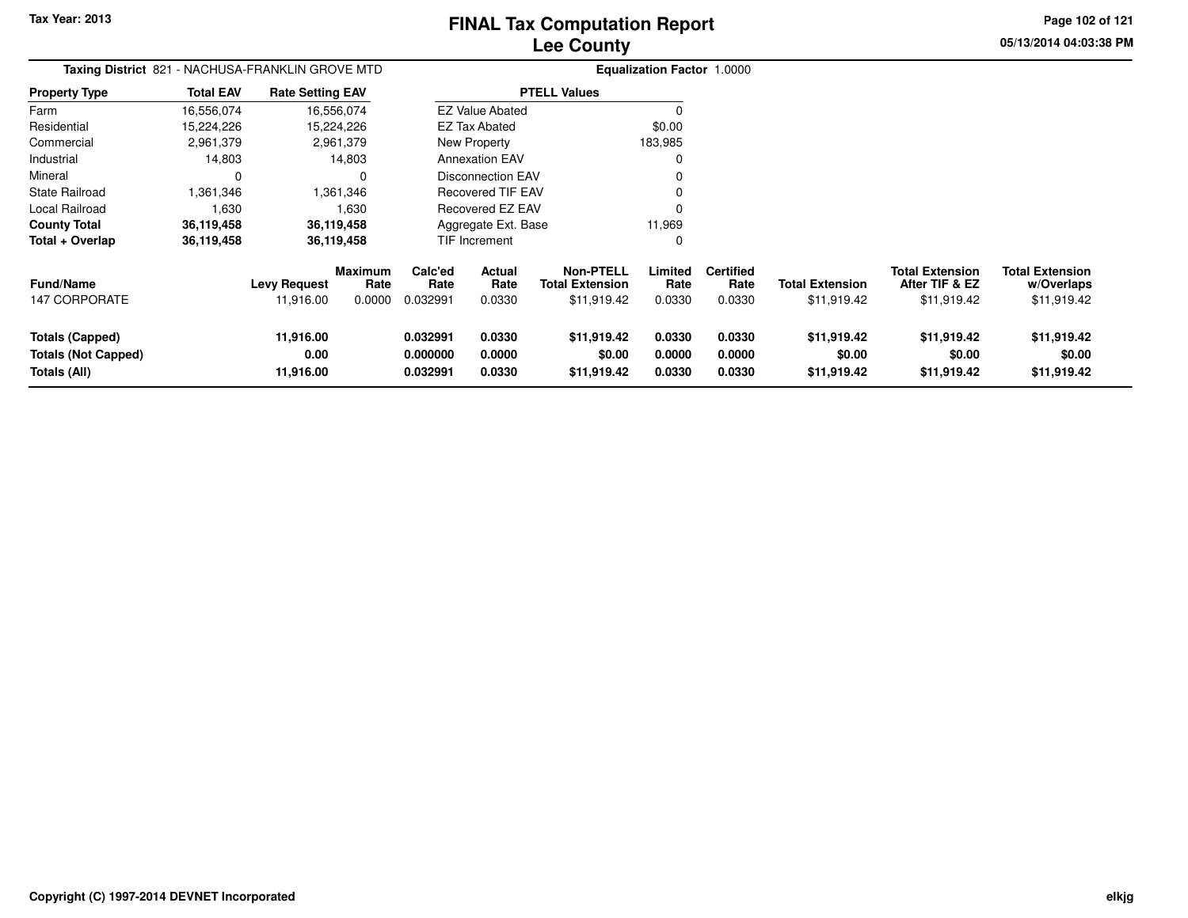Tax Year: 2013

# FINAL Tax Computation Report
## Lee County

05/13/2014 04:03:38 PM

**Taxing District** 821 - NACHUSA-FRANKLIN GROVE MTD

**Equalization Factor** 1.0000

| Property Type | Total EAV | Rate Setting EAV |
|---|---|---|
| Farm | 16,556,074 | 16,556,074 |
| Residential | 15,224,226 | 15,224,226 |
| Commercial | 2,961,379 | 2,961,379 |
| Industrial | 14,803 | 14,803 |
| Mineral | 0 | 0 |
| State Railroad | 1,361,346 | 1,361,346 |
| Local Railroad | 1,630 | 1,630 |
| **County Total** | **36,119,458** | **36,119,458** |
| **Total + Overlap** | **36,119,458** | **36,119,458** |

| PTELL Values | |
|---|---|
| EZ Value Abated | 0 |
| EZ Tax Abated | $0.00 |
| New Property | 183,985 |
| Annexation EAV | 0 |
| Disconnection EAV | 0 |
| Recovered TIF EAV | 0 |
| Recovered EZ EAV | 0 |
| Aggregate Ext. Base | 11,969 |
| TIF Increment | 0 |

| Fund/Name | Levy Request | Maximum Rate | Calc'ed Rate | Actual Rate | Non-PTELL Total Extension | Limited Rate | Certified Rate | Total Extension | Total Extension After TIF & EZ | Total Extension w/Overlaps |
|---|---|---|---|---|---|---|---|---|---|---|
| 147 CORPORATE | 11,916.00 | 0.0000 | 0.032991 | 0.0330 | $11,919.42 | 0.0330 | 0.0330 | $11,919.42 | $11,919.42 | $11,919.42 |
| **Totals (Capped)** | **11,916.00** | | **0.032991** | **0.0330** | **$11,919.42** | **0.0330** | **0.0330** | **$11,919.42** | **$11,919.42** | **$11,919.42** |
| **Totals (Not Capped)** | **0.00** | | **0.000000** | **0.0000** | **$0.00** | **0.0000** | **0.0000** | **$0.00** | **$0.00** | **$0.00** |
| **Totals (All)** | **11,916.00** | | **0.032991** | **0.0330** | **$11,919.42** | **0.0330** | **0.0330** | **$11,919.42** | **$11,919.42** | **$11,919.42** |

Copyright (C) 1997-2014 DEVNET Incorporated

elkjg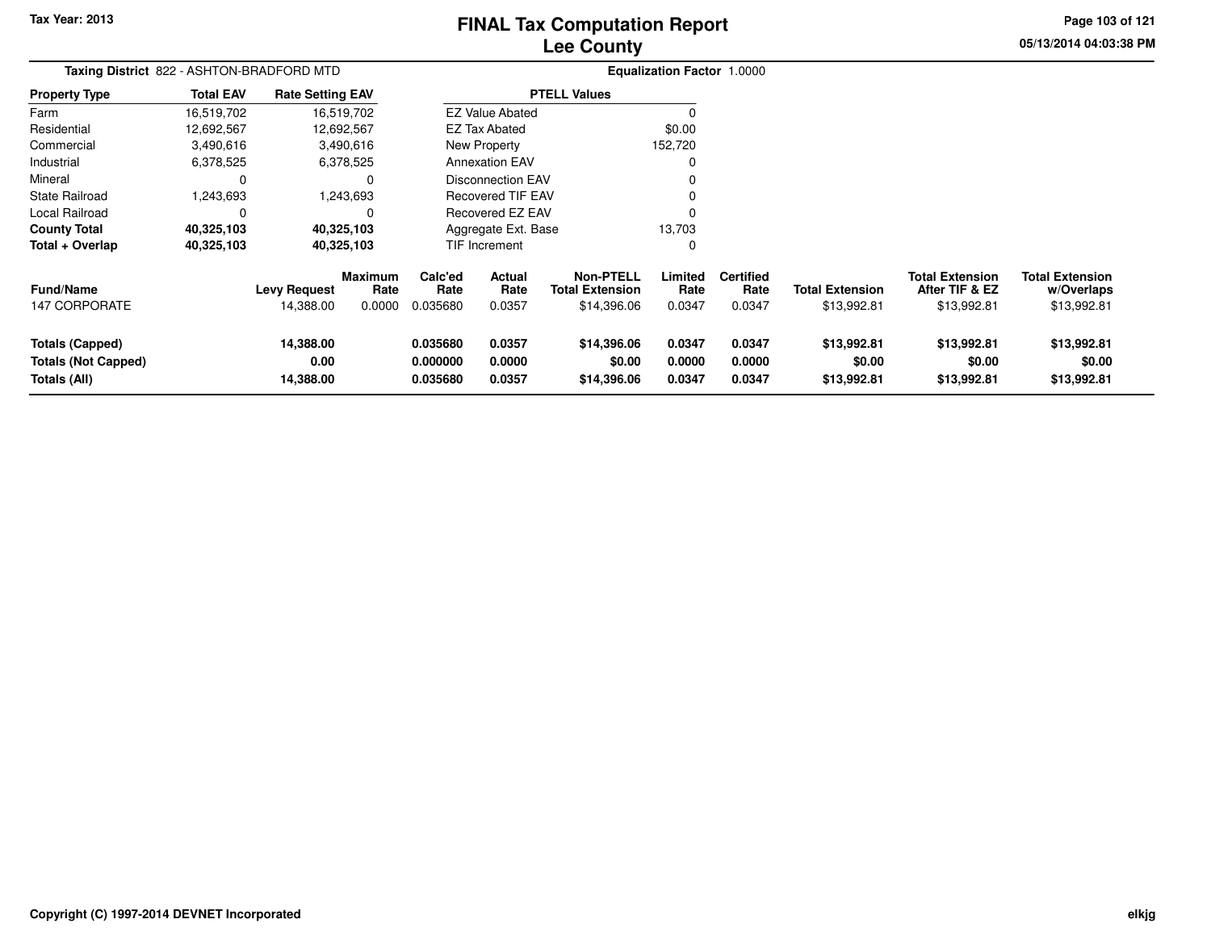# FINAL Tax Computation Report
## Lee County

Tax Year: 2013

05/13/2014 04:03:38 PM

**Taxing District** 822 - ASHTON-BRADFORD MTD

**Equalization Factor** 1.0000

| Property Type | Total EAV | Rate Setting EAV |
|---|---|---|
| Farm | 16,519,702 | 16,519,702 |
| Residential | 12,692,567 | 12,692,567 |
| Commercial | 3,490,616 | 3,490,616 |
| Industrial | 6,378,525 | 6,378,525 |
| Mineral | 0 | 0 |
| State Railroad | 1,243,693 | 1,243,693 |
| Local Railroad | 0 | 0 |
| **County Total** | **40,325,103** | **40,325,103** |
| **Total + Overlap** | **40,325,103** | **40,325,103** |

| PTELL Values | |
|---|---|
| EZ Value Abated | 0 |
| EZ Tax Abated | $0.00 |
| New Property | 152,720 |
| Annexation EAV | 0 |
| Disconnection EAV | 0 |
| Recovered TIF EAV | 0 |
| Recovered EZ EAV | 0 |
| Aggregate Ext. Base | 13,703 |
| TIF Increment | 0 |

| Fund/Name | Levy Request | Maximum Rate | Calc'ed Rate | Actual Rate | Non-PTELL Total Extension | Limited Rate | Certified Rate | Total Extension | Total Extension After TIF & EZ | Total Extension w/Overlaps |
|---|---|---|---|---|---|---|---|---|---|---|
| 147 CORPORATE | 14,388.00 | 0.0000 | 0.035680 | 0.0357 | $14,396.06 | 0.0347 | 0.0347 | $13,992.81 | $13,992.81 | $13,992.81 |
| **Totals (Capped)** | **14,388.00** | | **0.035680** | **0.0357** | **$14,396.06** | **0.0347** | **0.0347** | **$13,992.81** | **$13,992.81** | **$13,992.81** |
| **Totals (Not Capped)** | **0.00** | | **0.000000** | **0.0000** | **$0.00** | **0.0000** | **0.0000** | **$0.00** | **$0.00** | **$0.00** |
| **Totals (All)** | **14,388.00** | | **0.035680** | **0.0357** | **$14,396.06** | **0.0347** | **0.0347** | **$13,992.81** | **$13,992.81** | **$13,992.81** |

Copyright (C) 1997-2014 DEVNET Incorporated

elkjg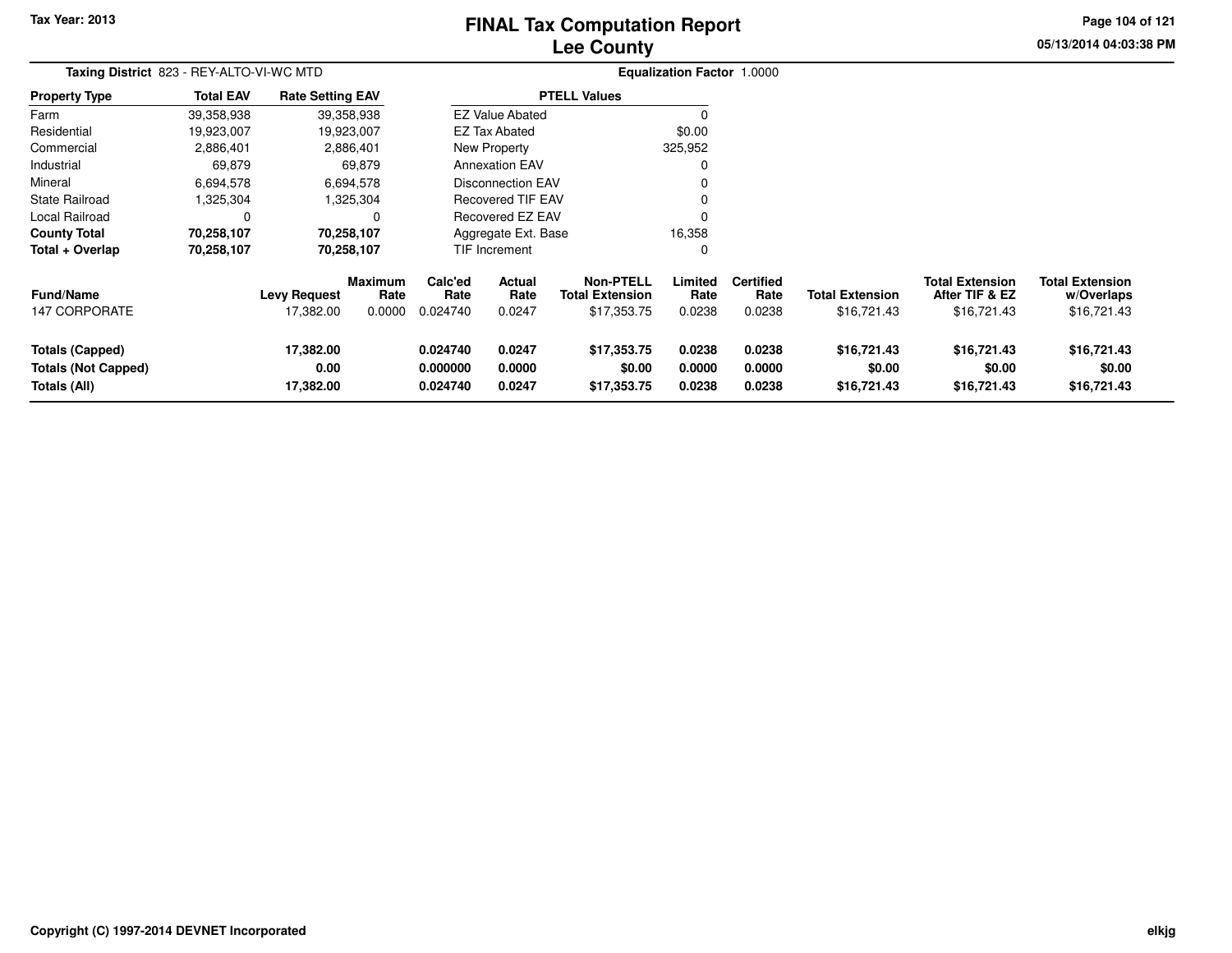**Tax Year: 2013**

# FINAL Tax Computation Report
## Lee County

**Taxing District** 823 - REY-ALTO-VI-WC MTD

**Equalization Factor** 1.0000

| Property Type | Total EAV | Rate Setting EAV |
|---|---|---|
| Farm | 39,358,938 | 39,358,938 |
| Residential | 19,923,007 | 19,923,007 |
| Commercial | 2,886,401 | 2,886,401 |
| Industrial | 69,879 | 69,879 |
| Mineral | 6,694,578 | 6,694,578 |
| State Railroad | 1,325,304 | 1,325,304 |
| Local Railroad | 0 | 0 |
| **County Total** | **70,258,107** | **70,258,107** |
| **Total + Overlap** | **70,258,107** | **70,258,107** |

| PTELL Values | |
|---|---|
| EZ Value Abated | 0 |
| EZ Tax Abated | $0.00 |
| New Property | 325,952 |
| Annexation EAV | 0 |
| Disconnection EAV | 0 |
| Recovered TIF EAV | 0 |
| Recovered EZ EAV | 0 |
| Aggregate Ext. Base | 16,358 |
| TIF Increment | 0 |

| Fund/Name | Levy Request | Maximum Rate | Calc'ed Rate | Actual Rate | Non-PTELL Total Extension | Limited Rate | Certified Rate | Total Extension | Total Extension After TIF & EZ | Total Extension w/Overlaps |
|---|---|---|---|---|---|---|---|---|---|---|
| 147 CORPORATE | 17,382.00 | 0.0000 | 0.024740 | 0.0247 | $17,353.75 | 0.0238 | 0.0238 | $16,721.43 | $16,721.43 | $16,721.43 |
| **Totals (Capped)** | **17,382.00** | | **0.024740** | **0.0247** | **$17,353.75** | **0.0238** | **0.0238** | **$16,721.43** | **$16,721.43** | **$16,721.43** |
| **Totals (Not Capped)** | **0.00** | | **0.000000** | **0.0000** | **$0.00** | **0.0000** | **0.0000** | **$0.00** | **$0.00** | **$0.00** |
| **Totals (All)** | **17,382.00** | | **0.024740** | **0.0247** | **$17,353.75** | **0.0238** | **0.0238** | **$16,721.43** | **$16,721.43** | **$16,721.43** |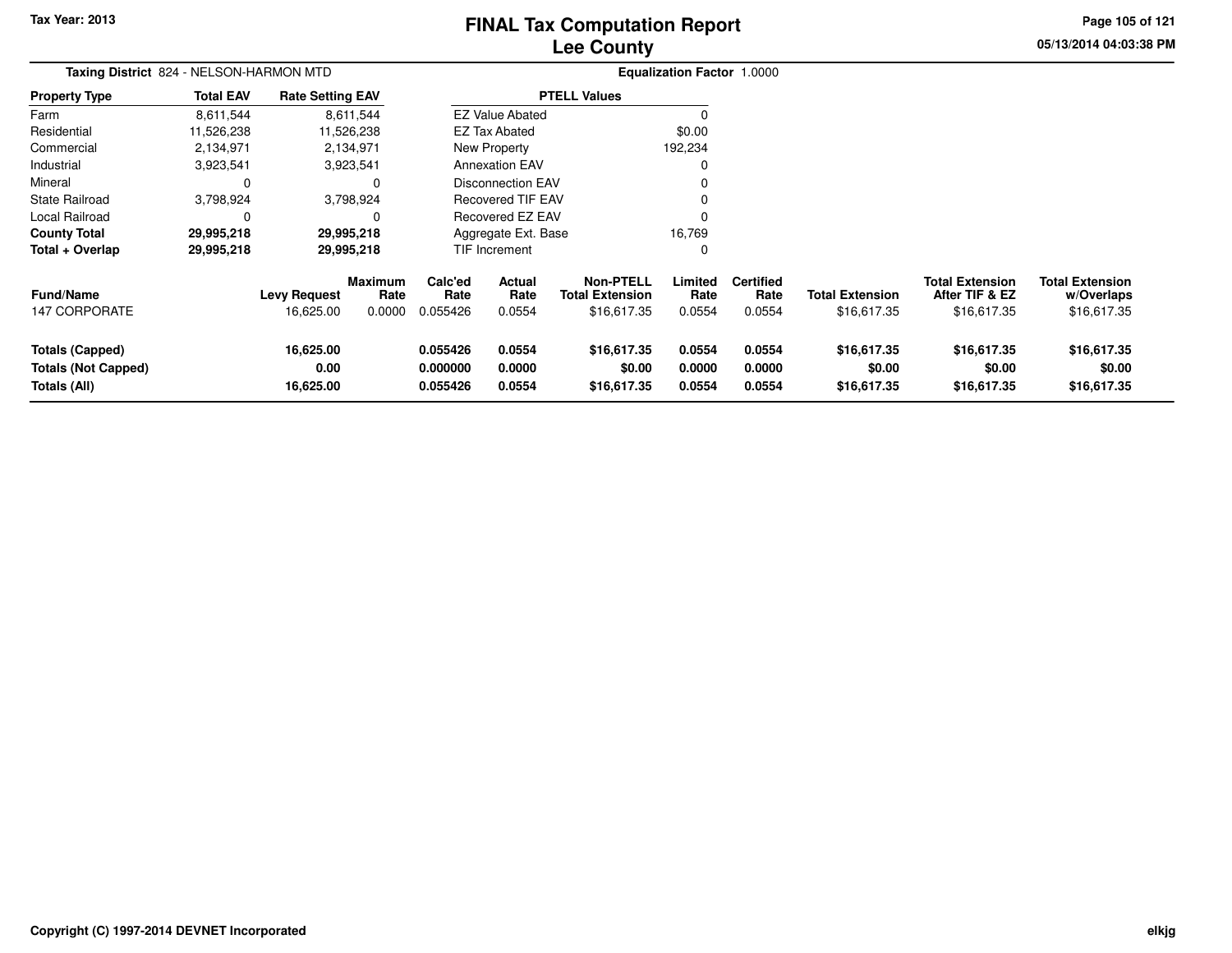# FINAL Tax Computation Report
## Lee County

Tax Year: 2013

05/13/2014 04:03:38 PM

**Taxing District** 824 - NELSON-HARMON MTD

**Equalization Factor** 1.0000

| Property Type | Total EAV | Rate Setting EAV |
|---|---|---|
| Farm | 8,611,544 | 8,611,544 |
| Residential | 11,526,238 | 11,526,238 |
| Commercial | 2,134,971 | 2,134,971 |
| Industrial | 3,923,541 | 3,923,541 |
| Mineral | 0 | 0 |
| State Railroad | 3,798,924 | 3,798,924 |
| Local Railroad | 0 | 0 |
| **County Total** | **29,995,218** | **29,995,218** |
| **Total + Overlap** | **29,995,218** | **29,995,218** |

| PTELL Values | |
|---|---|
| EZ Value Abated | 0 |
| EZ Tax Abated | $0.00 |
| New Property | 192,234 |
| Annexation EAV | 0 |
| Disconnection EAV | 0 |
| Recovered TIF EAV | 0 |
| Recovered EZ EAV | 0 |
| Aggregate Ext. Base | 16,769 |
| TIF Increment | 0 |

| Fund/Name | Levy Request | Maximum Rate | Calc'ed Rate | Actual Rate | Non-PTELL Total Extension | Limited Rate | Certified Rate | Total Extension | Total Extension After TIF & EZ | Total Extension w/Overlaps |
|---|---|---|---|---|---|---|---|---|---|---|
| 147 CORPORATE | 16,625.00 | 0.0000 | 0.055426 | 0.0554 | $16,617.35 | 0.0554 | 0.0554 | $16,617.35 | $16,617.35 | $16,617.35 |
| **Totals (Capped)** | **16,625.00** | | **0.055426** | **0.0554** | **$16,617.35** | **0.0554** | **0.0554** | **$16,617.35** | **$16,617.35** | **$16,617.35** |
| **Totals (Not Capped)** | **0.00** | | **0.000000** | **0.0000** | **$0.00** | **0.0000** | **0.0000** | **$0.00** | **$0.00** | **$0.00** |
| **Totals (All)** | **16,625.00** | | **0.055426** | **0.0554** | **$16,617.35** | **0.0554** | **0.0554** | **$16,617.35** | **$16,617.35** | **$16,617.35** |

Copyright (C) 1997-2014 DEVNET Incorporated

elkjg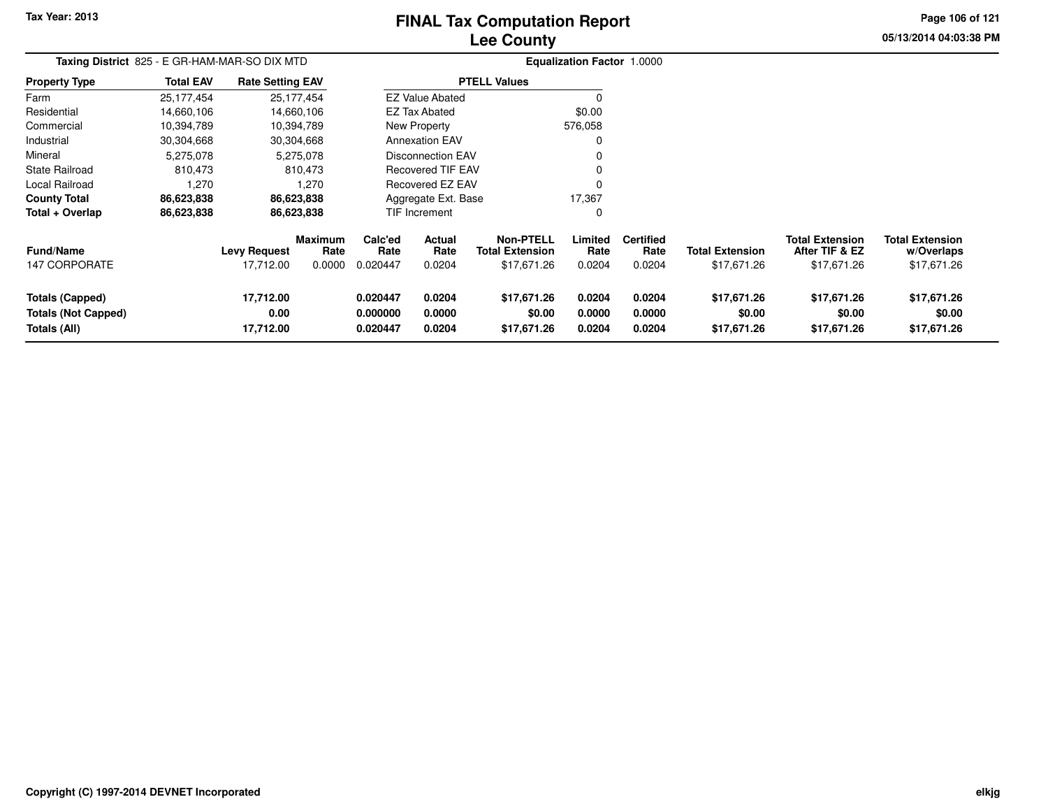Tax Year: 2013

# FINAL Tax Computation Report
## Lee County

05/13/2014 04:03:38 PM

**Taxing District** 825 - E GR-HAM-MAR-SO DIX MTD

**Equalization Factor** 1.0000

| Property Type | Total EAV | Rate Setting EAV |
|---|---|---|
| Farm | 25,177,454 | 25,177,454 |
| Residential | 14,660,106 | 14,660,106 |
| Commercial | 10,394,789 | 10,394,789 |
| Industrial | 30,304,668 | 30,304,668 |
| Mineral | 5,275,078 | 5,275,078 |
| State Railroad | 810,473 | 810,473 |
| Local Railroad | 1,270 | 1,270 |
| **County Total** | **86,623,838** | **86,623,838** |
| **Total + Overlap** | **86,623,838** | **86,623,838** |

| PTELL Values | |
|---|---|
| EZ Value Abated | 0 |
| EZ Tax Abated | $0.00 |
| New Property | 576,058 |
| Annexation EAV | 0 |
| Disconnection EAV | 0 |
| Recovered TIF EAV | 0 |
| Recovered EZ EAV | 0 |
| Aggregate Ext. Base | 17,367 |
| TIF Increment | 0 |

| Fund/Name | Levy Request | Maximum Rate | Calc'ed Rate | Actual Rate | Non-PTELL Total Extension | Limited Rate | Certified Rate | Total Extension | Total Extension After TIF & EZ | Total Extension w/Overlaps |
|---|---|---|---|---|---|---|---|---|---|---|
| 147 CORPORATE | 17,712.00 | 0.0000 | 0.020447 | 0.0204 | $17,671.26 | 0.0204 | 0.0204 | $17,671.26 | $17,671.26 | $17,671.26 |
| **Totals (Capped)** | **17,712.00** | | **0.020447** | **0.0204** | **$17,671.26** | **0.0204** | **0.0204** | **$17,671.26** | **$17,671.26** | **$17,671.26** |
| **Totals (Not Capped)** | **0.00** | | **0.000000** | **0.0000** | **$0.00** | **0.0000** | **0.0000** | **$0.00** | **$0.00** | **$0.00** |
| **Totals (All)** | **17,712.00** | | **0.020447** | **0.0204** | **$17,671.26** | **0.0204** | **0.0204** | **$17,671.26** | **$17,671.26** | **$17,671.26** |

Copyright (C) 1997-2014 DEVNET Incorporated

elkjg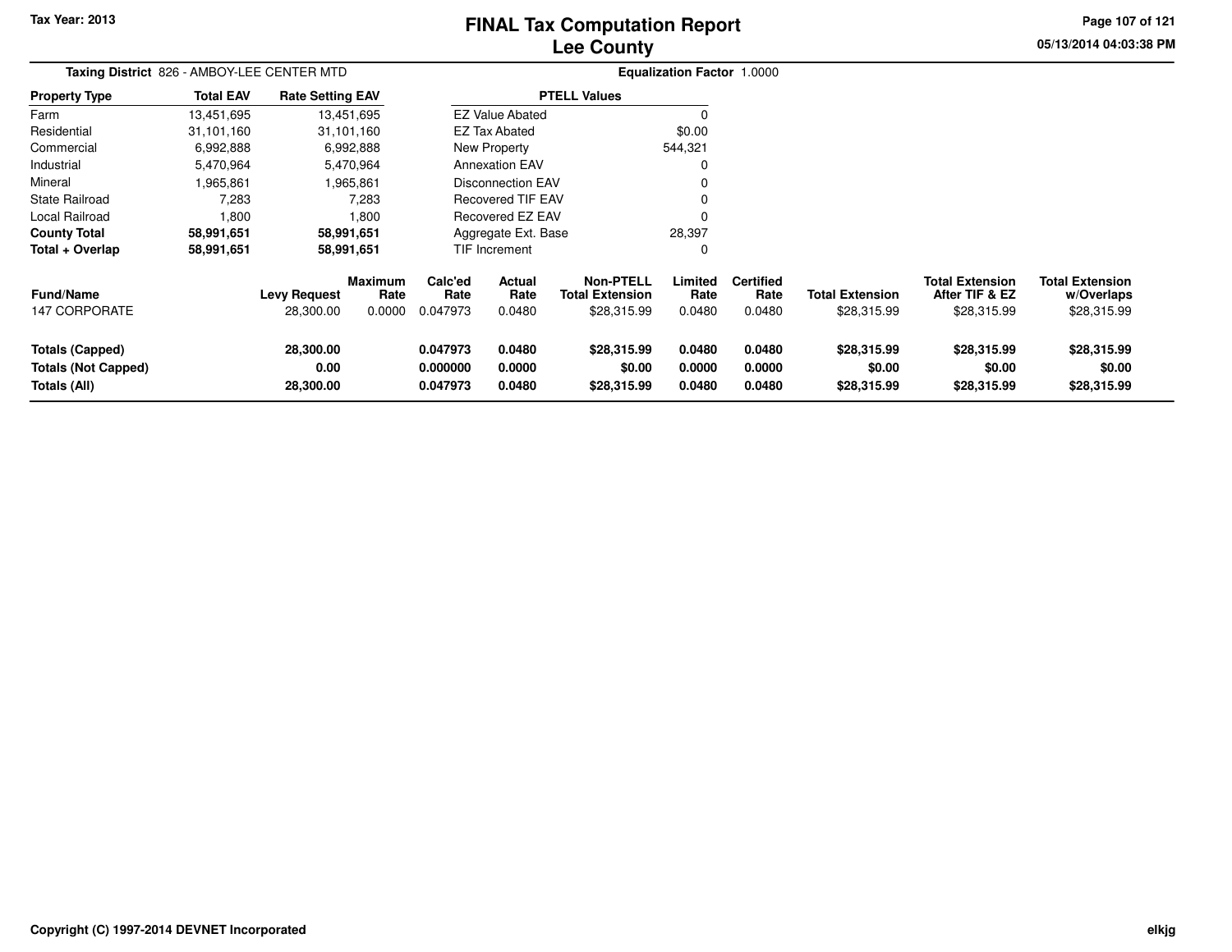Tax Year: 2013

# FINAL Tax Computation Report
## Lee County

05/13/2014 04:03:38 PM

**Taxing District** 826 - AMBOY-LEE CENTER MTD

**Equalization Factor** 1.0000

| Property Type | Total EAV | Rate Setting EAV |
|---|---|---|
| Farm | 13,451,695 | 13,451,695 |
| Residential | 31,101,160 | 31,101,160 |
| Commercial | 6,992,888 | 6,992,888 |
| Industrial | 5,470,964 | 5,470,964 |
| Mineral | 1,965,861 | 1,965,861 |
| State Railroad | 7,283 | 7,283 |
| Local Railroad | 1,800 | 1,800 |
| **County Total** | **58,991,651** | **58,991,651** |
| **Total + Overlap** | **58,991,651** | **58,991,651** |

| PTELL Values | |
|---|---|
| EZ Value Abated | 0 |
| EZ Tax Abated | $0.00 |
| New Property | 544,321 |
| Annexation EAV | 0 |
| Disconnection EAV | 0 |
| Recovered TIF EAV | 0 |
| Recovered EZ EAV | 0 |
| Aggregate Ext. Base | 28,397 |
| TIF Increment | 0 |

| Fund/Name | Levy Request | Maximum Rate | Calc'ed Rate | Actual Rate | Non-PTELL Total Extension | Limited Rate | Certified Rate | Total Extension | Total Extension After TIF & EZ | Total Extension w/Overlaps |
|---|---|---|---|---|---|---|---|---|---|---|
| 147 CORPORATE | 28,300.00 | 0.0000 | 0.047973 | 0.0480 | $28,315.99 | 0.0480 | 0.0480 | $28,315.99 | $28,315.99 | $28,315.99 |
| **Totals (Capped)** | **28,300.00** | | **0.047973** | **0.0480** | **$28,315.99** | **0.0480** | **0.0480** | **$28,315.99** | **$28,315.99** | **$28,315.99** |
| **Totals (Not Capped)** | **0.00** | | **0.000000** | **0.0000** | **$0.00** | **0.0000** | **0.0000** | **$0.00** | **$0.00** | **$0.00** |
| **Totals (All)** | **28,300.00** | | **0.047973** | **0.0480** | **$28,315.99** | **0.0480** | **0.0480** | **$28,315.99** | **$28,315.99** | **$28,315.99** |

Copyright (C) 1997-2014 DEVNET Incorporated

elkjg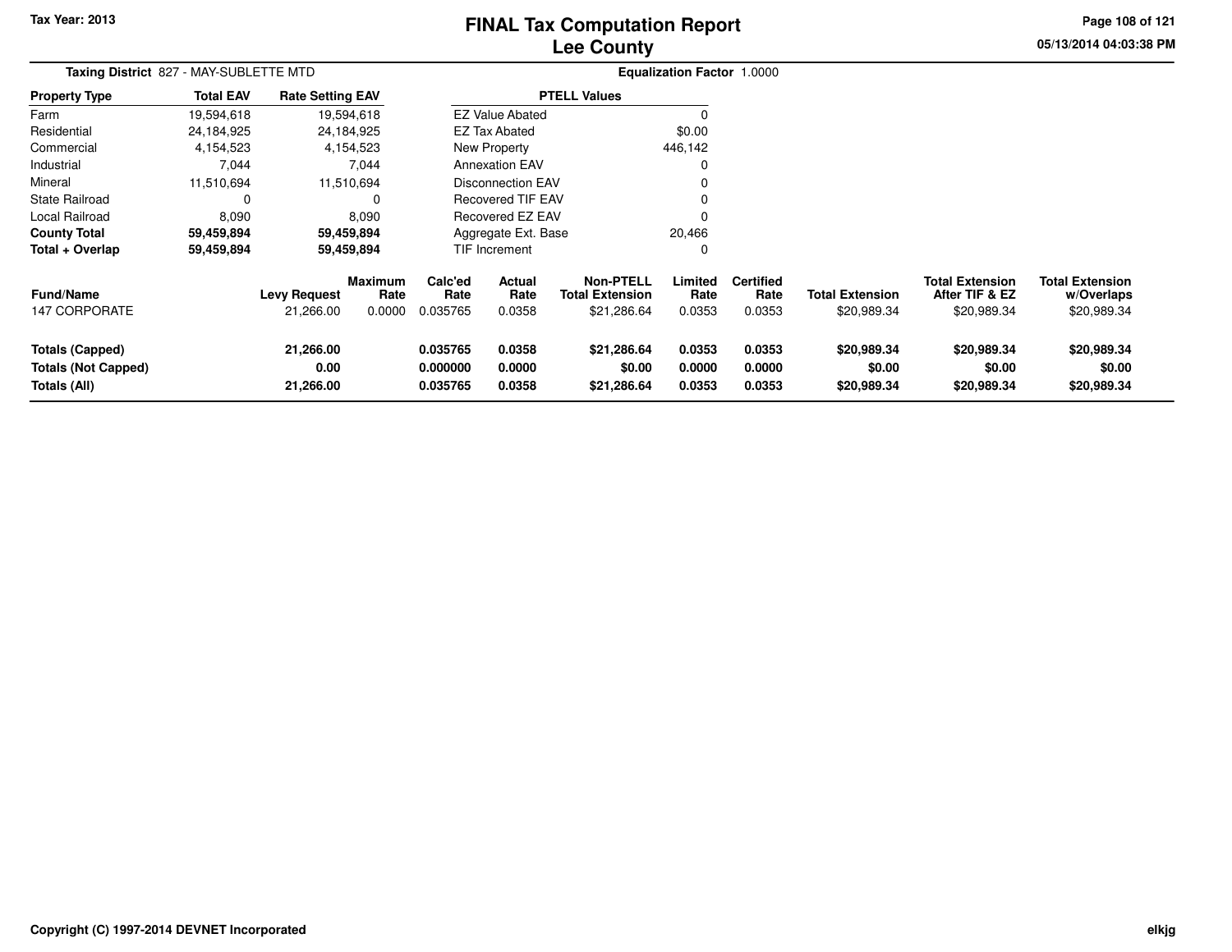Tax Year: 2013

# FINAL Tax Computation Report
## Lee County

05/13/2014 04:03:38 PM

**Taxing District** 827 - MAY-SUBLETTE MTD

**Equalization Factor** 1.0000

| Property Type | Total EAV | Rate Setting EAV |
|---|---|---|
| Farm | 19,594,618 | 19,594,618 |
| Residential | 24,184,925 | 24,184,925 |
| Commercial | 4,154,523 | 4,154,523 |
| Industrial | 7,044 | 7,044 |
| Mineral | 11,510,694 | 11,510,694 |
| State Railroad | 0 | 0 |
| Local Railroad | 8,090 | 8,090 |
| **County Total** | **59,459,894** | **59,459,894** |
| **Total + Overlap** | **59,459,894** | **59,459,894** |

| PTELL Values | |
|---|---|
| EZ Value Abated | 0 |
| EZ Tax Abated | $0.00 |
| New Property | 446,142 |
| Annexation EAV | 0 |
| Disconnection EAV | 0 |
| Recovered TIF EAV | 0 |
| Recovered EZ EAV | 0 |
| Aggregate Ext. Base | 20,466 |
| TIF Increment | 0 |

| Fund/Name | Levy Request | Maximum Rate | Calc'ed Rate | Actual Rate | Non-PTELL Total Extension | Limited Rate | Certified Rate | Total Extension | Total Extension After TIF & EZ | Total Extension w/Overlaps |
|---|---|---|---|---|---|---|---|---|---|---|
| 147 CORPORATE | 21,266.00 | 0.0000 | 0.035765 | 0.0358 | $21,286.64 | 0.0353 | 0.0353 | $20,989.34 | $20,989.34 | $20,989.34 |
| **Totals (Capped)** | **21,266.00** | | **0.035765** | **0.0358** | **$21,286.64** | **0.0353** | **0.0353** | **$20,989.34** | **$20,989.34** | **$20,989.34** |
| **Totals (Not Capped)** | **0.00** | | **0.000000** | **0.0000** | **$0.00** | **0.0000** | **0.0000** | **$0.00** | **$0.00** | **$0.00** |
| **Totals (All)** | **21,266.00** | | **0.035765** | **0.0358** | **$21,286.64** | **0.0353** | **0.0353** | **$20,989.34** | **$20,989.34** | **$20,989.34** |

Copyright (C) 1997-2014 DEVNET Incorporated

elkjg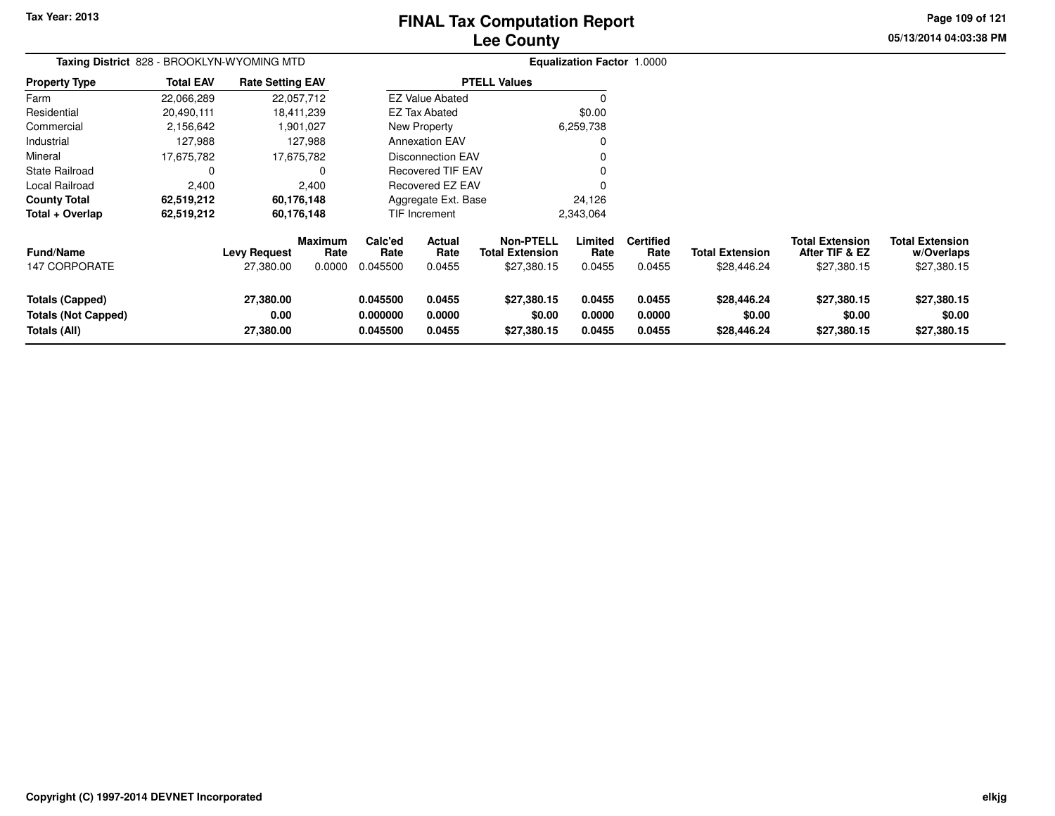Tax Year: 2013

# FINAL Tax Computation Report
## Lee County

05/13/2014 04:03:38 PM

**Taxing District** 828 - BROOKLYN-WYOMING MTD

**Equalization Factor** 1.0000

| Property Type | Total EAV | Rate Setting EAV |
|---|---|---|
| Farm | 22,066,289 | 22,057,712 |
| Residential | 20,490,111 | 18,411,239 |
| Commercial | 2,156,642 | 1,901,027 |
| Industrial | 127,988 | 127,988 |
| Mineral | 17,675,782 | 17,675,782 |
| State Railroad | 0 | 0 |
| Local Railroad | 2,400 | 2,400 |
| **County Total** | **62,519,212** | **60,176,148** |
| **Total + Overlap** | **62,519,212** | **60,176,148** |

| PTELL Values | |
|---|---|
| EZ Value Abated | 0 |
| EZ Tax Abated | $0.00 |
| New Property | 6,259,738 |
| Annexation EAV | 0 |
| Disconnection EAV | 0 |
| Recovered TIF EAV | 0 |
| Recovered EZ EAV | 0 |
| Aggregate Ext. Base | 24,126 |
| TIF Increment | 2,343,064 |

| Fund/Name | Levy Request | Maximum Rate | Calc'ed Rate | Actual Rate | Non-PTELL Total Extension | Limited Rate | Certified Rate | Total Extension | Total Extension After TIF & EZ | Total Extension w/Overlaps |
|---|---|---|---|---|---|---|---|---|---|---|
| 147 CORPORATE | 27,380.00 | 0.0000 | 0.045500 | 0.0455 | $27,380.15 | 0.0455 | 0.0455 | $28,446.24 | $27,380.15 | $27,380.15 |
| **Totals (Capped)** | **27,380.00** | | **0.045500** | **0.0455** | **$27,380.15** | **0.0455** | **0.0455** | **$28,446.24** | **$27,380.15** | **$27,380.15** |
| **Totals (Not Capped)** | **0.00** | | **0.000000** | **0.0000** | **$0.00** | **0.0000** | **0.0000** | **$0.00** | **$0.00** | **$0.00** |
| **Totals (All)** | **27,380.00** | | **0.045500** | **0.0455** | **$27,380.15** | **0.0455** | **0.0455** | **$28,446.24** | **$27,380.15** | **$27,380.15** |

Copyright (C) 1997-2014 DEVNET Incorporated

elkjg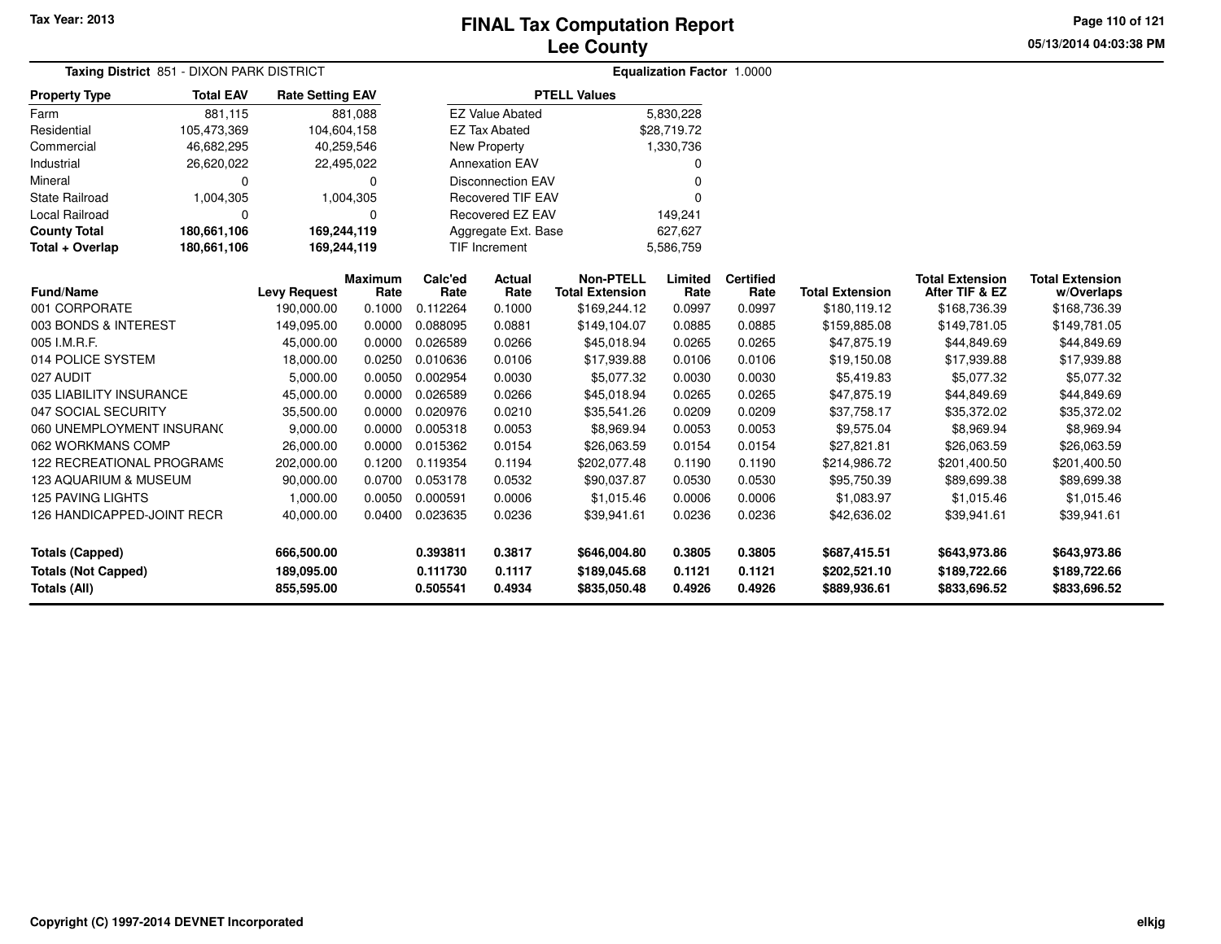Tax Year: 2013

# FINAL Tax Computation Report
## Lee County

05/13/2014 04:03:38 PM

**Taxing District** 851 - DIXON PARK DISTRICT

**Equalization Factor** 1.0000

| Property Type | Total EAV | Rate Setting EAV |
|---|---|---|
| Farm | 881,115 | 881,088 |
| Residential | 105,473,369 | 104,604,158 |
| Commercial | 46,682,295 | 40,259,546 |
| Industrial | 26,620,022 | 22,495,022 |
| Mineral | 0 | 0 |
| State Railroad | 1,004,305 | 1,004,305 |
| Local Railroad | 0 | 0 |
| **County Total** | **180,661,106** | **169,244,119** |
| **Total + Overlap** | **180,661,106** | **169,244,119** |

| PTELL Values | |
|---|---|
| EZ Value Abated | 5,830,228 |
| EZ Tax Abated | $28,719.72 |
| New Property | 1,330,736 |
| Annexation EAV | 0 |
| Disconnection EAV | 0 |
| Recovered TIF EAV | 0 |
| Recovered EZ EAV | 149,241 |
| Aggregate Ext. Base | 627,627 |
| TIF Increment | 5,586,759 |

| Fund/Name | Levy Request | Maximum Rate | Calc'ed Rate | Actual Rate | Non-PTELL Total Extension | Limited Rate | Certified Rate | Total Extension | Total Extension After TIF & EZ | Total Extension w/Overlaps |
|---|---|---|---|---|---|---|---|---|---|---|
| 001 CORPORATE | 190,000.00 | 0.1000 | 0.112264 | 0.1000 | $169,244.12 | 0.0997 | 0.0997 | $180,119.12 | $168,736.39 | $168,736.39 |
| 003 BONDS & INTEREST | 149,095.00 | 0.0000 | 0.088095 | 0.0881 | $149,104.07 | 0.0885 | 0.0885 | $159,885.08 | $149,781.05 | $149,781.05 |
| 005 I.M.R.F. | 45,000.00 | 0.0000 | 0.026589 | 0.0266 | $45,018.94 | 0.0265 | 0.0265 | $47,875.19 | $44,849.69 | $44,849.69 |
| 014 POLICE SYSTEM | 18,000.00 | 0.0250 | 0.010636 | 0.0106 | $17,939.88 | 0.0106 | 0.0106 | $19,150.08 | $17,939.88 | $17,939.88 |
| 027 AUDIT | 5,000.00 | 0.0050 | 0.002954 | 0.0030 | $5,077.32 | 0.0030 | 0.0030 | $5,419.83 | $5,077.32 | $5,077.32 |
| 035 LIABILITY INSURANCE | 45,000.00 | 0.0000 | 0.026589 | 0.0266 | $45,018.94 | 0.0265 | 0.0265 | $47,875.19 | $44,849.69 | $44,849.69 |
| 047 SOCIAL SECURITY | 35,500.00 | 0.0000 | 0.020976 | 0.0210 | $35,541.26 | 0.0209 | 0.0209 | $37,758.17 | $35,372.02 | $35,372.02 |
| 060 UNEMPLOYMENT INSURANC | 9,000.00 | 0.0000 | 0.005318 | 0.0053 | $8,969.94 | 0.0053 | 0.0053 | $9,575.04 | $8,969.94 | $8,969.94 |
| 062 WORKMANS COMP | 26,000.00 | 0.0000 | 0.015362 | 0.0154 | $26,063.59 | 0.0154 | 0.0154 | $27,821.81 | $26,063.59 | $26,063.59 |
| 122 RECREATIONAL PROGRAMS | 202,000.00 | 0.1200 | 0.119354 | 0.1194 | $202,077.48 | 0.1190 | 0.1190 | $214,986.72 | $201,400.50 | $201,400.50 |
| 123 AQUARIUM & MUSEUM | 90,000.00 | 0.0700 | 0.053178 | 0.0532 | $90,037.87 | 0.0530 | 0.0530 | $95,750.39 | $89,699.38 | $89,699.38 |
| 125 PAVING LIGHTS | 1,000.00 | 0.0050 | 0.000591 | 0.0006 | $1,015.46 | 0.0006 | 0.0006 | $1,083.97 | $1,015.46 | $1,015.46 |
| 126 HANDICAPPED-JOINT RECR | 40,000.00 | 0.0400 | 0.023635 | 0.0236 | $39,941.61 | 0.0236 | 0.0236 | $42,636.02 | $39,941.61 | $39,941.61 |
| **Totals (Capped)** | **666,500.00** | | **0.393811** | **0.3817** | **$646,004.80** | **0.3805** | **0.3805** | **$687,415.51** | **$643,973.86** | **$643,973.86** |
| **Totals (Not Capped)** | **189,095.00** | | **0.111730** | **0.1117** | **$189,045.68** | **0.1121** | **0.1121** | **$202,521.10** | **$189,722.66** | **$189,722.66** |
| **Totals (All)** | **855,595.00** | | **0.505541** | **0.4934** | **$835,050.48** | **0.4926** | **0.4926** | **$889,936.61** | **$833,696.52** | **$833,696.52** |

Copyright (C) 1997-2014 DEVNET Incorporated

elkjg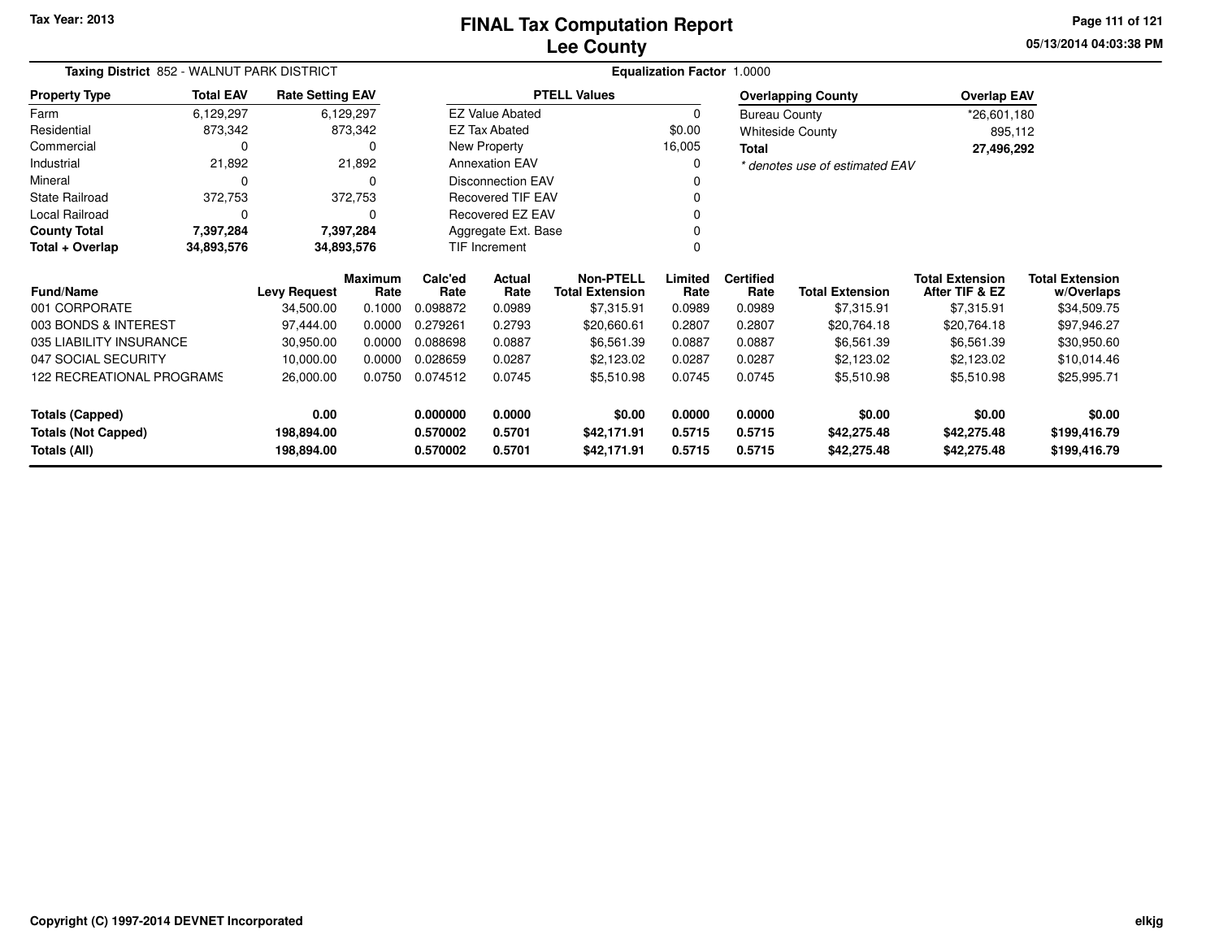# FINAL Tax Computation Report
## Lee County

Tax Year: 2013

**Taxing District** 852 - WALNUT PARK DISTRICT

**Equalization Factor** 1.0000

| Property Type | Total EAV | Rate Setting EAV |
|---|---|---|
| Farm | 6,129,297 | 6,129,297 |
| Residential | 873,342 | 873,342 |
| Commercial | 0 | 0 |
| Industrial | 21,892 | 21,892 |
| Mineral | 0 | 0 |
| State Railroad | 372,753 | 372,753 |
| Local Railroad | 0 | 0 |
| **County Total** | **7,397,284** | **7,397,284** |
| **Total + Overlap** | **34,893,576** | **34,893,576** |

| PTELL Values | |
|---|---|
| EZ Value Abated | 0 |
| EZ Tax Abated | $0.00 |
| New Property | 16,005 |
| Annexation EAV | 0 |
| Disconnection EAV | 0 |
| Recovered TIF EAV | 0 |
| Recovered EZ EAV | 0 |
| Aggregate Ext. Base | 0 |
| TIF Increment | 0 |

| Overlapping County | Overlap EAV |
|---|---|
| Bureau County | *26,601,180 |
| Whiteside County | 895,112 |
| **Total** | **27,496,292** |

*\* denotes use of estimated EAV*

| Fund/Name | Levy Request | Maximum Rate | Calc'ed Rate | Actual Rate | Non-PTELL Total Extension | Limited Rate | Certified Rate | Total Extension | Total Extension After TIF & EZ | Total Extension w/Overlaps |
|---|---|---|---|---|---|---|---|---|---|---|
| 001 CORPORATE | 34,500.00 | 0.1000 | 0.098872 | 0.0989 | $7,315.91 | 0.0989 | 0.0989 | $7,315.91 | $7,315.91 | $34,509.75 |
| 003 BONDS & INTEREST | 97,444.00 | 0.0000 | 0.279261 | 0.2793 | $20,660.61 | 0.2807 | 0.2807 | $20,764.18 | $20,764.18 | $97,946.27 |
| 035 LIABILITY INSURANCE | 30,950.00 | 0.0000 | 0.088698 | 0.0887 | $6,561.39 | 0.0887 | 0.0887 | $6,561.39 | $6,561.39 | $30,950.60 |
| 047 SOCIAL SECURITY | 10,000.00 | 0.0000 | 0.028659 | 0.0287 | $2,123.02 | 0.0287 | 0.0287 | $2,123.02 | $2,123.02 | $10,014.46 |
| 122 RECREATIONAL PROGRAMS | 26,000.00 | 0.0750 | 0.074512 | 0.0745 | $5,510.98 | 0.0745 | 0.0745 | $5,510.98 | $5,510.98 | $25,995.71 |
| **Totals (Capped)** | **0.00** | | **0.000000** | **0.0000** | **$0.00** | **0.0000** | **0.0000** | **$0.00** | **$0.00** | **$0.00** |
| **Totals (Not Capped)** | **198,894.00** | | **0.570002** | **0.5701** | **$42,171.91** | **0.5715** | **0.5715** | **$42,275.48** | **$42,275.48** | **$199,416.79** |
| **Totals (All)** | **198,894.00** | | **0.570002** | **0.5701** | **$42,171.91** | **0.5715** | **0.5715** | **$42,275.48** | **$42,275.48** | **$199,416.79** |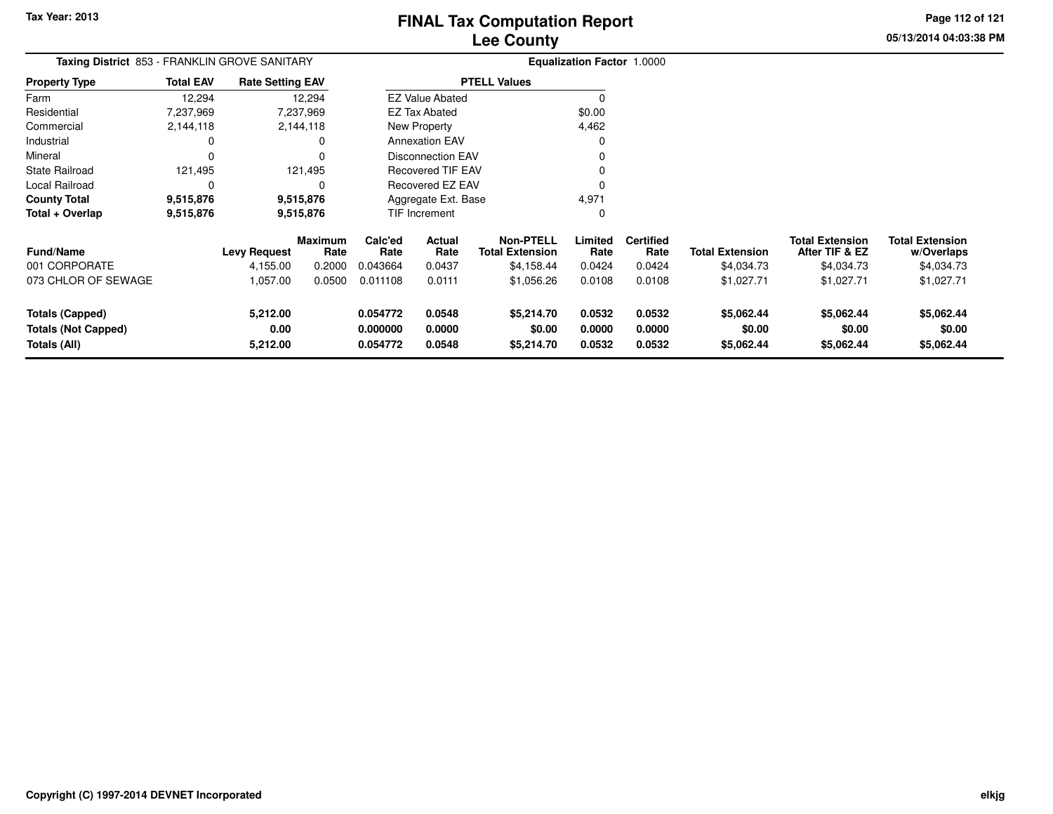# FINAL Tax Computation Report
## Lee County

Tax Year: 2013

05/13/2014 04:03:38 PM

**Taxing District** 853 - FRANKLIN GROVE SANITARY

**Equalization Factor** 1.0000

| Property Type | Total EAV | Rate Setting EAV |
|---|---|---|
| Farm | 12,294 | 12,294 |
| Residential | 7,237,969 | 7,237,969 |
| Commercial | 2,144,118 | 2,144,118 |
| Industrial | 0 | 0 |
| Mineral | 0 | 0 |
| State Railroad | 121,495 | 121,495 |
| Local Railroad | 0 | 0 |
| **County Total** | **9,515,876** | **9,515,876** |
| **Total + Overlap** | **9,515,876** | **9,515,876** |

| PTELL Values | |
|---|---|
| EZ Value Abated | 0 |
| EZ Tax Abated | $0.00 |
| New Property | 4,462 |
| Annexation EAV | 0 |
| Disconnection EAV | 0 |
| Recovered TIF EAV | 0 |
| Recovered EZ EAV | 0 |
| Aggregate Ext. Base | 4,971 |
| TIF Increment | 0 |

| Fund/Name | Levy Request | Maximum Rate | Calc'ed Rate | Actual Rate | Non-PTELL Total Extension | Limited Rate | Certified Rate | Total Extension | Total Extension After TIF & EZ | Total Extension w/Overlaps |
|---|---|---|---|---|---|---|---|---|---|---|
| 001 CORPORATE | 4,155.00 | 0.2000 | 0.043664 | 0.0437 | $4,158.44 | 0.0424 | 0.0424 | $4,034.73 | $4,034.73 | $4,034.73 |
| 073 CHLOR OF SEWAGE | 1,057.00 | 0.0500 | 0.011108 | 0.0111 | $1,056.26 | 0.0108 | 0.0108 | $1,027.71 | $1,027.71 | $1,027.71 |
| **Totals (Capped)** | **5,212.00** | | **0.054772** | **0.0548** | **$5,214.70** | **0.0532** | **0.0532** | **$5,062.44** | **$5,062.44** | **$5,062.44** |
| **Totals (Not Capped)** | **0.00** | | **0.000000** | **0.0000** | **$0.00** | **0.0000** | **0.0000** | **$0.00** | **$0.00** | **$0.00** |
| **Totals (All)** | **5,212.00** | | **0.054772** | **0.0548** | **$5,214.70** | **0.0532** | **0.0532** | **$5,062.44** | **$5,062.44** | **$5,062.44** |

Copyright (C) 1997-2014 DEVNET Incorporated

elkjg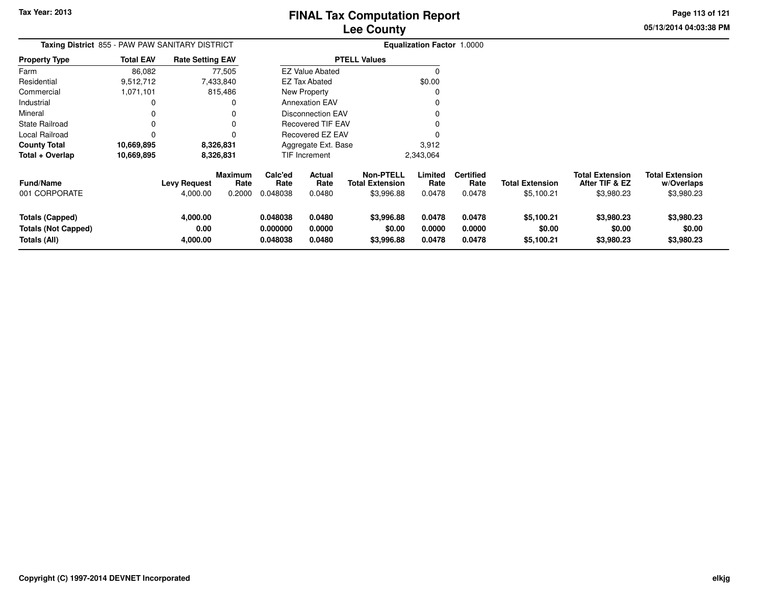Tax Year: 2013

# FINAL Tax Computation Report
## Lee County

05/13/2014 04:03:38 PM

**Taxing District** 855 - PAW PAW SANITARY DISTRICT

**Equalization Factor** 1.0000

| Property Type | Total EAV | Rate Setting EAV |
|---|---|---|
| Farm | 86,082 | 77,505 |
| Residential | 9,512,712 | 7,433,840 |
| Commercial | 1,071,101 | 815,486 |
| Industrial | 0 | 0 |
| Mineral | 0 | 0 |
| State Railroad | 0 | 0 |
| Local Railroad | 0 | 0 |
| **County Total** | **10,669,895** | **8,326,831** |
| **Total + Overlap** | **10,669,895** | **8,326,831** |

| PTELL Values | |
|---|---|
| EZ Value Abated | 0 |
| EZ Tax Abated | $0.00 |
| New Property | 0 |
| Annexation EAV | 0 |
| Disconnection EAV | 0 |
| Recovered TIF EAV | 0 |
| Recovered EZ EAV | 0 |
| Aggregate Ext. Base | 3,912 |
| TIF Increment | 2,343,064 |

| Fund/Name | Levy Request | Maximum Rate | Calc'ed Rate | Actual Rate | Non-PTELL Total Extension | Limited Rate | Certified Rate | Total Extension | Total Extension After TIF & EZ | Total Extension w/Overlaps |
|---|---|---|---|---|---|---|---|---|---|---|
| 001 CORPORATE | 4,000.00 | 0.2000 | 0.048038 | 0.0480 | $3,996.88 | 0.0478 | 0.0478 | $5,100.21 | $3,980.23 | $3,980.23 |
| **Totals (Capped)** | **4,000.00** | | **0.048038** | **0.0480** | **$3,996.88** | **0.0478** | **0.0478** | **$5,100.21** | **$3,980.23** | **$3,980.23** |
| **Totals (Not Capped)** | **0.00** | | **0.000000** | **0.0000** | **$0.00** | **0.0000** | **0.0000** | **$0.00** | **$0.00** | **$0.00** |
| **Totals (All)** | **4,000.00** | | **0.048038** | **0.0480** | **$3,996.88** | **0.0478** | **0.0478** | **$5,100.21** | **$3,980.23** | **$3,980.23** |

Copyright (C) 1997-2014 DEVNET Incorporated

elkjg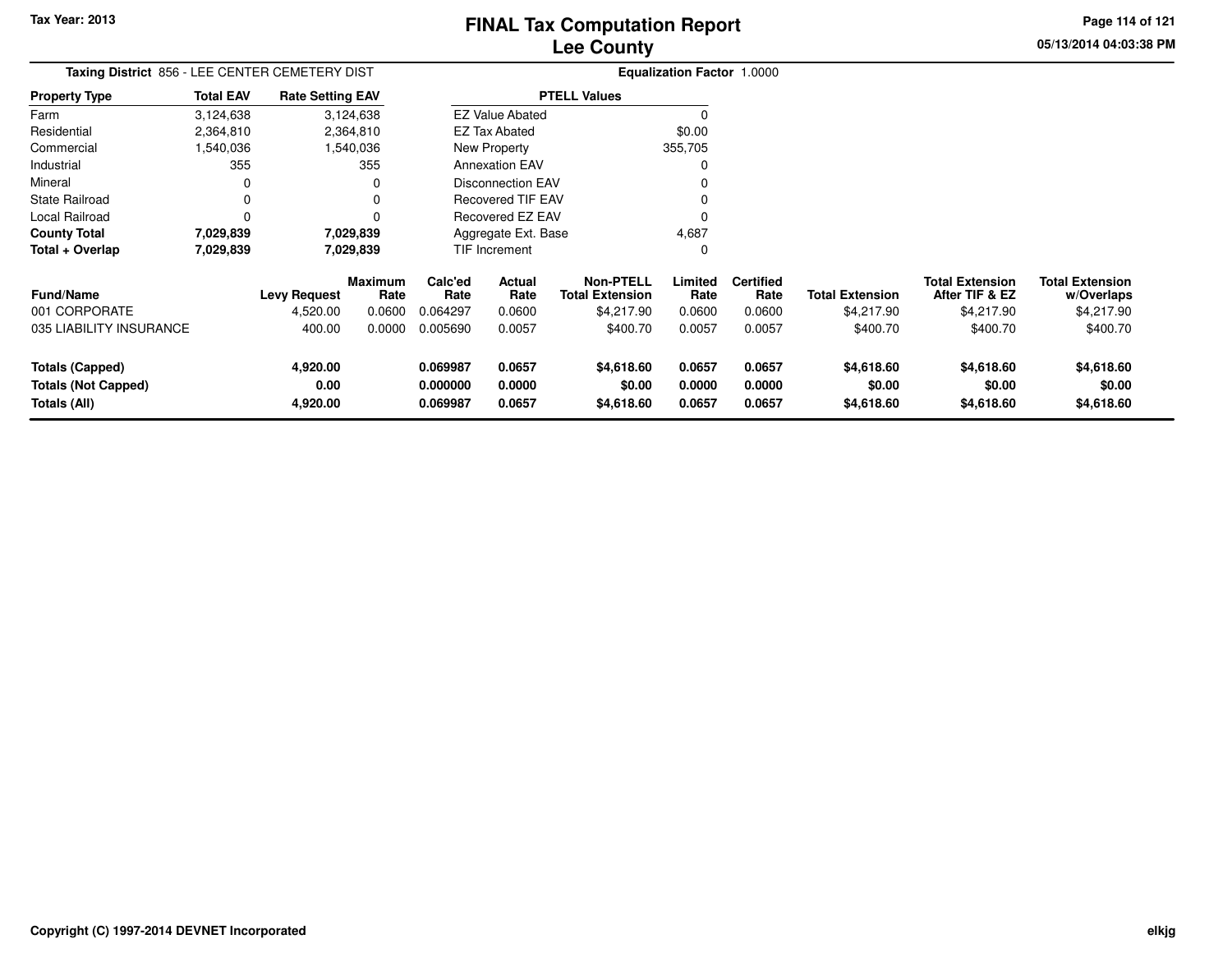# FINAL Tax Computation Report
## Lee County

Tax Year: 2013

05/13/2014 04:03:38 PM

**Taxing District** 856 - LEE CENTER CEMETERY DIST

**Equalization Factor** 1.0000

| Property Type | Total EAV | Rate Setting EAV |
|---|---|---|
| Farm | 3,124,638 | 3,124,638 |
| Residential | 2,364,810 | 2,364,810 |
| Commercial | 1,540,036 | 1,540,036 |
| Industrial | 355 | 355 |
| Mineral | 0 | 0 |
| State Railroad | 0 | 0 |
| Local Railroad | 0 | 0 |
| **County Total** | **7,029,839** | **7,029,839** |
| **Total + Overlap** | **7,029,839** | **7,029,839** |

| PTELL Values | |
|---|---|
| EZ Value Abated | 0 |
| EZ Tax Abated | $0.00 |
| New Property | 355,705 |
| Annexation EAV | 0 |
| Disconnection EAV | 0 |
| Recovered TIF EAV | 0 |
| Recovered EZ EAV | 0 |
| Aggregate Ext. Base | 4,687 |
| TIF Increment | 0 |

| Fund/Name | Levy Request | Maximum Rate | Calc'ed Rate | Actual Rate | Non-PTELL Total Extension | Limited Rate | Certified Rate | Total Extension | Total Extension After TIF & EZ | Total Extension w/Overlaps |
|---|---|---|---|---|---|---|---|---|---|---|
| 001 CORPORATE | 4,520.00 | 0.0600 | 0.064297 | 0.0600 | $4,217.90 | 0.0600 | 0.0600 | $4,217.90 | $4,217.90 | $4,217.90 |
| 035 LIABILITY INSURANCE | 400.00 | 0.0000 | 0.005690 | 0.0057 | $400.70 | 0.0057 | 0.0057 | $400.70 | $400.70 | $400.70 |
| **Totals (Capped)** | **4,920.00** | | **0.069987** | **0.0657** | **$4,618.60** | **0.0657** | **0.0657** | **$4,618.60** | **$4,618.60** | **$4,618.60** |
| **Totals (Not Capped)** | **0.00** | | **0.000000** | **0.0000** | **$0.00** | **0.0000** | **0.0000** | **$0.00** | **$0.00** | **$0.00** |
| **Totals (All)** | **4,920.00** | | **0.069987** | **0.0657** | **$4,618.60** | **0.0657** | **0.0657** | **$4,618.60** | **$4,618.60** | **$4,618.60** |

Copyright (C) 1997-2014 DEVNET Incorporated

elkjg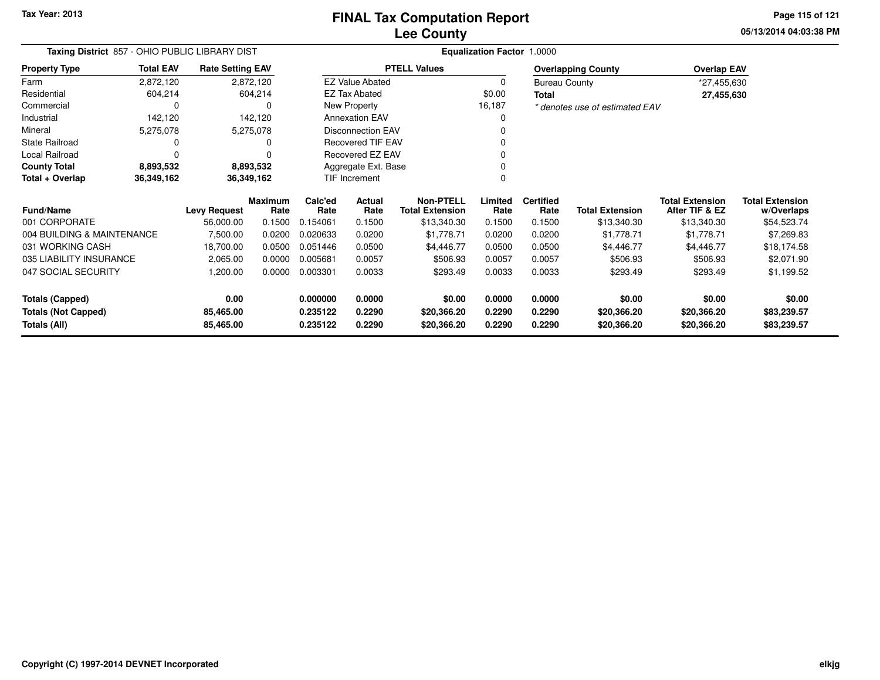**Tax Year: 2013**

# FINAL Tax Computation Report
## Lee County

**05/13/2014 04:03:38 PM**

**Taxing District** 857 - OHIO PUBLIC LIBRARY DIST

**Equalization Factor** 1.0000

| Property Type | Total EAV | Rate Setting EAV |
|---|---|---|
| Farm | 2,872,120 | 2,872,120 |
| Residential | 604,214 | 604,214 |
| Commercial | 0 | 0 |
| Industrial | 142,120 | 142,120 |
| Mineral | 5,275,078 | 5,275,078 |
| State Railroad | 0 | 0 |
| Local Railroad | 0 | 0 |
| **County Total** | **8,893,532** | **8,893,532** |
| **Total + Overlap** | **36,349,162** | **36,349,162** |

| PTELL Values | |
|---|---|
| EZ Value Abated | 0 |
| EZ Tax Abated | $0.00 |
| New Property | 16,187 |
| Annexation EAV | 0 |
| Disconnection EAV | 0 |
| Recovered TIF EAV | 0 |
| Recovered EZ EAV | 0 |
| Aggregate Ext. Base | 0 |
| TIF Increment | 0 |

| Overlapping County | Overlap EAV |
|---|---|
| Bureau County | *27,455,630 |
| **Total** | **27,455,630** |

*\* denotes use of estimated EAV*

| Fund/Name | Levy Request | Maximum Rate | Calc'ed Rate | Actual Rate | Non-PTELL Total Extension | Limited Rate | Certified Rate | Total Extension | Total Extension After TIF & EZ | Total Extension w/Overlaps |
|---|---|---|---|---|---|---|---|---|---|---|
| 001 CORPORATE | 56,000.00 | 0.1500 | 0.154061 | 0.1500 | $13,340.30 | 0.1500 | 0.1500 | $13,340.30 | $13,340.30 | $54,523.74 |
| 004 BUILDING & MAINTENANCE | 7,500.00 | 0.0200 | 0.020633 | 0.0200 | $1,778.71 | 0.0200 | 0.0200 | $1,778.71 | $1,778.71 | $7,269.83 |
| 031 WORKING CASH | 18,700.00 | 0.0500 | 0.051446 | 0.0500 | $4,446.77 | 0.0500 | 0.0500 | $4,446.77 | $4,446.77 | $18,174.58 |
| 035 LIABILITY INSURANCE | 2,065.00 | 0.0000 | 0.005681 | 0.0057 | $506.93 | 0.0057 | 0.0057 | $506.93 | $506.93 | $2,071.90 |
| 047 SOCIAL SECURITY | 1,200.00 | 0.0000 | 0.003301 | 0.0033 | $293.49 | 0.0033 | 0.0033 | $293.49 | $293.49 | $1,199.52 |
| **Totals (Capped)** | **0.00** | | **0.000000** | **0.0000** | **$0.00** | **0.0000** | **0.0000** | **$0.00** | **$0.00** | **$0.00** |
| **Totals (Not Capped)** | **85,465.00** | | **0.235122** | **0.2290** | **$20,366.20** | **0.2290** | **0.2290** | **$20,366.20** | **$20,366.20** | **$83,239.57** |
| **Totals (All)** | **85,465.00** | | **0.235122** | **0.2290** | **$20,366.20** | **0.2290** | **0.2290** | **$20,366.20** | **$20,366.20** | **$83,239.57** |

**Copyright (C) 1997-2014 DEVNET Incorporated**

elkjg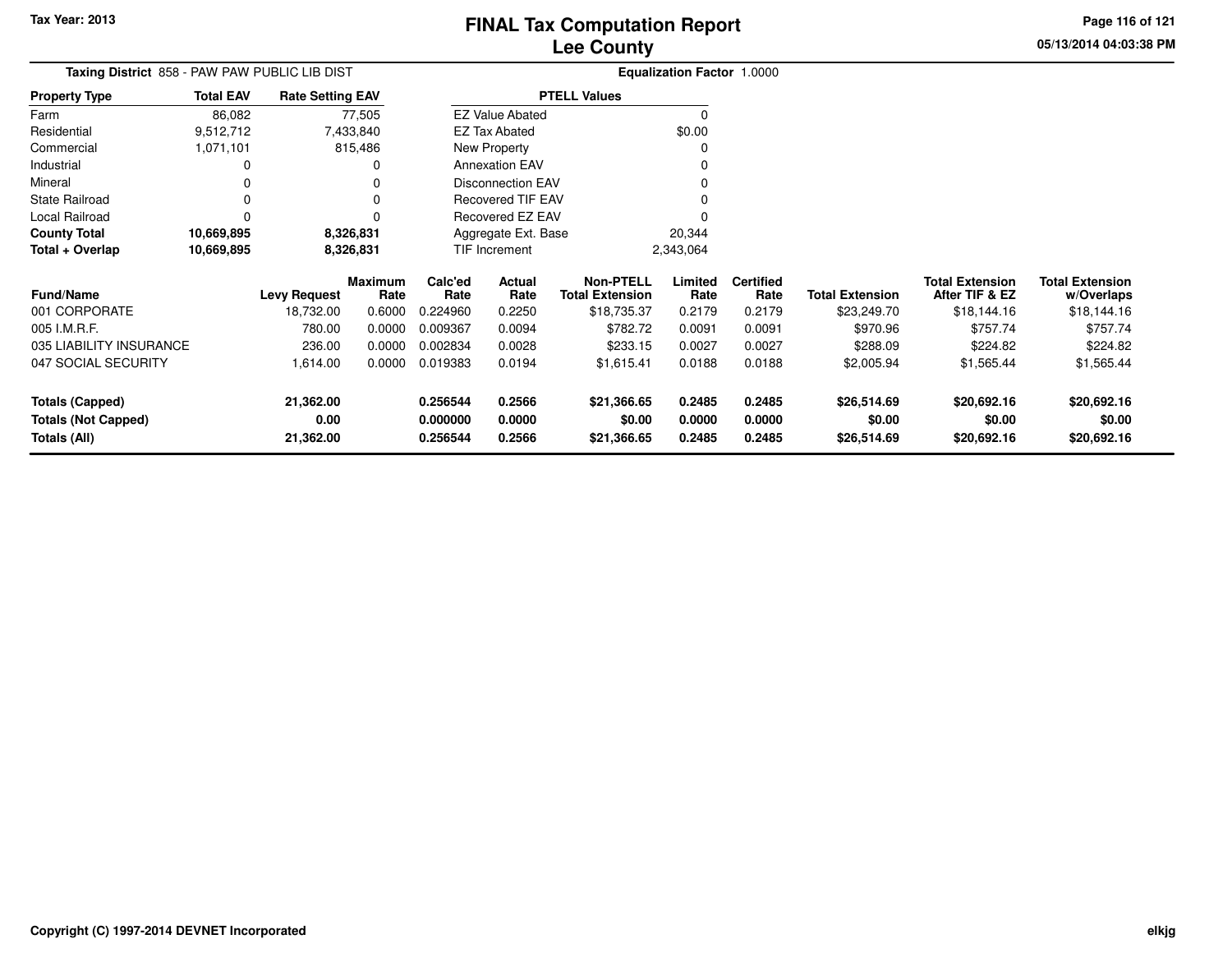# FINAL Tax Computation Report
## Lee County

**Tax Year: 2013**

**Taxing District** 858 - PAW PAW PUBLIC LIB DIST

**Equalization Factor** 1.0000

| Property Type | Total EAV | Rate Setting EAV |
|---|---|---|
| Farm | 86,082 | 77,505 |
| Residential | 9,512,712 | 7,433,840 |
| Commercial | 1,071,101 | 815,486 |
| Industrial | 0 | 0 |
| Mineral | 0 | 0 |
| State Railroad | 0 | 0 |
| Local Railroad | 0 | 0 |
| **County Total** | **10,669,895** | **8,326,831** |
| **Total + Overlap** | **10,669,895** | **8,326,831** |

| PTELL Values | |
|---|---|
| EZ Value Abated | 0 |
| EZ Tax Abated | $0.00 |
| New Property | 0 |
| Annexation EAV | 0 |
| Disconnection EAV | 0 |
| Recovered TIF EAV | 0 |
| Recovered EZ EAV | 0 |
| Aggregate Ext. Base | 20,344 |
| TIF Increment | 2,343,064 |

| Fund/Name | Levy Request | Maximum Rate | Calc'ed Rate | Actual Rate | Non-PTELL Total Extension | Limited Rate | Certified Rate | Total Extension | Total Extension After TIF & EZ | Total Extension w/Overlaps |
|---|---|---|---|---|---|---|---|---|---|---|
| 001 CORPORATE | 18,732.00 | 0.6000 | 0.224960 | 0.2250 | $18,735.37 | 0.2179 | 0.2179 | $23,249.70 | $18,144.16 | $18,144.16 |
| 005 I.M.R.F. | 780.00 | 0.0000 | 0.009367 | 0.0094 | $782.72 | 0.0091 | 0.0091 | $970.96 | $757.74 | $757.74 |
| 035 LIABILITY INSURANCE | 236.00 | 0.0000 | 0.002834 | 0.0028 | $233.15 | 0.0027 | 0.0027 | $288.09 | $224.82 | $224.82 |
| 047 SOCIAL SECURITY | 1,614.00 | 0.0000 | 0.019383 | 0.0194 | $1,615.41 | 0.0188 | 0.0188 | $2,005.94 | $1,565.44 | $1,565.44 |
| **Totals (Capped)** | **21,362.00** | | **0.256544** | **0.2566** | **$21,366.65** | **0.2485** | **0.2485** | **$26,514.69** | **$20,692.16** | **$20,692.16** |
| **Totals (Not Capped)** | **0.00** | | **0.000000** | **0.0000** | **$0.00** | **0.0000** | **0.0000** | **$0.00** | **$0.00** | **$0.00** |
| **Totals (All)** | **21,362.00** | | **0.256544** | **0.2566** | **$21,366.65** | **0.2485** | **0.2485** | **$26,514.69** | **$20,692.16** | **$20,692.16** |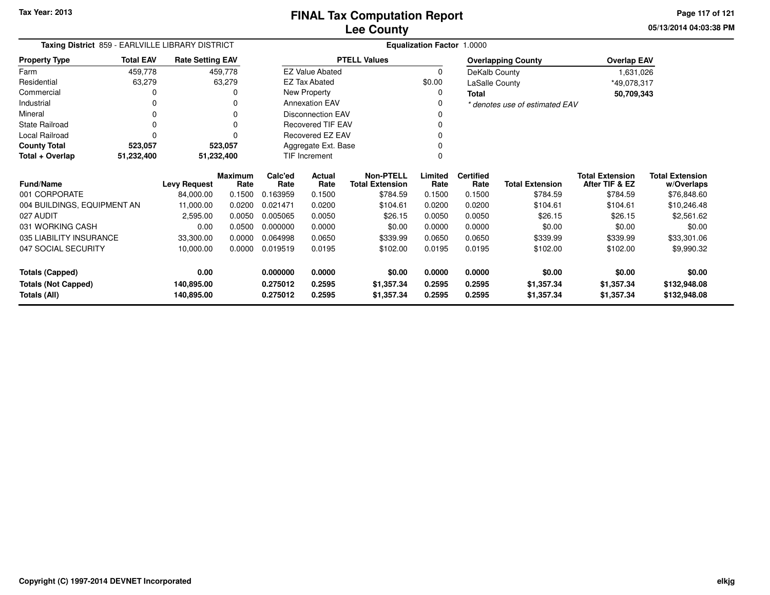Tax Year: 2013

# FINAL Tax Computation Report
## Lee County

05/13/2014 04:03:38 PM

**Taxing District** 859 - EARLVILLE LIBRARY DISTRICT

**Equalization Factor** 1.0000

| Property Type | Total EAV | Rate Setting EAV |
|---|---|---|
| Farm | 459,778 | 459,778 |
| Residential | 63,279 | 63,279 |
| Commercial | 0 | 0 |
| Industrial | 0 | 0 |
| Mineral | 0 | 0 |
| State Railroad | 0 | 0 |
| Local Railroad | 0 | 0 |
| **County Total** | **523,057** | **523,057** |
| **Total + Overlap** | **51,232,400** | **51,232,400** |

| PTELL Values | |
|---|---|
| EZ Value Abated | 0 |
| EZ Tax Abated | $0.00 |
| New Property | 0 |
| Annexation EAV | 0 |
| Disconnection EAV | 0 |
| Recovered TIF EAV | 0 |
| Recovered EZ EAV | 0 |
| Aggregate Ext. Base | 0 |
| TIF Increment | 0 |

| Overlapping County | Overlap EAV |
|---|---|
| DeKalb County | 1,631,026 |
| LaSalle County | *49,078,317 |
| **Total** | **50,709,343** |

*\* denotes use of estimated EAV*

| Fund/Name | Levy Request | Maximum Rate | Calc'ed Rate | Actual Rate | Non-PTELL Total Extension | Limited Rate | Certified Rate | Total Extension | Total Extension After TIF & EZ | Total Extension w/Overlaps |
|---|---|---|---|---|---|---|---|---|---|---|
| 001 CORPORATE | 84,000.00 | 0.1500 | 0.163959 | 0.1500 | $784.59 | 0.1500 | 0.1500 | $784.59 | $784.59 | $76,848.60 |
| 004 BUILDINGS, EQUIPMENT AN | 11,000.00 | 0.0200 | 0.021471 | 0.0200 | $104.61 | 0.0200 | 0.0200 | $104.61 | $104.61 | $10,246.48 |
| 027 AUDIT | 2,595.00 | 0.0050 | 0.005065 | 0.0050 | $26.15 | 0.0050 | 0.0050 | $26.15 | $26.15 | $2,561.62 |
| 031 WORKING CASH | 0.00 | 0.0500 | 0.000000 | 0.0000 | $0.00 | 0.0000 | 0.0000 | $0.00 | $0.00 | $0.00 |
| 035 LIABILITY INSURANCE | 33,300.00 | 0.0000 | 0.064998 | 0.0650 | $339.99 | 0.0650 | 0.0650 | $339.99 | $339.99 | $33,301.06 |
| 047 SOCIAL SECURITY | 10,000.00 | 0.0000 | 0.019519 | 0.0195 | $102.00 | 0.0195 | 0.0195 | $102.00 | $102.00 | $9,990.32 |
| **Totals (Capped)** | **0.00** | | **0.000000** | **0.0000** | **$0.00** | **0.0000** | **0.0000** | **$0.00** | **$0.00** | **$0.00** |
| **Totals (Not Capped)** | **140,895.00** | | **0.275012** | **0.2595** | **$1,357.34** | **0.2595** | **0.2595** | **$1,357.34** | **$1,357.34** | **$132,948.08** |
| **Totals (All)** | **140,895.00** | | **0.275012** | **0.2595** | **$1,357.34** | **0.2595** | **0.2595** | **$1,357.34** | **$1,357.34** | **$132,948.08** |

Copyright (C) 1997-2014 DEVNET Incorporated

elkjg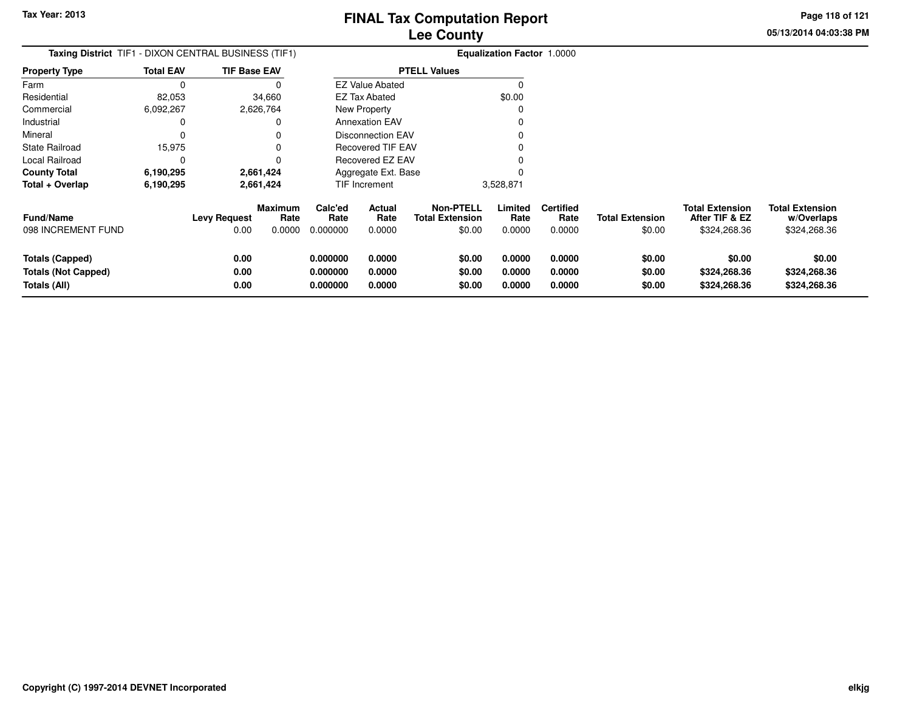# FINAL Tax Computation Report
# Lee County

Tax Year: 2013

05/13/2014 04:03:38 PM

**Taxing District** TIF1 - DIXON CENTRAL BUSINESS (TIF1)

**Equalization Factor** 1.0000

| Property Type | Total EAV | TIF Base EAV |
|---|---|---|
| Farm | 0 | 0 |
| Residential | 82,053 | 34,660 |
| Commercial | 6,092,267 | 2,626,764 |
| Industrial | 0 | 0 |
| Mineral | 0 | 0 |
| State Railroad | 15,975 | 0 |
| Local Railroad | 0 | 0 |
| **County Total** | **6,190,295** | **2,661,424** |
| **Total + Overlap** | **6,190,295** | **2,661,424** |

| PTELL Values | |
|---|---|
| EZ Value Abated | 0 |
| EZ Tax Abated | $0.00 |
| New Property | 0 |
| Annexation EAV | 0 |
| Disconnection EAV | 0 |
| Recovered TIF EAV | 0 |
| Recovered EZ EAV | 0 |
| Aggregate Ext. Base | 0 |
| TIF Increment | 3,528,871 |

| Fund/Name | Levy Request | Maximum Rate | Calc'ed Rate | Actual Rate | Non-PTELL Total Extension | Limited Rate | Certified Rate | Total Extension | Total Extension After TIF & EZ | Total Extension w/Overlaps |
|---|---|---|---|---|---|---|---|---|---|---|
| 098 INCREMENT FUND | 0.00 | 0.0000 | 0.000000 | 0.0000 | $0.00 | 0.0000 | 0.0000 | $0.00 | $324,268.36 | $324,268.36 |
| **Totals (Capped)** | **0.00** | | **0.000000** | **0.0000** | **$0.00** | **0.0000** | **0.0000** | **$0.00** | **$0.00** | **$0.00** |
| **Totals (Not Capped)** | **0.00** | | **0.000000** | **0.0000** | **$0.00** | **0.0000** | **0.0000** | **$0.00** | **$324,268.36** | **$324,268.36** |
| **Totals (All)** | **0.00** | | **0.000000** | **0.0000** | **$0.00** | **0.0000** | **0.0000** | **$0.00** | **$324,268.36** | **$324,268.36** |

Copyright (C) 1997-2014 DEVNET Incorporated

elkjg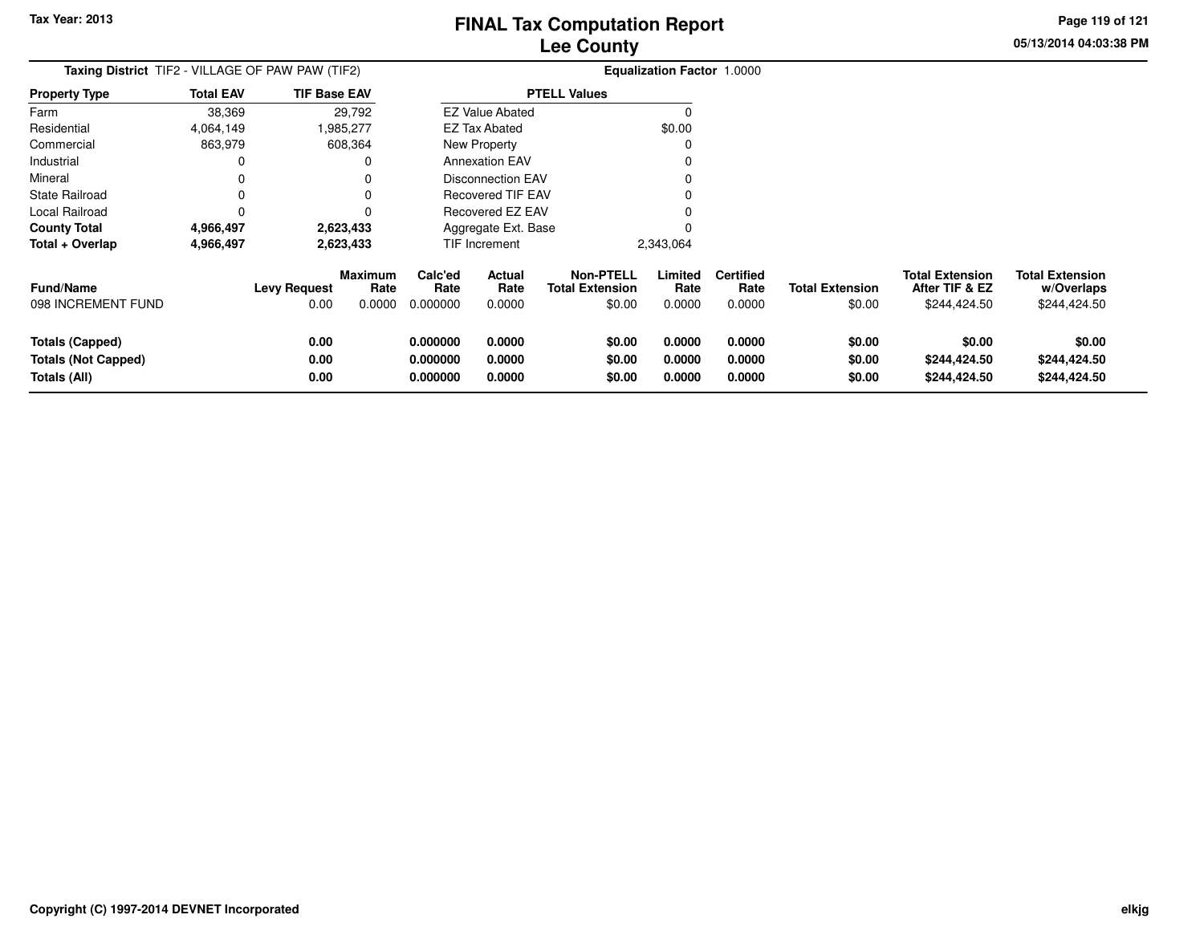Tax Year: 2013

# FINAL Tax Computation Report
## Lee County

05/13/2014 04:03:38 PM

**Taxing District** TIF2 - VILLAGE OF PAW PAW (TIF2) **Equalization Factor** 1.0000

| Property Type | Total EAV | TIF Base EAV |
|---|---|---|
| Farm | 38,369 | 29,792 |
| Residential | 4,064,149 | 1,985,277 |
| Commercial | 863,979 | 608,364 |
| Industrial | 0 | 0 |
| Mineral | 0 | 0 |
| State Railroad | 0 | 0 |
| Local Railroad | 0 | 0 |
| **County Total** | **4,966,497** | **2,623,433** |
| **Total + Overlap** | **4,966,497** | **2,623,433** |

| PTELL Values | |
|---|---|
| EZ Value Abated | 0 |
| EZ Tax Abated | $0.00 |
| New Property | 0 |
| Annexation EAV | 0 |
| Disconnection EAV | 0 |
| Recovered TIF EAV | 0 |
| Recovered EZ EAV | 0 |
| Aggregate Ext. Base | 0 |
| TIF Increment | 2,343,064 |

| Fund/Name | Levy Request | Maximum Rate | Calc'ed Rate | Actual Rate | Non-PTELL Total Extension | Limited Rate | Certified Rate | Total Extension | Total Extension After TIF & EZ | Total Extension w/Overlaps |
|---|---|---|---|---|---|---|---|---|---|---|
| 098 INCREMENT FUND | 0.00 | 0.0000 | 0.000000 | 0.0000 | $0.00 | 0.0000 | 0.0000 | $0.00 | $244,424.50 | $244,424.50 |
| **Totals (Capped)** | **0.00** | | **0.000000** | **0.0000** | **$0.00** | **0.0000** | **0.0000** | **$0.00** | **$0.00** | **$0.00** |
| **Totals (Not Capped)** | **0.00** | | **0.000000** | **0.0000** | **$0.00** | **0.0000** | **0.0000** | **$0.00** | **$244,424.50** | **$244,424.50** |
| **Totals (All)** | **0.00** | | **0.000000** | **0.0000** | **$0.00** | **0.0000** | **0.0000** | **$0.00** | **$244,424.50** | **$244,424.50** |

Copyright (C) 1997-2014 DEVNET Incorporated elkjg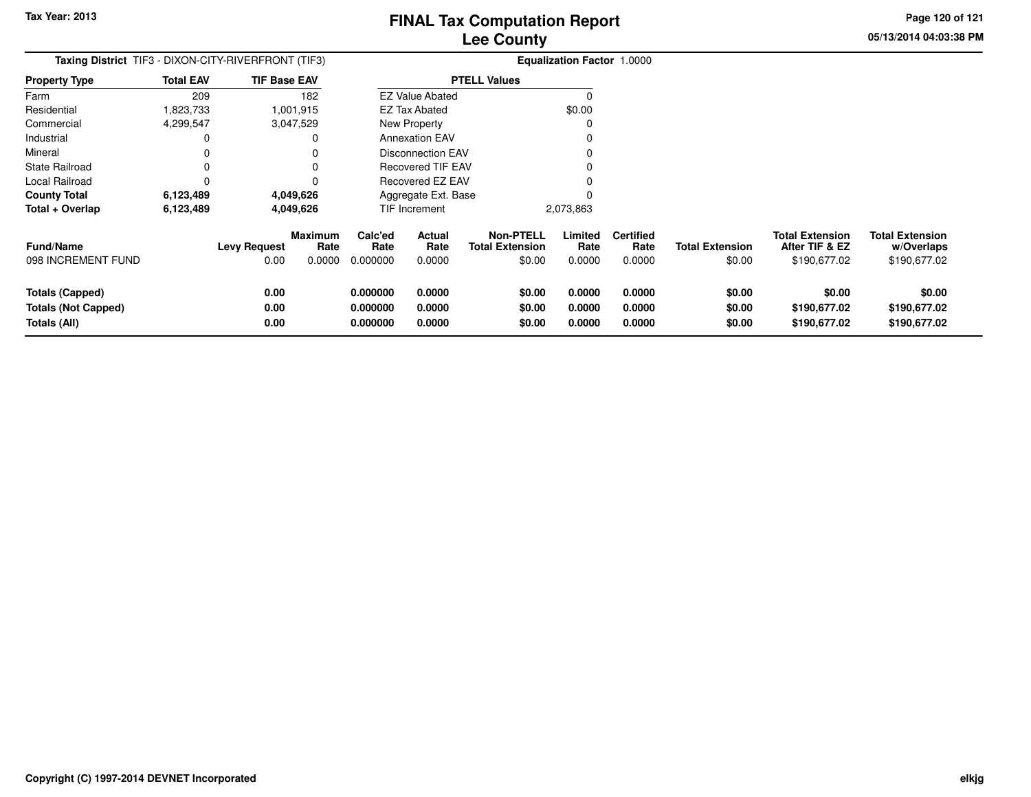Tax Year: 2013

# FINAL Tax Computation Report
## Lee County

05/13/2014 04:03:38 PM

**Taxing District** TIF3 - DIXON-CITY-RIVERFRONT (TIF3) **Equalization Factor** 1.0000

| Property Type | Total EAV | TIF Base EAV |
|---|---|---|
| Farm | 209 | 182 |
| Residential | 1,823,733 | 1,001,915 |
| Commercial | 4,299,547 | 3,047,529 |
| Industrial | 0 | 0 |
| Mineral | 0 | 0 |
| State Railroad | 0 | 0 |
| Local Railroad | 0 | 0 |
| **County Total** | **6,123,489** | **4,049,626** |
| **Total + Overlap** | **6,123,489** | **4,049,626** |

| PTELL Values | |
|---|---|
| EZ Value Abated | 0 |
| EZ Tax Abated | $0.00 |
| New Property | 0 |
| Annexation EAV | 0 |
| Disconnection EAV | 0 |
| Recovered TIF EAV | 0 |
| Recovered EZ EAV | 0 |
| Aggregate Ext. Base | 0 |
| TIF Increment | 2,073,863 |

| Fund/Name | Levy Request | Maximum Rate | Calc'ed Rate | Actual Rate | Non-PTELL Total Extension | Limited Rate | Certified Rate | Total Extension | Total Extension After TIF & EZ | Total Extension w/Overlaps |
|---|---|---|---|---|---|---|---|---|---|---|
| 098 INCREMENT FUND | 0.00 | 0.0000 | 0.000000 | 0.0000 | $0.00 | 0.0000 | 0.0000 | $0.00 | $190,677.02 | $190,677.02 |
| **Totals (Capped)** | **0.00** | | **0.000000** | **0.0000** | **$0.00** | **0.0000** | **0.0000** | **$0.00** | **$0.00** | **$0.00** |
| **Totals (Not Capped)** | **0.00** | | **0.000000** | **0.0000** | **$0.00** | **0.0000** | **0.0000** | **$0.00** | **$190,677.02** | **$190,677.02** |
| **Totals (All)** | **0.00** | | **0.000000** | **0.0000** | **$0.00** | **0.0000** | **0.0000** | **$0.00** | **$190,677.02** | **$190,677.02** |

Copyright (C) 1997-2014 DEVNET Incorporated elkjg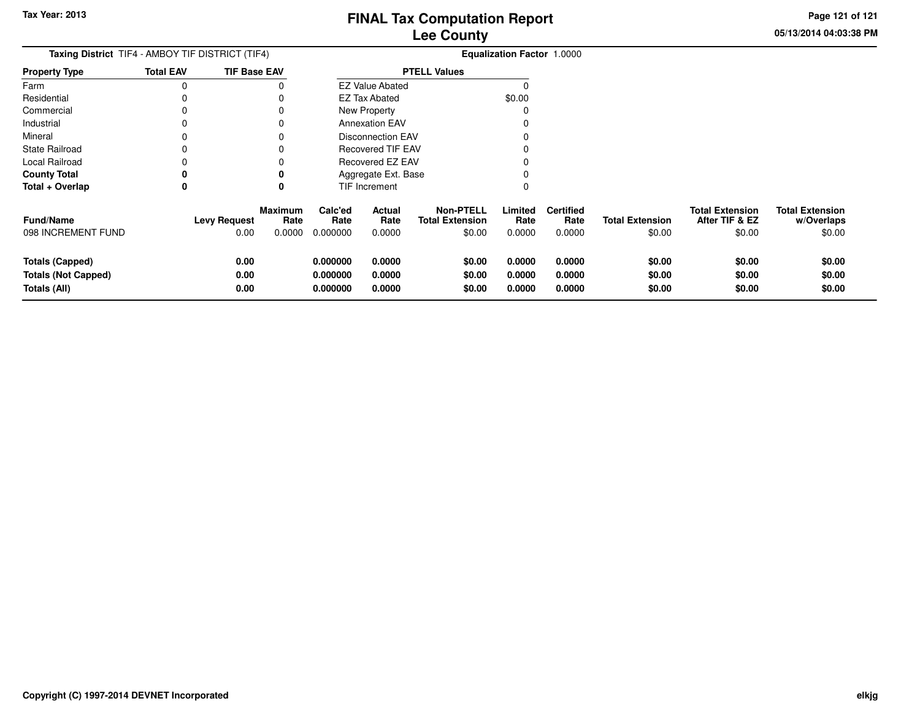**Taxing District** TIF4 - AMBOY TIF DISTRICT (TIF4)

**Equalization Factor** 1.0000

| Property Type | Total EAV | TIF Base EAV |
|---|---|---|
| Farm | 0 | 0 |
| Residential | 0 | 0 |
| Commercial | 0 | 0 |
| Industrial | 0 | 0 |
| Mineral | 0 | 0 |
| State Railroad | 0 | 0 |
| Local Railroad | 0 | 0 |
| **County Total** | **0** | **0** |
| **Total + Overlap** | **0** | **0** |

| PTELL Values | |
|---|---|
| EZ Value Abated | 0 |
| EZ Tax Abated | $0.00 |
| New Property | 0 |
| Annexation EAV | 0 |
| Disconnection EAV | 0 |
| Recovered TIF EAV | 0 |
| Recovered EZ EAV | 0 |
| Aggregate Ext. Base | 0 |
| TIF Increment | 0 |

| Fund/Name | Levy Request | Maximum Rate | Calc'ed Rate | Actual Rate | Non-PTELL Total Extension | Limited Rate | Certified Rate | Total Extension | Total Extension After TIF & EZ | Total Extension w/Overlaps |
|---|---|---|---|---|---|---|---|---|---|---|
| 098 INCREMENT FUND | 0.00 | 0.0000 | 0.000000 | 0.0000 | $0.00 | 0.0000 | 0.0000 | $0.00 | $0.00 | $0.00 |
| **Totals (Capped)** | **0.00** | | **0.000000** | **0.0000** | **$0.00** | **0.0000** | **0.0000** | **$0.00** | **$0.00** | **$0.00** |
| **Totals (Not Capped)** | **0.00** | | **0.000000** | **0.0000** | **$0.00** | **0.0000** | **0.0000** | **$0.00** | **$0.00** | **$0.00** |
| **Totals (All)** | **0.00** | | **0.000000** | **0.0000** | **$0.00** | **0.0000** | **0.0000** | **$0.00** | **$0.00** | **$0.00** |